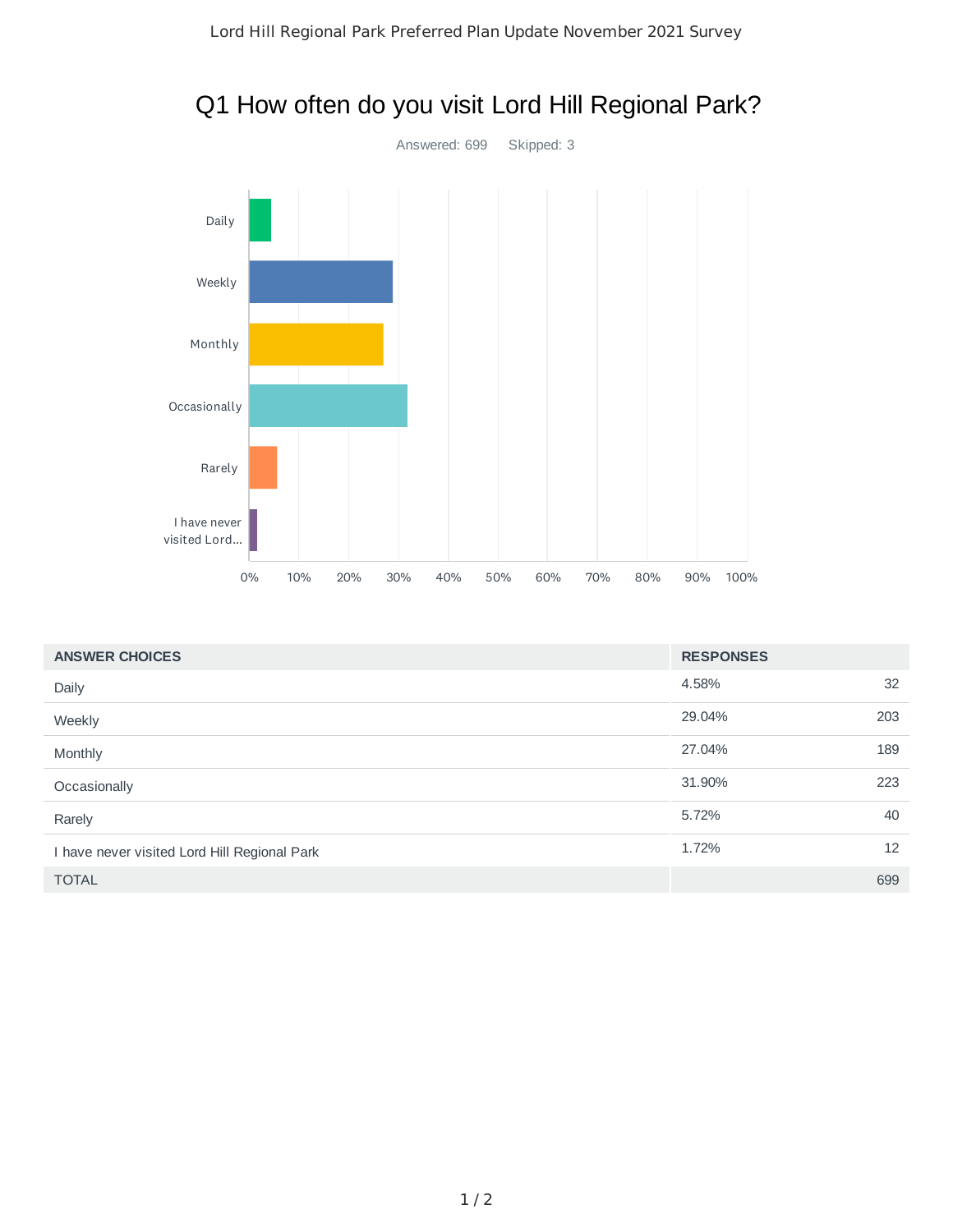# Q1 How often do you visit Lord Hill Regional Park?

Answered: 699 Skipped: 3

| ANSWER CHOICES | RESPONSES | |
|---|---|---|
| Daily | 4.58% | 32 |
| Weekly | 29.04% | 203 |
| Monthly | 27.04% | 189 |
| Occasionally | 31.90% | 223 |
| Rarely | 5.72% | 40 |
| I have never visited Lord Hill Regional Park | 1.72% | 12 |
| TOTAL | | 699 |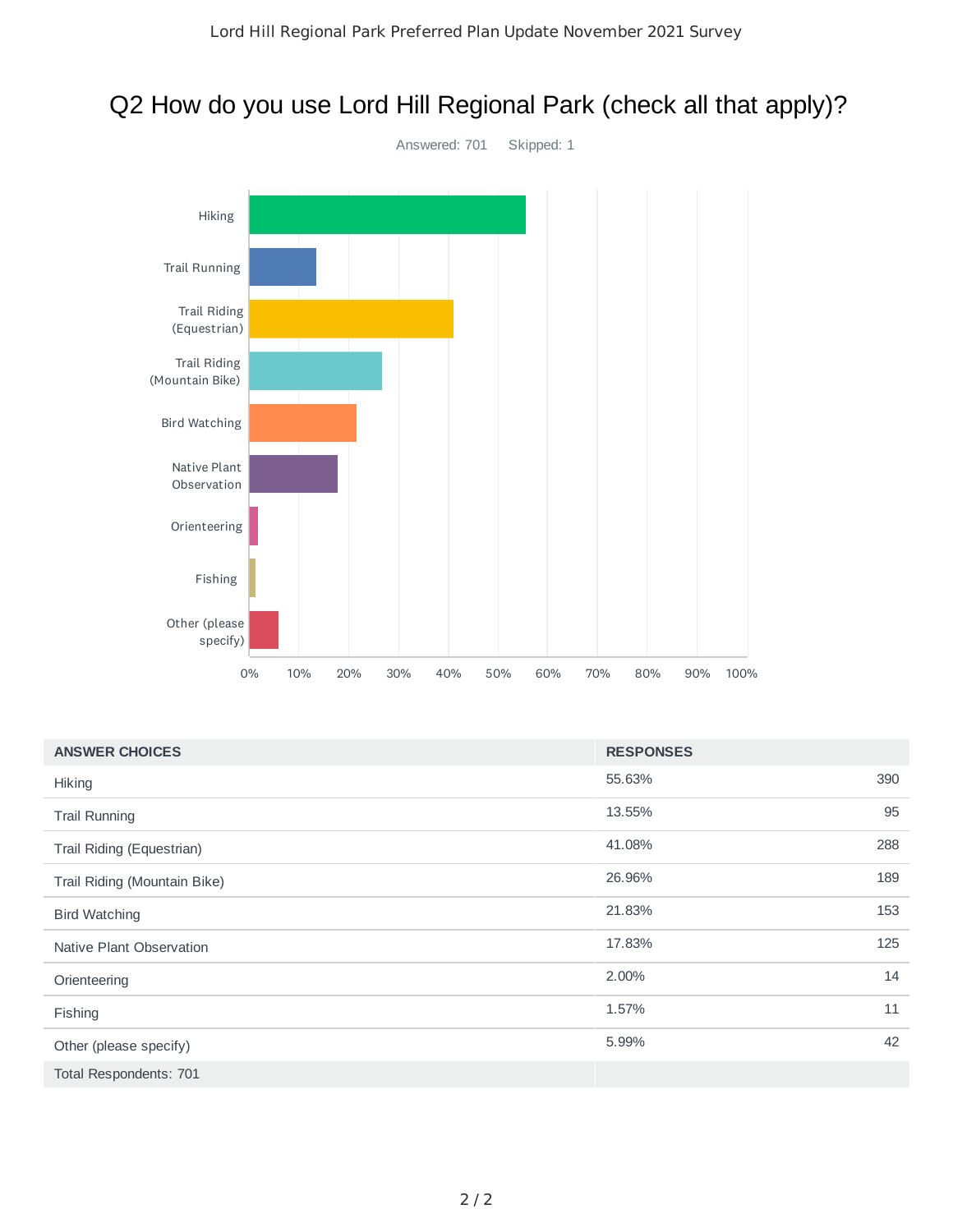# Q2 How do you use Lord Hill Regional Park (check all that apply)?

Answered: 701 Skipped: 1

| ANSWER CHOICES | RESPONSES | |
|---|---|---|
| Hiking | 55.63% | 390 |
| Trail Running | 13.55% | 95 |
| Trail Riding (Equestrian) | 41.08% | 288 |
| Trail Riding (Mountain Bike) | 26.96% | 189 |
| Bird Watching | 21.83% | 153 |
| Native Plant Observation | 17.83% | 125 |
| Orienteering | 2.00% | 14 |
| Fishing | 1.57% | 11 |
| Other (please specify) | 5.99% | 42 |
| Total Respondents: 701 | | |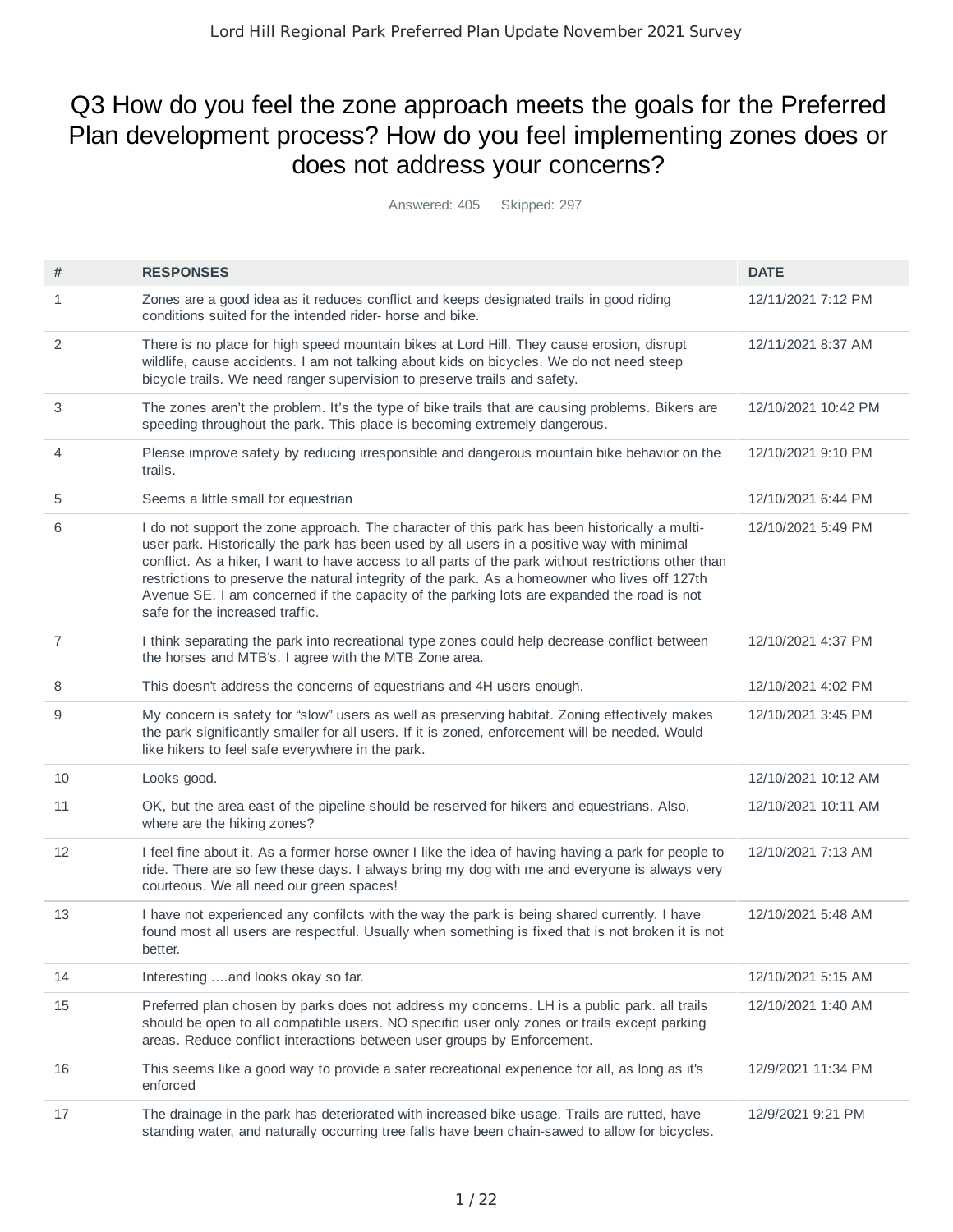# Q3 How do you feel the zone approach meets the goals for the Preferred Plan development process? How do you feel implementing zones does or does not address your concerns?

Answered: 405 Skipped: 297

| # | RESPONSES | DATE |
|---|---|---|
| 1 | Zones are a good idea as it reduces conflict and keeps designated trails in good riding conditions suited for the intended rider- horse and bike. | 12/11/2021 7:12 PM |
| 2 | There is no place for high speed mountain bikes at Lord Hill. They cause erosion, disrupt wildlife, cause accidents. I am not talking about kids on bicycles. We do not need steep bicycle trails. We need ranger supervision to preserve trails and safety. | 12/11/2021 8:37 AM |
| 3 | The zones aren't the problem. It's the type of bike trails that are causing problems. Bikers are speeding throughout the park. This place is becoming extremely dangerous. | 12/10/2021 10:42 PM |
| 4 | Please improve safety by reducing irresponsible and dangerous mountain bike behavior on the trails. | 12/10/2021 9:10 PM |
| 5 | Seems a little small for equestrian | 12/10/2021 6:44 PM |
| 6 | I do not support the zone approach. The character of this park has been historically a multi-user park. Historically the park has been used by all users in a positive way with minimal conflict. As a hiker, I want to have access to all parts of the park without restrictions other than restrictions to preserve the natural integrity of the park. As a homeowner who lives off 127th Avenue SE, I am concerned if the capacity of the parking lots are expanded the road is not safe for the increased traffic. | 12/10/2021 5:49 PM |
| 7 | I think separating the park into recreational type zones could help decrease conflict between the horses and MTB's. I agree with the MTB Zone area. | 12/10/2021 4:37 PM |
| 8 | This doesn't address the concerns of equestrians and 4H users enough. | 12/10/2021 4:02 PM |
| 9 | My concern is safety for "slow" users as well as preserving habitat. Zoning effectively makes the park significantly smaller for all users. If it is zoned, enforcement will be needed. Would like hikers to feel safe everywhere in the park. | 12/10/2021 3:45 PM |
| 10 | Looks good. | 12/10/2021 10:12 AM |
| 11 | OK, but the area east of the pipeline should be reserved for hikers and equestrians. Also, where are the hiking zones? | 12/10/2021 10:11 AM |
| 12 | I feel fine about it. As a former horse owner I like the idea of having having a park for people to ride. There are so few these days. I always bring my dog with me and everyone is always very courteous. We all need our green spaces! | 12/10/2021 7:13 AM |
| 13 | I have not experienced any confilcts with the way the park is being shared currently. I have found most all users are respectful. Usually when something is fixed that is not broken it is not better. | 12/10/2021 5:48 AM |
| 14 | Interesting ….and looks okay so far. | 12/10/2021 5:15 AM |
| 15 | Preferred plan chosen by parks does not address my concerns. LH is a public park. all trails should be open to all compatible users. NO specific user only zones or trails except parking areas. Reduce conflict interactions between user groups by Enforcement. | 12/10/2021 1:40 AM |
| 16 | This seems like a good way to provide a safer recreational experience for all, as long as it's enforced | 12/9/2021 11:34 PM |
| 17 | The drainage in the park has deteriorated with increased bike usage. Trails are rutted, have standing water, and naturally occurring tree falls have been chain-sawed to allow for bicycles. | 12/9/2021 9:21 PM |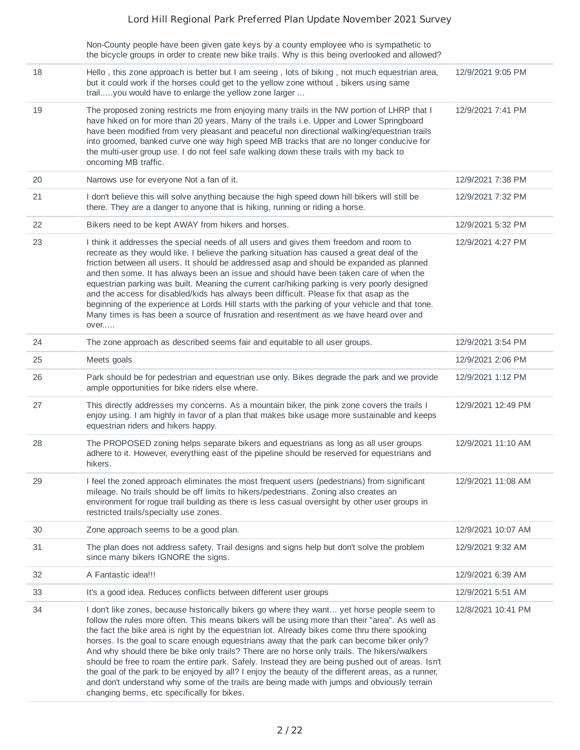| | | |
|---|---|---|
| | Non-County people have been given gate keys by a county employee who is sympathetic to the bicycle groups in order to create new bike trails. Why is this being overlooked and allowed? | |
| 18 | Hello , this zone approach is better but I am seeing , lots of biking , not much equestrian area, but it could work if the horses could get to the yellow zone without , bikers using same trail.....you would have to enlarge the yellow zone larger ... | 12/9/2021 9:05 PM |
| 19 | The proposed zoning restricts me from enjoying many trails in the NW portion of LHRP that I have hiked on for more than 20 years. Many of the trails i.e. Upper and Lower Springboard have been modified from very pleasant and peaceful non directional walking/equestrian trails into groomed, banked curve one way high speed MB tracks that are no longer conducive for the multi-user group use. I do not feel safe walking down these trails with my back to oncoming MB traffic. | 12/9/2021 7:41 PM |
| 20 | Narrows use for everyone Not a fan of it. | 12/9/2021 7:38 PM |
| 21 | I don't believe this will solve anything because the high speed down hill bikers will still be there. They are a danger to anyone that is hiking, running or riding a horse. | 12/9/2021 7:32 PM |
| 22 | Bikers need to be kept AWAY from hikers and horses. | 12/9/2021 5:32 PM |
| 23 | I think it addresses the special needs of all users and gives them freedom and room to recreate as they would like. I believe the parking situation has caused a great deal of the friction between all users. It should be addressed asap and should be expanded as planned and then some. It has always been an issue and should have been taken care of when the equestrian parking was built. Meaning the current car/hiking parking is very poorly designed and the access for disabled/kids has always been difficult. Please fix that asap as the beginning of the experience at Lords Hill starts with the parking of your vehicle and that tone. Many times is has been a source of frusration and resentment as we have heard over and over..... | 12/9/2021 4:27 PM |
| 24 | The zone approach as described seems fair and equitable to all user groups. | 12/9/2021 3:54 PM |
| 25 | Meets goals | 12/9/2021 2:06 PM |
| 26 | Park should be for pedestrian and equestrian use only. Bikes degrade the park and we provide ample opportunities for bike riders else where. | 12/9/2021 1:12 PM |
| 27 | This directly addresses my concerns. As a mountain biker, the pink zone covers the trails I enjoy using. I am highly in favor of a plan that makes bike usage more sustainable and keeps equestrian riders and hikers happy. | 12/9/2021 12:49 PM |
| 28 | The PROPOSED zoning helps separate bikers and equestrians as long as all user groups adhere to it. However, everything east of the pipeline should be reserved for equestrians and hikers. | 12/9/2021 11:10 AM |
| 29 | I feel the zoned approach eliminates the most frequent users (pedestrians) from significant mileage. No trails should be off limits to hikers/pedestrians. Zoning also creates an environment for rogue trail building as there is less casual oversight by other user groups in restricted trails/specialty use zones. | 12/9/2021 11:08 AM |
| 30 | Zone approach seems to be a good plan. | 12/9/2021 10:07 AM |
| 31 | The plan does not address safety. Trail designs and signs help but don't solve the problem since many bikers IGNORE the signs. | 12/9/2021 9:32 AM |
| 32 | A Fantastic idea!!! | 12/9/2021 6:39 AM |
| 33 | It's a good idea. Reduces conflicts between different user groups | 12/9/2021 5:51 AM |
| 34 | I don't like zones, because historically bikers go where they want... yet horse people seem to follow the rules more often. This means bikers will be using more than their "area". As well as the fact the bike area is right by the equestrian lot. Already bikes come thru there spooking horses. Is the goal to scare enough equestrians away that the park can become biker only? And why should there be bike only trails? There are no horse only trails. The hikers/walkers should be free to roam the entire park. Safely. Instead they are being pushed out of areas. Isn't the goal of the park to be enjoyed by all? I enjoy the beauty of the different areas, as a runner, and don't understand why some of the trails are being made with jumps and obviously terrain changing berms, etc specifically for bikes. | 12/8/2021 10:41 PM |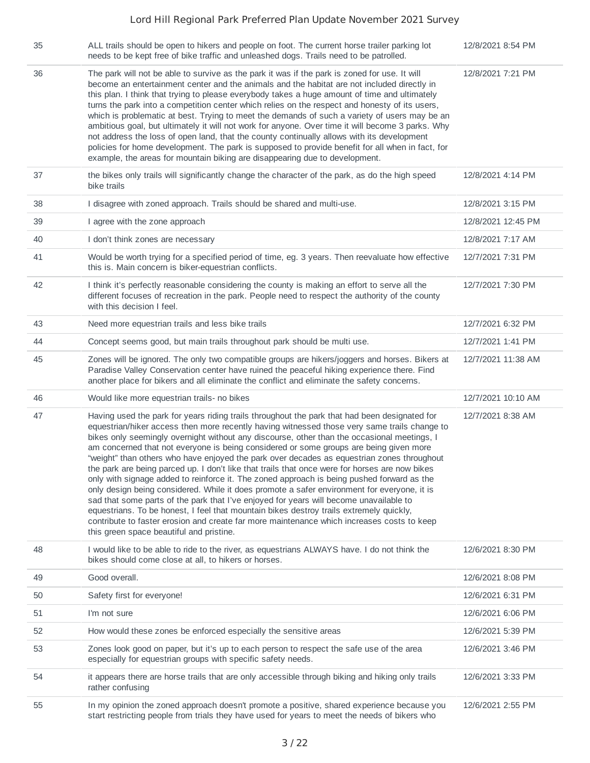| | | |
|---|---|---|
| 35 | ALL trails should be open to hikers and people on foot. The current horse trailer parking lot needs to be kept free of bike traffic and unleashed dogs. Trails need to be patrolled. | 12/8/2021 8:54 PM |
| 36 | The park will not be able to survive as the park it was if the park is zoned for use. It will become an entertainment center and the animals and the habitat are not included directly in this plan. I think that trying to please everybody takes a huge amount of time and ultimately turns the park into a competition center which relies on the respect and honesty of its users, which is problematic at best. Trying to meet the demands of such a variety of users may be an ambitious goal, but ultimately it will not work for anyone. Over time it will become 3 parks. Why not address the loss of open land, that the county continually allows with its development policies for home development. The park is supposed to provide benefit for all when in fact, for example, the areas for mountain biking are disappearing due to development. | 12/8/2021 7:21 PM |
| 37 | the bikes only trails will significantly change the character of the park, as do the high speed bike trails | 12/8/2021 4:14 PM |
| 38 | I disagree with zoned approach. Trails should be shared and multi-use. | 12/8/2021 3:15 PM |
| 39 | I agree with the zone approach | 12/8/2021 12:45 PM |
| 40 | I don't think zones are necessary | 12/8/2021 7:17 AM |
| 41 | Would be worth trying for a specified period of time, eg. 3 years. Then reevaluate how effective this is. Main concern is biker-equestrian conflicts. | 12/7/2021 7:31 PM |
| 42 | I think it's perfectly reasonable considering the county is making an effort to serve all the different focuses of recreation in the park. People need to respect the authority of the county with this decision I feel. | 12/7/2021 7:30 PM |
| 43 | Need more equestrian trails and less bike trails | 12/7/2021 6:32 PM |
| 44 | Concept seems good, but main trails throughout park should be multi use. | 12/7/2021 1:41 PM |
| 45 | Zones will be ignored. The only two compatible groups are hikers/joggers and horses. Bikers at Paradise Valley Conservation center have ruined the peaceful hiking experience there. Find another place for bikers and all eliminate the conflict and eliminate the safety concerns. | 12/7/2021 11:38 AM |
| 46 | Would like more equestrian trails- no bikes | 12/7/2021 10:10 AM |
| 47 | Having used the park for years riding trails throughout the park that had been designated for equestrian/hiker access then more recently having witnessed those very same trails change to bikes only seemingly overnight without any discourse, other than the occasional meetings, I am concerned that not everyone is being considered or some groups are being given more "weight" than others who have enjoyed the park over decades as equestrian zones throughout the park are being parced up. I don't like that trails that once were for horses are now bikes only with signage added to reinforce it. The zoned approach is being pushed forward as the only design being considered. While it does promote a safer environment for everyone, it is sad that some parts of the park that I've enjoyed for years will become unavailable to equestrians. To be honest, I feel that mountain bikes destroy trails extremely quickly, contribute to faster erosion and create far more maintenance which increases costs to keep this green space beautiful and pristine. | 12/7/2021 8:38 AM |
| 48 | I would like to be able to ride to the river, as equestrians ALWAYS have. I do not think the bikes should come close at all, to hikers or horses. | 12/6/2021 8:30 PM |
| 49 | Good overall. | 12/6/2021 8:08 PM |
| 50 | Safety first for everyone! | 12/6/2021 6:31 PM |
| 51 | I'm not sure | 12/6/2021 6:06 PM |
| 52 | How would these zones be enforced especially the sensitive areas | 12/6/2021 5:39 PM |
| 53 | Zones look good on paper, but it's up to each person to respect the safe use of the area especially for equestrian groups with specific safety needs. | 12/6/2021 3:46 PM |
| 54 | it appears there are horse trails that are only accessible through biking and hiking only trails rather confusing | 12/6/2021 3:33 PM |
| 55 | In my opinion the zoned approach doesn't promote a positive, shared experience because you start restricting people from trials they have used for years to meet the needs of bikers who | 12/6/2021 2:55 PM |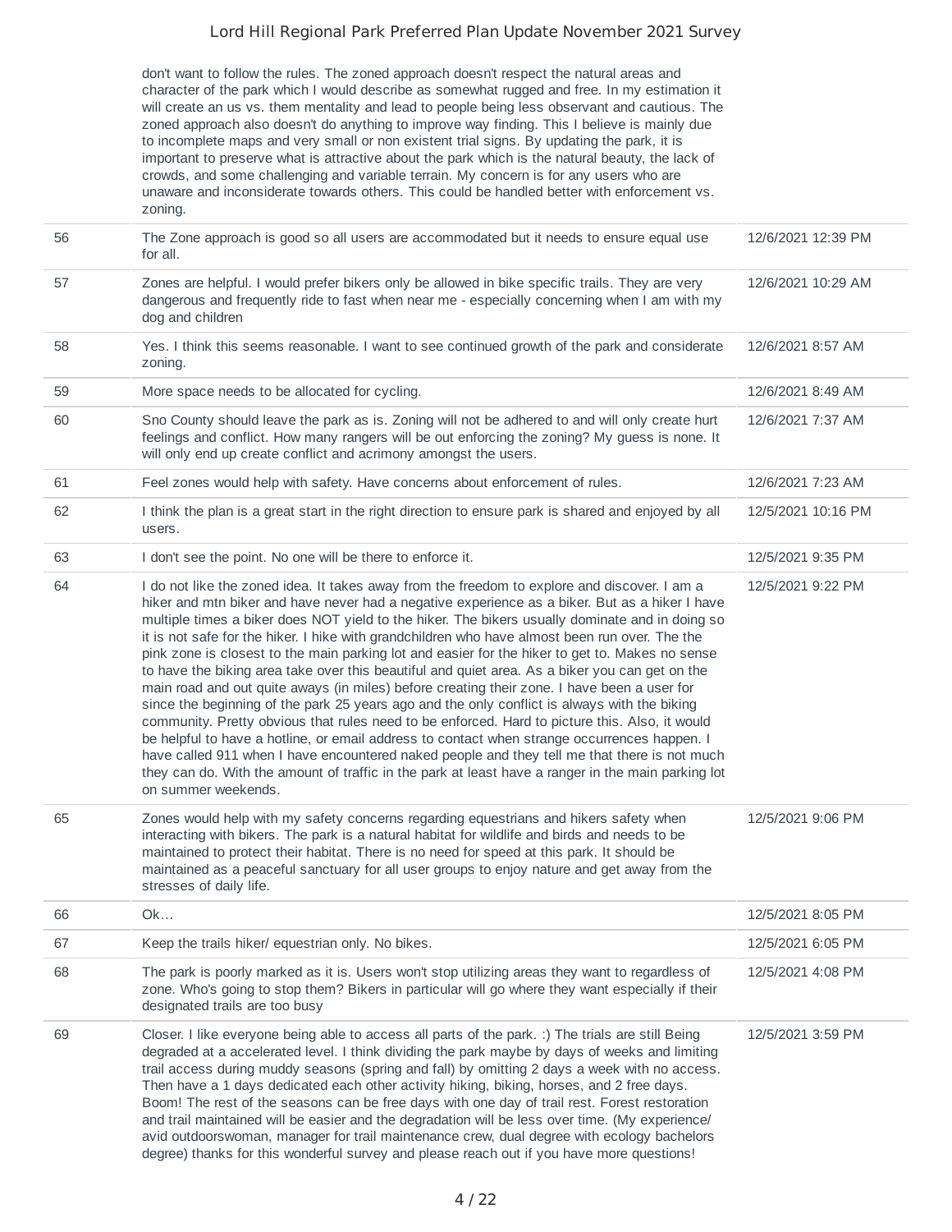| | don't want to follow the rules. The zoned approach doesn't respect the natural areas and character of the park which I would describe as somewhat rugged and free. In my estimation it will create an us vs. them mentality and lead to people being less observant and cautious. The zoned approach also doesn't do anything to improve way finding. This I believe is mainly due to incomplete maps and very small or non existent trial signs. By updating the park, it is important to preserve what is attractive about the park which is the natural beauty, the lack of crowds, and some challenging and variable terrain. My concern is for any users who are unaware and inconsiderate towards others. This could be handled better with enforcement vs. zoning. | |
|---|---|---|
| 56 | The Zone approach is good so all users are accommodated but it needs to ensure equal use for all. | 12/6/2021 12:39 PM |
| 57 | Zones are helpful. I would prefer bikers only be allowed in bike specific trails. They are very dangerous and frequently ride to fast when near me - especially concerning when I am with my dog and children | 12/6/2021 10:29 AM |
| 58 | Yes. I think this seems reasonable. I want to see continued growth of the park and considerate zoning. | 12/6/2021 8:57 AM |
| 59 | More space needs to be allocated for cycling. | 12/6/2021 8:49 AM |
| 60 | Sno County should leave the park as is. Zoning will not be adhered to and will only create hurt feelings and conflict. How many rangers will be out enforcing the zoning? My guess is none. It will only end up create conflict and acrimony amongst the users. | 12/6/2021 7:37 AM |
| 61 | Feel zones would help with safety. Have concerns about enforcement of rules. | 12/6/2021 7:23 AM |
| 62 | I think the plan is a great start in the right direction to ensure park is shared and enjoyed by all users. | 12/5/2021 10:16 PM |
| 63 | I don't see the point. No one will be there to enforce it. | 12/5/2021 9:35 PM |
| 64 | I do not like the zoned idea. It takes away from the freedom to explore and discover. I am a hiker and mtn biker and have never had a negative experience as a biker. But as a hiker I have multiple times a biker does NOT yield to the hiker. The bikers usually dominate and in doing so it is not safe for the hiker. I hike with grandchildren who have almost been run over. The the pink zone is closest to the main parking lot and easier for the hiker to get to. Makes no sense to have the biking area take over this beautiful and quiet area. As a biker you can get on the main road and out quite aways (in miles) before creating their zone. I have been a user for since the beginning of the park 25 years ago and the only conflict is always with the biking community. Pretty obvious that rules need to be enforced. Hard to picture this. Also, it would be helpful to have a hotline, or email address to contact when strange occurrences happen. I have called 911 when I have encountered naked people and they tell me that there is not much they can do. With the amount of traffic in the park at least have a ranger in the main parking lot on summer weekends. | 12/5/2021 9:22 PM |
| 65 | Zones would help with my safety concerns regarding equestrians and hikers safety when interacting with bikers. The park is a natural habitat for wildlife and birds and needs to be maintained to protect their habitat. There is no need for speed at this park. It should be maintained as a peaceful sanctuary for all user groups to enjoy nature and get away from the stresses of daily life. | 12/5/2021 9:06 PM |
| 66 | Ok… | 12/5/2021 8:05 PM |
| 67 | Keep the trails hiker/ equestrian only. No bikes. | 12/5/2021 6:05 PM |
| 68 | The park is poorly marked as it is. Users won't stop utilizing areas they want to regardless of zone. Who's going to stop them? Bikers in particular will go where they want especially if their designated trails are too busy | 12/5/2021 4:08 PM |
| 69 | Closer. I like everyone being able to access all parts of the park. :) The trials are still Being degraded at a accelerated level. I think dividing the park maybe by days of weeks and limiting trail access during muddy seasons (spring and fall) by omitting 2 days a week with no access. Then have a 1 days dedicated each other activity hiking, biking, horses, and 2 free days. Boom! The rest of the seasons can be free days with one day of trail rest. Forest restoration and trail maintained will be easier and the degradation will be less over time. (My experience/ avid outdoorswoman, manager for trail maintenance crew, dual degree with ecology bachelors degree) thanks for this wonderful survey and please reach out if you have more questions! | 12/5/2021 3:59 PM |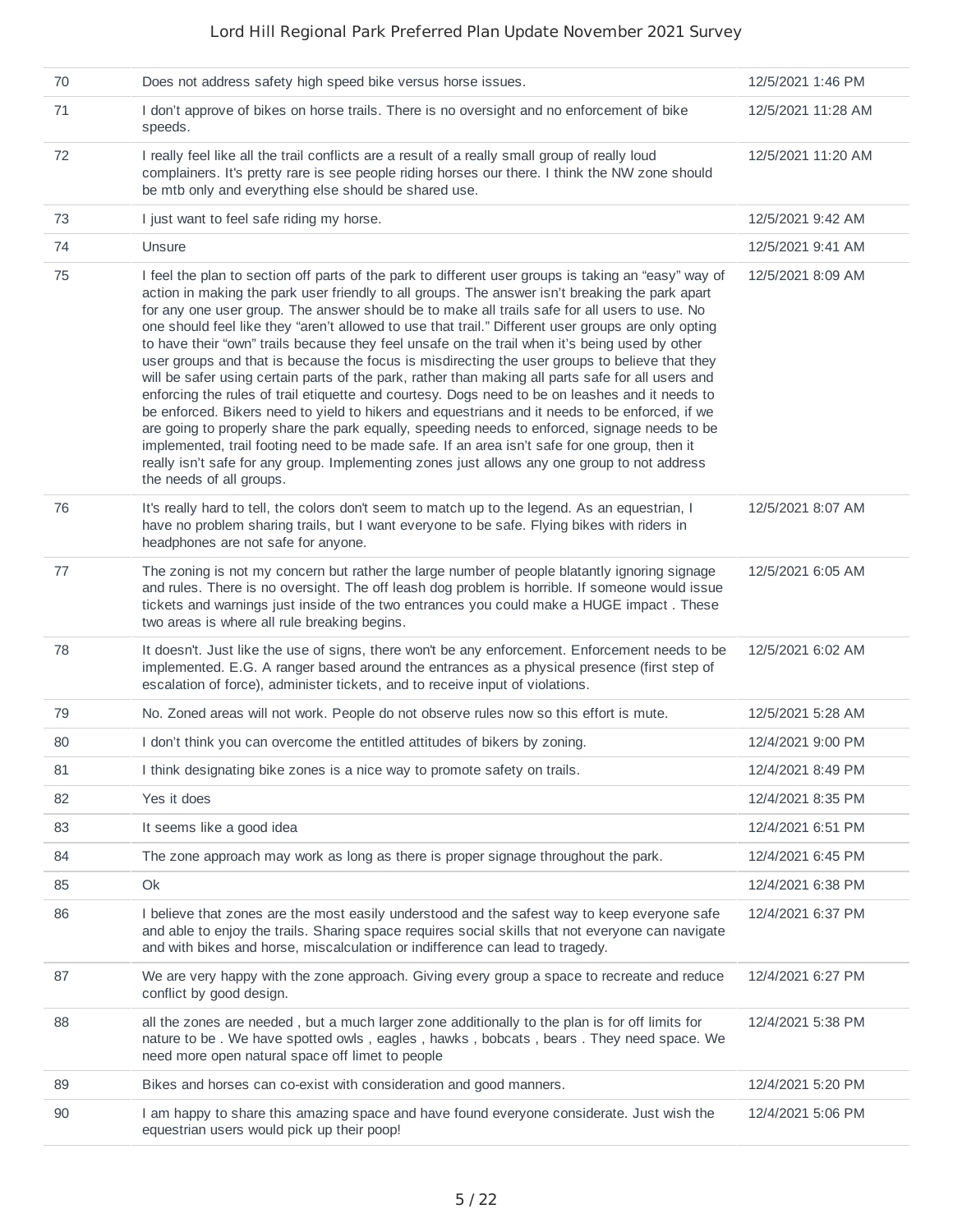| | | |
|---|---|---|
| 70 | Does not address safety high speed bike versus horse issues. | 12/5/2021 1:46 PM |
| 71 | I don't approve of bikes on horse trails. There is no oversight and no enforcement of bike speeds. | 12/5/2021 11:28 AM |
| 72 | I really feel like all the trail conflicts are a result of a really small group of really loud complainers. It's pretty rare is see people riding horses our there. I think the NW zone should be mtb only and everything else should be shared use. | 12/5/2021 11:20 AM |
| 73 | I just want to feel safe riding my horse. | 12/5/2021 9:42 AM |
| 74 | Unsure | 12/5/2021 9:41 AM |
| 75 | I feel the plan to section off parts of the park to different user groups is taking an "easy" way of action in making the park user friendly to all groups. The answer isn't breaking the park apart for any one user group. The answer should be to make all trails safe for all users to use. No one should feel like they "aren't allowed to use that trail." Different user groups are only opting to have their "own" trails because they feel unsafe on the trail when it's being used by other user groups and that is because the focus is misdirecting the user groups to believe that they will be safer using certain parts of the park, rather than making all parts safe for all users and enforcing the rules of trail etiquette and courtesy. Dogs need to be on leashes and it needs to be enforced. Bikers need to yield to hikers and equestrians and it needs to be enforced, if we are going to properly share the park equally, speeding needs to enforced, signage needs to be implemented, trail footing need to be made safe. If an area isn't safe for one group, then it really isn't safe for any group. Implementing zones just allows any one group to not address the needs of all groups. | 12/5/2021 8:09 AM |
| 76 | It's really hard to tell, the colors don't seem to match up to the legend. As an equestrian, I have no problem sharing trails, but I want everyone to be safe. Flying bikes with riders in headphones are not safe for anyone. | 12/5/2021 8:07 AM |
| 77 | The zoning is not my concern but rather the large number of people blatantly ignoring signage and rules. There is no oversight. The off leash dog problem is horrible. If someone would issue tickets and warnings just inside of the two entrances you could make a HUGE impact . These two areas is where all rule breaking begins. | 12/5/2021 6:05 AM |
| 78 | It doesn't. Just like the use of signs, there won't be any enforcement. Enforcement needs to be implemented. E.G. A ranger based around the entrances as a physical presence (first step of escalation of force), administer tickets, and to receive input of violations. | 12/5/2021 6:02 AM |
| 79 | No. Zoned areas will not work. People do not observe rules now so this effort is mute. | 12/5/2021 5:28 AM |
| 80 | I don't think you can overcome the entitled attitudes of bikers by zoning. | 12/4/2021 9:00 PM |
| 81 | I think designating bike zones is a nice way to promote safety on trails. | 12/4/2021 8:49 PM |
| 82 | Yes it does | 12/4/2021 8:35 PM |
| 83 | It seems like a good idea | 12/4/2021 6:51 PM |
| 84 | The zone approach may work as long as there is proper signage throughout the park. | 12/4/2021 6:45 PM |
| 85 | Ok | 12/4/2021 6:38 PM |
| 86 | I believe that zones are the most easily understood and the safest way to keep everyone safe and able to enjoy the trails. Sharing space requires social skills that not everyone can navigate and with bikes and horse, miscalculation or indifference can lead to tragedy. | 12/4/2021 6:37 PM |
| 87 | We are very happy with the zone approach. Giving every group a space to recreate and reduce conflict by good design. | 12/4/2021 6:27 PM |
| 88 | all the zones are needed , but a much larger zone additionally to the plan is for off limits for nature to be . We have spotted owls , eagles , hawks , bobcats , bears . They need space. We need more open natural space off limet to people | 12/4/2021 5:38 PM |
| 89 | Bikes and horses can co-exist with consideration and good manners. | 12/4/2021 5:20 PM |
| 90 | I am happy to share this amazing space and have found everyone considerate. Just wish the equestrian users would pick up their poop! | 12/4/2021 5:06 PM |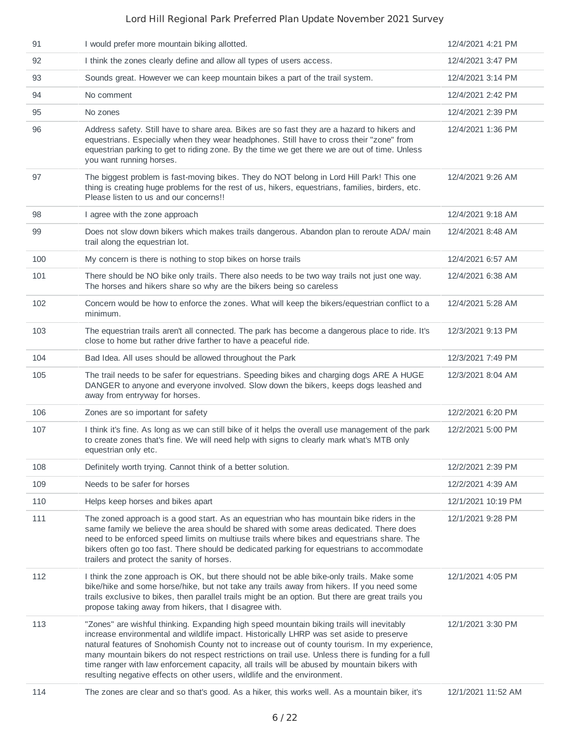| | | |
|---|---|---|
| 91 | I would prefer more mountain biking allotted. | 12/4/2021 4:21 PM |
| 92 | I think the zones clearly define and allow all types of users access. | 12/4/2021 3:47 PM |
| 93 | Sounds great. However we can keep mountain bikes a part of the trail system. | 12/4/2021 3:14 PM |
| 94 | No comment | 12/4/2021 2:42 PM |
| 95 | No zones | 12/4/2021 2:39 PM |
| 96 | Address safety. Still have to share area. Bikes are so fast they are a hazard to hikers and equestrians. Especially when they wear headphones. Still have to cross their "zone" from equestrian parking to get to riding zone. By the time we get there we are out of time. Unless you want running horses. | 12/4/2021 1:36 PM |
| 97 | The biggest problem is fast-moving bikes. They do NOT belong in Lord Hill Park! This one thing is creating huge problems for the rest of us, hikers, equestrians, families, birders, etc. Please listen to us and our concerns!! | 12/4/2021 9:26 AM |
| 98 | I agree with the zone approach | 12/4/2021 9:18 AM |
| 99 | Does not slow down bikers which makes trails dangerous. Abandon plan to reroute ADA/ main trail along the equestrian lot. | 12/4/2021 8:48 AM |
| 100 | My concern is there is nothing to stop bikes on horse trails | 12/4/2021 6:57 AM |
| 101 | There should be NO bike only trails. There also needs to be two way trails not just one way. The horses and hikers share so why are the bikers being so careless | 12/4/2021 6:38 AM |
| 102 | Concern would be how to enforce the zones. What will keep the bikers/equestrian conflict to a minimum. | 12/4/2021 5:28 AM |
| 103 | The equestrian trails aren't all connected. The park has become a dangerous place to ride. It's close to home but rather drive farther to have a peaceful ride. | 12/3/2021 9:13 PM |
| 104 | Bad Idea. All uses should be allowed throughout the Park | 12/3/2021 7:49 PM |
| 105 | The trail needs to be safer for equestrians. Speeding bikes and charging dogs ARE A HUGE DANGER to anyone and everyone involved. Slow down the bikers, keeps dogs leashed and away from entryway for horses. | 12/3/2021 8:04 AM |
| 106 | Zones are so important for safety | 12/2/2021 6:20 PM |
| 107 | I think it's fine. As long as we can still bike of it helps the overall use management of the park to create zones that's fine. We will need help with signs to clearly mark what's MTB only equestrian only etc. | 12/2/2021 5:00 PM |
| 108 | Definitely worth trying. Cannot think of a better solution. | 12/2/2021 2:39 PM |
| 109 | Needs to be safer for horses | 12/2/2021 4:39 AM |
| 110 | Helps keep horses and bikes apart | 12/1/2021 10:19 PM |
| 111 | The zoned approach is a good start. As an equestrian who has mountain bike riders in the same family we believe the area should be shared with some areas dedicated. There does need to be enforced speed limits on multiuse trails where bikes and equestrians share. The bikers often go too fast. There should be dedicated parking for equestrians to accommodate trailers and protect the sanity of horses. | 12/1/2021 9:28 PM |
| 112 | I think the zone approach is OK, but there should not be able bike-only trails. Make some bike/hike and some horse/hike, but not take any trails away from hikers. If you need some trails exclusive to bikes, then parallel trails might be an option. But there are great trails you propose taking away from hikers, that I disagree with. | 12/1/2021 4:05 PM |
| 113 | "Zones" are wishful thinking. Expanding high speed mountain biking trails will inevitably increase environmental and wildlife impact. Historically LHRP was set aside to preserve natural features of Snohomish County not to increase out of county tourism. In my experience, many mountain bikers do not respect restrictions on trail use. Unless there is funding for a full time ranger with law enforcement capacity, all trails will be abused by mountain bikers with resulting negative effects on other users, wildlife and the environment. | 12/1/2021 3:30 PM |
| 114 | The zones are clear and so that's good. As a hiker, this works well. As a mountain biker, it's | 12/1/2021 11:52 AM |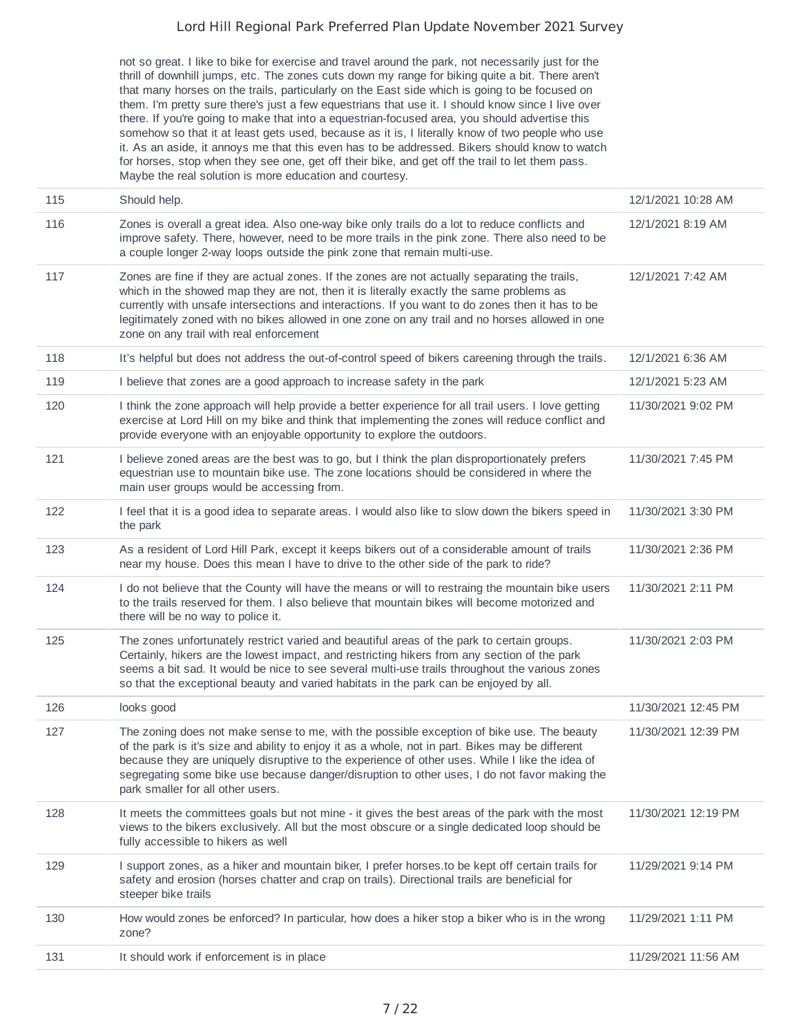| | | |
|---|---|---|
| | not so great. I like to bike for exercise and travel around the park, not necessarily just for the thrill of downhill jumps, etc. The zones cuts down my range for biking quite a bit. There aren't that many horses on the trails, particularly on the East side which is going to be focused on them. I'm pretty sure there's just a few equestrians that use it. I should know since I live over there. If you're going to make that into a equestrian-focused area, you should advertise this somehow so that it at least gets used, because as it is, I literally know of two people who use it. As an aside, it annoys me that this even has to be addressed. Bikers should know to watch for horses, stop when they see one, get off their bike, and get off the trail to let them pass. Maybe the real solution is more education and courtesy. | |
| 115 | Should help. | 12/1/2021 10:28 AM |
| 116 | Zones is overall a great idea. Also one-way bike only trails do a lot to reduce conflicts and improve safety. There, however, need to be more trails in the pink zone. There also need to be a couple longer 2-way loops outside the pink zone that remain multi-use. | 12/1/2021 8:19 AM |
| 117 | Zones are fine if they are actual zones. If the zones are not actually separating the trails, which in the showed map they are not, then it is literally exactly the same problems as currently with unsafe intersections and interactions. If you want to do zones then it has to be legitimately zoned with no bikes allowed in one zone on any trail and no horses allowed in one zone on any trail with real enforcement | 12/1/2021 7:42 AM |
| 118 | It's helpful but does not address the out-of-control speed of bikers careening through the trails. | 12/1/2021 6:36 AM |
| 119 | I believe that zones are a good approach to increase safety in the park | 12/1/2021 5:23 AM |
| 120 | I think the zone approach will help provide a better experience for all trail users. I love getting exercise at Lord Hill on my bike and think that implementing the zones will reduce conflict and provide everyone with an enjoyable opportunity to explore the outdoors. | 11/30/2021 9:02 PM |
| 121 | I believe zoned areas are the best was to go, but I think the plan disproportionately prefers equestrian use to mountain bike use. The zone locations should be considered in where the main user groups would be accessing from. | 11/30/2021 7:45 PM |
| 122 | I feel that it is a good idea to separate areas. I would also like to slow down the bikers speed in the park | 11/30/2021 3:30 PM |
| 123 | As a resident of Lord Hill Park, except it keeps bikers out of a considerable amount of trails near my house. Does this mean I have to drive to the other side of the park to ride? | 11/30/2021 2:36 PM |
| 124 | I do not believe that the County will have the means or will to restraing the mountain bike users to the trails reserved for them. I also believe that mountain bikes will become motorized and there will be no way to police it. | 11/30/2021 2:11 PM |
| 125 | The zones unfortunately restrict varied and beautiful areas of the park to certain groups. Certainly, hikers are the lowest impact, and restricting hikers from any section of the park seems a bit sad. It would be nice to see several multi-use trails throughout the various zones so that the exceptional beauty and varied habitats in the park can be enjoyed by all. | 11/30/2021 2:03 PM |
| 126 | looks good | 11/30/2021 12:45 PM |
| 127 | The zoning does not make sense to me, with the possible exception of bike use. The beauty of the park is it's size and ability to enjoy it as a whole, not in part. Bikes may be different because they are uniquely disruptive to the experience of other uses. While I like the idea of segregating some bike use because danger/disruption to other uses, I do not favor making the park smaller for all other users. | 11/30/2021 12:39 PM |
| 128 | It meets the committees goals but not mine - it gives the best areas of the park with the most views to the bikers exclusively. All but the most obscure or a single dedicated loop should be fully accessible to hikers as well | 11/30/2021 12:19 PM |
| 129 | I support zones, as a hiker and mountain biker, I prefer horses.to be kept off certain trails for safety and erosion (horses chatter and crap on trails). Directional trails are beneficial for steeper bike trails | 11/29/2021 9:14 PM |
| 130 | How would zones be enforced? In particular, how does a hiker stop a biker who is in the wrong zone? | 11/29/2021 1:11 PM |
| 131 | It should work if enforcement is in place | 11/29/2021 11:56 AM |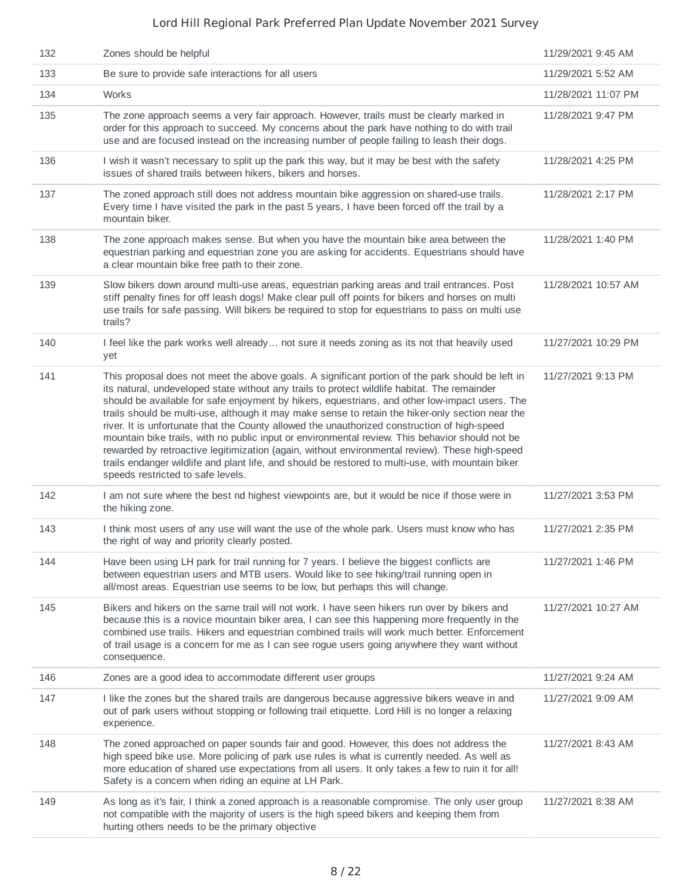| | | |
|---|---|---|
| 132 | Zones should be helpful | 11/29/2021 9:45 AM |
| 133 | Be sure to provide safe interactions for all users | 11/29/2021 5:52 AM |
| 134 | Works | 11/28/2021 11:07 PM |
| 135 | The zone approach seems a very fair approach. However, trails must be clearly marked in order for this approach to succeed. My concerns about the park have nothing to do with trail use and are focused instead on the increasing number of people failing to leash their dogs. | 11/28/2021 9:47 PM |
| 136 | I wish it wasn't necessary to split up the park this way, but it may be best with the safety issues of shared trails between hikers, bikers and horses. | 11/28/2021 4:25 PM |
| 137 | The zoned approach still does not address mountain bike aggression on shared-use trails. Every time I have visited the park in the past 5 years, I have been forced off the trail by a mountain biker. | 11/28/2021 2:17 PM |
| 138 | The zone approach makes sense. But when you have the mountain bike area between the equestrian parking and equestrian zone you are asking for accidents. Equestrians should have a clear mountain bike free path to their zone. | 11/28/2021 1:40 PM |
| 139 | Slow bikers down around multi-use areas, equestrian parking areas and trail entrances. Post stiff penalty fines for off leash dogs! Make clear pull off points for bikers and horses on multi use trails for safe passing. Will bikers be required to stop for equestrians to pass on multi use trails? | 11/28/2021 10:57 AM |
| 140 | I feel like the park works well already… not sure it needs zoning as its not that heavily used yet | 11/27/2021 10:29 PM |
| 141 | This proposal does not meet the above goals. A significant portion of the park should be left in its natural, undeveloped state without any trails to protect wildlife habitat. The remainder should be available for safe enjoyment by hikers, equestrians, and other low-impact users. The trails should be multi-use, although it may make sense to retain the hiker-only section near the river. It is unfortunate that the County allowed the unauthorized construction of high-speed mountain bike trails, with no public input or environmental review. This behavior should not be rewarded by retroactive legitimization (again, without environmental review). These high-speed trails endanger wildlife and plant life, and should be restored to multi-use, with mountain biker speeds restricted to safe levels. | 11/27/2021 9:13 PM |
| 142 | I am not sure where the best nd highest viewpoints are, but it would be nice if those were in the hiking zone. | 11/27/2021 3:53 PM |
| 143 | I think most users of any use will want the use of the whole park. Users must know who has the right of way and priority clearly posted. | 11/27/2021 2:35 PM |
| 144 | Have been using LH park for trail running for 7 years. I believe the biggest conflicts are between equestrian users and MTB users. Would like to see hiking/trail running open in all/most areas. Equestrian use seems to be low, but perhaps this will change. | 11/27/2021 1:46 PM |
| 145 | Bikers and hikers on the same trail will not work. I have seen hikers run over by bikers and because this is a novice mountain biker area, I can see this happening more frequently in the combined use trails. Hikers and equestrian combined trails will work much better. Enforcement of trail usage is a concern for me as I can see rogue users going anywhere they want without consequence. | 11/27/2021 10:27 AM |
| 146 | Zones are a good idea to accommodate different user groups | 11/27/2021 9:24 AM |
| 147 | I like the zones but the shared trails are dangerous because aggressive bikers weave in and out of park users without stopping or following trail etiquette. Lord Hill is no longer a relaxing experience. | 11/27/2021 9:09 AM |
| 148 | The zoned approached on paper sounds fair and good. However, this does not address the high speed bike use. More policing of park use rules is what is currently needed. As well as more education of shared use expectations from all users. It only takes a few to ruin it for all! Safety is a concern when riding an equine at LH Park. | 11/27/2021 8:43 AM |
| 149 | As long as it's fair, I think a zoned approach is a reasonable compromise. The only user group not compatible with the majority of users is the high speed bikers and keeping them from hurting others needs to be the primary objective | 11/27/2021 8:38 AM |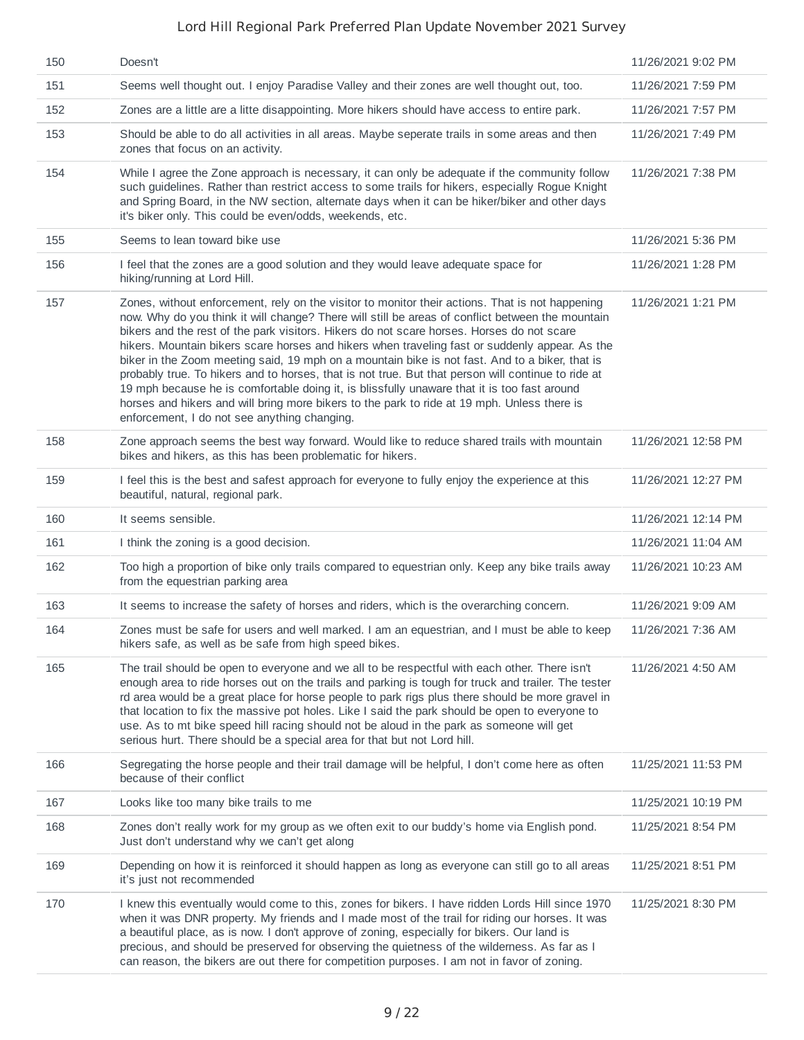| 150 | Doesn't | 11/26/2021 9:02 PM |
|---|---|---|
| 151 | Seems well thought out. I enjoy Paradise Valley and their zones are well thought out, too. | 11/26/2021 7:59 PM |
| 152 | Zones are a little are a litte disappointing. More hikers should have access to entire park. | 11/26/2021 7:57 PM |
| 153 | Should be able to do all activities in all areas. Maybe seperate trails in some areas and then zones that focus on an activity. | 11/26/2021 7:49 PM |
| 154 | While I agree the Zone approach is necessary, it can only be adequate if the community follow such guidelines. Rather than restrict access to some trails for hikers, especially Rogue Knight and Spring Board, in the NW section, alternate days when it can be hiker/biker and other days it's biker only. This could be even/odds, weekends, etc. | 11/26/2021 7:38 PM |
| 155 | Seems to lean toward bike use | 11/26/2021 5:36 PM |
| 156 | I feel that the zones are a good solution and they would leave adequate space for hiking/running at Lord Hill. | 11/26/2021 1:28 PM |
| 157 | Zones, without enforcement, rely on the visitor to monitor their actions. That is not happening now. Why do you think it will change? There will still be areas of conflict between the mountain bikers and the rest of the park visitors. Hikers do not scare horses. Horses do not scare hikers. Mountain bikers scare horses and hikers when traveling fast or suddenly appear. As the biker in the Zoom meeting said, 19 mph on a mountain bike is not fast. And to a biker, that is probably true. To hikers and to horses, that is not true. But that person will continue to ride at 19 mph because he is comfortable doing it, is blissfully unaware that it is too fast around horses and hikers and will bring more bikers to the park to ride at 19 mph. Unless there is enforcement, I do not see anything changing. | 11/26/2021 1:21 PM |
| 158 | Zone approach seems the best way forward. Would like to reduce shared trails with mountain bikes and hikers, as this has been problematic for hikers. | 11/26/2021 12:58 PM |
| 159 | I feel this is the best and safest approach for everyone to fully enjoy the experience at this beautiful, natural, regional park. | 11/26/2021 12:27 PM |
| 160 | It seems sensible. | 11/26/2021 12:14 PM |
| 161 | I think the zoning is a good decision. | 11/26/2021 11:04 AM |
| 162 | Too high a proportion of bike only trails compared to equestrian only. Keep any bike trails away from the equestrian parking area | 11/26/2021 10:23 AM |
| 163 | It seems to increase the safety of horses and riders, which is the overarching concern. | 11/26/2021 9:09 AM |
| 164 | Zones must be safe for users and well marked. I am an equestrian, and I must be able to keep hikers safe, as well as be safe from high speed bikes. | 11/26/2021 7:36 AM |
| 165 | The trail should be open to everyone and we all to be respectful with each other. There isn't enough area to ride horses out on the trails and parking is tough for truck and trailer. The tester rd area would be a great place for horse people to park rigs plus there should be more gravel in that location to fix the massive pot holes. Like I said the park should be open to everyone to use. As to mt bike speed hill racing should not be aloud in the park as someone will get serious hurt. There should be a special area for that but not Lord hill. | 11/26/2021 4:50 AM |
| 166 | Segregating the horse people and their trail damage will be helpful, I don't come here as often because of their conflict | 11/25/2021 11:53 PM |
| 167 | Looks like too many bike trails to me | 11/25/2021 10:19 PM |
| 168 | Zones don't really work for my group as we often exit to our buddy's home via English pond. Just don't understand why we can't get along | 11/25/2021 8:54 PM |
| 169 | Depending on how it is reinforced it should happen as long as everyone can still go to all areas it's just not recommended | 11/25/2021 8:51 PM |
| 170 | I knew this eventually would come to this, zones for bikers. I have ridden Lords Hill since 1970 when it was DNR property. My friends and I made most of the trail for riding our horses. It was a beautiful place, as is now. I don't approve of zoning, especially for bikers. Our land is precious, and should be preserved for observing the quietness of the wilderness. As far as I can reason, the bikers are out there for competition purposes. I am not in favor of zoning. | 11/25/2021 8:30 PM |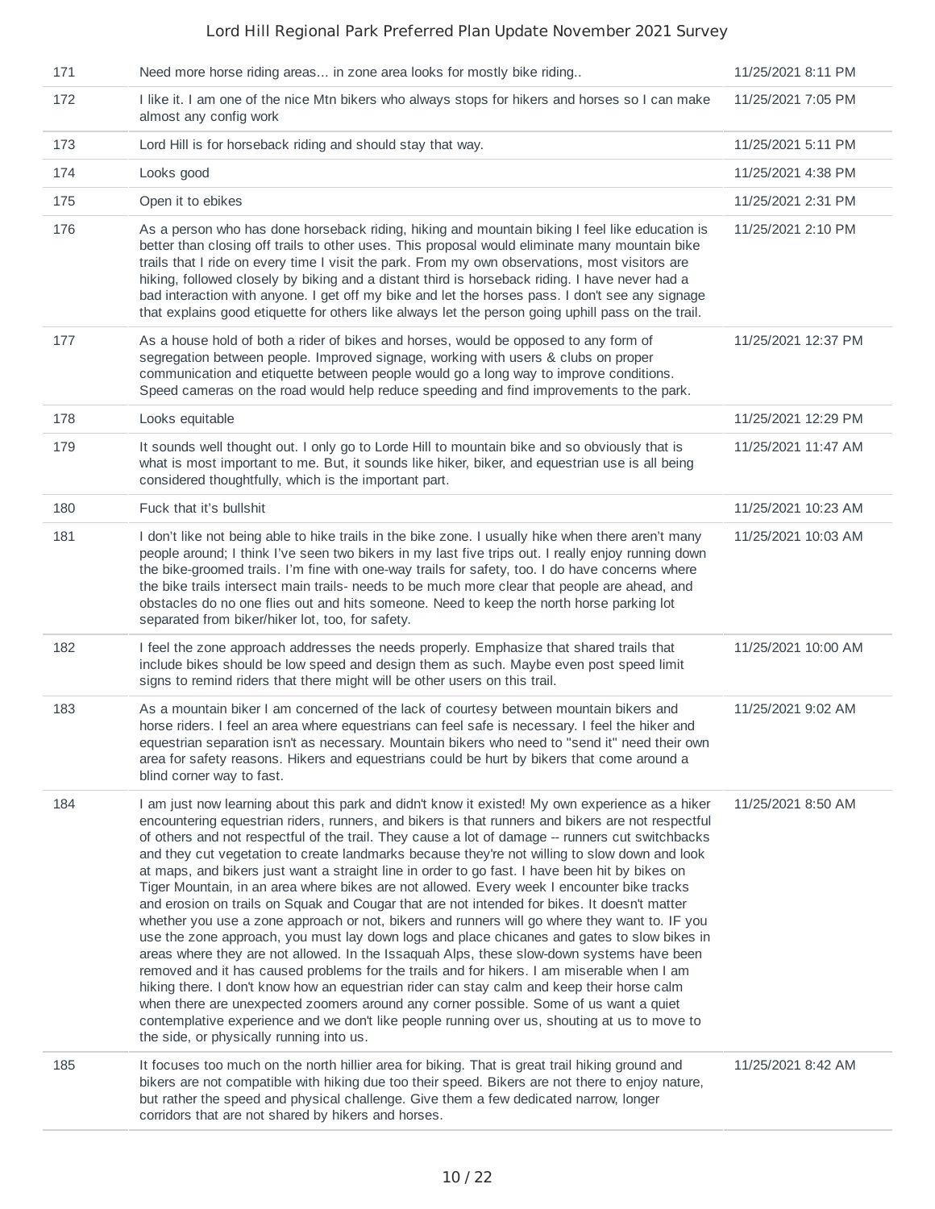| | | |
|---|---|---|
| 171 | Need more horse riding areas... in zone area looks for mostly bike riding.. | 11/25/2021 8:11 PM |
| 172 | I like it. I am one of the nice Mtn bikers who always stops for hikers and horses so I can make almost any config work | 11/25/2021 7:05 PM |
| 173 | Lord Hill is for horseback riding and should stay that way. | 11/25/2021 5:11 PM |
| 174 | Looks good | 11/25/2021 4:38 PM |
| 175 | Open it to ebikes | 11/25/2021 2:31 PM |
| 176 | As a person who has done horseback riding, hiking and mountain biking I feel like education is better than closing off trails to other uses. This proposal would eliminate many mountain bike trails that I ride on every time I visit the park. From my own observations, most visitors are hiking, followed closely by biking and a distant third is horseback riding. I have never had a bad interaction with anyone. I get off my bike and let the horses pass. I don't see any signage that explains good etiquette for others like always let the person going uphill pass on the trail. | 11/25/2021 2:10 PM |
| 177 | As a house hold of both a rider of bikes and horses, would be opposed to any form of segregation between people. Improved signage, working with users & clubs on proper communication and etiquette between people would go a long way to improve conditions. Speed cameras on the road would help reduce speeding and find improvements to the park. | 11/25/2021 12:37 PM |
| 178 | Looks equitable | 11/25/2021 12:29 PM |
| 179 | It sounds well thought out. I only go to Lorde Hill to mountain bike and so obviously that is what is most important to me. But, it sounds like hiker, biker, and equestrian use is all being considered thoughtfully, which is the important part. | 11/25/2021 11:47 AM |
| 180 | Fuck that it's bullshit | 11/25/2021 10:23 AM |
| 181 | I don't like not being able to hike trails in the bike zone. I usually hike when there aren't many people around; I think I've seen two bikers in my last five trips out. I really enjoy running down the bike-groomed trails. I'm fine with one-way trails for safety, too. I do have concerns where the bike trails intersect main trails- needs to be much more clear that people are ahead, and obstacles do no one flies out and hits someone. Need to keep the north horse parking lot separated from biker/hiker lot, too, for safety. | 11/25/2021 10:03 AM |
| 182 | I feel the zone approach addresses the needs properly. Emphasize that shared trails that include bikes should be low speed and design them as such. Maybe even post speed limit signs to remind riders that there might will be other users on this trail. | 11/25/2021 10:00 AM |
| 183 | As a mountain biker I am concerned of the lack of courtesy between mountain bikers and horse riders. I feel an area where equestrians can feel safe is necessary. I feel the hiker and equestrian separation isn't as necessary. Mountain bikers who need to "send it" need their own area for safety reasons. Hikers and equestrians could be hurt by bikers that come around a blind corner way to fast. | 11/25/2021 9:02 AM |
| 184 | I am just now learning about this park and didn't know it existed! My own experience as a hiker encountering equestrian riders, runners, and bikers is that runners and bikers are not respectful of others and not respectful of the trail. They cause a lot of damage -- runners cut switchbacks and they cut vegetation to create landmarks because they're not willing to slow down and look at maps, and bikers just want a straight line in order to go fast. I have been hit by bikes on Tiger Mountain, in an area where bikes are not allowed. Every week I encounter bike tracks and erosion on trails on Squak and Cougar that are not intended for bikes. It doesn't matter whether you use a zone approach or not, bikers and runners will go where they want to. IF you use the zone approach, you must lay down logs and place chicanes and gates to slow bikes in areas where they are not allowed. In the Issaquah Alps, these slow-down systems have been removed and it has caused problems for the trails and for hikers. I am miserable when I am hiking there. I don't know how an equestrian rider can stay calm and keep their horse calm when there are unexpected zoomers around any corner possible. Some of us want a quiet contemplative experience and we don't like people running over us, shouting at us to move to the side, or physically running into us. | 11/25/2021 8:50 AM |
| 185 | It focuses too much on the north hillier area for biking. That is great trail hiking ground and bikers are not compatible with hiking due too their speed. Bikers are not there to enjoy nature, but rather the speed and physical challenge. Give them a few dedicated narrow, longer corridors that are not shared by hikers and horses. | 11/25/2021 8:42 AM |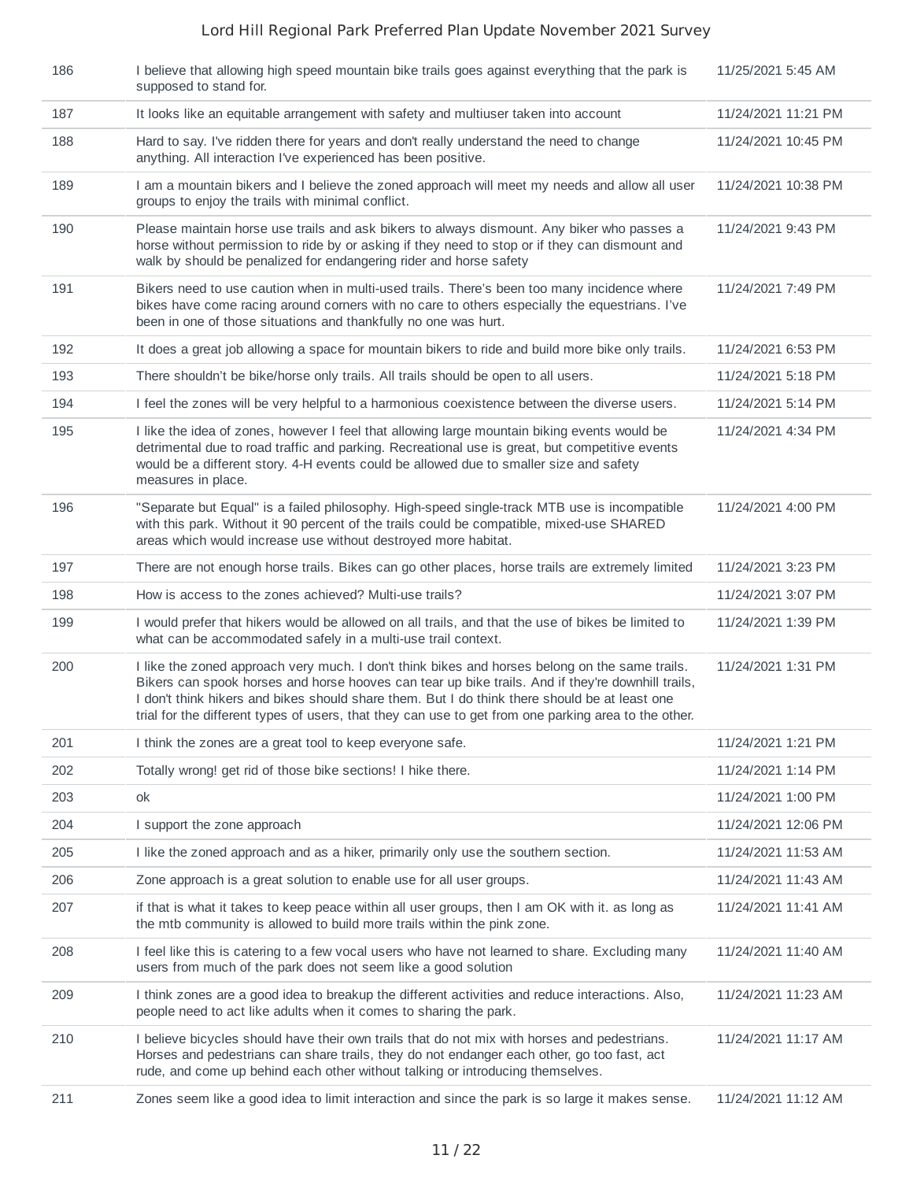| | | |
|---|---|---|
| 186 | I believe that allowing high speed mountain bike trails goes against everything that the park is supposed to stand for. | 11/25/2021 5:45 AM |
| 187 | It looks like an equitable arrangement with safety and multiuser taken into account | 11/24/2021 11:21 PM |
| 188 | Hard to say. I've ridden there for years and don't really understand the need to change anything. All interaction I've experienced has been positive. | 11/24/2021 10:45 PM |
| 189 | I am a mountain bikers and I believe the zoned approach will meet my needs and allow all user groups to enjoy the trails with minimal conflict. | 11/24/2021 10:38 PM |
| 190 | Please maintain horse use trails and ask bikers to always dismount. Any biker who passes a horse without permission to ride by or asking if they need to stop or if they can dismount and walk by should be penalized for endangering rider and horse safety | 11/24/2021 9:43 PM |
| 191 | Bikers need to use caution when in multi-used trails. There's been too many incidence where bikes have come racing around corners with no care to others especially the equestrians. I've been in one of those situations and thankfully no one was hurt. | 11/24/2021 7:49 PM |
| 192 | It does a great job allowing a space for mountain bikers to ride and build more bike only trails. | 11/24/2021 6:53 PM |
| 193 | There shouldn't be bike/horse only trails. All trails should be open to all users. | 11/24/2021 5:18 PM |
| 194 | I feel the zones will be very helpful to a harmonious coexistence between the diverse users. | 11/24/2021 5:14 PM |
| 195 | I like the idea of zones, however I feel that allowing large mountain biking events would be detrimental due to road traffic and parking. Recreational use is great, but competitive events would be a different story. 4-H events could be allowed due to smaller size and safety measures in place. | 11/24/2021 4:34 PM |
| 196 | "Separate but Equal" is a failed philosophy. High-speed single-track MTB use is incompatible with this park. Without it 90 percent of the trails could be compatible, mixed-use SHARED areas which would increase use without destroyed more habitat. | 11/24/2021 4:00 PM |
| 197 | There are not enough horse trails. Bikes can go other places, horse trails are extremely limited | 11/24/2021 3:23 PM |
| 198 | How is access to the zones achieved? Multi-use trails? | 11/24/2021 3:07 PM |
| 199 | I would prefer that hikers would be allowed on all trails, and that the use of bikes be limited to what can be accommodated safely in a multi-use trail context. | 11/24/2021 1:39 PM |
| 200 | I like the zoned approach very much. I don't think bikes and horses belong on the same trails. Bikers can spook horses and horse hooves can tear up bike trails. And if they're downhill trails, I don't think hikers and bikes should share them. But I do think there should be at least one trial for the different types of users, that they can use to get from one parking area to the other. | 11/24/2021 1:31 PM |
| 201 | I think the zones are a great tool to keep everyone safe. | 11/24/2021 1:21 PM |
| 202 | Totally wrong! get rid of those bike sections! I hike there. | 11/24/2021 1:14 PM |
| 203 | ok | 11/24/2021 1:00 PM |
| 204 | I support the zone approach | 11/24/2021 12:06 PM |
| 205 | I like the zoned approach and as a hiker, primarily only use the southern section. | 11/24/2021 11:53 AM |
| 206 | Zone approach is a great solution to enable use for all user groups. | 11/24/2021 11:43 AM |
| 207 | if that is what it takes to keep peace within all user groups, then I am OK with it. as long as the mtb community is allowed to build more trails within the pink zone. | 11/24/2021 11:41 AM |
| 208 | I feel like this is catering to a few vocal users who have not learned to share. Excluding many users from much of the park does not seem like a good solution | 11/24/2021 11:40 AM |
| 209 | I think zones are a good idea to breakup the different activities and reduce interactions. Also, people need to act like adults when it comes to sharing the park. | 11/24/2021 11:23 AM |
| 210 | I believe bicycles should have their own trails that do not mix with horses and pedestrians. Horses and pedestrians can share trails, they do not endanger each other, go too fast, act rude, and come up behind each other without talking or introducing themselves. | 11/24/2021 11:17 AM |
| 211 | Zones seem like a good idea to limit interaction and since the park is so large it makes sense. | 11/24/2021 11:12 AM |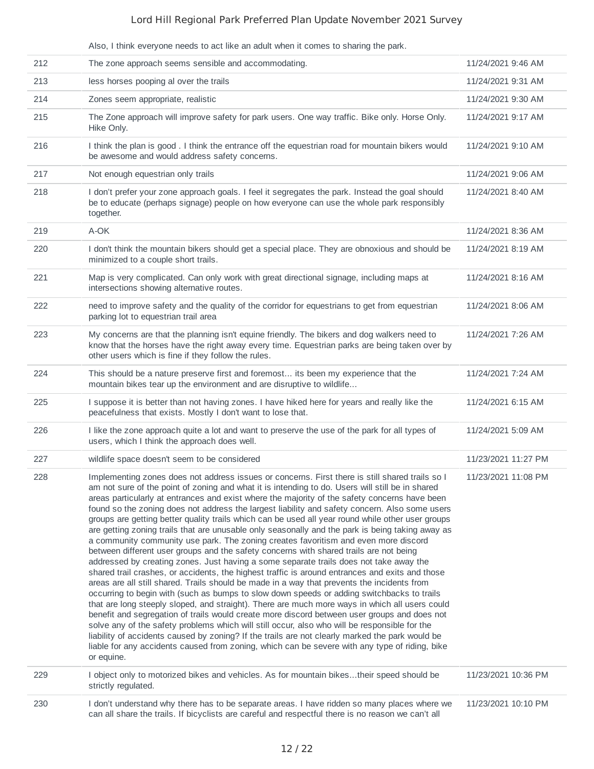| | Also, I think everyone needs to act like an adult when it comes to sharing the park. | |
|---|---|---|
| 212 | The zone approach seems sensible and accommodating. | 11/24/2021 9:46 AM |
| 213 | less horses pooping al over the trails | 11/24/2021 9:31 AM |
| 214 | Zones seem appropriate, realistic | 11/24/2021 9:30 AM |
| 215 | The Zone approach will improve safety for park users. One way traffic. Bike only. Horse Only. Hike Only. | 11/24/2021 9:17 AM |
| 216 | I think the plan is good . I think the entrance off the equestrian road for mountain bikers would be awesome and would address safety concerns. | 11/24/2021 9:10 AM |
| 217 | Not enough equestrian only trails | 11/24/2021 9:06 AM |
| 218 | I don't prefer your zone approach goals. I feel it segregates the park. Instead the goal should be to educate (perhaps signage) people on how everyone can use the whole park responsibly together. | 11/24/2021 8:40 AM |
| 219 | A-OK | 11/24/2021 8:36 AM |
| 220 | I don't think the mountain bikers should get a special place. They are obnoxious and should be minimized to a couple short trails. | 11/24/2021 8:19 AM |
| 221 | Map is very complicated. Can only work with great directional signage, including maps at intersections showing alternative routes. | 11/24/2021 8:16 AM |
| 222 | need to improve safety and the quality of the corridor for equestrians to get from equestrian parking lot to equestrian trail area | 11/24/2021 8:06 AM |
| 223 | My concerns are that the planning isn't equine friendly. The bikers and dog walkers need to know that the horses have the right away every time. Equestrian parks are being taken over by other users which is fine if they follow the rules. | 11/24/2021 7:26 AM |
| 224 | This should be a nature preserve first and foremost... its been my experience that the mountain bikes tear up the environment and are disruptive to wildlife... | 11/24/2021 7:24 AM |
| 225 | I suppose it is better than not having zones. I have hiked here for years and really like the peacefulness that exists. Mostly I don't want to lose that. | 11/24/2021 6:15 AM |
| 226 | I like the zone approach quite a lot and want to preserve the use of the park for all types of users, which I think the approach does well. | 11/24/2021 5:09 AM |
| 227 | wildlife space doesn't seem to be considered | 11/23/2021 11:27 PM |
| 228 | Implementing zones does not address issues or concerns. First there is still shared trails so I am not sure of the point of zoning and what it is intending to do. Users will still be in shared areas particularly at entrances and exist where the majority of the safety concerns have been found so the zoning does not address the largest liability and safety concern. Also some users groups are getting better quality trails which can be used all year round while other user groups are getting zoning trails that are unusable only seasonally and the park is being taking away as a community community use park. The zoning creates favoritism and even more discord between different user groups and the safety concerns with shared trails are not being addressed by creating zones. Just having a some separate trails does not take away the shared trail crashes, or accidents, the highest traffic is around entrances and exits and those areas are all still shared. Trails should be made in a way that prevents the incidents from occurring to begin with (such as bumps to slow down speeds or adding switchbacks to trails that are long steeply sloped, and straight). There are much more ways in which all users could benefit and segregation of trails would create more discord between user groups and does not solve any of the safety problems which will still occur, also who will be responsible for the liability of accidents caused by zoning? If the trails are not clearly marked the park would be liable for any accidents caused from zoning, which can be severe with any type of riding, bike or equine. | 11/23/2021 11:08 PM |
| 229 | I object only to motorized bikes and vehicles. As for mountain bikes...their speed should be strictly regulated. | 11/23/2021 10:36 PM |
| 230 | I don't understand why there has to be separate areas. I have ridden so many places where we can all share the trails. If bicyclists are careful and respectful there is no reason we can't all | 11/23/2021 10:10 PM |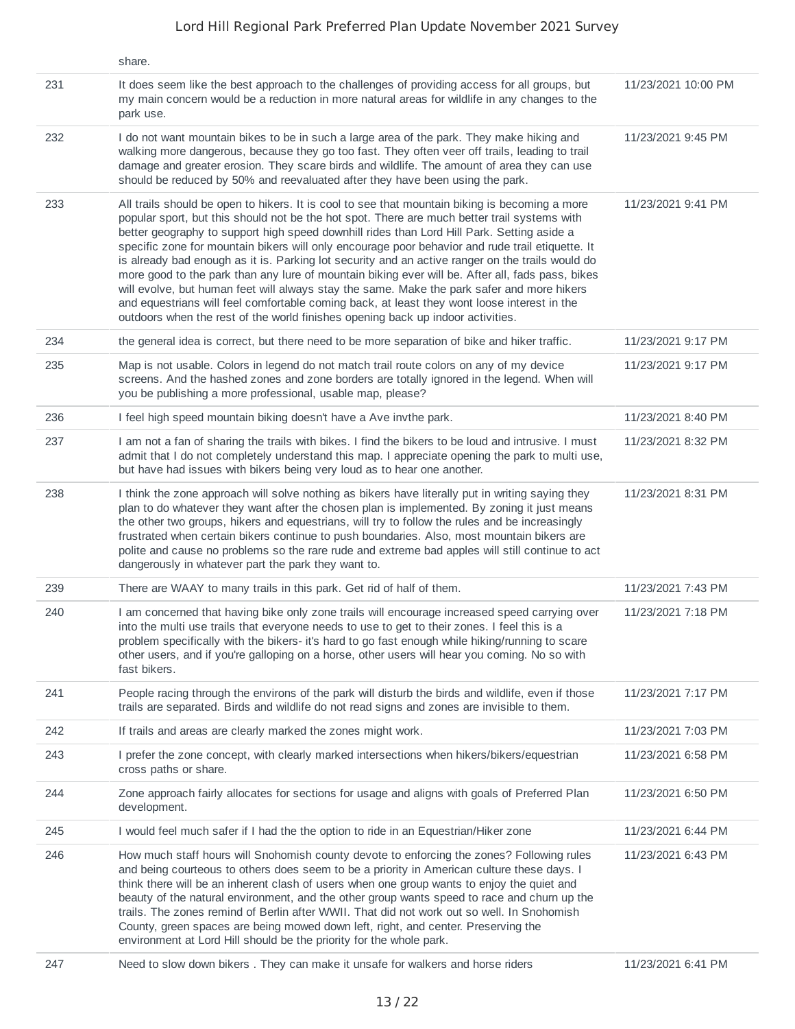| | | |
|---|---|---|
| | share. | |
| 231 | It does seem like the best approach to the challenges of providing access for all groups, but my main concern would be a reduction in more natural areas for wildlife in any changes to the park use. | 11/23/2021 10:00 PM |
| 232 | I do not want mountain bikes to be in such a large area of the park. They make hiking and walking more dangerous, because they go too fast. They often veer off trails, leading to trail damage and greater erosion. They scare birds and wildlife. The amount of area they can use should be reduced by 50% and reevaluated after they have been using the park. | 11/23/2021 9:45 PM |
| 233 | All trails should be open to hikers. It is cool to see that mountain biking is becoming a more popular sport, but this should not be the hot spot. There are much better trail systems with better geography to support high speed downhill rides than Lord Hill Park. Setting aside a specific zone for mountain bikers will only encourage poor behavior and rude trail etiquette. It is already bad enough as it is. Parking lot security and an active ranger on the trails would do more good to the park than any lure of mountain biking ever will be. After all, fads pass, bikes will evolve, but human feet will always stay the same. Make the park safer and more hikers and equestrians will feel comfortable coming back, at least they wont loose interest in the outdoors when the rest of the world finishes opening back up indoor activities. | 11/23/2021 9:41 PM |
| 234 | the general idea is correct, but there need to be more separation of bike and hiker traffic. | 11/23/2021 9:17 PM |
| 235 | Map is not usable. Colors in legend do not match trail route colors on any of my device screens. And the hashed zones and zone borders are totally ignored in the legend. When will you be publishing a more professional, usable map, please? | 11/23/2021 9:17 PM |
| 236 | I feel high speed mountain biking doesn't have a Ave invthe park. | 11/23/2021 8:40 PM |
| 237 | I am not a fan of sharing the trails with bikes. I find the bikers to be loud and intrusive. I must admit that I do not completely understand this map. I appreciate opening the park to multi use, but have had issues with bikers being very loud as to hear one another. | 11/23/2021 8:32 PM |
| 238 | I think the zone approach will solve nothing as bikers have literally put in writing saying they plan to do whatever they want after the chosen plan is implemented. By zoning it just means the other two groups, hikers and equestrians, will try to follow the rules and be increasingly frustrated when certain bikers continue to push boundaries. Also, most mountain bikers are polite and cause no problems so the rare rude and extreme bad apples will still continue to act dangerously in whatever part the park they want to. | 11/23/2021 8:31 PM |
| 239 | There are WAAY to many trails in this park. Get rid of half of them. | 11/23/2021 7:43 PM |
| 240 | I am concerned that having bike only zone trails will encourage increased speed carrying over into the multi use trails that everyone needs to use to get to their zones. I feel this is a problem specifically with the bikers- it's hard to go fast enough while hiking/running to scare other users, and if you're galloping on a horse, other users will hear you coming. No so with fast bikers. | 11/23/2021 7:18 PM |
| 241 | People racing through the environs of the park will disturb the birds and wildlife, even if those trails are separated. Birds and wildlife do not read signs and zones are invisible to them. | 11/23/2021 7:17 PM |
| 242 | If trails and areas are clearly marked the zones might work. | 11/23/2021 7:03 PM |
| 243 | I prefer the zone concept, with clearly marked intersections when hikers/bikers/equestrian cross paths or share. | 11/23/2021 6:58 PM |
| 244 | Zone approach fairly allocates for sections for usage and aligns with goals of Preferred Plan development. | 11/23/2021 6:50 PM |
| 245 | I would feel much safer if I had the the option to ride in an Equestrian/Hiker zone | 11/23/2021 6:44 PM |
| 246 | How much staff hours will Snohomish county devote to enforcing the zones? Following rules and being courteous to others does seem to be a priority in American culture these days. I think there will be an inherent clash of users when one group wants to enjoy the quiet and beauty of the natural environment, and the other group wants speed to race and churn up the trails. The zones remind of Berlin after WWII. That did not work out so well. In Snohomish County, green spaces are being mowed down left, right, and center. Preserving the environment at Lord Hill should be the priority for the whole park. | 11/23/2021 6:43 PM |
| 247 | Need to slow down bikers . They can make it unsafe for walkers and horse riders | 11/23/2021 6:41 PM |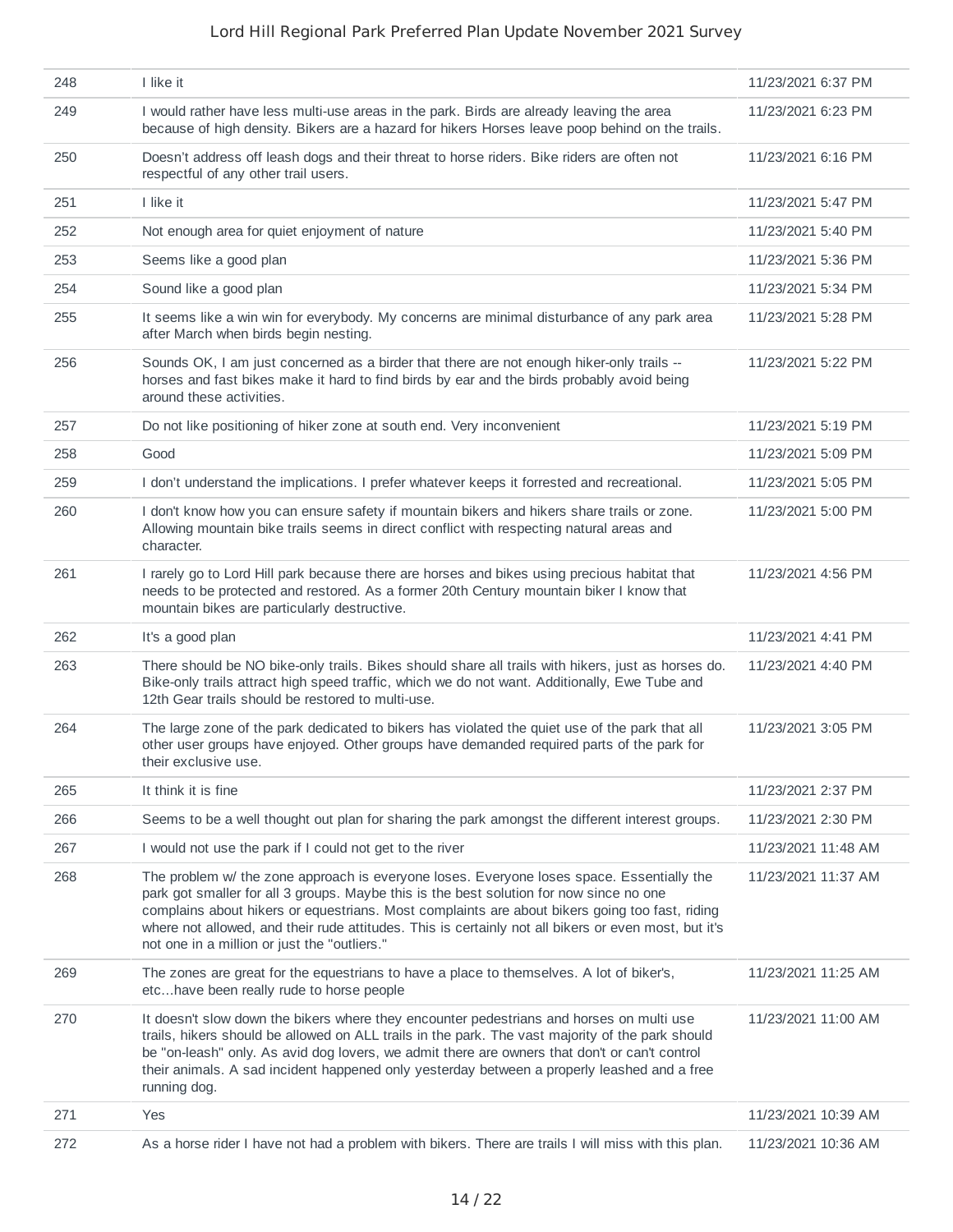| | | |
|---|---|---|
| 248 | I like it | 11/23/2021 6:37 PM |
| 249 | I would rather have less multi-use areas in the park. Birds are already leaving the area because of high density. Bikers are a hazard for hikers Horses leave poop behind on the trails. | 11/23/2021 6:23 PM |
| 250 | Doesn't address off leash dogs and their threat to horse riders. Bike riders are often not respectful of any other trail users. | 11/23/2021 6:16 PM |
| 251 | I like it | 11/23/2021 5:47 PM |
| 252 | Not enough area for quiet enjoyment of nature | 11/23/2021 5:40 PM |
| 253 | Seems like a good plan | 11/23/2021 5:36 PM |
| 254 | Sound like a good plan | 11/23/2021 5:34 PM |
| 255 | It seems like a win win for everybody. My concerns are minimal disturbance of any park area after March when birds begin nesting. | 11/23/2021 5:28 PM |
| 256 | Sounds OK, I am just concerned as a birder that there are not enough hiker-only trails -- horses and fast bikes make it hard to find birds by ear and the birds probably avoid being around these activities. | 11/23/2021 5:22 PM |
| 257 | Do not like positioning of hiker zone at south end. Very inconvenient | 11/23/2021 5:19 PM |
| 258 | Good | 11/23/2021 5:09 PM |
| 259 | I don't understand the implications. I prefer whatever keeps it forrested and recreational. | 11/23/2021 5:05 PM |
| 260 | I don't know how you can ensure safety if mountain bikers and hikers share trails or zone. Allowing mountain bike trails seems in direct conflict with respecting natural areas and character. | 11/23/2021 5:00 PM |
| 261 | I rarely go to Lord Hill park because there are horses and bikes using precious habitat that needs to be protected and restored. As a former 20th Century mountain biker I know that mountain bikes are particularly destructive. | 11/23/2021 4:56 PM |
| 262 | It's a good plan | 11/23/2021 4:41 PM |
| 263 | There should be NO bike-only trails. Bikes should share all trails with hikers, just as horses do. Bike-only trails attract high speed traffic, which we do not want. Additionally, Ewe Tube and 12th Gear trails should be restored to multi-use. | 11/23/2021 4:40 PM |
| 264 | The large zone of the park dedicated to bikers has violated the quiet use of the park that all other user groups have enjoyed. Other groups have demanded required parts of the park for their exclusive use. | 11/23/2021 3:05 PM |
| 265 | It think it is fine | 11/23/2021 2:37 PM |
| 266 | Seems to be a well thought out plan for sharing the park amongst the different interest groups. | 11/23/2021 2:30 PM |
| 267 | I would not use the park if I could not get to the river | 11/23/2021 11:48 AM |
| 268 | The problem w/ the zone approach is everyone loses. Everyone loses space. Essentially the park got smaller for all 3 groups. Maybe this is the best solution for now since no one complains about hikers or equestrians. Most complaints are about bikers going too fast, riding where not allowed, and their rude attitudes. This is certainly not all bikers or even most, but it's not one in a million or just the "outliers." | 11/23/2021 11:37 AM |
| 269 | The zones are great for the equestrians to have a place to themselves. A lot of biker's, etc...have been really rude to horse people | 11/23/2021 11:25 AM |
| 270 | It doesn't slow down the bikers where they encounter pedestrians and horses on multi use trails, hikers should be allowed on ALL trails in the park. The vast majority of the park should be "on-leash" only. As avid dog lovers, we admit there are owners that don't or can't control their animals. A sad incident happened only yesterday between a properly leashed and a free running dog. | 11/23/2021 11:00 AM |
| 271 | Yes | 11/23/2021 10:39 AM |
| 272 | As a horse rider I have not had a problem with bikers. There are trails I will miss with this plan. | 11/23/2021 10:36 AM |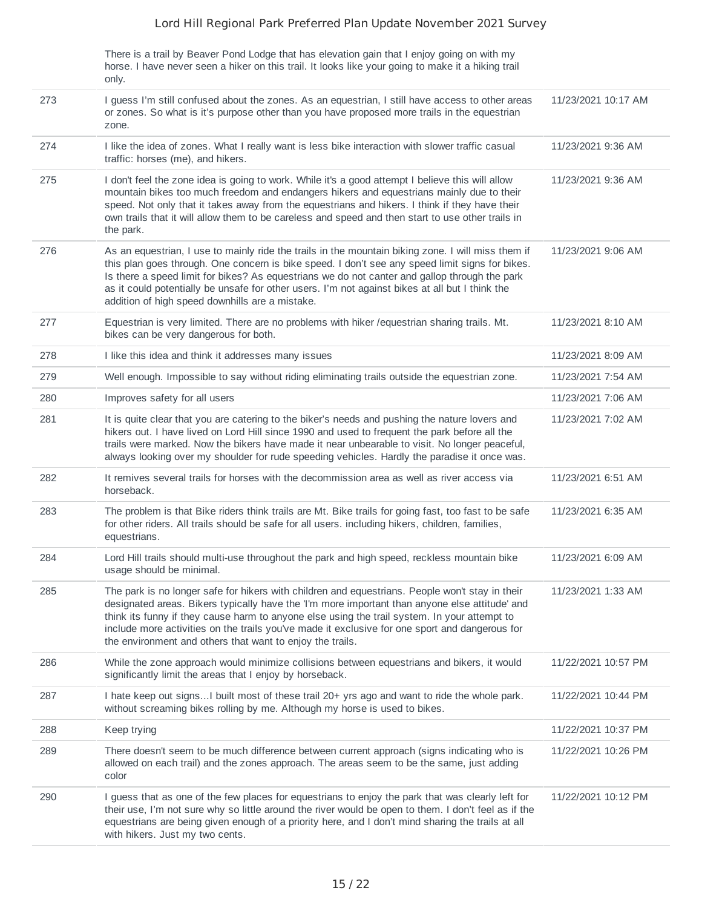| | | |
|---|---|---|
| | There is a trail by Beaver Pond Lodge that has elevation gain that I enjoy going on with my horse. I have never seen a hiker on this trail. It looks like your going to make it a hiking trail only. | |
| 273 | I guess I'm still confused about the zones. As an equestrian, I still have access to other areas or zones. So what is it's purpose other than you have proposed more trails in the equestrian zone. | 11/23/2021 10:17 AM |
| 274 | I like the idea of zones. What I really want is less bike interaction with slower traffic casual traffic: horses (me), and hikers. | 11/23/2021 9:36 AM |
| 275 | I don't feel the zone idea is going to work. While it's a good attempt I believe this will allow mountain bikes too much freedom and endangers hikers and equestrians mainly due to their speed. Not only that it takes away from the equestrians and hikers. I think if they have their own trails that it will allow them to be careless and speed and then start to use other trails in the park. | 11/23/2021 9:36 AM |
| 276 | As an equestrian, I use to mainly ride the trails in the mountain biking zone. I will miss them if this plan goes through. One concern is bike speed. I don't see any speed limit signs for bikes. Is there a speed limit for bikes? As equestrians we do not canter and gallop through the park as it could potentially be unsafe for other users. I'm not against bikes at all but I think the addition of high speed downhills are a mistake. | 11/23/2021 9:06 AM |
| 277 | Equestrian is very limited. There are no problems with hiker /equestrian sharing trails. Mt. bikes can be very dangerous for both. | 11/23/2021 8:10 AM |
| 278 | I like this idea and think it addresses many issues | 11/23/2021 8:09 AM |
| 279 | Well enough. Impossible to say without riding eliminating trails outside the equestrian zone. | 11/23/2021 7:54 AM |
| 280 | Improves safety for all users | 11/23/2021 7:06 AM |
| 281 | It is quite clear that you are catering to the biker's needs and pushing the nature lovers and hikers out. I have lived on Lord Hill since 1990 and used to frequent the park before all the trails were marked. Now the bikers have made it near unbearable to visit. No longer peaceful, always looking over my shoulder for rude speeding vehicles. Hardly the paradise it once was. | 11/23/2021 7:02 AM |
| 282 | It remives several trails for horses with the decommission area as well as river access via horseback. | 11/23/2021 6:51 AM |
| 283 | The problem is that Bike riders think trails are Mt. Bike trails for going fast, too fast to be safe for other riders. All trails should be safe for all users. including hikers, children, families, equestrians. | 11/23/2021 6:35 AM |
| 284 | Lord Hill trails should multi-use throughout the park and high speed, reckless mountain bike usage should be minimal. | 11/23/2021 6:09 AM |
| 285 | The park is no longer safe for hikers with children and equestrians. People won't stay in their designated areas. Bikers typically have the 'I'm more important than anyone else attitude' and think its funny if they cause harm to anyone else using the trail system. In your attempt to include more activities on the trails you've made it exclusive for one sport and dangerous for the environment and others that want to enjoy the trails. | 11/23/2021 1:33 AM |
| 286 | While the zone approach would minimize collisions between equestrians and bikers, it would significantly limit the areas that I enjoy by horseback. | 11/22/2021 10:57 PM |
| 287 | I hate keep out signs...I built most of these trail 20+ yrs ago and want to ride the whole park. without screaming bikes rolling by me. Although my horse is used to bikes. | 11/22/2021 10:44 PM |
| 288 | Keep trying | 11/22/2021 10:37 PM |
| 289 | There doesn't seem to be much difference between current approach (signs indicating who is allowed on each trail) and the zones approach. The areas seem to be the same, just adding color | 11/22/2021 10:26 PM |
| 290 | I guess that as one of the few places for equestrians to enjoy the park that was clearly left for their use, I'm not sure why so little around the river would be open to them. I don't feel as if the equestrians are being given enough of a priority here, and I don't mind sharing the trails at all with hikers. Just my two cents. | 11/22/2021 10:12 PM |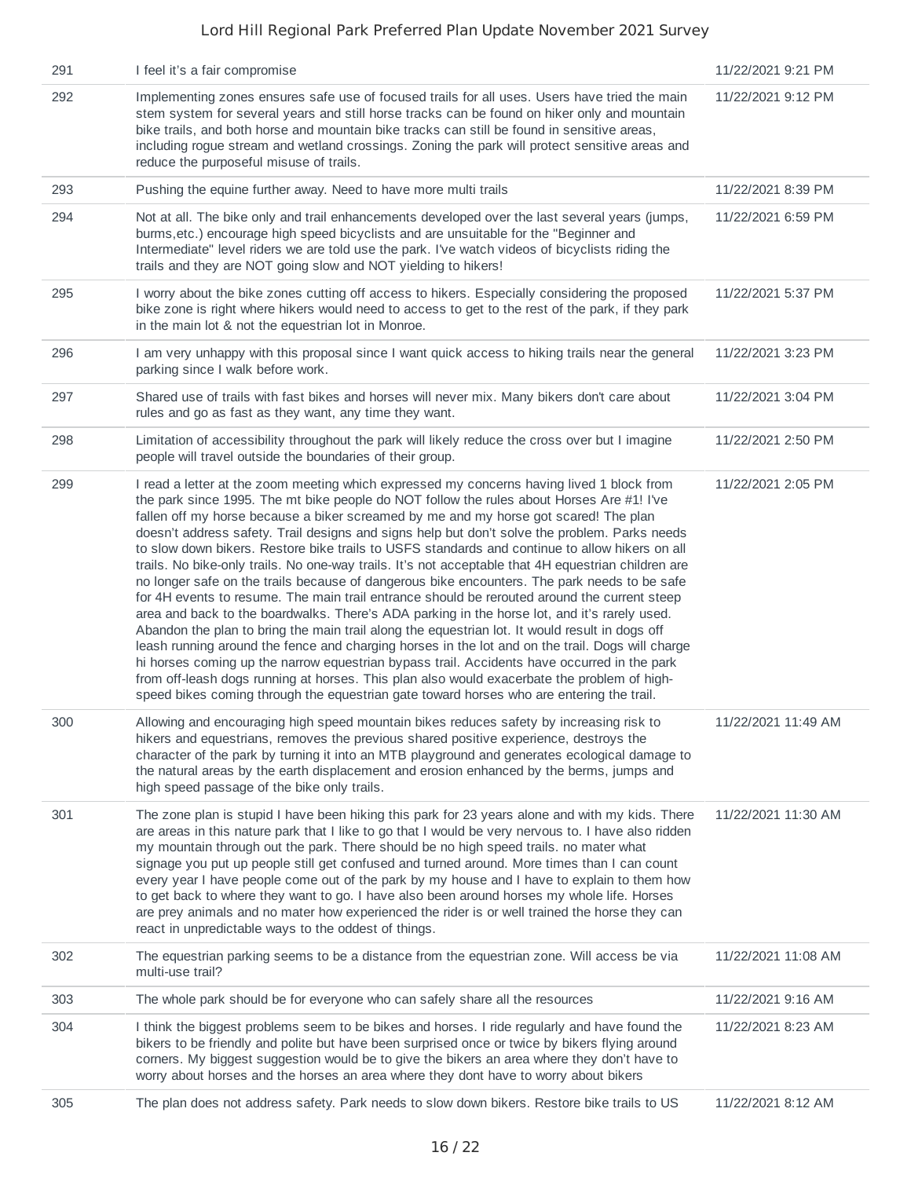| | | |
|---|---|---|
| 291 | I feel it's a fair compromise | 11/22/2021 9:21 PM |
| 292 | Implementing zones ensures safe use of focused trails for all uses. Users have tried the main stem system for several years and still horse tracks can be found on hiker only and mountain bike trails, and both horse and mountain bike tracks can still be found in sensitive areas, including rogue stream and wetland crossings. Zoning the park will protect sensitive areas and reduce the purposeful misuse of trails. | 11/22/2021 9:12 PM |
| 293 | Pushing the equine further away. Need to have more multi trails | 11/22/2021 8:39 PM |
| 294 | Not at all. The bike only and trail enhancements developed over the last several years (jumps, burms,etc.) encourage high speed bicyclists and are unsuitable for the "Beginner and Intermediate" level riders we are told use the park. I've watch videos of bicyclists riding the trails and they are NOT going slow and NOT yielding to hikers! | 11/22/2021 6:59 PM |
| 295 | I worry about the bike zones cutting off access to hikers. Especially considering the proposed bike zone is right where hikers would need to access to get to the rest of the park, if they park in the main lot & not the equestrian lot in Monroe. | 11/22/2021 5:37 PM |
| 296 | I am very unhappy with this proposal since I want quick access to hiking trails near the general parking since I walk before work. | 11/22/2021 3:23 PM |
| 297 | Shared use of trails with fast bikes and horses will never mix. Many bikers don't care about rules and go as fast as they want, any time they want. | 11/22/2021 3:04 PM |
| 298 | Limitation of accessibility throughout the park will likely reduce the cross over but I imagine people will travel outside the boundaries of their group. | 11/22/2021 2:50 PM |
| 299 | I read a letter at the zoom meeting which expressed my concerns having lived 1 block from the park since 1995. The mt bike people do NOT follow the rules about Horses Are #1! I've fallen off my horse because a biker screamed by me and my horse got scared! The plan doesn't address safety. Trail designs and signs help but don't solve the problem. Parks needs to slow down bikers. Restore bike trails to USFS standards and continue to allow hikers on all trails. No bike-only trails. No one-way trails. It's not acceptable that 4H equestrian children are no longer safe on the trails because of dangerous bike encounters. The park needs to be safe for 4H events to resume. The main trail entrance should be rerouted around the current steep area and back to the boardwalks. There's ADA parking in the horse lot, and it's rarely used. Abandon the plan to bring the main trail along the equestrian lot. It would result in dogs off leash running around the fence and charging horses in the lot and on the trail. Dogs will charge hi horses coming up the narrow equestrian bypass trail. Accidents have occurred in the park from off-leash dogs running at horses. This plan also would exacerbate the problem of high-speed bikes coming through the equestrian gate toward horses who are entering the trail. | 11/22/2021 2:05 PM |
| 300 | Allowing and encouraging high speed mountain bikes reduces safety by increasing risk to hikers and equestrians, removes the previous shared positive experience, destroys the character of the park by turning it into an MTB playground and generates ecological damage to the natural areas by the earth displacement and erosion enhanced by the berms, jumps and high speed passage of the bike only trails. | 11/22/2021 11:49 AM |
| 301 | The zone plan is stupid I have been hiking this park for 23 years alone and with my kids. There are areas in this nature park that I like to go that I would be very nervous to. I have also ridden my mountain through out the park. There should be no high speed trails. no mater what signage you put up people still get confused and turned around. More times than I can count every year I have people come out of the park by my house and I have to explain to them how to get back to where they want to go. I have also been around horses my whole life. Horses are prey animals and no mater how experienced the rider is or well trained the horse they can react in unpredictable ways to the oddest of things. | 11/22/2021 11:30 AM |
| 302 | The equestrian parking seems to be a distance from the equestrian zone. Will access be via multi-use trail? | 11/22/2021 11:08 AM |
| 303 | The whole park should be for everyone who can safely share all the resources | 11/22/2021 9:16 AM |
| 304 | I think the biggest problems seem to be bikes and horses. I ride regularly and have found the bikers to be friendly and polite but have been surprised once or twice by bikers flying around corners. My biggest suggestion would be to give the bikers an area where they don't have to worry about horses and the horses an area where they dont have to worry about bikers | 11/22/2021 8:23 AM |
| 305 | The plan does not address safety. Park needs to slow down bikers. Restore bike trails to US | 11/22/2021 8:12 AM |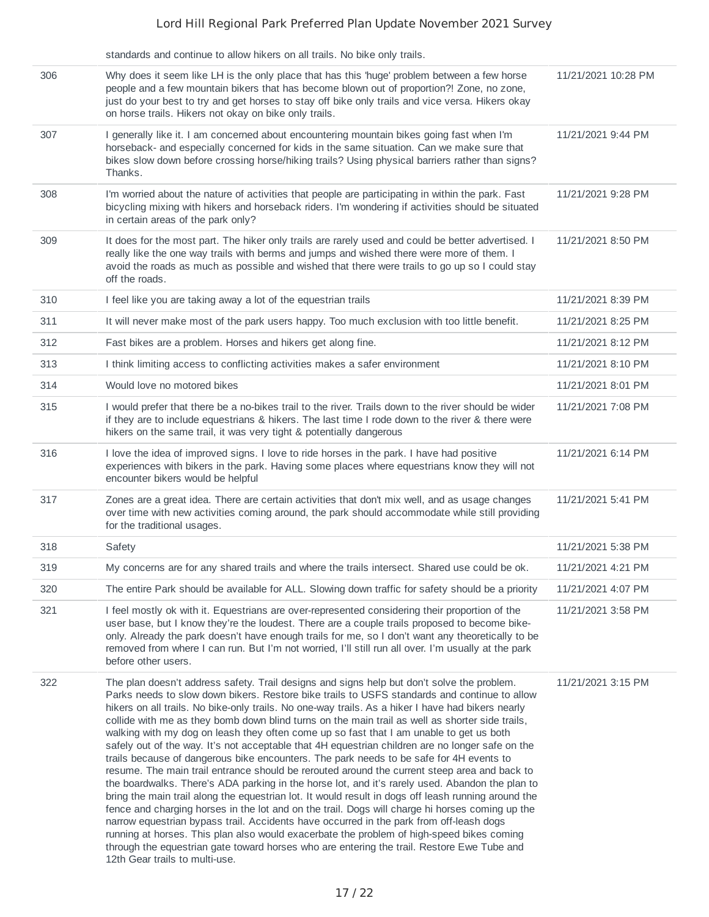| | | |
|---|---|---|
| | standards and continue to allow hikers on all trails. No bike only trails. | |
| 306 | Why does it seem like LH is the only place that has this 'huge' problem between a few horse people and a few mountain bikers that has become blown out of proportion?! Zone, no zone, just do your best to try and get horses to stay off bike only trails and vice versa. Hikers okay on horse trails. Hikers not okay on bike only trails. | 11/21/2021 10:28 PM |
| 307 | I generally like it. I am concerned about encountering mountain bikes going fast when I'm horseback- and especially concerned for kids in the same situation. Can we make sure that bikes slow down before crossing horse/hiking trails? Using physical barriers rather than signs? Thanks. | 11/21/2021 9:44 PM |
| 308 | I'm worried about the nature of activities that people are participating in within the park. Fast bicycling mixing with hikers and horseback riders. I'm wondering if activities should be situated in certain areas of the park only? | 11/21/2021 9:28 PM |
| 309 | It does for the most part. The hiker only trails are rarely used and could be better advertised. I really like the one way trails with berms and jumps and wished there were more of them. I avoid the roads as much as possible and wished that there were trails to go up so I could stay off the roads. | 11/21/2021 8:50 PM |
| 310 | I feel like you are taking away a lot of the equestrian trails | 11/21/2021 8:39 PM |
| 311 | It will never make most of the park users happy. Too much exclusion with too little benefit. | 11/21/2021 8:25 PM |
| 312 | Fast bikes are a problem. Horses and hikers get along fine. | 11/21/2021 8:12 PM |
| 313 | I think limiting access to conflicting activities makes a safer environment | 11/21/2021 8:10 PM |
| 314 | Would love no motored bikes | 11/21/2021 8:01 PM |
| 315 | I would prefer that there be a no-bikes trail to the river. Trails down to the river should be wider if they are to include equestrians & hikers. The last time I rode down to the river & there were hikers on the same trail, it was very tight & potentially dangerous | 11/21/2021 7:08 PM |
| 316 | I love the idea of improved signs. I love to ride horses in the park. I have had positive experiences with bikers in the park. Having some places where equestrians know they will not encounter bikers would be helpful | 11/21/2021 6:14 PM |
| 317 | Zones are a great idea. There are certain activities that don't mix well, and as usage changes over time with new activities coming around, the park should accommodate while still providing for the traditional usages. | 11/21/2021 5:41 PM |
| 318 | Safety | 11/21/2021 5:38 PM |
| 319 | My concerns are for any shared trails and where the trails intersect. Shared use could be ok. | 11/21/2021 4:21 PM |
| 320 | The entire Park should be available for ALL. Slowing down traffic for safety should be a priority | 11/21/2021 4:07 PM |
| 321 | I feel mostly ok with it. Equestrians are over-represented considering their proportion of the user base, but I know they're the loudest. There are a couple trails proposed to become bike-only. Already the park doesn't have enough trails for me, so I don't want any theoretically to be removed from where I can run. But I'm not worried, I'll still run all over. I'm usually at the park before other users. | 11/21/2021 3:58 PM |
| 322 | The plan doesn't address safety. Trail designs and signs help but don't solve the problem. Parks needs to slow down bikers. Restore bike trails to USFS standards and continue to allow hikers on all trails. No bike-only trails. No one-way trails. As a hiker I have had bikers nearly collide with me as they bomb down blind turns on the main trail as well as shorter side trails, walking with my dog on leash they often come up so fast that I am unable to get us both safely out of the way. It's not acceptable that 4H equestrian children are no longer safe on the trails because of dangerous bike encounters. The park needs to be safe for 4H events to resume. The main trail entrance should be rerouted around the current steep area and back to the boardwalks. There's ADA parking in the horse lot, and it's rarely used. Abandon the plan to bring the main trail along the equestrian lot. It would result in dogs off leash running around the fence and charging horses in the lot and on the trail. Dogs will charge hi horses coming up the narrow equestrian bypass trail. Accidents have occurred in the park from off-leash dogs running at horses. This plan also would exacerbate the problem of high-speed bikes coming through the equestrian gate toward horses who are entering the trail. Restore Ewe Tube and 12th Gear trails to multi-use. | 11/21/2021 3:15 PM |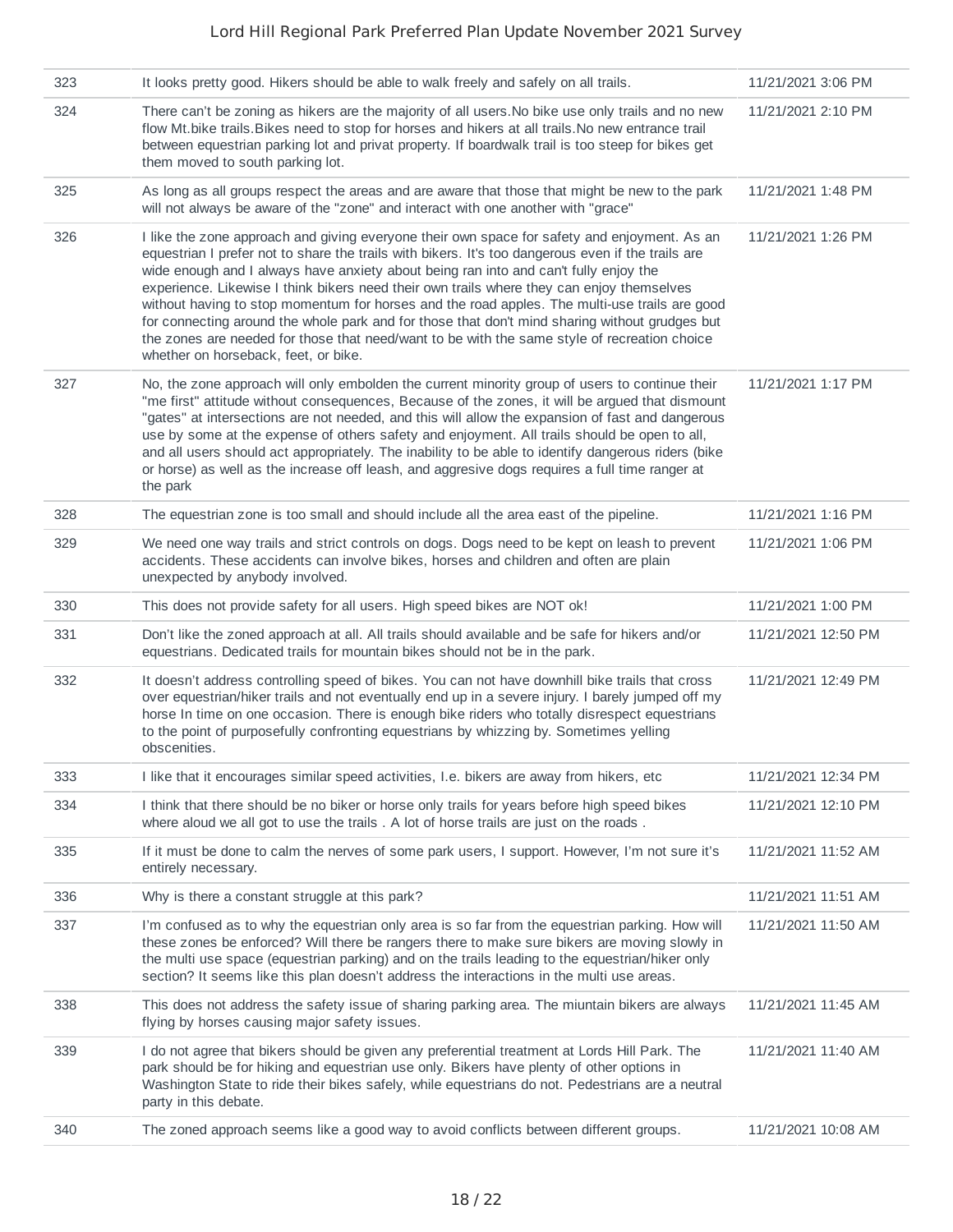| | | |
|---|---|---|
| 323 | It looks pretty good. Hikers should be able to walk freely and safely on all trails. | 11/21/2021 3:06 PM |
| 324 | There can't be zoning as hikers are the majority of all users.No bike use only trails and no new flow Mt.bike trails.Bikes need to stop for horses and hikers at all trails.No new entrance trail between equestrian parking lot and privat property. If boardwalk trail is too steep for bikes get them moved to south parking lot. | 11/21/2021 2:10 PM |
| 325 | As long as all groups respect the areas and are aware that those that might be new to the park will not always be aware of the "zone" and interact with one another with "grace" | 11/21/2021 1:48 PM |
| 326 | I like the zone approach and giving everyone their own space for safety and enjoyment. As an equestrian I prefer not to share the trails with bikers. It's too dangerous even if the trails are wide enough and I always have anxiety about being ran into and can't fully enjoy the experience. Likewise I think bikers need their own trails where they can enjoy themselves without having to stop momentum for horses and the road apples. The multi-use trails are good for connecting around the whole park and for those that don't mind sharing without grudges but the zones are needed for those that need/want to be with the same style of recreation choice whether on horseback, feet, or bike. | 11/21/2021 1:26 PM |
| 327 | No, the zone approach will only embolden the current minority group of users to continue their "me first" attitude without consequences, Because of the zones, it will be argued that dismount "gates" at intersections are not needed, and this will allow the expansion of fast and dangerous use by some at the expense of others safety and enjoyment. All trails should be open to all, and all users should act appropriately. The inability to be able to identify dangerous riders (bike or horse) as well as the increase off leash, and aggresive dogs requires a full time ranger at the park | 11/21/2021 1:17 PM |
| 328 | The equestrian zone is too small and should include all the area east of the pipeline. | 11/21/2021 1:16 PM |
| 329 | We need one way trails and strict controls on dogs. Dogs need to be kept on leash to prevent accidents. These accidents can involve bikes, horses and children and often are plain unexpected by anybody involved. | 11/21/2021 1:06 PM |
| 330 | This does not provide safety for all users. High speed bikes are NOT ok! | 11/21/2021 1:00 PM |
| 331 | Don't like the zoned approach at all. All trails should available and be safe for hikers and/or equestrians. Dedicated trails for mountain bikes should not be in the park. | 11/21/2021 12:50 PM |
| 332 | It doesn't address controlling speed of bikes. You can not have downhill bike trails that cross over equestrian/hiker trails and not eventually end up in a severe injury. I barely jumped off my horse In time on one occasion. There is enough bike riders who totally disrespect equestrians to the point of purposefully confronting equestrians by whizzing by. Sometimes yelling obscenities. | 11/21/2021 12:49 PM |
| 333 | I like that it encourages similar speed activities, I.e. bikers are away from hikers, etc | 11/21/2021 12:34 PM |
| 334 | I think that there should be no biker or horse only trails for years before high speed bikes where aloud we all got to use the trails . A lot of horse trails are just on the roads . | 11/21/2021 12:10 PM |
| 335 | If it must be done to calm the nerves of some park users, I support. However, I'm not sure it's entirely necessary. | 11/21/2021 11:52 AM |
| 336 | Why is there a constant struggle at this park? | 11/21/2021 11:51 AM |
| 337 | I'm confused as to why the equestrian only area is so far from the equestrian parking. How will these zones be enforced? Will there be rangers there to make sure bikers are moving slowly in the multi use space (equestrian parking) and on the trails leading to the equestrian/hiker only section? It seems like this plan doesn't address the interactions in the multi use areas. | 11/21/2021 11:50 AM |
| 338 | This does not address the safety issue of sharing parking area. The miuntain bikers are always flying by horses causing major safety issues. | 11/21/2021 11:45 AM |
| 339 | I do not agree that bikers should be given any preferential treatment at Lords Hill Park. The park should be for hiking and equestrian use only. Bikers have plenty of other options in Washington State to ride their bikes safely, while equestrians do not. Pedestrians are a neutral party in this debate. | 11/21/2021 11:40 AM |
| 340 | The zoned approach seems like a good way to avoid conflicts between different groups. | 11/21/2021 10:08 AM |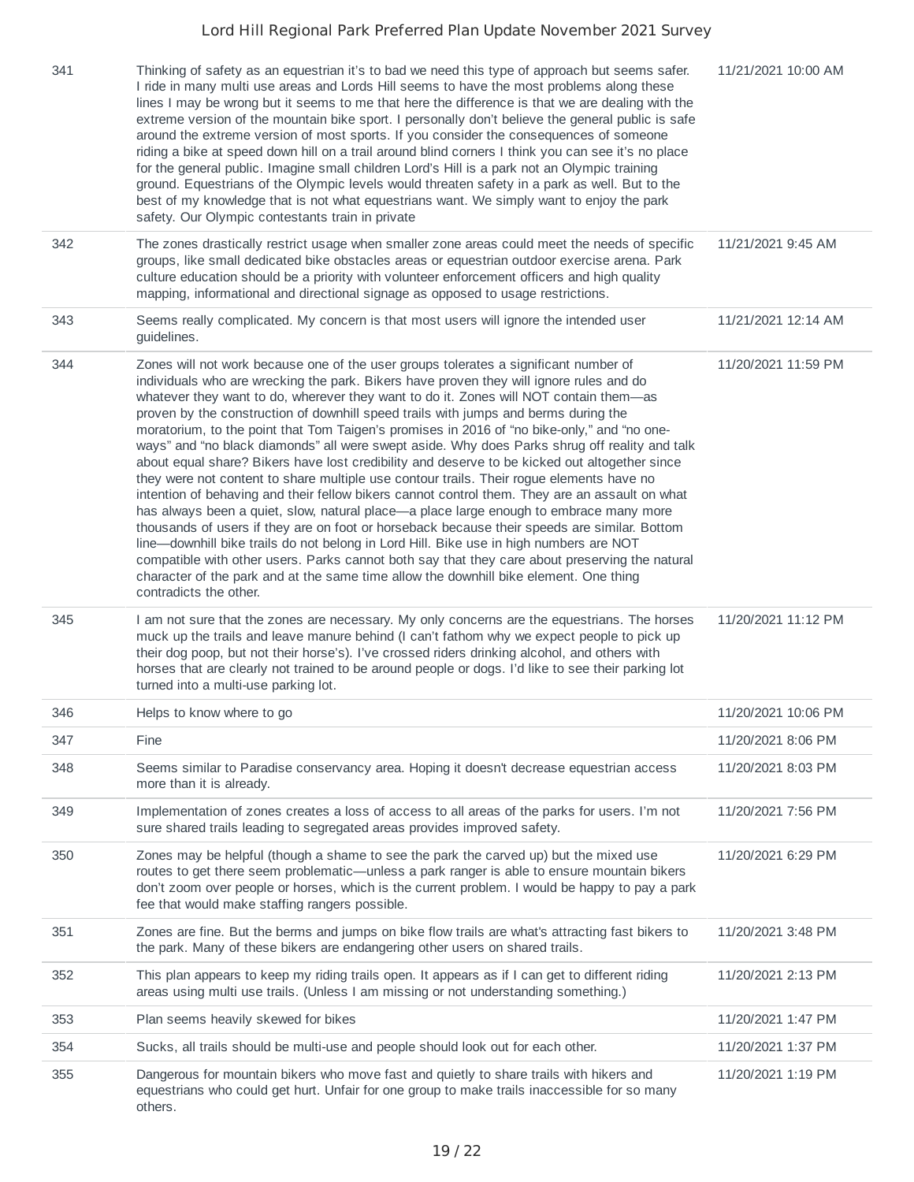| | | |
|---|---|---|
| 341 | Thinking of safety as an equestrian it's to bad we need this type of approach but seems safer. I ride in many multi use areas and Lords Hill seems to have the most problems along these lines I may be wrong but it seems to me that here the difference is that we are dealing with the extreme version of the mountain bike sport. I personally don't believe the general public is safe around the extreme version of most sports. If you consider the consequences of someone riding a bike at speed down hill on a trail around blind corners I think you can see it's no place for the general public. Imagine small children Lord's Hill is a park not an Olympic training ground. Equestrians of the Olympic levels would threaten safety in a park as well. But to the best of my knowledge that is not what equestrians want. We simply want to enjoy the park safety. Our Olympic contestants train in private | 11/21/2021 10:00 AM |
| 342 | The zones drastically restrict usage when smaller zone areas could meet the needs of specific groups, like small dedicated bike obstacles areas or equestrian outdoor exercise arena. Park culture education should be a priority with volunteer enforcement officers and high quality mapping, informational and directional signage as opposed to usage restrictions. | 11/21/2021 9:45 AM |
| 343 | Seems really complicated. My concern is that most users will ignore the intended user guidelines. | 11/21/2021 12:14 AM |
| 344 | Zones will not work because one of the user groups tolerates a significant number of individuals who are wrecking the park. Bikers have proven they will ignore rules and do whatever they want to do, wherever they want to do it. Zones will NOT contain them—as proven by the construction of downhill speed trails with jumps and berms during the moratorium, to the point that Tom Taigen's promises in 2016 of "no bike-only," and "no one-ways" and "no black diamonds" all were swept aside. Why does Parks shrug off reality and talk about equal share? Bikers have lost credibility and deserve to be kicked out altogether since they were not content to share multiple use contour trails. Their rogue elements have no intention of behaving and their fellow bikers cannot control them. They are an assault on what has always been a quiet, slow, natural place—a place large enough to embrace many more thousands of users if they are on foot or horseback because their speeds are similar. Bottom line—downhill bike trails do not belong in Lord Hill. Bike use in high numbers are NOT compatible with other users. Parks cannot both say that they care about preserving the natural character of the park and at the same time allow the downhill bike element. One thing contradicts the other. | 11/20/2021 11:59 PM |
| 345 | I am not sure that the zones are necessary. My only concerns are the equestrians. The horses muck up the trails and leave manure behind (I can't fathom why we expect people to pick up their dog poop, but not their horse's). I've crossed riders drinking alcohol, and others with horses that are clearly not trained to be around people or dogs. I'd like to see their parking lot turned into a multi-use parking lot. | 11/20/2021 11:12 PM |
| 346 | Helps to know where to go | 11/20/2021 10:06 PM |
| 347 | Fine | 11/20/2021 8:06 PM |
| 348 | Seems similar to Paradise conservancy area. Hoping it doesn't decrease equestrian access more than it is already. | 11/20/2021 8:03 PM |
| 349 | Implementation of zones creates a loss of access to all areas of the parks for users. I'm not sure shared trails leading to segregated areas provides improved safety. | 11/20/2021 7:56 PM |
| 350 | Zones may be helpful (though a shame to see the park the carved up) but the mixed use routes to get there seem problematic—unless a park ranger is able to ensure mountain bikers don't zoom over people or horses, which is the current problem. I would be happy to pay a park fee that would make staffing rangers possible. | 11/20/2021 6:29 PM |
| 351 | Zones are fine. But the berms and jumps on bike flow trails are what's attracting fast bikers to the park. Many of these bikers are endangering other users on shared trails. | 11/20/2021 3:48 PM |
| 352 | This plan appears to keep my riding trails open. It appears as if I can get to different riding areas using multi use trails. (Unless I am missing or not understanding something.) | 11/20/2021 2:13 PM |
| 353 | Plan seems heavily skewed for bikes | 11/20/2021 1:47 PM |
| 354 | Sucks, all trails should be multi-use and people should look out for each other. | 11/20/2021 1:37 PM |
| 355 | Dangerous for mountain bikers who move fast and quietly to share trails with hikers and equestrians who could get hurt. Unfair for one group to make trails inaccessible for so many others. | 11/20/2021 1:19 PM |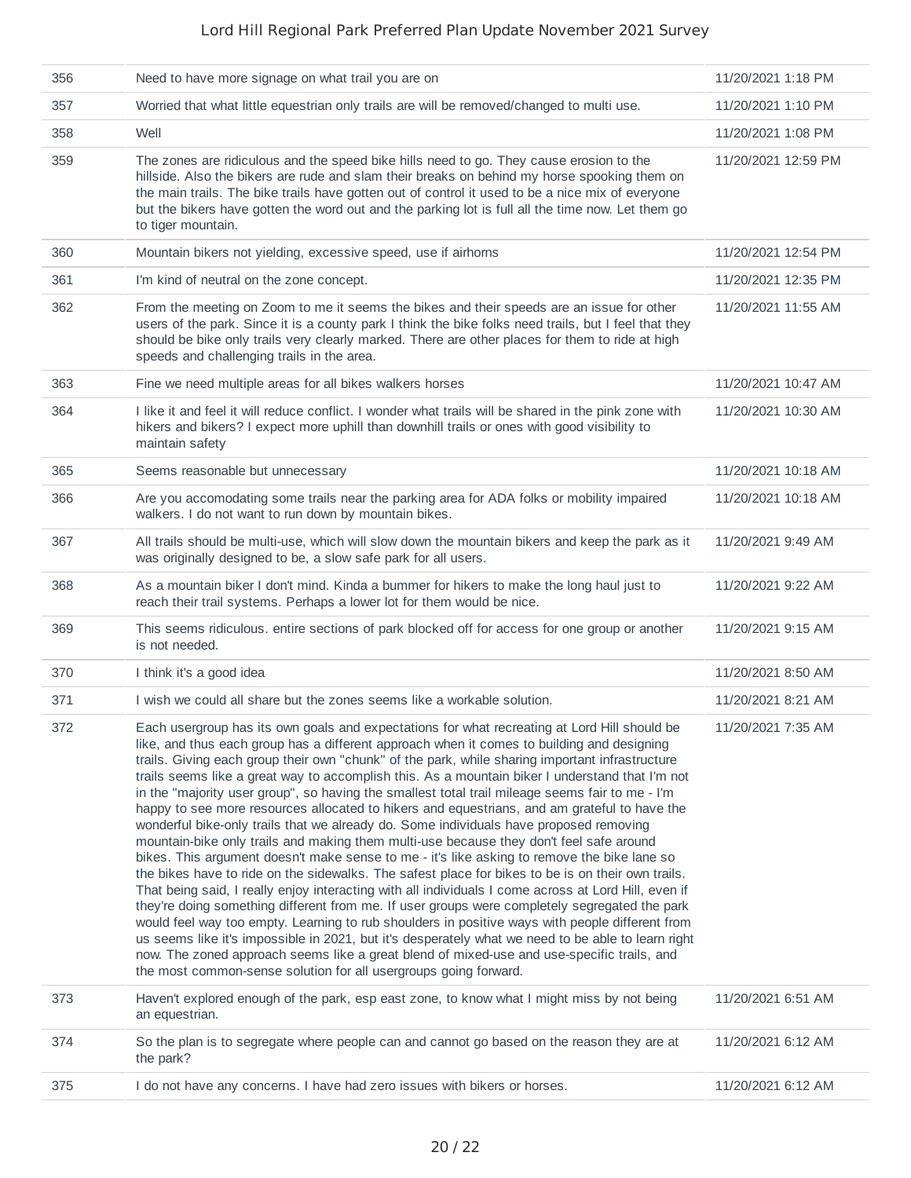| | | |
|---|---|---|
| 356 | Need to have more signage on what trail you are on | 11/20/2021 1:18 PM |
| 357 | Worried that what little equestrian only trails are will be removed/changed to multi use. | 11/20/2021 1:10 PM |
| 358 | Well | 11/20/2021 1:08 PM |
| 359 | The zones are ridiculous and the speed bike hills need to go. They cause erosion to the hillside. Also the bikers are rude and slam their breaks on behind my horse spooking them on the main trails. The bike trails have gotten out of control it used to be a nice mix of everyone but the bikers have gotten the word out and the parking lot is full all the time now. Let them go to tiger mountain. | 11/20/2021 12:59 PM |
| 360 | Mountain bikers not yielding, excessive speed, use if airhorns | 11/20/2021 12:54 PM |
| 361 | I'm kind of neutral on the zone concept. | 11/20/2021 12:35 PM |
| 362 | From the meeting on Zoom to me it seems the bikes and their speeds are an issue for other users of the park. Since it is a county park I think the bike folks need trails, but I feel that they should be bike only trails very clearly marked. There are other places for them to ride at high speeds and challenging trails in the area. | 11/20/2021 11:55 AM |
| 363 | Fine we need multiple areas for all bikes walkers horses | 11/20/2021 10:47 AM |
| 364 | I like it and feel it will reduce conflict. I wonder what trails will be shared in the pink zone with hikers and bikers? I expect more uphill than downhill trails or ones with good visibility to maintain safety | 11/20/2021 10:30 AM |
| 365 | Seems reasonable but unnecessary | 11/20/2021 10:18 AM |
| 366 | Are you accomodating some trails near the parking area for ADA folks or mobility impaired walkers. I do not want to run down by mountain bikes. | 11/20/2021 10:18 AM |
| 367 | All trails should be multi-use, which will slow down the mountain bikers and keep the park as it was originally designed to be, a slow safe park for all users. | 11/20/2021 9:49 AM |
| 368 | As a mountain biker I don't mind. Kinda a bummer for hikers to make the long haul just to reach their trail systems. Perhaps a lower lot for them would be nice. | 11/20/2021 9:22 AM |
| 369 | This seems ridiculous. entire sections of park blocked off for access for one group or another is not needed. | 11/20/2021 9:15 AM |
| 370 | I think it's a good idea | 11/20/2021 8:50 AM |
| 371 | I wish we could all share but the zones seems like a workable solution. | 11/20/2021 8:21 AM |
| 372 | Each usergroup has its own goals and expectations for what recreating at Lord Hill should be like, and thus each group has a different approach when it comes to building and designing trails. Giving each group their own "chunk" of the park, while sharing important infrastructure trails seems like a great way to accomplish this. As a mountain biker I understand that I'm not in the "majority user group", so having the smallest total trail mileage seems fair to me - I'm happy to see more resources allocated to hikers and equestrians, and am grateful to have the wonderful bike-only trails that we already do. Some individuals have proposed removing mountain-bike only trails and making them multi-use because they don't feel safe around bikes. This argument doesn't make sense to me - it's like asking to remove the bike lane so the bikes have to ride on the sidewalks. The safest place for bikes to be is on their own trails. That being said, I really enjoy interacting with all individuals I come across at Lord Hill, even if they're doing something different from me. If user groups were completely segregated the park would feel way too empty. Learning to rub shoulders in positive ways with people different from us seems like it's impossible in 2021, but it's desperately what we need to be able to learn right now. The zoned approach seems like a great blend of mixed-use and use-specific trails, and the most common-sense solution for all usergroups going forward. | 11/20/2021 7:35 AM |
| 373 | Haven't explored enough of the park, esp east zone, to know what I might miss by not being an equestrian. | 11/20/2021 6:51 AM |
| 374 | So the plan is to segregate where people can and cannot go based on the reason they are at the park? | 11/20/2021 6:12 AM |
| 375 | I do not have any concerns. I have had zero issues with bikers or horses. | 11/20/2021 6:12 AM |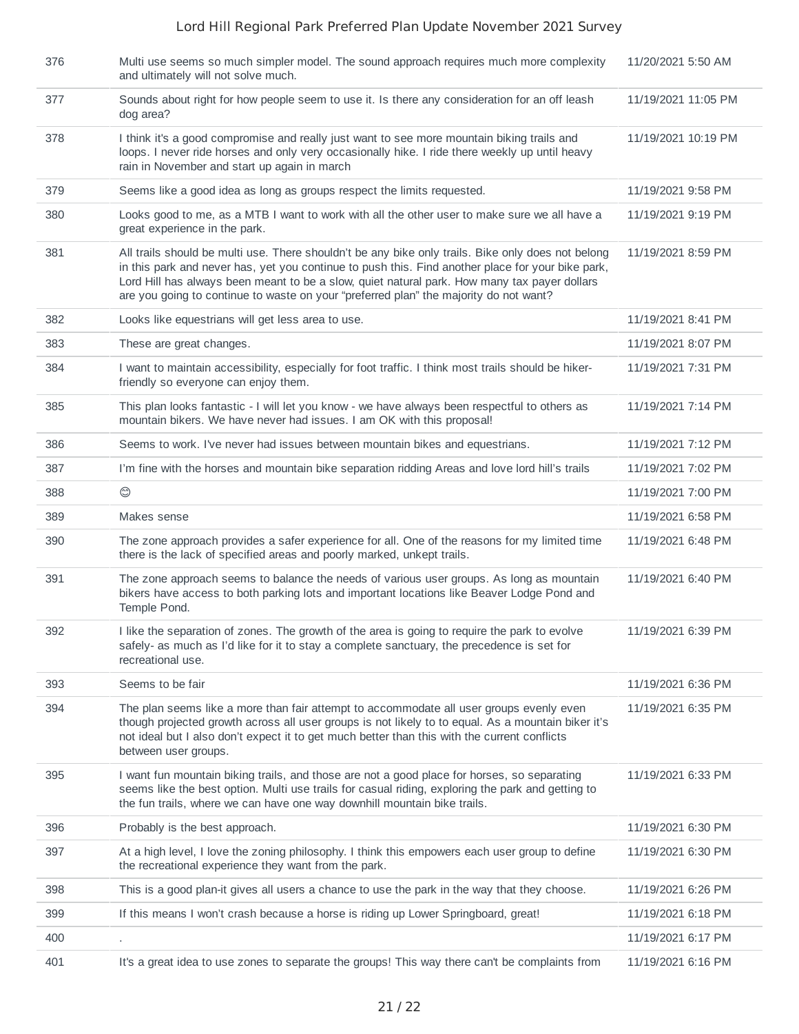| | | |
|---|---|---|
| 376 | Multi use seems so much simpler model. The sound approach requires much more complexity and ultimately will not solve much. | 11/20/2021 5:50 AM |
| 377 | Sounds about right for how people seem to use it. Is there any consideration for an off leash dog area? | 11/19/2021 11:05 PM |
| 378 | I think it's a good compromise and really just want to see more mountain biking trails and loops. I never ride horses and only very occasionally hike. I ride there weekly up until heavy rain in November and start up again in march | 11/19/2021 10:19 PM |
| 379 | Seems like a good idea as long as groups respect the limits requested. | 11/19/2021 9:58 PM |
| 380 | Looks good to me, as a MTB I want to work with all the other user to make sure we all have a great experience in the park. | 11/19/2021 9:19 PM |
| 381 | All trails should be multi use. There shouldn't be any bike only trails. Bike only does not belong in this park and never has, yet you continue to push this. Find another place for your bike park, Lord Hill has always been meant to be a slow, quiet natural park. How many tax payer dollars are you going to continue to waste on your "preferred plan" the majority do not want? | 11/19/2021 8:59 PM |
| 382 | Looks like equestrians will get less area to use. | 11/19/2021 8:41 PM |
| 383 | These are great changes. | 11/19/2021 8:07 PM |
| 384 | I want to maintain accessibility, especially for foot traffic. I think most trails should be hiker-friendly so everyone can enjoy them. | 11/19/2021 7:31 PM |
| 385 | This plan looks fantastic - I will let you know - we have always been respectful to others as mountain bikers. We have never had issues. I am OK with this proposal! | 11/19/2021 7:14 PM |
| 386 | Seems to work. I've never had issues between mountain bikes and equestrians. | 11/19/2021 7:12 PM |
| 387 | I'm fine with the horses and mountain bike separation ridding Areas and love lord hill's trails | 11/19/2021 7:02 PM |
| 388 | 😊 | 11/19/2021 7:00 PM |
| 389 | Makes sense | 11/19/2021 6:58 PM |
| 390 | The zone approach provides a safer experience for all. One of the reasons for my limited time there is the lack of specified areas and poorly marked, unkept trails. | 11/19/2021 6:48 PM |
| 391 | The zone approach seems to balance the needs of various user groups. As long as mountain bikers have access to both parking lots and important locations like Beaver Lodge Pond and Temple Pond. | 11/19/2021 6:40 PM |
| 392 | I like the separation of zones. The growth of the area is going to require the park to evolve safely- as much as I'd like for it to stay a complete sanctuary, the precedence is set for recreational use. | 11/19/2021 6:39 PM |
| 393 | Seems to be fair | 11/19/2021 6:36 PM |
| 394 | The plan seems like a more than fair attempt to accommodate all user groups evenly even though projected growth across all user groups is not likely to to equal. As a mountain biker it's not ideal but I also don't expect it to get much better than this with the current conflicts between user groups. | 11/19/2021 6:35 PM |
| 395 | I want fun mountain biking trails, and those are not a good place for horses, so separating seems like the best option. Multi use trails for casual riding, exploring the park and getting to the fun trails, where we can have one way downhill mountain bike trails. | 11/19/2021 6:33 PM |
| 396 | Probably is the best approach. | 11/19/2021 6:30 PM |
| 397 | At a high level, I love the zoning philosophy. I think this empowers each user group to define the recreational experience they want from the park. | 11/19/2021 6:30 PM |
| 398 | This is a good plan-it gives all users a chance to use the park in the way that they choose. | 11/19/2021 6:26 PM |
| 399 | If this means I won't crash because a horse is riding up Lower Springboard, great! | 11/19/2021 6:18 PM |
| 400 | . | 11/19/2021 6:17 PM |
| 401 | It's a great idea to use zones to separate the groups! This way there can't be complaints from | 11/19/2021 6:16 PM |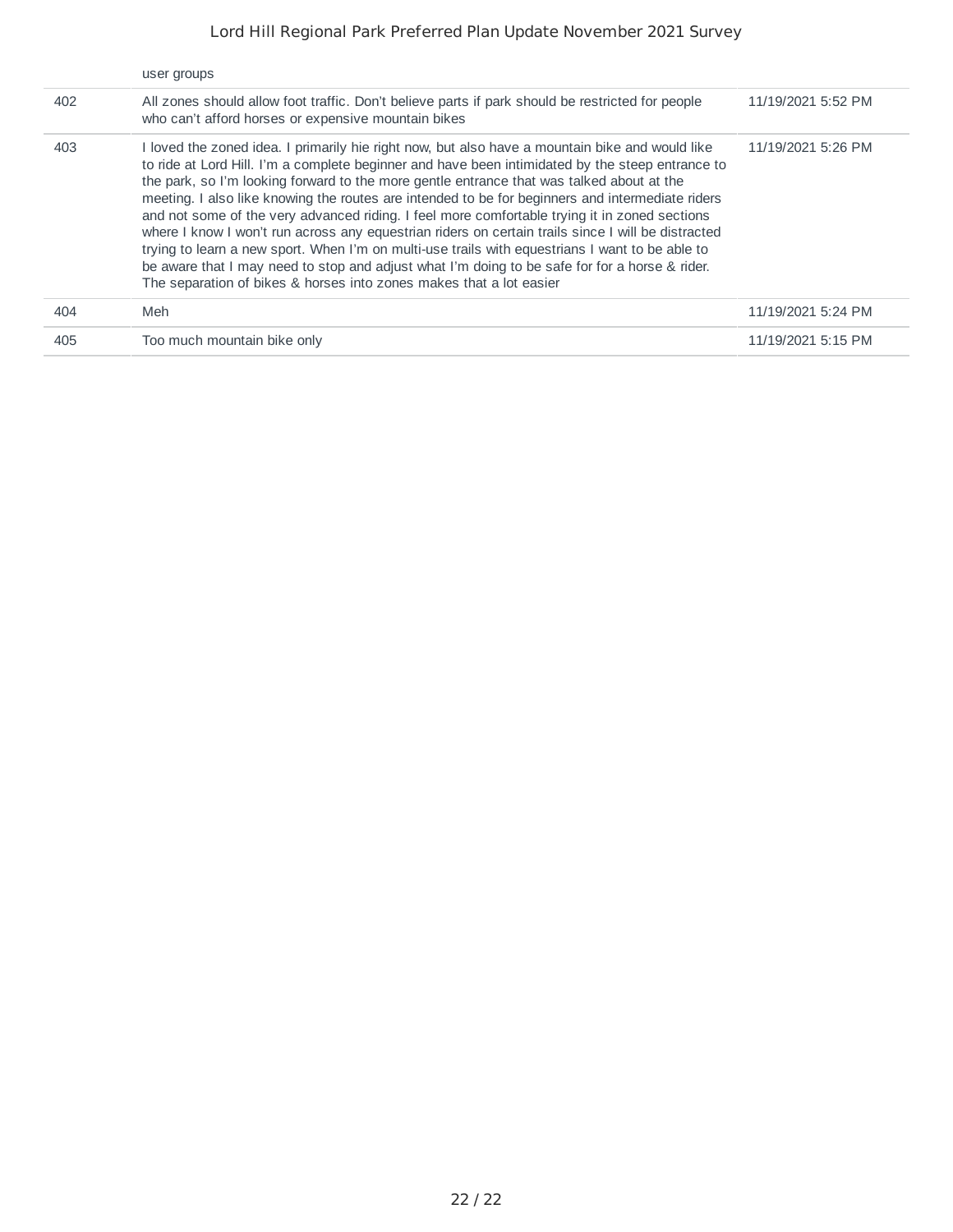| | | |
|---|---|---|
| | user groups | |
| 402 | All zones should allow foot traffic. Don't believe parts if park should be restricted for people who can't afford horses or expensive mountain bikes | 11/19/2021 5:52 PM |
| 403 | I loved the zoned idea. I primarily hie right now, but also have a mountain bike and would like to ride at Lord Hill. I'm a complete beginner and have been intimidated by the steep entrance to the park, so I'm looking forward to the more gentle entrance that was talked about at the meeting. I also like knowing the routes are intended to be for beginners and intermediate riders and not some of the very advanced riding. I feel more comfortable trying it in zoned sections where I know I won't run across any equestrian riders on certain trails since I will be distracted trying to learn a new sport. When I'm on multi-use trails with equestrians I want to be able to be aware that I may need to stop and adjust what I'm doing to be safe for for a horse & rider. The separation of bikes & horses into zones makes that a lot easier | 11/19/2021 5:26 PM |
| 404 | Meh | 11/19/2021 5:24 PM |
| 405 | Too much mountain bike only | 11/19/2021 5:15 PM |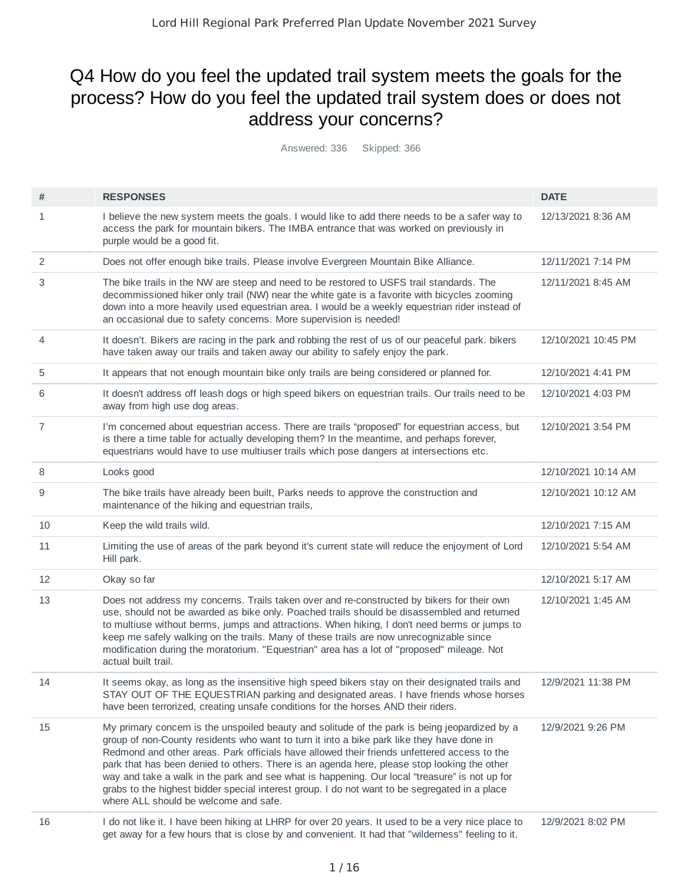# Q4 How do you feel the updated trail system meets the goals for the process? How do you feel the updated trail system does or does not address your concerns?

Answered: 336 Skipped: 366

| # | RESPONSES | DATE |
|---|---|---|
| 1 | I believe the new system meets the goals. I would like to add there needs to be a safer way to access the park for mountain bikers. The IMBA entrance that was worked on previously in purple would be a good fit. | 12/13/2021 8:36 AM |
| 2 | Does not offer enough bike trails. Please involve Evergreen Mountain Bike Alliance. | 12/11/2021 7:14 PM |
| 3 | The bike trails in the NW are steep and need to be restored to USFS trail standards. The decommissioned hiker only trail (NW) near the white gate is a favorite with bicycles zooming down into a more heavily used equestrian area. I would be a weekly equestrian rider instead of an occasional due to safety concerns. More supervision is needed! | 12/11/2021 8:45 AM |
| 4 | It doesn't. Bikers are racing in the park and robbing the rest of us of our peaceful park. bikers have taken away our trails and taken away our ability to safely enjoy the park. | 12/10/2021 10:45 PM |
| 5 | It appears that not enough mountain bike only trails are being considered or planned for. | 12/10/2021 4:41 PM |
| 6 | It doesn't address off leash dogs or high speed bikers on equestrian trails. Our trails need to be away from high use dog areas. | 12/10/2021 4:03 PM |
| 7 | I'm concerned about equestrian access. There are trails "proposed" for equestrian access, but is there a time table for actually developing them? In the meantime, and perhaps forever, equestrians would have to use multiuser trails which pose dangers at intersections etc. | 12/10/2021 3:54 PM |
| 8 | Looks good | 12/10/2021 10:14 AM |
| 9 | The bike trails have already been built, Parks needs to approve the construction and maintenance of the hiking and equestrian trails, | 12/10/2021 10:12 AM |
| 10 | Keep the wild trails wild. | 12/10/2021 7:15 AM |
| 11 | Limiting the use of areas of the park beyond it's current state will reduce the enjoyment of Lord Hill park. | 12/10/2021 5:54 AM |
| 12 | Okay so far | 12/10/2021 5:17 AM |
| 13 | Does not address my concerns. Trails taken over and re-constructed by bikers for their own use, should not be awarded as bike only. Poached trails should be disassembled and returned to multiuse without berms, jumps and attractions. When hiking, I don't need berms or jumps to keep me safely walking on the trails. Many of these trails are now unrecognizable since modification during the moratorium. "Equestrian" area has a lot of "proposed" mileage. Not actual built trail. | 12/10/2021 1:45 AM |
| 14 | It seems okay, as long as the insensitive high speed bikers stay on their designated trails and STAY OUT OF THE EQUESTRIAN parking and designated areas. I have friends whose horses have been terrorized, creating unsafe conditions for the horses AND their riders. | 12/9/2021 11:38 PM |
| 15 | My primary concern is the unspoiled beauty and solitude of the park is being jeopardized by a group of non-County residents who want to turn it into a bike park like they have done in Redmond and other areas. Park officials have allowed their friends unfettered access to the park that has been denied to others. There is an agenda here, please stop looking the other way and take a walk in the park and see what is happening. Our local "treasure" is not up for grabs to the highest bidder special interest group. I do not want to be segregated in a place where ALL should be welcome and safe. | 12/9/2021 9:26 PM |
| 16 | I do not like it. I have been hiking at LHRP for over 20 years. It used to be a very nice place to get away for a few hours that is close by and convenient. It had that "wilderness" feeling to it. | 12/9/2021 8:02 PM |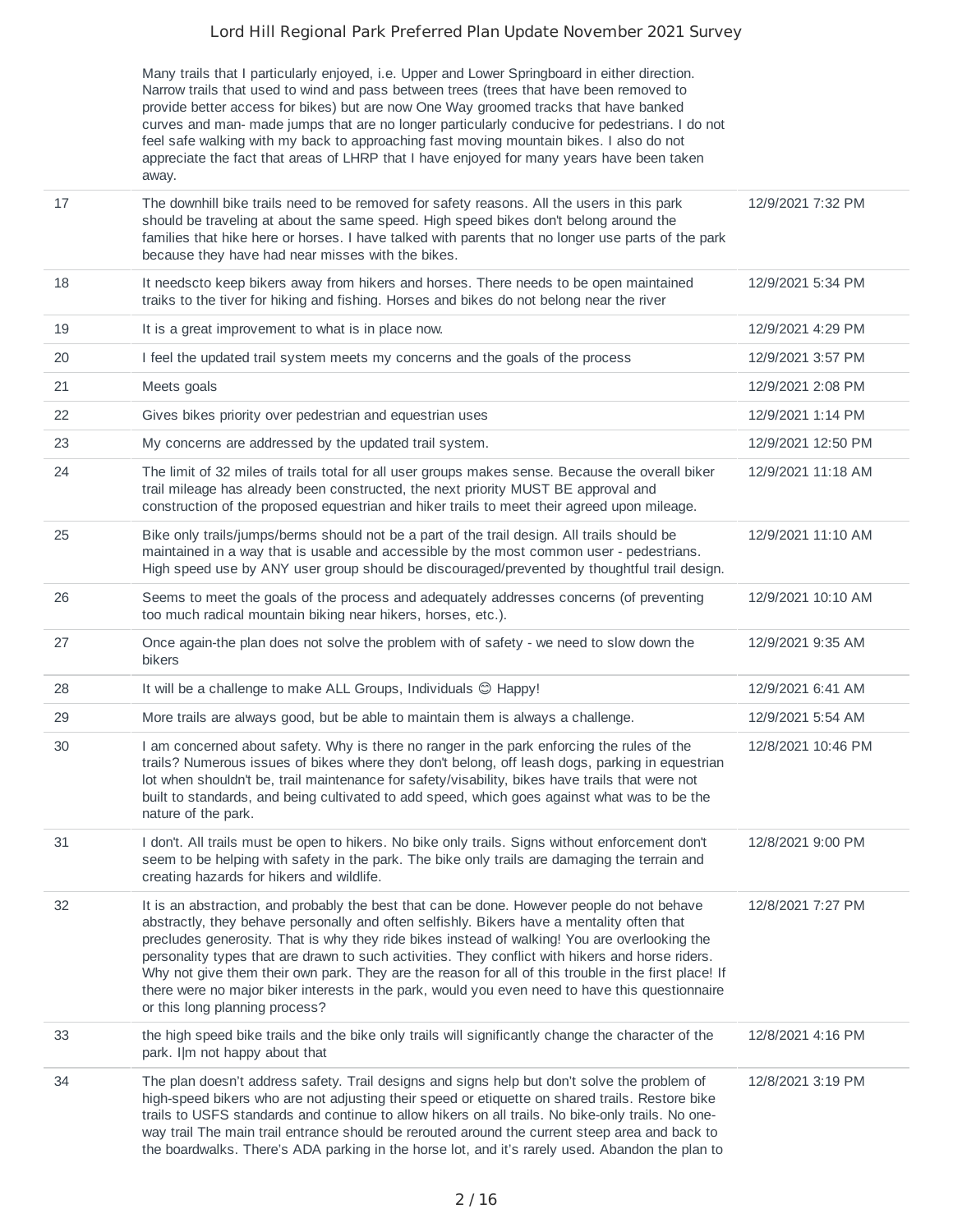| | | |
|---|---|---|
| | Many trails that I particularly enjoyed, i.e. Upper and Lower Springboard in either direction. Narrow trails that used to wind and pass between trees (trees that have been removed to provide better access for bikes) but are now One Way groomed tracks that have banked curves and man- made jumps that are no longer particularly conducive for pedestrians. I do not feel safe walking with my back to approaching fast moving mountain bikes. I also do not appreciate the fact that areas of LHRP that I have enjoyed for many years have been taken away. | |
| 17 | The downhill bike trails need to be removed for safety reasons. All the users in this park should be traveling at about the same speed. High speed bikes don't belong around the families that hike here or horses. I have talked with parents that no longer use parts of the park because they have had near misses with the bikes. | 12/9/2021 7:32 PM |
| 18 | It needscto keep bikers away from hikers and horses. There needs to be open maintained traiks to the tiver for hiking and fishing. Horses and bikes do not belong near the river | 12/9/2021 5:34 PM |
| 19 | It is a great improvement to what is in place now. | 12/9/2021 4:29 PM |
| 20 | I feel the updated trail system meets my concerns and the goals of the process | 12/9/2021 3:57 PM |
| 21 | Meets goals | 12/9/2021 2:08 PM |
| 22 | Gives bikes priority over pedestrian and equestrian uses | 12/9/2021 1:14 PM |
| 23 | My concerns are addressed by the updated trail system. | 12/9/2021 12:50 PM |
| 24 | The limit of 32 miles of trails total for all user groups makes sense. Because the overall biker trail mileage has already been constructed, the next priority MUST BE approval and construction of the proposed equestrian and hiker trails to meet their agreed upon mileage. | 12/9/2021 11:18 AM |
| 25 | Bike only trails/jumps/berms should not be a part of the trail design. All trails should be maintained in a way that is usable and accessible by the most common user - pedestrians. High speed use by ANY user group should be discouraged/prevented by thoughtful trail design. | 12/9/2021 11:10 AM |
| 26 | Seems to meet the goals of the process and adequately addresses concerns (of preventing too much radical mountain biking near hikers, horses, etc.). | 12/9/2021 10:10 AM |
| 27 | Once again-the plan does not solve the problem with of safety - we need to slow down the bikers | 12/9/2021 9:35 AM |
| 28 | It will be a challenge to make ALL Groups, Individuals 😊 Happy! | 12/9/2021 6:41 AM |
| 29 | More trails are always good, but be able to maintain them is always a challenge. | 12/9/2021 5:54 AM |
| 30 | I am concerned about safety. Why is there no ranger in the park enforcing the rules of the trails? Numerous issues of bikes where they don't belong, off leash dogs, parking in equestrian lot when shouldn't be, trail maintenance for safety/visability, bikes have trails that were not built to standards, and being cultivated to add speed, which goes against what was to be the nature of the park. | 12/8/2021 10:46 PM |
| 31 | I don't. All trails must be open to hikers. No bike only trails. Signs without enforcement don't seem to be helping with safety in the park. The bike only trails are damaging the terrain and creating hazards for hikers and wildlife. | 12/8/2021 9:00 PM |
| 32 | It is an abstraction, and probably the best that can be done. However people do not behave abstractly, they behave personally and often selfishly. Bikers have a mentality often that precludes generosity. That is why they ride bikes instead of walking! You are overlooking the personality types that are drawn to such activities. They conflict with hikers and horse riders. Why not give them their own park. They are the reason for all of this trouble in the first place! If there were no major biker interests in the park, would you even need to have this questionnaire or this long planning process? | 12/8/2021 7:27 PM |
| 33 | the high speed bike trails and the bike only trails will significantly change the character of the park. I\|m not happy about that | 12/8/2021 4:16 PM |
| 34 | The plan doesn't address safety. Trail designs and signs help but don't solve the problem of high-speed bikers who are not adjusting their speed or etiquette on shared trails. Restore bike trails to USFS standards and continue to allow hikers on all trails. No bike-only trails. No one-way trail The main trail entrance should be rerouted around the current steep area and back to the boardwalks. There's ADA parking in the horse lot, and it's rarely used. Abandon the plan to | 12/8/2021 3:19 PM |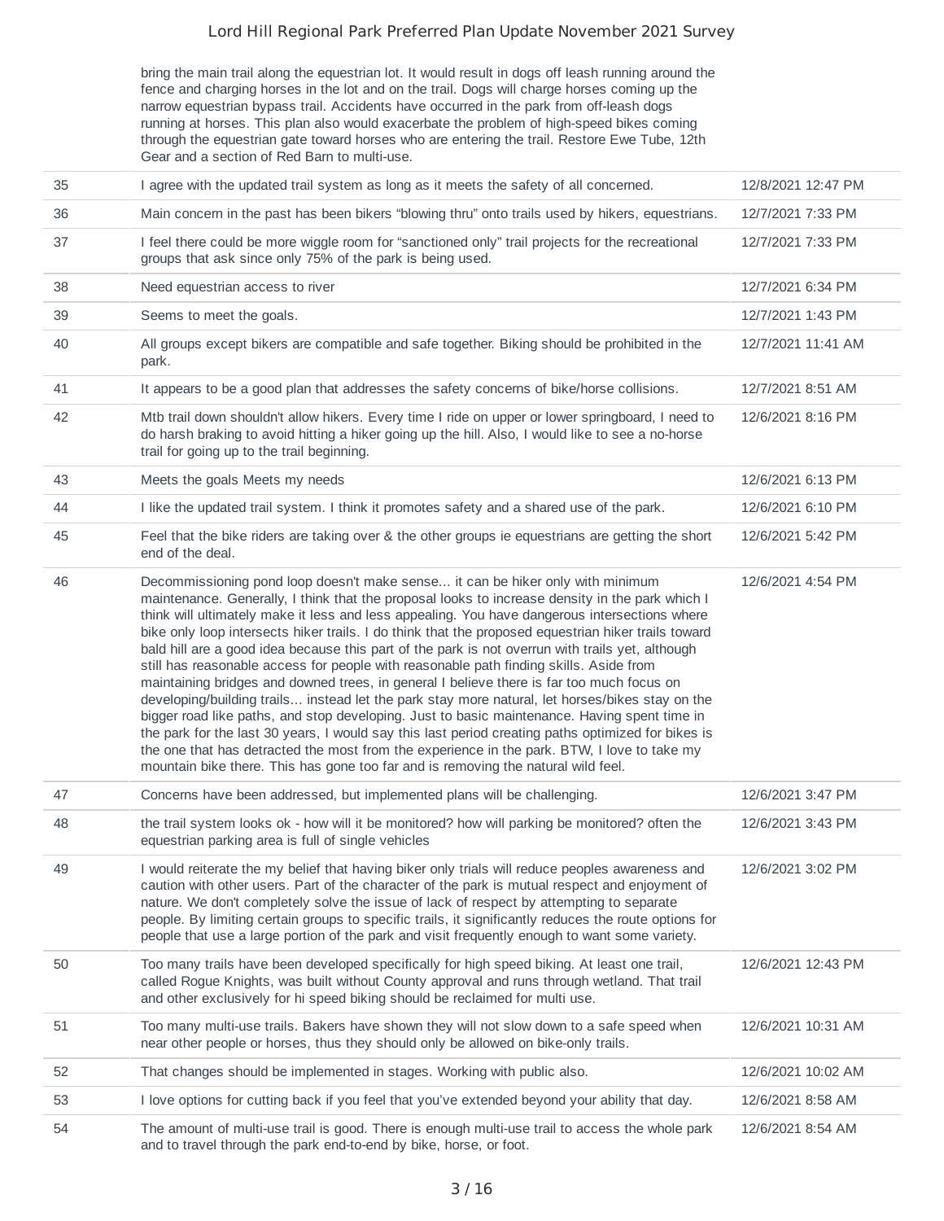| | | |
|---|---|---|
| | bring the main trail along the equestrian lot. It would result in dogs off leash running around the fence and charging horses in the lot and on the trail. Dogs will charge horses coming up the narrow equestrian bypass trail. Accidents have occurred in the park from off-leash dogs running at horses. This plan also would exacerbate the problem of high-speed bikes coming through the equestrian gate toward horses who are entering the trail. Restore Ewe Tube, 12th Gear and a section of Red Barn to multi-use. | |
| 35 | I agree with the updated trail system as long as it meets the safety of all concerned. | 12/8/2021 12:47 PM |
| 36 | Main concern in the past has been bikers “blowing thru” onto trails used by hikers, equestrians. | 12/7/2021 7:33 PM |
| 37 | I feel there could be more wiggle room for “sanctioned only” trail projects for the recreational groups that ask since only 75% of the park is being used. | 12/7/2021 7:33 PM |
| 38 | Need equestrian access to river | 12/7/2021 6:34 PM |
| 39 | Seems to meet the goals. | 12/7/2021 1:43 PM |
| 40 | All groups except bikers are compatible and safe together. Biking should be prohibited in the park. | 12/7/2021 11:41 AM |
| 41 | It appears to be a good plan that addresses the safety concerns of bike/horse collisions. | 12/7/2021 8:51 AM |
| 42 | Mtb trail down shouldn't allow hikers. Every time I ride on upper or lower springboard, I need to do harsh braking to avoid hitting a hiker going up the hill. Also, I would like to see a no-horse trail for going up to the trail beginning. | 12/6/2021 8:16 PM |
| 43 | Meets the goals Meets my needs | 12/6/2021 6:13 PM |
| 44 | I like the updated trail system. I think it promotes safety and a shared use of the park. | 12/6/2021 6:10 PM |
| 45 | Feel that the bike riders are taking over & the other groups ie equestrians are getting the short end of the deal. | 12/6/2021 5:42 PM |
| 46 | Decommissioning pond loop doesn't make sense... it can be hiker only with minimum maintenance. Generally, I think that the proposal looks to increase density in the park which I think will ultimately make it less and less appealing. You have dangerous intersections where bike only loop intersects hiker trails. I do think that the proposed equestrian hiker trails toward bald hill are a good idea because this part of the park is not overrun with trails yet, although still has reasonable access for people with reasonable path finding skills. Aside from maintaining bridges and downed trees, in general I believe there is far too much focus on developing/building trails... instead let the park stay more natural, let horses/bikes stay on the bigger road like paths, and stop developing. Just to basic maintenance. Having spent time in the park for the last 30 years, I would say this last period creating paths optimized for bikes is the one that has detracted the most from the experience in the park. BTW, I love to take my mountain bike there. This has gone too far and is removing the natural wild feel. | 12/6/2021 4:54 PM |
| 47 | Concerns have been addressed, but implemented plans will be challenging. | 12/6/2021 3:47 PM |
| 48 | the trail system looks ok - how will it be monitored? how will parking be monitored? often the equestrian parking area is full of single vehicles | 12/6/2021 3:43 PM |
| 49 | I would reiterate the my belief that having biker only trials will reduce peoples awareness and caution with other users. Part of the character of the park is mutual respect and enjoyment of nature. We don't completely solve the issue of lack of respect by attempting to separate people. By limiting certain groups to specific trails, it significantly reduces the route options for people that use a large portion of the park and visit frequently enough to want some variety. | 12/6/2021 3:02 PM |
| 50 | Too many trails have been developed specifically for high speed biking. At least one trail, called Rogue Knights, was built without County approval and runs through wetland. That trail and other exclusively for hi speed biking should be reclaimed for multi use. | 12/6/2021 12:43 PM |
| 51 | Too many multi-use trails. Bakers have shown they will not slow down to a safe speed when near other people or horses, thus they should only be allowed on bike-only trails. | 12/6/2021 10:31 AM |
| 52 | That changes should be implemented in stages. Working with public also. | 12/6/2021 10:02 AM |
| 53 | I love options for cutting back if you feel that you've extended beyond your ability that day. | 12/6/2021 8:58 AM |
| 54 | The amount of multi-use trail is good. There is enough multi-use trail to access the whole park and to travel through the park end-to-end by bike, horse, or foot. | 12/6/2021 8:54 AM |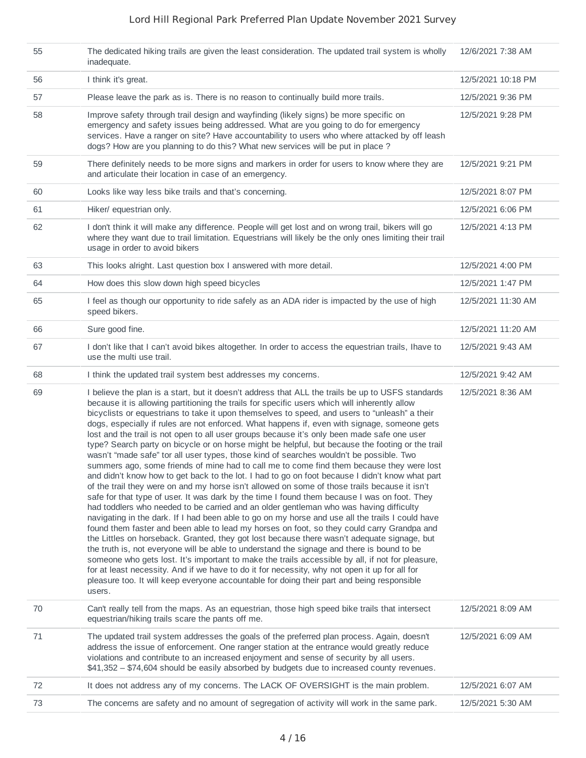| | | |
|---|---|---|
| 55 | The dedicated hiking trails are given the least consideration. The updated trail system is wholly inadequate. | 12/6/2021 7:38 AM |
| 56 | I think it's great. | 12/5/2021 10:18 PM |
| 57 | Please leave the park as is. There is no reason to continually build more trails. | 12/5/2021 9:36 PM |
| 58 | Improve safety through trail design and wayfinding (likely signs) be more specific on emergency and safety issues being addressed. What are you going to do for emergency services. Have a ranger on site? Have accountability to users who where attacked by off leash dogs? How are you planning to do this? What new services will be put in place ? | 12/5/2021 9:28 PM |
| 59 | There definitely needs to be more signs and markers in order for users to know where they are and articulate their location in case of an emergency. | 12/5/2021 9:21 PM |
| 60 | Looks like way less bike trails and that's concerning. | 12/5/2021 8:07 PM |
| 61 | Hiker/ equestrian only. | 12/5/2021 6:06 PM |
| 62 | I don't think it will make any difference. People will get lost and on wrong trail, bikers will go where they want due to trail limitation. Equestrians will likely be the only ones limiting their trail usage in order to avoid bikers | 12/5/2021 4:13 PM |
| 63 | This looks alright. Last question box I answered with more detail. | 12/5/2021 4:00 PM |
| 64 | How does this slow down high speed bicycles | 12/5/2021 1:47 PM |
| 65 | I feel as though our opportunity to ride safely as an ADA rider is impacted by the use of high speed bikers. | 12/5/2021 11:30 AM |
| 66 | Sure good fine. | 12/5/2021 11:20 AM |
| 67 | I don't like that I can't avoid bikes altogether. In order to access the equestrian trails, Ihave to use the multi use trail. | 12/5/2021 9:43 AM |
| 68 | I think the updated trail system best addresses my concerns. | 12/5/2021 9:42 AM |
| 69 | I believe the plan is a start, but it doesn't address that ALL the trails be up to USFS standards because it is allowing partitioning the trails for specific users which will inherently allow bicyclists or equestrians to take it upon themselves to speed, and users to "unleash" a their dogs, especially if rules are not enforced. What happens if, even with signage, someone gets lost and the trail is not open to all user groups because it's only been made safe one user type? Search party on bicycle or on horse might be helpful, but because the footing or the trail wasn't "made safe" tor all user types, those kind of searches wouldn't be possible. Two summers ago, some friends of mine had to call me to come find them because they were lost and didn't know how to get back to the lot. I had to go on foot because I didn't know what part of the trail they were on and my horse isn't allowed on some of those trails because it isn't safe for that type of user. It was dark by the time I found them because I was on foot. They had toddlers who needed to be carried and an older gentleman who was having difficulty navigating in the dark. If I had been able to go on my horse and use all the trails I could have found them faster and been able to lead my horses on foot, so they could carry Grandpa and the Littles on horseback. Granted, they got lost because there wasn't adequate signage, but the truth is, not everyone will be able to understand the signage and there is bound to be someone who gets lost. It's important to make the trails accessible by all, if not for pleasure, for at least necessity. And if we have to do it for necessity, why not open it up for all for pleasure too. It will keep everyone accountable for doing their part and being responsible users. | 12/5/2021 8:36 AM |
| 70 | Can't really tell from the maps. As an equestrian, those high speed bike trails that intersect equestrian/hiking trails scare the pants off me. | 12/5/2021 8:09 AM |
| 71 | The updated trail system addresses the goals of the preferred plan process. Again, doesn't address the issue of enforcement. One ranger station at the entrance would greatly reduce violations and contribute to an increased enjoyment and sense of security by all users. $41,352 – $74,604 should be easily absorbed by budgets due to increased county revenues. | 12/5/2021 6:09 AM |
| 72 | It does not address any of my concerns. The LACK OF OVERSIGHT is the main problem. | 12/5/2021 6:07 AM |
| 73 | The concerns are safety and no amount of segregation of activity will work in the same park. | 12/5/2021 5:30 AM |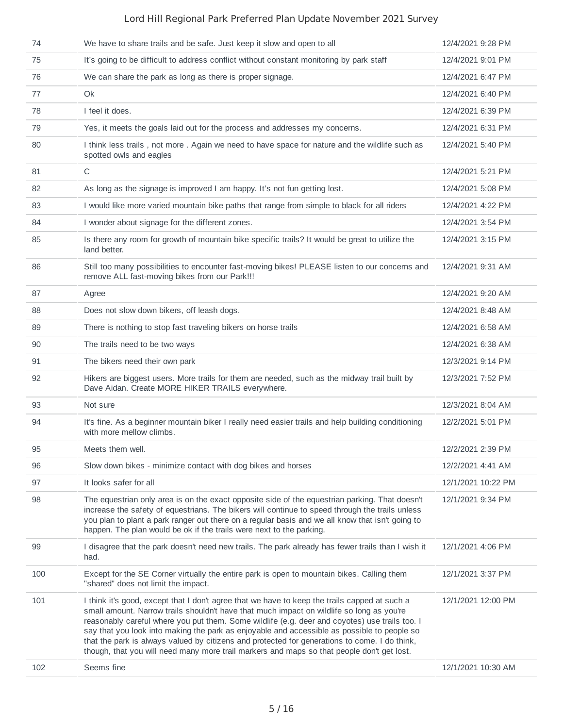| | | |
|---|---|---|
| 74 | We have to share trails and be safe. Just keep it slow and open to all | 12/4/2021 9:28 PM |
| 75 | It's going to be difficult to address conflict without constant monitoring by park staff | 12/4/2021 9:01 PM |
| 76 | We can share the park as long as there is proper signage. | 12/4/2021 6:47 PM |
| 77 | Ok | 12/4/2021 6:40 PM |
| 78 | I feel it does. | 12/4/2021 6:39 PM |
| 79 | Yes, it meets the goals laid out for the process and addresses my concerns. | 12/4/2021 6:31 PM |
| 80 | I think less trails , not more . Again we need to have space for nature and the wildlife such as spotted owls and eagles | 12/4/2021 5:40 PM |
| 81 | C | 12/4/2021 5:21 PM |
| 82 | As long as the signage is improved I am happy. It's not fun getting lost. | 12/4/2021 5:08 PM |
| 83 | I would like more varied mountain bike paths that range from simple to black for all riders | 12/4/2021 4:22 PM |
| 84 | I wonder about signage for the different zones. | 12/4/2021 3:54 PM |
| 85 | Is there any room for growth of mountain bike specific trails? It would be great to utilize the land better. | 12/4/2021 3:15 PM |
| 86 | Still too many possibilities to encounter fast-moving bikes! PLEASE listen to our concerns and remove ALL fast-moving bikes from our Park!!! | 12/4/2021 9:31 AM |
| 87 | Agree | 12/4/2021 9:20 AM |
| 88 | Does not slow down bikers, off leash dogs. | 12/4/2021 8:48 AM |
| 89 | There is nothing to stop fast traveling bikers on horse trails | 12/4/2021 6:58 AM |
| 90 | The trails need to be two ways | 12/4/2021 6:38 AM |
| 91 | The bikers need their own park | 12/3/2021 9:14 PM |
| 92 | Hikers are biggest users. More trails for them are needed, such as the midway trail built by Dave Aidan. Create MORE HIKER TRAILS everywhere. | 12/3/2021 7:52 PM |
| 93 | Not sure | 12/3/2021 8:04 AM |
| 94 | It's fine. As a beginner mountain biker I really need easier trails and help building conditioning with more mellow climbs. | 12/2/2021 5:01 PM |
| 95 | Meets them well. | 12/2/2021 2:39 PM |
| 96 | Slow down bikes - minimize contact with dog bikes and horses | 12/2/2021 4:41 AM |
| 97 | It looks safer for all | 12/1/2021 10:22 PM |
| 98 | The equestrian only area is on the exact opposite side of the equestrian parking. That doesn't increase the safety of equestrians. The bikers will continue to speed through the trails unless you plan to plant a park ranger out there on a regular basis and we all know that isn't going to happen. The plan would be ok if the trails were next to the parking. | 12/1/2021 9:34 PM |
| 99 | I disagree that the park doesn't need new trails. The park already has fewer trails than I wish it had. | 12/1/2021 4:06 PM |
| 100 | Except for the SE Corner virtually the entire park is open to mountain bikes. Calling them "shared" does not limit the impact. | 12/1/2021 3:37 PM |
| 101 | I think it's good, except that I don't agree that we have to keep the trails capped at such a small amount. Narrow trails shouldn't have that much impact on wildlife so long as you're reasonably careful where you put them. Some wildlife (e.g. deer and coyotes) use trails too. I say that you look into making the park as enjoyable and accessible as possible to people so that the park is always valued by citizens and protected for generations to come. I do think, though, that you will need many more trail markers and maps so that people don't get lost. | 12/1/2021 12:00 PM |
| 102 | Seems fine | 12/1/2021 10:30 AM |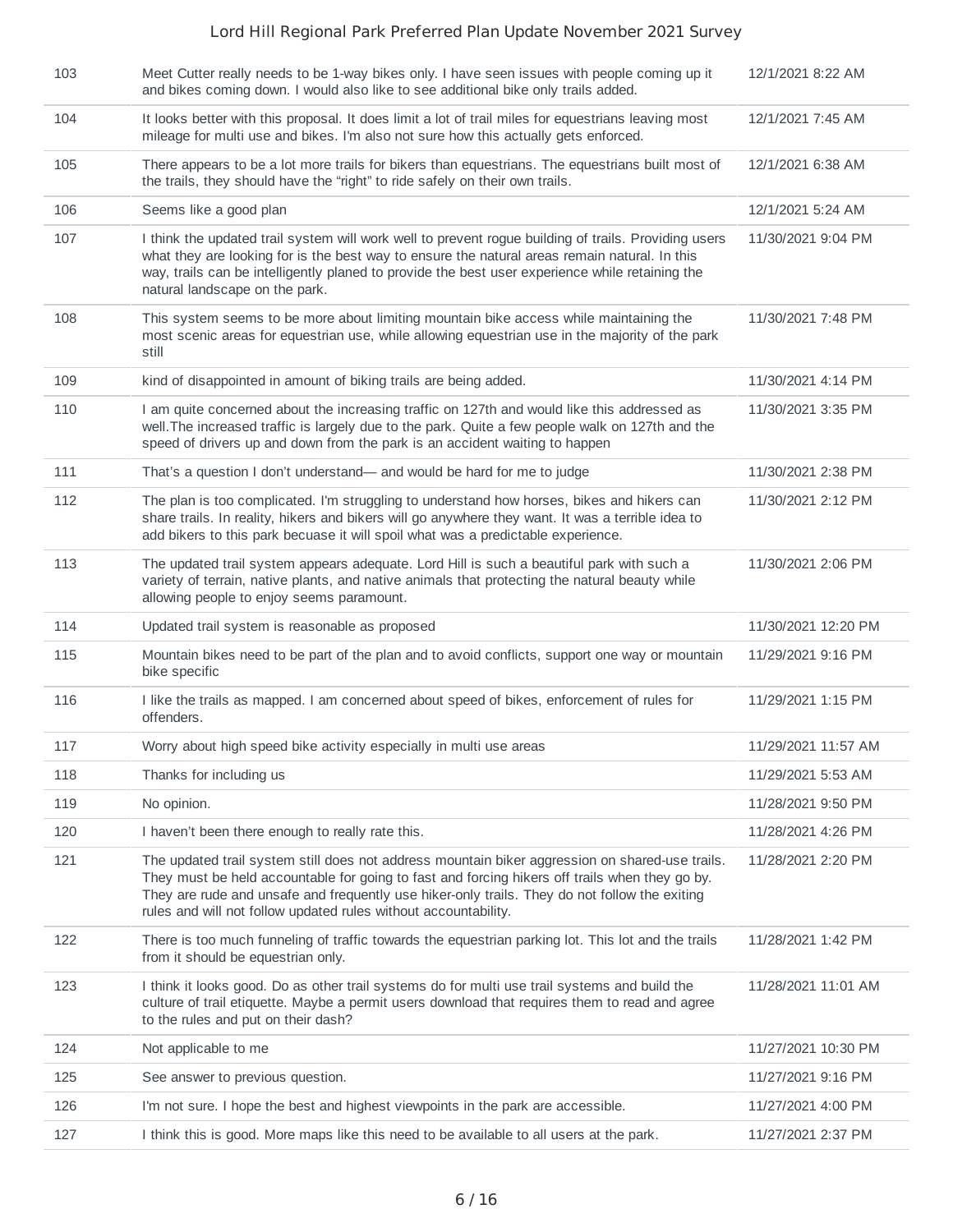| | | |
|---|---|---|
| 103 | Meet Cutter really needs to be 1-way bikes only. I have seen issues with people coming up it and bikes coming down. I would also like to see additional bike only trails added. | 12/1/2021 8:22 AM |
| 104 | It looks better with this proposal. It does limit a lot of trail miles for equestrians leaving most mileage for multi use and bikes. I'm also not sure how this actually gets enforced. | 12/1/2021 7:45 AM |
| 105 | There appears to be a lot more trails for bikers than equestrians. The equestrians built most of the trails, they should have the "right" to ride safely on their own trails. | 12/1/2021 6:38 AM |
| 106 | Seems like a good plan | 12/1/2021 5:24 AM |
| 107 | I think the updated trail system will work well to prevent rogue building of trails. Providing users what they are looking for is the best way to ensure the natural areas remain natural. In this way, trails can be intelligently planed to provide the best user experience while retaining the natural landscape on the park. | 11/30/2021 9:04 PM |
| 108 | This system seems to be more about limiting mountain bike access while maintaining the most scenic areas for equestrian use, while allowing equestrian use in the majority of the park still | 11/30/2021 7:48 PM |
| 109 | kind of disappointed in amount of biking trails are being added. | 11/30/2021 4:14 PM |
| 110 | I am quite concerned about the increasing traffic on 127th and would like this addressed as well.The increased traffic is largely due to the park. Quite a few people walk on 127th and the speed of drivers up and down from the park is an accident waiting to happen | 11/30/2021 3:35 PM |
| 111 | That's a question I don't understand— and would be hard for me to judge | 11/30/2021 2:38 PM |
| 112 | The plan is too complicated. I'm struggling to understand how horses, bikes and hikers can share trails. In reality, hikers and bikers will go anywhere they want. It was a terrible idea to add bikers to this park becuase it will spoil what was a predictable experience. | 11/30/2021 2:12 PM |
| 113 | The updated trail system appears adequate. Lord Hill is such a beautiful park with such a variety of terrain, native plants, and native animals that protecting the natural beauty while allowing people to enjoy seems paramount. | 11/30/2021 2:06 PM |
| 114 | Updated trail system is reasonable as proposed | 11/30/2021 12:20 PM |
| 115 | Mountain bikes need to be part of the plan and to avoid conflicts, support one way or mountain bike specific | 11/29/2021 9:16 PM |
| 116 | I like the trails as mapped. I am concerned about speed of bikes, enforcement of rules for offenders. | 11/29/2021 1:15 PM |
| 117 | Worry about high speed bike activity especially in multi use areas | 11/29/2021 11:57 AM |
| 118 | Thanks for including us | 11/29/2021 5:53 AM |
| 119 | No opinion. | 11/28/2021 9:50 PM |
| 120 | I haven't been there enough to really rate this. | 11/28/2021 4:26 PM |
| 121 | The updated trail system still does not address mountain biker aggression on shared-use trails. They must be held accountable for going to fast and forcing hikers off trails when they go by. They are rude and unsafe and frequently use hiker-only trails. They do not follow the exiting rules and will not follow updated rules without accountability. | 11/28/2021 2:20 PM |
| 122 | There is too much funneling of traffic towards the equestrian parking lot. This lot and the trails from it should be equestrian only. | 11/28/2021 1:42 PM |
| 123 | I think it looks good. Do as other trail systems do for multi use trail systems and build the culture of trail etiquette. Maybe a permit users download that requires them to read and agree to the rules and put on their dash? | 11/28/2021 11:01 AM |
| 124 | Not applicable to me | 11/27/2021 10:30 PM |
| 125 | See answer to previous question. | 11/27/2021 9:16 PM |
| 126 | I'm not sure. I hope the best and highest viewpoints in the park are accessible. | 11/27/2021 4:00 PM |
| 127 | I think this is good. More maps like this need to be available to all users at the park. | 11/27/2021 2:37 PM |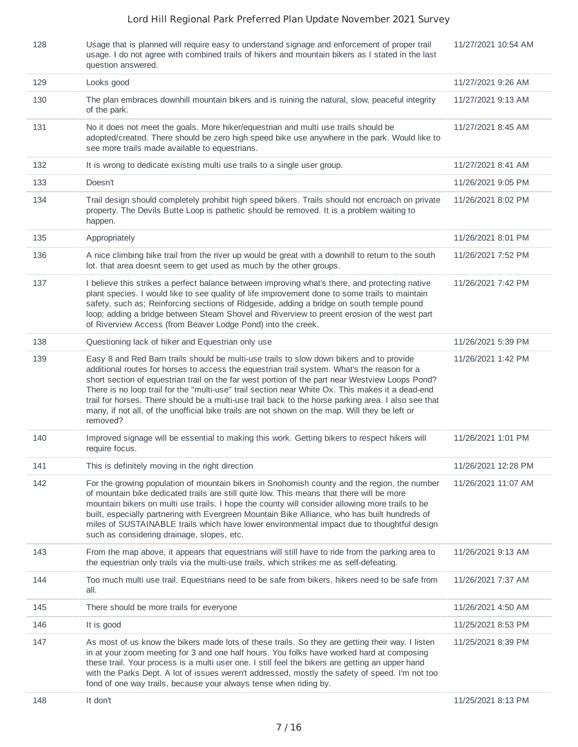| | | |
|---|---|---|
| 128 | Usage that is planned will require easy to understand signage and enforcement of proper trail usage. I do not agree with combined trails of hikers and mountain bikers as I stated in the last question answered. | 11/27/2021 10:54 AM |
| 129 | Looks good | 11/27/2021 9:26 AM |
| 130 | The plan embraces downhill mountain bikers and is ruining the natural, slow, peaceful integrity of the park. | 11/27/2021 9:13 AM |
| 131 | No it does not meet the goals. More hiker/equestrian and multi use trails should be adopted/created. There should be zero high speed bike use anywhere in the park. Would like to see more trails made available to equestrians. | 11/27/2021 8:45 AM |
| 132 | It is wrong to dedicate existing multi use trails to a single user group. | 11/27/2021 8:41 AM |
| 133 | Doesn't | 11/26/2021 9:05 PM |
| 134 | Trail design should completely prohibit high speed bikers. Trails should not encroach on private property. The Devils Butte Loop is pathetic should be removed. It is a problem waiting to happen. | 11/26/2021 8:02 PM |
| 135 | Appropriately | 11/26/2021 8:01 PM |
| 136 | A nice climbing bike trail from the river up would be great with a downhill to return to the south lot. that area doesnt seem to get used as much by the other groups. | 11/26/2021 7:52 PM |
| 137 | I believe this strikes a perfect balance between improving what's there, and protecting native plant species. I would like to see quality of life improvement done to some trails to maintain safety, such as; Reinforcing sections of Ridgeside, adding a bridge on south temple pound loop; adding a bridge between Steam Shovel and Riverview to preent erosion of the west part of Riverview Access (from Beaver Lodge Pond) into the creek. | 11/26/2021 7:42 PM |
| 138 | Questioning lack of hiker and Equestrian only use | 11/26/2021 5:39 PM |
| 139 | Easy 8 and Red Barn trails should be multi-use trails to slow down bikers and to provide additional routes for horses to access the equestrian trail system. What's the reason for a short section of equestrian trail on the far west portion of the part near Westview Loops Pond? There is no loop trail for the "multi-use" trail section near White Ox. This makes it a dead-end trail for horses. There should be a multi-use trail back to the horse parking area. I also see that many, if not all, of the unofficial bike trails are not shown on the map. Will they be left or removed? | 11/26/2021 1:42 PM |
| 140 | Improved signage will be essential to making this work. Getting bikers to respect hikers will require focus. | 11/26/2021 1:01 PM |
| 141 | This is definitely moving in the right direction | 11/26/2021 12:28 PM |
| 142 | For the growing population of mountain bikers in Snohomish county and the region, the number of mountain bike dedicated trails are still quite low. This means that there will be more mountain bikers on multi use trails. I hope the county will consider allowing more trails to be built, especially partnering with Evergreen Mountain Bike Alliance, who has built hundreds of miles of SUSTAINABLE trails which have lower environmental impact due to thoughtful design such as considering drainage, slopes, etc. | 11/26/2021 11:07 AM |
| 143 | From the map above, it appears that equestrians will still have to ride from the parking area to the equestrian only trails via the multi-use trails, which strikes me as self-defeating. | 11/26/2021 9:13 AM |
| 144 | Too much multi use trail. Equestrians need to be safe from bikers, hikers need to be safe from all. | 11/26/2021 7:37 AM |
| 145 | There should be more trails for everyone | 11/26/2021 4:50 AM |
| 146 | It is good | 11/25/2021 8:53 PM |
| 147 | As most of us know the bikers made lots of these trails. So they are getting their way. I listen in at your zoom meeting for 3 and one half hours. You folks have worked hard at composing these trail. Your process is a multi user one. I still feel the bikers are getting an upper hand with the Parks Dept. A lot of issues weren't addressed, mostly the safety of speed. I'm not too fond of one way trails, because your always tense when riding by. | 11/25/2021 8:39 PM |
| 148 | It don't | 11/25/2021 8:13 PM |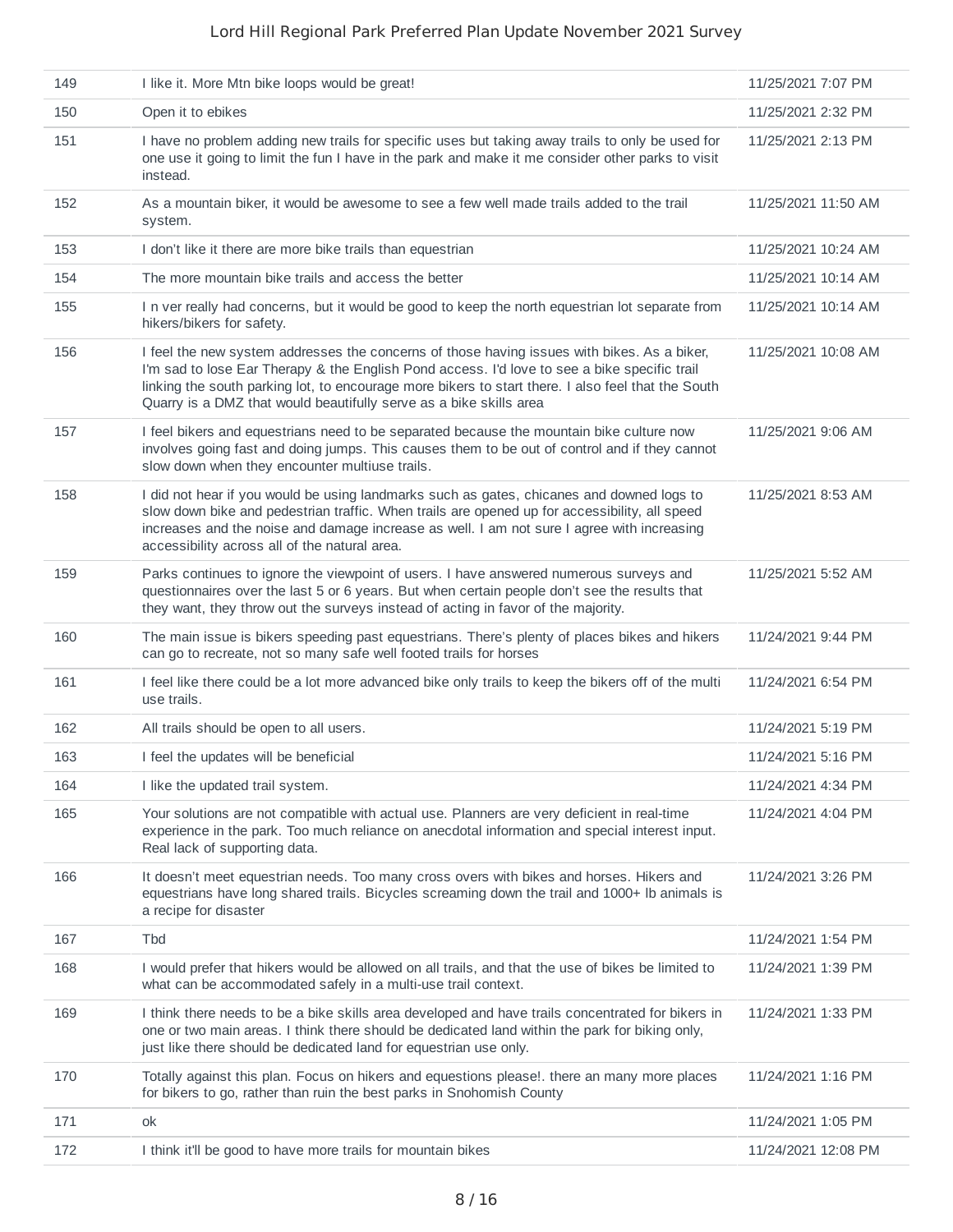| | | |
|---|---|---|
| 149 | I like it. More Mtn bike loops would be great! | 11/25/2021 7:07 PM |
| 150 | Open it to ebikes | 11/25/2021 2:32 PM |
| 151 | I have no problem adding new trails for specific uses but taking away trails to only be used for one use it going to limit the fun I have in the park and make it me consider other parks to visit instead. | 11/25/2021 2:13 PM |
| 152 | As a mountain biker, it would be awesome to see a few well made trails added to the trail system. | 11/25/2021 11:50 AM |
| 153 | I don't like it there are more bike trails than equestrian | 11/25/2021 10:24 AM |
| 154 | The more mountain bike trails and access the better | 11/25/2021 10:14 AM |
| 155 | I n ver really had concerns, but it would be good to keep the north equestrian lot separate from hikers/bikers for safety. | 11/25/2021 10:14 AM |
| 156 | I feel the new system addresses the concerns of those having issues with bikes. As a biker, I'm sad to lose Ear Therapy & the English Pond access. I'd love to see a bike specific trail linking the south parking lot, to encourage more bikers to start there. I also feel that the South Quarry is a DMZ that would beautifully serve as a bike skills area | 11/25/2021 10:08 AM |
| 157 | I feel bikers and equestrians need to be separated because the mountain bike culture now involves going fast and doing jumps. This causes them to be out of control and if they cannot slow down when they encounter multiuse trails. | 11/25/2021 9:06 AM |
| 158 | I did not hear if you would be using landmarks such as gates, chicanes and downed logs to slow down bike and pedestrian traffic. When trails are opened up for accessibility, all speed increases and the noise and damage increase as well. I am not sure I agree with increasing accessibility across all of the natural area. | 11/25/2021 8:53 AM |
| 159 | Parks continues to ignore the viewpoint of users. I have answered numerous surveys and questionnaires over the last 5 or 6 years. But when certain people don't see the results that they want, they throw out the surveys instead of acting in favor of the majority. | 11/25/2021 5:52 AM |
| 160 | The main issue is bikers speeding past equestrians. There's plenty of places bikes and hikers can go to recreate, not so many safe well footed trails for horses | 11/24/2021 9:44 PM |
| 161 | I feel like there could be a lot more advanced bike only trails to keep the bikers off of the multi use trails. | 11/24/2021 6:54 PM |
| 162 | All trails should be open to all users. | 11/24/2021 5:19 PM |
| 163 | I feel the updates will be beneficial | 11/24/2021 5:16 PM |
| 164 | I like the updated trail system. | 11/24/2021 4:34 PM |
| 165 | Your solutions are not compatible with actual use. Planners are very deficient in real-time experience in the park. Too much reliance on anecdotal information and special interest input. Real lack of supporting data. | 11/24/2021 4:04 PM |
| 166 | It doesn't meet equestrian needs. Too many cross overs with bikes and horses. Hikers and equestrians have long shared trails. Bicycles screaming down the trail and 1000+ lb animals is a recipe for disaster | 11/24/2021 3:26 PM |
| 167 | Tbd | 11/24/2021 1:54 PM |
| 168 | I would prefer that hikers would be allowed on all trails, and that the use of bikes be limited to what can be accommodated safely in a multi-use trail context. | 11/24/2021 1:39 PM |
| 169 | I think there needs to be a bike skills area developed and have trails concentrated for bikers in one or two main areas. I think there should be dedicated land within the park for biking only, just like there should be dedicated land for equestrian use only. | 11/24/2021 1:33 PM |
| 170 | Totally against this plan. Focus on hikers and equestions please!. there an many more places for bikers to go, rather than ruin the best parks in Snohomish County | 11/24/2021 1:16 PM |
| 171 | ok | 11/24/2021 1:05 PM |
| 172 | I think it'll be good to have more trails for mountain bikes | 11/24/2021 12:08 PM |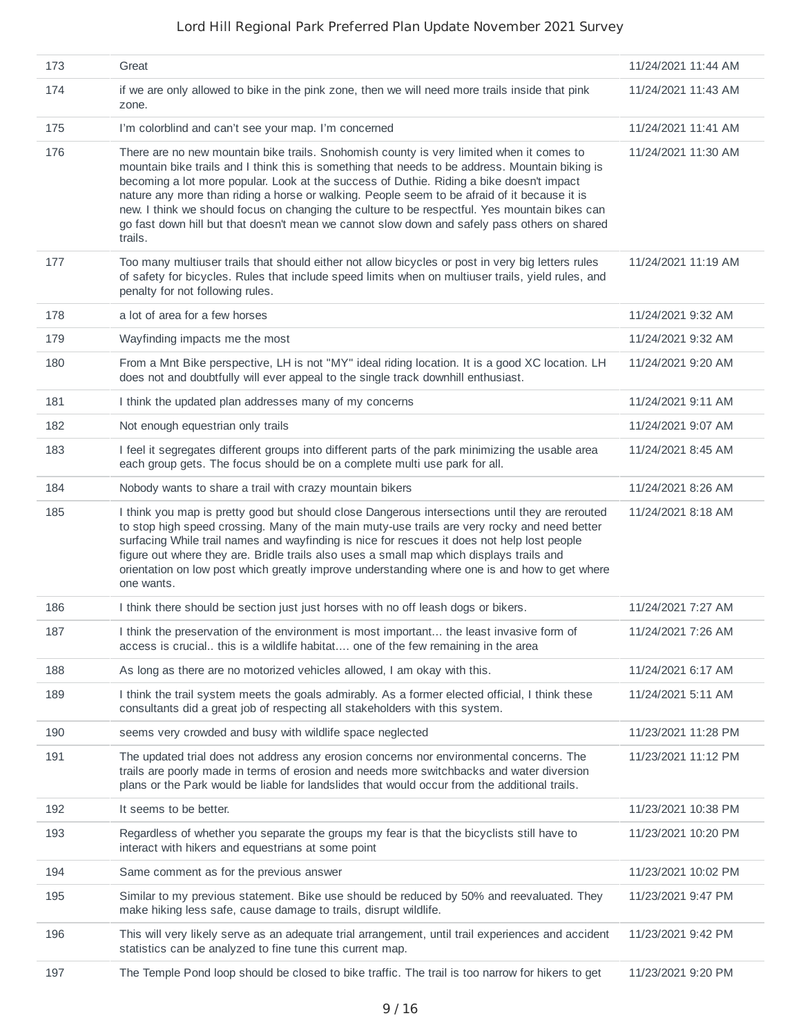| | | |
|---|---|---|
| 173 | Great | 11/24/2021 11:44 AM |
| 174 | if we are only allowed to bike in the pink zone, then we will need more trails inside that pink zone. | 11/24/2021 11:43 AM |
| 175 | I'm colorblind and can't see your map. I'm concerned | 11/24/2021 11:41 AM |
| 176 | There are no new mountain bike trails. Snohomish county is very limited when it comes to mountain bike trails and I think this is something that needs to be address. Mountain biking is becoming a lot more popular. Look at the success of Duthie. Riding a bike doesn't impact nature any more than riding a horse or walking. People seem to be afraid of it because it is new. I think we should focus on changing the culture to be respectful. Yes mountain bikes can go fast down hill but that doesn't mean we cannot slow down and safely pass others on shared trails. | 11/24/2021 11:30 AM |
| 177 | Too many multiuser trails that should either not allow bicycles or post in very big letters rules of safety for bicycles. Rules that include speed limits when on multiuser trails, yield rules, and penalty for not following rules. | 11/24/2021 11:19 AM |
| 178 | a lot of area for a few horses | 11/24/2021 9:32 AM |
| 179 | Wayfinding impacts me the most | 11/24/2021 9:32 AM |
| 180 | From a Mnt Bike perspective, LH is not "MY" ideal riding location. It is a good XC location. LH does not and doubtfully will ever appeal to the single track downhill enthusiast. | 11/24/2021 9:20 AM |
| 181 | I think the updated plan addresses many of my concerns | 11/24/2021 9:11 AM |
| 182 | Not enough equestrian only trails | 11/24/2021 9:07 AM |
| 183 | I feel it segregates different groups into different parts of the park minimizing the usable area each group gets. The focus should be on a complete multi use park for all. | 11/24/2021 8:45 AM |
| 184 | Nobody wants to share a trail with crazy mountain bikers | 11/24/2021 8:26 AM |
| 185 | I think you map is pretty good but should close Dangerous intersections until they are rerouted to stop high speed crossing. Many of the main muty-use trails are very rocky and need better surfacing While trail names and wayfinding is nice for rescues it does not help lost people figure out where they are. Bridle trails also uses a small map which displays trails and orientation on low post which greatly improve understanding where one is and how to get where one wants. | 11/24/2021 8:18 AM |
| 186 | I think there should be section just just horses with no off leash dogs or bikers. | 11/24/2021 7:27 AM |
| 187 | I think the preservation of the environment is most important... the least invasive form of access is crucial.. this is a wildlife habitat.... one of the few remaining in the area | 11/24/2021 7:26 AM |
| 188 | As long as there are no motorized vehicles allowed, I am okay with this. | 11/24/2021 6:17 AM |
| 189 | I think the trail system meets the goals admirably. As a former elected official, I think these consultants did a great job of respecting all stakeholders with this system. | 11/24/2021 5:11 AM |
| 190 | seems very crowded and busy with wildlife space neglected | 11/23/2021 11:28 PM |
| 191 | The updated trial does not address any erosion concerns nor environmental concerns. The trails are poorly made in terms of erosion and needs more switchbacks and water diversion plans or the Park would be liable for landslides that would occur from the additional trails. | 11/23/2021 11:12 PM |
| 192 | It seems to be better. | 11/23/2021 10:38 PM |
| 193 | Regardless of whether you separate the groups my fear is that the bicyclists still have to interact with hikers and equestrians at some point | 11/23/2021 10:20 PM |
| 194 | Same comment as for the previous answer | 11/23/2021 10:02 PM |
| 195 | Similar to my previous statement. Bike use should be reduced by 50% and reevaluated. They make hiking less safe, cause damage to trails, disrupt wildlife. | 11/23/2021 9:47 PM |
| 196 | This will very likely serve as an adequate trial arrangement, until trail experiences and accident statistics can be analyzed to fine tune this current map. | 11/23/2021 9:42 PM |
| 197 | The Temple Pond loop should be closed to bike traffic. The trail is too narrow for hikers to get | 11/23/2021 9:20 PM |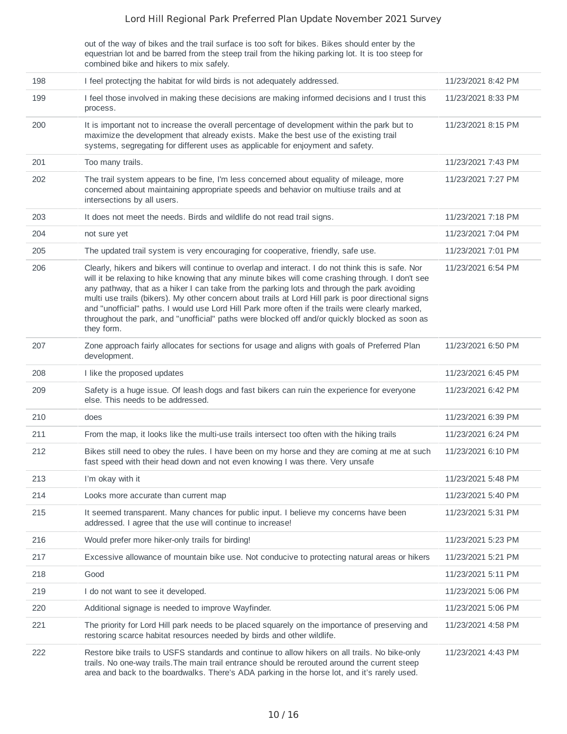| | | |
|---|---|---|
| | out of the way of bikes and the trail surface is too soft for bikes. Bikes should enter by the equestrian lot and be barred from the steep trail from the hiking parking lot. It is too steep for combined bike and hikers to mix safely. | |
| 198 | I feel protectjng the habitat for wild birds is not adequately addressed. | 11/23/2021 8:42 PM |
| 199 | I feel those involved in making these decisions are making informed decisions and I trust this process. | 11/23/2021 8:33 PM |
| 200 | It is important not to increase the overall percentage of development within the park but to maximize the development that already exists. Make the best use of the existing trail systems, segregating for different uses as applicable for enjoyment and safety. | 11/23/2021 8:15 PM |
| 201 | Too many trails. | 11/23/2021 7:43 PM |
| 202 | The trail system appears to be fine, I'm less concerned about equality of mileage, more concerned about maintaining appropriate speeds and behavior on multiuse trails and at intersections by all users. | 11/23/2021 7:27 PM |
| 203 | It does not meet the needs. Birds and wildlife do not read trail signs. | 11/23/2021 7:18 PM |
| 204 | not sure yet | 11/23/2021 7:04 PM |
| 205 | The updated trail system is very encouraging for cooperative, friendly, safe use. | 11/23/2021 7:01 PM |
| 206 | Clearly, hikers and bikers will continue to overlap and interact. I do not think this is safe. Nor will it be relaxing to hike knowing that any minute bikes will come crashing through. I don't see any pathway, that as a hiker I can take from the parking lots and through the park avoiding multi use trails (bikers). My other concern about trails at Lord Hill park is poor directional signs and "unofficial" paths. I would use Lord Hill Park more often if the trails were clearly marked, throughout the park, and "unofficial" paths were blocked off and/or quickly blocked as soon as they form. | 11/23/2021 6:54 PM |
| 207 | Zone approach fairly allocates for sections for usage and aligns with goals of Preferred Plan development. | 11/23/2021 6:50 PM |
| 208 | I like the proposed updates | 11/23/2021 6:45 PM |
| 209 | Safety is a huge issue. Of leash dogs and fast bikers can ruin the experience for everyone else. This needs to be addressed. | 11/23/2021 6:42 PM |
| 210 | does | 11/23/2021 6:39 PM |
| 211 | From the map, it looks like the multi-use trails intersect too often with the hiking trails | 11/23/2021 6:24 PM |
| 212 | Bikes still need to obey the rules. I have been on my horse and they are coming at me at such fast speed with their head down and not even knowing I was there. Very unsafe | 11/23/2021 6:10 PM |
| 213 | I'm okay with it | 11/23/2021 5:48 PM |
| 214 | Looks more accurate than current map | 11/23/2021 5:40 PM |
| 215 | It seemed transparent. Many chances for public input. I believe my concerns have been addressed. I agree that the use will continue to increase! | 11/23/2021 5:31 PM |
| 216 | Would prefer more hiker-only trails for birding! | 11/23/2021 5:23 PM |
| 217 | Excessive allowance of mountain bike use. Not conducive to protecting natural areas or hikers | 11/23/2021 5:21 PM |
| 218 | Good | 11/23/2021 5:11 PM |
| 219 | I do not want to see it developed. | 11/23/2021 5:06 PM |
| 220 | Additional signage is needed to improve Wayfinder. | 11/23/2021 5:06 PM |
| 221 | The priority for Lord Hill park needs to be placed squarely on the importance of preserving and restoring scarce habitat resources needed by birds and other wildlife. | 11/23/2021 4:58 PM |
| 222 | Restore bike trails to USFS standards and continue to allow hikers on all trails. No bike-only trails. No one-way trails.The main trail entrance should be rerouted around the current steep area and back to the boardwalks. There's ADA parking in the horse lot, and it's rarely used. | 11/23/2021 4:43 PM |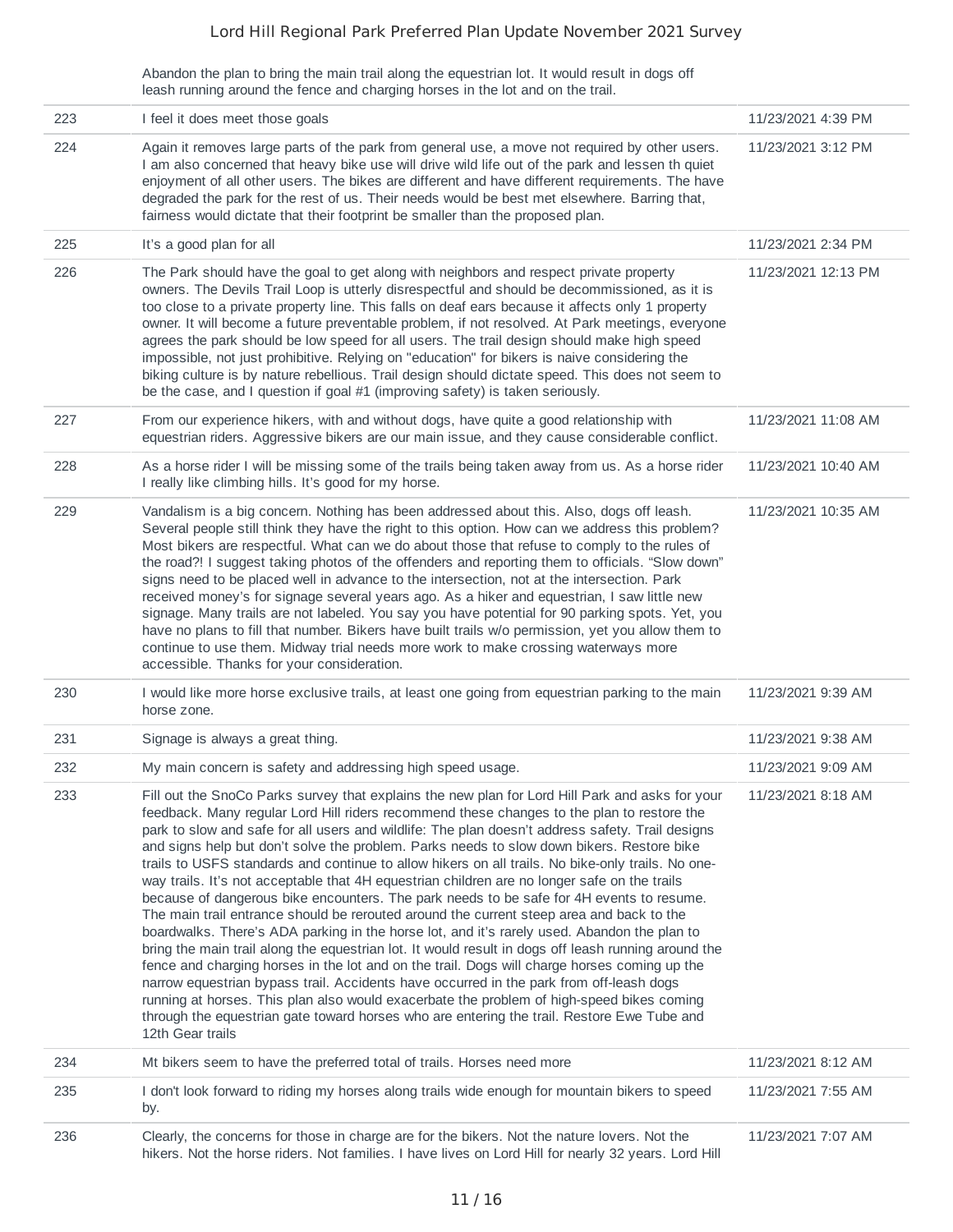| | | |
|---|---|---|
| | Abandon the plan to bring the main trail along the equestrian lot. It would result in dogs off leash running around the fence and charging horses in the lot and on the trail. | |
| 223 | I feel it does meet those goals | 11/23/2021 4:39 PM |
| 224 | Again it removes large parts of the park from general use, a move not required by other users. I am also concerned that heavy bike use will drive wild life out of the park and lessen th quiet enjoyment of all other users. The bikes are different and have different requirements. The have degraded the park for the rest of us. Their needs would be best met elsewhere. Barring that, fairness would dictate that their footprint be smaller than the proposed plan. | 11/23/2021 3:12 PM |
| 225 | It's a good plan for all | 11/23/2021 2:34 PM |
| 226 | The Park should have the goal to get along with neighbors and respect private property owners. The Devils Trail Loop is utterly disrespectful and should be decommissioned, as it is too close to a private property line. This falls on deaf ears because it affects only 1 property owner. It will become a future preventable problem, if not resolved. At Park meetings, everyone agrees the park should be low speed for all users. The trail design should make high speed impossible, not just prohibitive. Relying on "education" for bikers is naive considering the biking culture is by nature rebellious. Trail design should dictate speed. This does not seem to be the case, and I question if goal #1 (improving safety) is taken seriously. | 11/23/2021 12:13 PM |
| 227 | From our experience hikers, with and without dogs, have quite a good relationship with equestrian riders. Aggressive bikers are our main issue, and they cause considerable conflict. | 11/23/2021 11:08 AM |
| 228 | As a horse rider I will be missing some of the trails being taken away from us. As a horse rider I really like climbing hills. It's good for my horse. | 11/23/2021 10:40 AM |
| 229 | Vandalism is a big concern. Nothing has been addressed about this. Also, dogs off leash. Several people still think they have the right to this option. How can we address this problem? Most bikers are respectful. What can we do about those that refuse to comply to the rules of the road?! I suggest taking photos of the offenders and reporting them to officials. "Slow down" signs need to be placed well in advance to the intersection, not at the intersection. Park received money's for signage several years ago. As a hiker and equestrian, I saw little new signage. Many trails are not labeled. You say you have potential for 90 parking spots. Yet, you have no plans to fill that number. Bikers have built trails w/o permission, yet you allow them to continue to use them. Midway trial needs more work to make crossing waterways more accessible. Thanks for your consideration. | 11/23/2021 10:35 AM |
| 230 | I would like more horse exclusive trails, at least one going from equestrian parking to the main horse zone. | 11/23/2021 9:39 AM |
| 231 | Signage is always a great thing. | 11/23/2021 9:38 AM |
| 232 | My main concern is safety and addressing high speed usage. | 11/23/2021 9:09 AM |
| 233 | Fill out the SnoCo Parks survey that explains the new plan for Lord Hill Park and asks for your feedback. Many regular Lord Hill riders recommend these changes to the plan to restore the park to slow and safe for all users and wildlife: The plan doesn't address safety. Trail designs and signs help but don't solve the problem. Parks needs to slow down bikers. Restore bike trails to USFS standards and continue to allow hikers on all trails. No bike-only trails. No one-way trails. It's not acceptable that 4H equestrian children are no longer safe on the trails because of dangerous bike encounters. The park needs to be safe for 4H events to resume. The main trail entrance should be rerouted around the current steep area and back to the boardwalks. There's ADA parking in the horse lot, and it's rarely used. Abandon the plan to bring the main trail along the equestrian lot. It would result in dogs off leash running around the fence and charging horses in the lot and on the trail. Dogs will charge horses coming up the narrow equestrian bypass trail. Accidents have occurred in the park from off-leash dogs running at horses. This plan also would exacerbate the problem of high-speed bikes coming through the equestrian gate toward horses who are entering the trail. Restore Ewe Tube and 12th Gear trails | 11/23/2021 8:18 AM |
| 234 | Mt bikers seem to have the preferred total of trails. Horses need more | 11/23/2021 8:12 AM |
| 235 | I don't look forward to riding my horses along trails wide enough for mountain bikers to speed by. | 11/23/2021 7:55 AM |
| 236 | Clearly, the concerns for those in charge are for the bikers. Not the nature lovers. Not the hikers. Not the horse riders. Not families. I have lives on Lord Hill for nearly 32 years. Lord Hill | 11/23/2021 7:07 AM |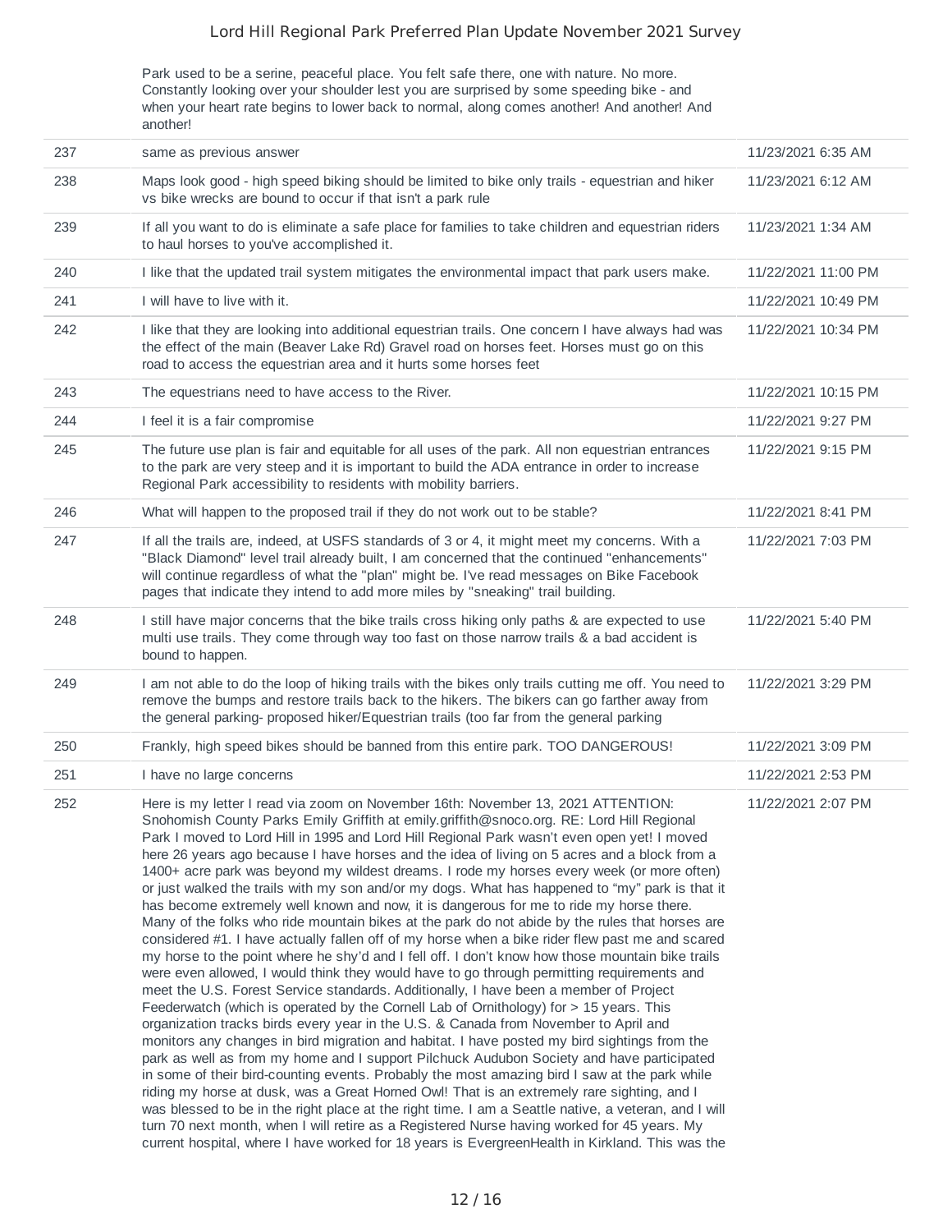| | Park used to be a serine, peaceful place. You felt safe there, one with nature. No more. Constantly looking over your shoulder lest you are surprised by some speeding bike - and when your heart rate begins to lower back to normal, along comes another! And another! And another! | |
|---|---|---|
| 237 | same as previous answer | 11/23/2021 6:35 AM |
| 238 | Maps look good - high speed biking should be limited to bike only trails - equestrian and hiker vs bike wrecks are bound to occur if that isn't a park rule | 11/23/2021 6:12 AM |
| 239 | If all you want to do is eliminate a safe place for families to take children and equestrian riders to haul horses to you've accomplished it. | 11/23/2021 1:34 AM |
| 240 | I like that the updated trail system mitigates the environmental impact that park users make. | 11/22/2021 11:00 PM |
| 241 | I will have to live with it. | 11/22/2021 10:49 PM |
| 242 | I like that they are looking into additional equestrian trails. One concern I have always had was the effect of the main (Beaver Lake Rd) Gravel road on horses feet. Horses must go on this road to access the equestrian area and it hurts some horses feet | 11/22/2021 10:34 PM |
| 243 | The equestrians need to have access to the River. | 11/22/2021 10:15 PM |
| 244 | I feel it is a fair compromise | 11/22/2021 9:27 PM |
| 245 | The future use plan is fair and equitable for all uses of the park. All non equestrian entrances to the park are very steep and it is important to build the ADA entrance in order to increase Regional Park accessibility to residents with mobility barriers. | 11/22/2021 9:15 PM |
| 246 | What will happen to the proposed trail if they do not work out to be stable? | 11/22/2021 8:41 PM |
| 247 | If all the trails are, indeed, at USFS standards of 3 or 4, it might meet my concerns. With a "Black Diamond" level trail already built, I am concerned that the continued "enhancements" will continue regardless of what the "plan" might be. I've read messages on Bike Facebook pages that indicate they intend to add more miles by "sneaking" trail building. | 11/22/2021 7:03 PM |
| 248 | I still have major concerns that the bike trails cross hiking only paths & are expected to use multi use trails. They come through way too fast on those narrow trails & a bad accident is bound to happen. | 11/22/2021 5:40 PM |
| 249 | I am not able to do the loop of hiking trails with the bikes only trails cutting me off. You need to remove the bumps and restore trails back to the hikers. The bikers can go farther away from the general parking- proposed hiker/Equestrian trails (too far from the general parking | 11/22/2021 3:29 PM |
| 250 | Frankly, high speed bikes should be banned from this entire park. TOO DANGEROUS! | 11/22/2021 3:09 PM |
| 251 | I have no large concerns | 11/22/2021 2:53 PM |
| 252 | Here is my letter I read via zoom on November 16th: November 13, 2021 ATTENTION: Snohomish County Parks Emily Griffith at emily.griffith@snoco.org. RE: Lord Hill Regional Park I moved to Lord Hill in 1995 and Lord Hill Regional Park wasn't even open yet! I moved here 26 years ago because I have horses and the idea of living on 5 acres and a block from a 1400+ acre park was beyond my wildest dreams. I rode my horses every week (or more often) or just walked the trails with my son and/or my dogs. What has happened to "my" park is that it has become extremely well known and now, it is dangerous for me to ride my horse there. Many of the folks who ride mountain bikes at the park do not abide by the rules that horses are considered #1. I have actually fallen off of my horse when a bike rider flew past me and scared my horse to the point where he shy'd and I fell off. I don't know how those mountain bike trails were even allowed, I would think they would have to go through permitting requirements and meet the U.S. Forest Service standards. Additionally, I have been a member of Project Feederwatch (which is operated by the Cornell Lab of Ornithology) for > 15 years. This organization tracks birds every year in the U.S. & Canada from November to April and monitors any changes in bird migration and habitat. I have posted my bird sightings from the park as well as from my home and I support Pilchuck Audubon Society and have participated in some of their bird-counting events. Probably the most amazing bird I saw at the park while riding my horse at dusk, was a Great Horned Owl! That is an extremely rare sighting, and I was blessed to be in the right place at the right time. I am a Seattle native, a veteran, and I will turn 70 next month, when I will retire as a Registered Nurse having worked for 45 years. My current hospital, where I have worked for 18 years is EvergreenHealth in Kirkland. This was the | 11/22/2021 2:07 PM |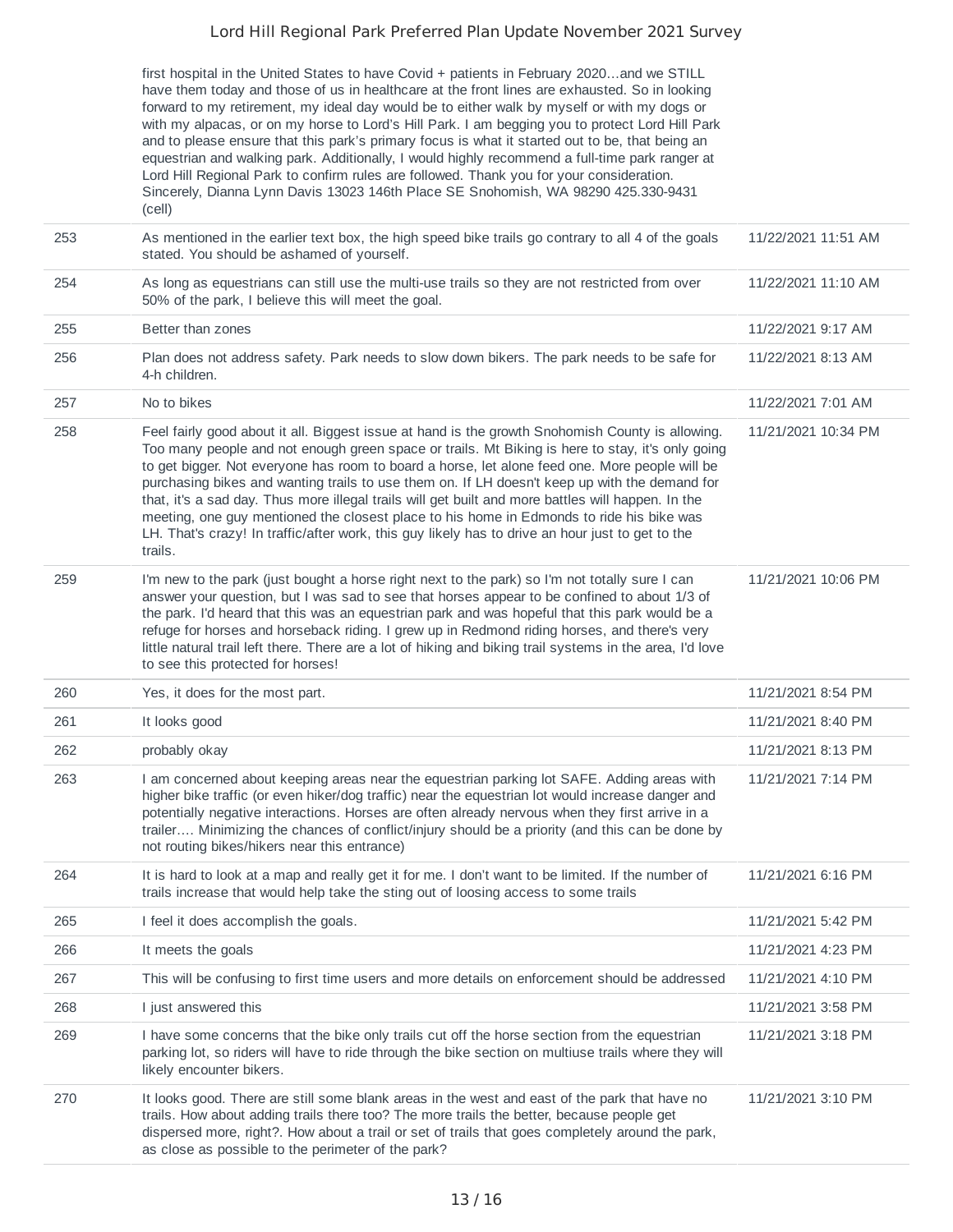| | | |
|---|---|---|
| | first hospital in the United States to have Covid + patients in February 2020…and we STILL have them today and those of us in healthcare at the front lines are exhausted. So in looking forward to my retirement, my ideal day would be to either walk by myself or with my dogs or with my alpacas, or on my horse to Lord's Hill Park. I am begging you to protect Lord Hill Park and to please ensure that this park's primary focus is what it started out to be, that being an equestrian and walking park. Additionally, I would highly recommend a full-time park ranger at Lord Hill Regional Park to confirm rules are followed. Thank you for your consideration. Sincerely, Dianna Lynn Davis 13023 146th Place SE Snohomish, WA 98290 425.330-9431 (cell) | |
| 253 | As mentioned in the earlier text box, the high speed bike trails go contrary to all 4 of the goals stated. You should be ashamed of yourself. | 11/22/2021 11:51 AM |
| 254 | As long as equestrians can still use the multi-use trails so they are not restricted from over 50% of the park, I believe this will meet the goal. | 11/22/2021 11:10 AM |
| 255 | Better than zones | 11/22/2021 9:17 AM |
| 256 | Plan does not address safety. Park needs to slow down bikers. The park needs to be safe for 4-h children. | 11/22/2021 8:13 AM |
| 257 | No to bikes | 11/22/2021 7:01 AM |
| 258 | Feel fairly good about it all. Biggest issue at hand is the growth Snohomish County is allowing. Too many people and not enough green space or trails. Mt Biking is here to stay, it's only going to get bigger. Not everyone has room to board a horse, let alone feed one. More people will be purchasing bikes and wanting trails to use them on. If LH doesn't keep up with the demand for that, it's a sad day. Thus more illegal trails will get built and more battles will happen. In the meeting, one guy mentioned the closest place to his home in Edmonds to ride his bike was LH. That's crazy! In traffic/after work, this guy likely has to drive an hour just to get to the trails. | 11/21/2021 10:34 PM |
| 259 | I'm new to the park (just bought a horse right next to the park) so I'm not totally sure I can answer your question, but I was sad to see that horses appear to be confined to about 1/3 of the park. I'd heard that this was an equestrian park and was hopeful that this park would be a refuge for horses and horseback riding. I grew up in Redmond riding horses, and there's very little natural trail left there. There are a lot of hiking and biking trail systems in the area, I'd love to see this protected for horses! | 11/21/2021 10:06 PM |
| 260 | Yes, it does for the most part. | 11/21/2021 8:54 PM |
| 261 | It looks good | 11/21/2021 8:40 PM |
| 262 | probably okay | 11/21/2021 8:13 PM |
| 263 | I am concerned about keeping areas near the equestrian parking lot SAFE. Adding areas with higher bike traffic (or even hiker/dog traffic) near the equestrian lot would increase danger and potentially negative interactions. Horses are often already nervous when they first arrive in a trailer…. Minimizing the chances of conflict/injury should be a priority (and this can be done by not routing bikes/hikers near this entrance) | 11/21/2021 7:14 PM |
| 264 | It is hard to look at a map and really get it for me. I don't want to be limited. If the number of trails increase that would help take the sting out of loosing access to some trails | 11/21/2021 6:16 PM |
| 265 | I feel it does accomplish the goals. | 11/21/2021 5:42 PM |
| 266 | It meets the goals | 11/21/2021 4:23 PM |
| 267 | This will be confusing to first time users and more details on enforcement should be addressed | 11/21/2021 4:10 PM |
| 268 | I just answered this | 11/21/2021 3:58 PM |
| 269 | I have some concerns that the bike only trails cut off the horse section from the equestrian parking lot, so riders will have to ride through the bike section on multiuse trails where they will likely encounter bikers. | 11/21/2021 3:18 PM |
| 270 | It looks good. There are still some blank areas in the west and east of the park that have no trails. How about adding trails there too? The more trails the better, because people get dispersed more, right?. How about a trail or set of trails that goes completely around the park, as close as possible to the perimeter of the park? | 11/21/2021 3:10 PM |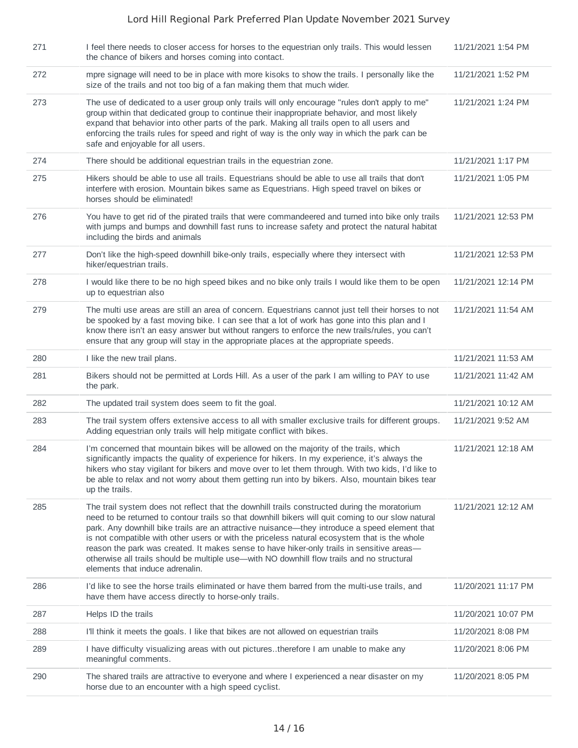| | | |
|---|---|---|
| 271 | I feel there needs to closer access for horses to the equestrian only trails. This would lessen the chance of bikers and horses coming into contact. | 11/21/2021 1:54 PM |
| 272 | mpre signage will need to be in place with more kisoks to show the trails. I personally like the size of the trails and not too big of a fan making them that much wider. | 11/21/2021 1:52 PM |
| 273 | The use of dedicated to a user group only trails will only encourage "rules don't apply to me" group within that dedicated group to continue their inappropriate behavior, and most likely expand that behavior into other parts of the park. Making all trails open to all users and enforcing the trails rules for speed and right of way is the only way in which the park can be safe and enjoyable for all users. | 11/21/2021 1:24 PM |
| 274 | There should be additional equestrian trails in the equestrian zone. | 11/21/2021 1:17 PM |
| 275 | Hikers should be able to use all trails. Equestrians should be able to use all trails that don't interfere with erosion. Mountain bikes same as Equestrians. High speed travel on bikes or horses should be eliminated! | 11/21/2021 1:05 PM |
| 276 | You have to get rid of the pirated trails that were commandeered and turned into bike only trails with jumps and bumps and downhill fast runs to increase safety and protect the natural habitat including the birds and animals | 11/21/2021 12:53 PM |
| 277 | Don't like the high-speed downhill bike-only trails, especially where they intersect with hiker/equestrian trails. | 11/21/2021 12:53 PM |
| 278 | I would like there to be no high speed bikes and no bike only trails I would like them to be open up to equestrian also | 11/21/2021 12:14 PM |
| 279 | The multi use areas are still an area of concern. Equestrians cannot just tell their horses to not be spooked by a fast moving bike. I can see that a lot of work has gone into this plan and I know there isn't an easy answer but without rangers to enforce the new trails/rules, you can't ensure that any group will stay in the appropriate places at the appropriate speeds. | 11/21/2021 11:54 AM |
| 280 | I like the new trail plans. | 11/21/2021 11:53 AM |
| 281 | Bikers should not be permitted at Lords Hill. As a user of the park I am willing to PAY to use the park. | 11/21/2021 11:42 AM |
| 282 | The updated trail system does seem to fit the goal. | 11/21/2021 10:12 AM |
| 283 | The trail system offers extensive access to all with smaller exclusive trails for different groups. Adding equestrian only trails will help mitigate conflict with bikes. | 11/21/2021 9:52 AM |
| 284 | I'm concerned that mountain bikes will be allowed on the majority of the trails, which significantly impacts the quality of experience for hikers. In my experience, it's always the hikers who stay vigilant for bikers and move over to let them through. With two kids, I'd like to be able to relax and not worry about them getting run into by bikers. Also, mountain bikes tear up the trails. | 11/21/2021 12:18 AM |
| 285 | The trail system does not reflect that the downhill trails constructed during the moratorium need to be returned to contour trails so that downhill bikers will quit coming to our slow natural park. Any downhill bike trails are an attractive nuisance—they introduce a speed element that is not compatible with other users or with the priceless natural ecosystem that is the whole reason the park was created. It makes sense to have hiker-only trails in sensitive areas—otherwise all trails should be multiple use—with NO downhill flow trails and no structural elements that induce adrenalin. | 11/21/2021 12:12 AM |
| 286 | I'd like to see the horse trails eliminated or have them barred from the multi-use trails, and have them have access directly to horse-only trails. | 11/20/2021 11:17 PM |
| 287 | Helps ID the trails | 11/20/2021 10:07 PM |
| 288 | I'll think it meets the goals. I like that bikes are not allowed on equestrian trails | 11/20/2021 8:08 PM |
| 289 | I have difficulty visualizing areas with out pictures..therefore I am unable to make any meaningful comments. | 11/20/2021 8:06 PM |
| 290 | The shared trails are attractive to everyone and where I experienced a near disaster on my horse due to an encounter with a high speed cyclist. | 11/20/2021 8:05 PM |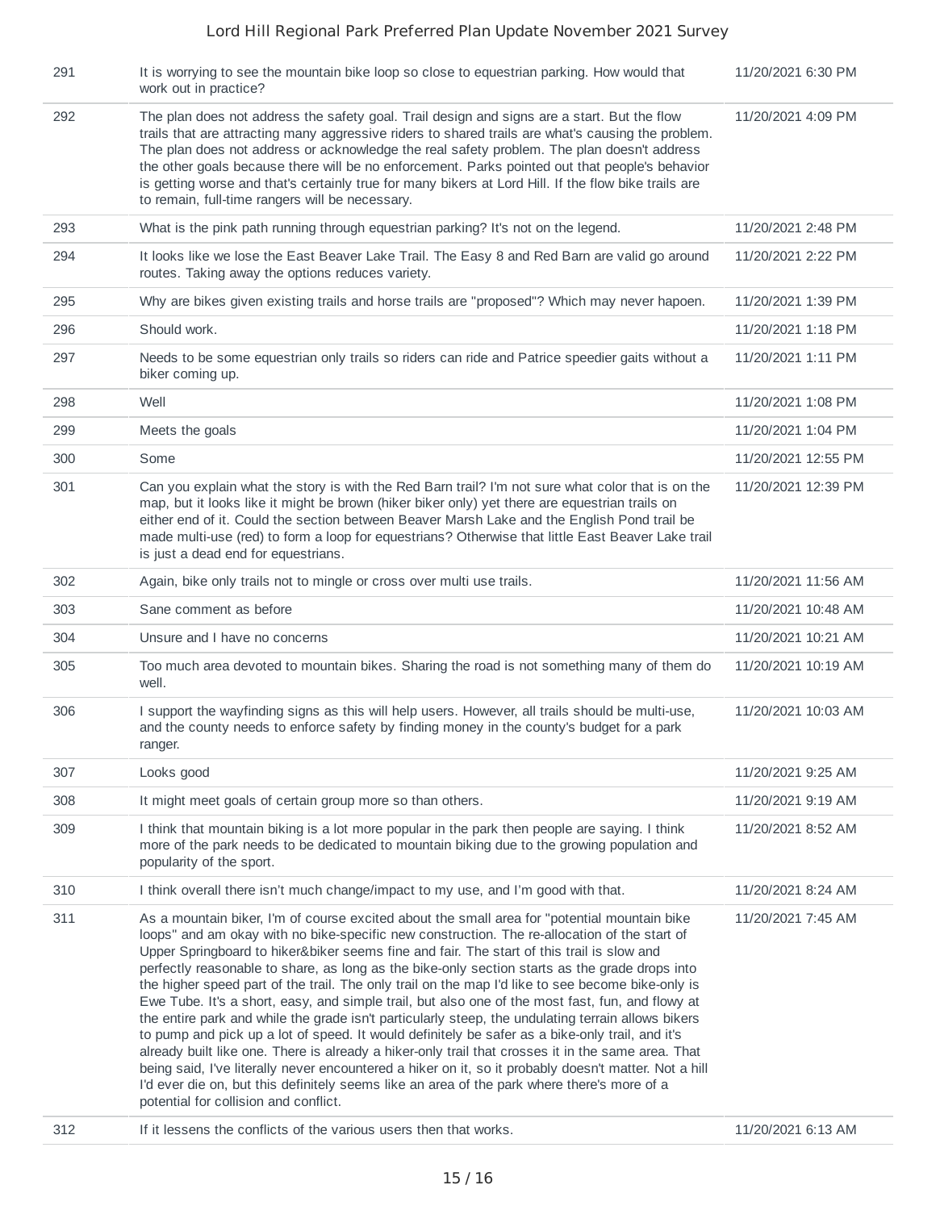| | | |
|---|---|---|
| 291 | It is worrying to see the mountain bike loop so close to equestrian parking. How would that work out in practice? | 11/20/2021 6:30 PM |
| 292 | The plan does not address the safety goal. Trail design and signs are a start. But the flow trails that are attracting many aggressive riders to shared trails are what's causing the problem. The plan does not address or acknowledge the real safety problem. The plan doesn't address the other goals because there will be no enforcement. Parks pointed out that people's behavior is getting worse and that's certainly true for many bikers at Lord Hill. If the flow bike trails are to remain, full-time rangers will be necessary. | 11/20/2021 4:09 PM |
| 293 | What is the pink path running through equestrian parking? It's not on the legend. | 11/20/2021 2:48 PM |
| 294 | It looks like we lose the East Beaver Lake Trail. The Easy 8 and Red Barn are valid go around routes. Taking away the options reduces variety. | 11/20/2021 2:22 PM |
| 295 | Why are bikes given existing trails and horse trails are "proposed"? Which may never hapoen. | 11/20/2021 1:39 PM |
| 296 | Should work. | 11/20/2021 1:18 PM |
| 297 | Needs to be some equestrian only trails so riders can ride and Patrice speedier gaits without a biker coming up. | 11/20/2021 1:11 PM |
| 298 | Well | 11/20/2021 1:08 PM |
| 299 | Meets the goals | 11/20/2021 1:04 PM |
| 300 | Some | 11/20/2021 12:55 PM |
| 301 | Can you explain what the story is with the Red Barn trail? I'm not sure what color that is on the map, but it looks like it might be brown (hiker biker only) yet there are equestrian trails on either end of it. Could the section between Beaver Marsh Lake and the English Pond trail be made multi-use (red) to form a loop for equestrians? Otherwise that little East Beaver Lake trail is just a dead end for equestrians. | 11/20/2021 12:39 PM |
| 302 | Again, bike only trails not to mingle or cross over multi use trails. | 11/20/2021 11:56 AM |
| 303 | Sane comment as before | 11/20/2021 10:48 AM |
| 304 | Unsure and I have no concerns | 11/20/2021 10:21 AM |
| 305 | Too much area devoted to mountain bikes. Sharing the road is not something many of them do well. | 11/20/2021 10:19 AM |
| 306 | I support the wayfinding signs as this will help users. However, all trails should be multi-use, and the county needs to enforce safety by finding money in the county's budget for a park ranger. | 11/20/2021 10:03 AM |
| 307 | Looks good | 11/20/2021 9:25 AM |
| 308 | It might meet goals of certain group more so than others. | 11/20/2021 9:19 AM |
| 309 | I think that mountain biking is a lot more popular in the park then people are saying. I think more of the park needs to be dedicated to mountain biking due to the growing population and popularity of the sport. | 11/20/2021 8:52 AM |
| 310 | I think overall there isn't much change/impact to my use, and I'm good with that. | 11/20/2021 8:24 AM |
| 311 | As a mountain biker, I'm of course excited about the small area for "potential mountain bike loops" and am okay with no bike-specific new construction. The re-allocation of the start of Upper Springboard to hiker&biker seems fine and fair. The start of this trail is slow and perfectly reasonable to share, as long as the bike-only section starts as the grade drops into the higher speed part of the trail. The only trail on the map I'd like to see become bike-only is Ewe Tube. It's a short, easy, and simple trail, but also one of the most fast, fun, and flowy at the entire park and while the grade isn't particularly steep, the undulating terrain allows bikers to pump and pick up a lot of speed. It would definitely be safer as a bike-only trail, and it's already built like one. There is already a hiker-only trail that crosses it in the same area. That being said, I've literally never encountered a hiker on it, so it probably doesn't matter. Not a hill I'd ever die on, but this definitely seems like an area of the park where there's more of a potential for collision and conflict. | 11/20/2021 7:45 AM |
| 312 | If it lessens the conflicts of the various users then that works. | 11/20/2021 6:13 AM |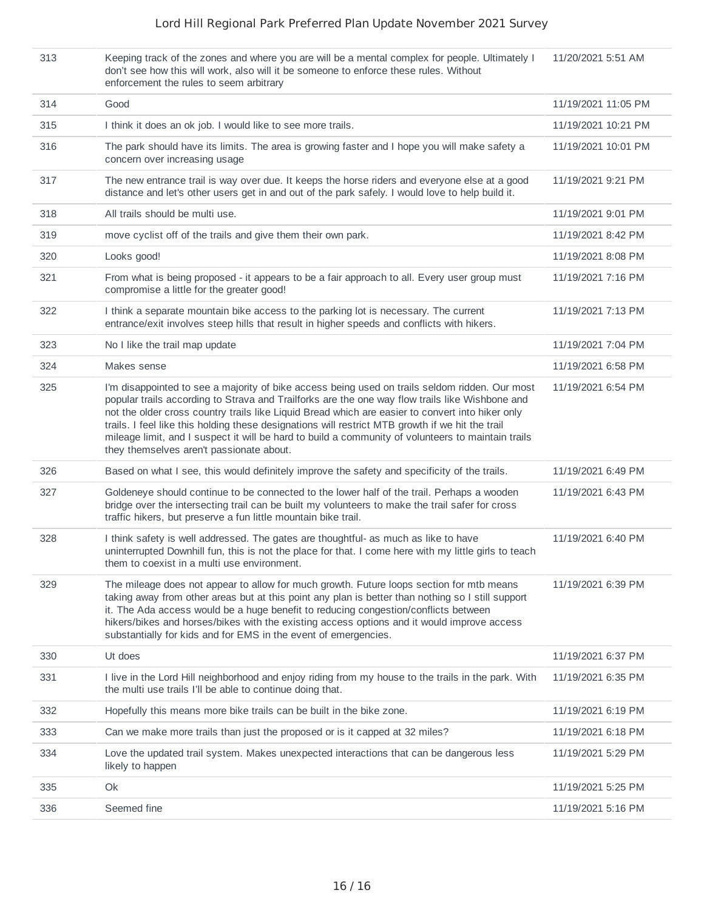| | | |
|---|---|---|
| 313 | Keeping track of the zones and where you are will be a mental complex for people. Ultimately I don't see how this will work, also will it be someone to enforce these rules. Without enforcement the rules to seem arbitrary | 11/20/2021 5:51 AM |
| 314 | Good | 11/19/2021 11:05 PM |
| 315 | I think it does an ok job. I would like to see more trails. | 11/19/2021 10:21 PM |
| 316 | The park should have its limits. The area is growing faster and I hope you will make safety a concern over increasing usage | 11/19/2021 10:01 PM |
| 317 | The new entrance trail is way over due. It keeps the horse riders and everyone else at a good distance and let's other users get in and out of the park safely. I would love to help build it. | 11/19/2021 9:21 PM |
| 318 | All trails should be multi use. | 11/19/2021 9:01 PM |
| 319 | move cyclist off of the trails and give them their own park. | 11/19/2021 8:42 PM |
| 320 | Looks good! | 11/19/2021 8:08 PM |
| 321 | From what is being proposed - it appears to be a fair approach to all. Every user group must compromise a little for the greater good! | 11/19/2021 7:16 PM |
| 322 | I think a separate mountain bike access to the parking lot is necessary. The current entrance/exit involves steep hills that result in higher speeds and conflicts with hikers. | 11/19/2021 7:13 PM |
| 323 | No I like the trail map update | 11/19/2021 7:04 PM |
| 324 | Makes sense | 11/19/2021 6:58 PM |
| 325 | I'm disappointed to see a majority of bike access being used on trails seldom ridden. Our most popular trails according to Strava and Trailforks are the one way flow trails like Wishbone and not the older cross country trails like Liquid Bread which are easier to convert into hiker only trails. I feel like this holding these designations will restrict MTB growth if we hit the trail mileage limit, and I suspect it will be hard to build a community of volunteers to maintain trails they themselves aren't passionate about. | 11/19/2021 6:54 PM |
| 326 | Based on what I see, this would definitely improve the safety and specificity of the trails. | 11/19/2021 6:49 PM |
| 327 | Goldeneye should continue to be connected to the lower half of the trail. Perhaps a wooden bridge over the intersecting trail can be built my volunteers to make the trail safer for cross traffic hikers, but preserve a fun little mountain bike trail. | 11/19/2021 6:43 PM |
| 328 | I think safety is well addressed. The gates are thoughtful- as much as like to have uninterrupted Downhill fun, this is not the place for that. I come here with my little girls to teach them to coexist in a multi use environment. | 11/19/2021 6:40 PM |
| 329 | The mileage does not appear to allow for much growth. Future loops section for mtb means taking away from other areas but at this point any plan is better than nothing so I still support it. The Ada access would be a huge benefit to reducing congestion/conflicts between hikers/bikes and horses/bikes with the existing access options and it would improve access substantially for kids and for EMS in the event of emergencies. | 11/19/2021 6:39 PM |
| 330 | Ut does | 11/19/2021 6:37 PM |
| 331 | I live in the Lord Hill neighborhood and enjoy riding from my house to the trails in the park. With the multi use trails I'll be able to continue doing that. | 11/19/2021 6:35 PM |
| 332 | Hopefully this means more bike trails can be built in the bike zone. | 11/19/2021 6:19 PM |
| 333 | Can we make more trails than just the proposed or is it capped at 32 miles? | 11/19/2021 6:18 PM |
| 334 | Love the updated trail system. Makes unexpected interactions that can be dangerous less likely to happen | 11/19/2021 5:29 PM |
| 335 | Ok | 11/19/2021 5:25 PM |
| 336 | Seemed fine | 11/19/2021 5:16 PM |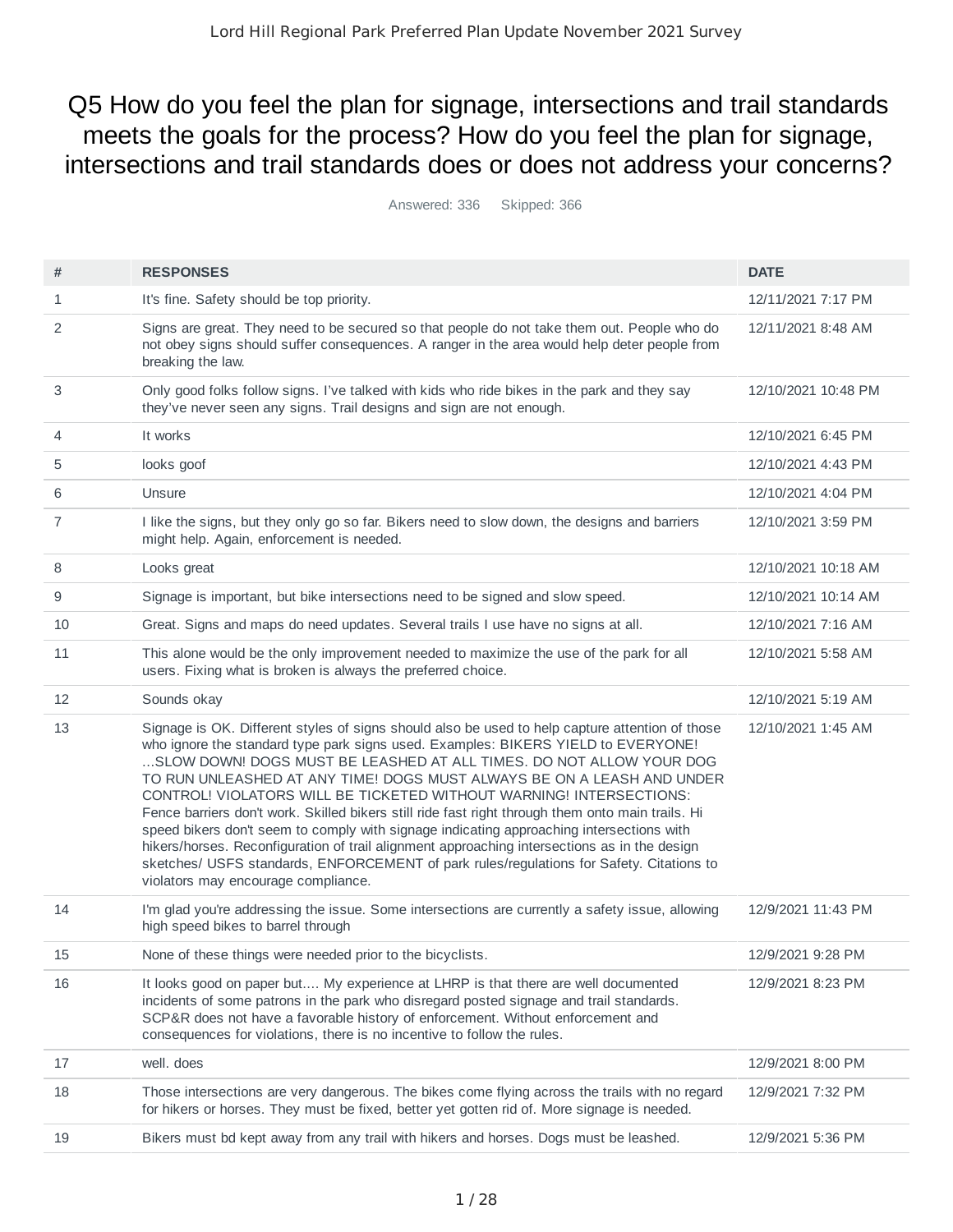# Q5 How do you feel the plan for signage, intersections and trail standards meets the goals for the process? How do you feel the plan for signage, intersections and trail standards does or does not address your concerns?

Answered: 336 Skipped: 366

| # | RESPONSES | DATE |
|---|---|---|
| 1 | It's fine. Safety should be top priority. | 12/11/2021 7:17 PM |
| 2 | Signs are great. They need to be secured so that people do not take them out. People who do not obey signs should suffer consequences. A ranger in the area would help deter people from breaking the law. | 12/11/2021 8:48 AM |
| 3 | Only good folks follow signs. I've talked with kids who ride bikes in the park and they say they've never seen any signs. Trail designs and sign are not enough. | 12/10/2021 10:48 PM |
| 4 | It works | 12/10/2021 6:45 PM |
| 5 | looks goof | 12/10/2021 4:43 PM |
| 6 | Unsure | 12/10/2021 4:04 PM |
| 7 | I like the signs, but they only go so far. Bikers need to slow down, the designs and barriers might help. Again, enforcement is needed. | 12/10/2021 3:59 PM |
| 8 | Looks great | 12/10/2021 10:18 AM |
| 9 | Signage is important, but bike intersections need to be signed and slow speed. | 12/10/2021 10:14 AM |
| 10 | Great. Signs and maps do need updates. Several trails I use have no signs at all. | 12/10/2021 7:16 AM |
| 11 | This alone would be the only improvement needed to maximize the use of the park for all users. Fixing what is broken is always the preferred choice. | 12/10/2021 5:58 AM |
| 12 | Sounds okay | 12/10/2021 5:19 AM |
| 13 | Signage is OK. Different styles of signs should also be used to help capture attention of those who ignore the standard type park signs used. Examples: BIKERS YIELD to EVERYONE! ...SLOW DOWN! DOGS MUST BE LEASHED AT ALL TIMES. DO NOT ALLOW YOUR DOG TO RUN UNLEASHED AT ANY TIME! DOGS MUST ALWAYS BE ON A LEASH AND UNDER CONTROL! VIOLATORS WILL BE TICKETED WITHOUT WARNING! INTERSECTIONS: Fence barriers don't work. Skilled bikers still ride fast right through them onto main trails. Hi speed bikers don't seem to comply with signage indicating approaching intersections with hikers/horses. Reconfiguration of trail alignment approaching intersections as in the design sketches/ USFS standards, ENFORCEMENT of park rules/regulations for Safety. Citations to violators may encourage compliance. | 12/10/2021 1:45 AM |
| 14 | I'm glad you're addressing the issue. Some intersections are currently a safety issue, allowing high speed bikes to barrel through | 12/9/2021 11:43 PM |
| 15 | None of these things were needed prior to the bicyclists. | 12/9/2021 9:28 PM |
| 16 | It looks good on paper but.... My experience at LHRP is that there are well documented incidents of some patrons in the park who disregard posted signage and trail standards. SCP&R does not have a favorable history of enforcement. Without enforcement and consequences for violations, there is no incentive to follow the rules. | 12/9/2021 8:23 PM |
| 17 | well. does | 12/9/2021 8:00 PM |
| 18 | Those intersections are very dangerous. The bikes come flying across the trails with no regard for hikers or horses. They must be fixed, better yet gotten rid of. More signage is needed. | 12/9/2021 7:32 PM |
| 19 | Bikers must bd kept away from any trail with hikers and horses. Dogs must be leashed. | 12/9/2021 5:36 PM |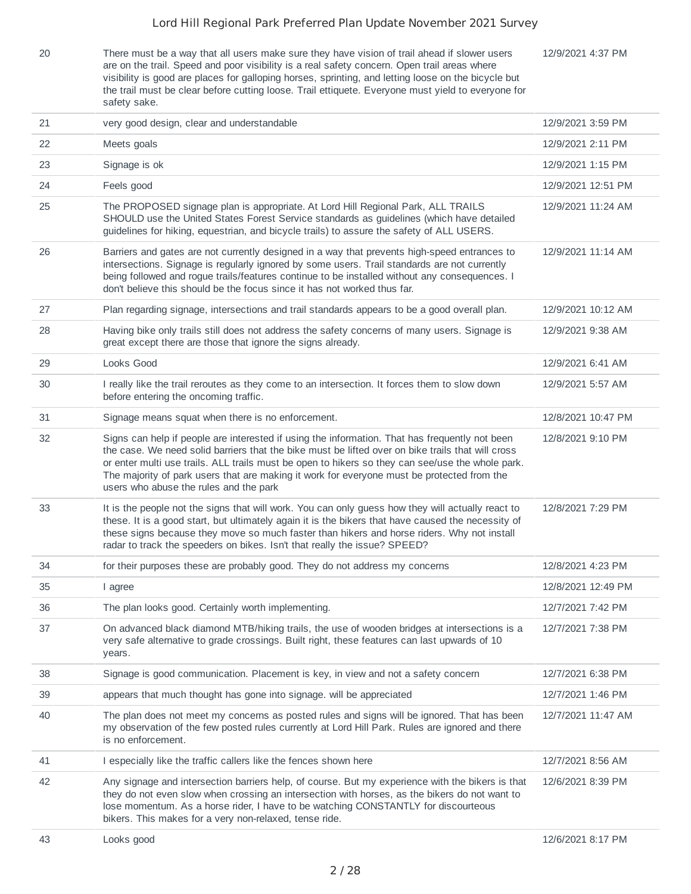| | | |
|---|---|---|
| 20 | There must be a way that all users make sure they have vision of trail ahead if slower users are on the trail. Speed and poor visibility is a real safety concern. Open trail areas where visibility is good are places for galloping horses, sprinting, and letting loose on the bicycle but the trail must be clear before cutting loose. Trail ettiquete. Everyone must yield to everyone for safety sake. | 12/9/2021 4:37 PM |
| 21 | very good design, clear and understandable | 12/9/2021 3:59 PM |
| 22 | Meets goals | 12/9/2021 2:11 PM |
| 23 | Signage is ok | 12/9/2021 1:15 PM |
| 24 | Feels good | 12/9/2021 12:51 PM |
| 25 | The PROPOSED signage plan is appropriate. At Lord Hill Regional Park, ALL TRAILS SHOULD use the United States Forest Service standards as guidelines (which have detailed guidelines for hiking, equestrian, and bicycle trails) to assure the safety of ALL USERS. | 12/9/2021 11:24 AM |
| 26 | Barriers and gates are not currently designed in a way that prevents high-speed entrances to intersections. Signage is regularly ignored by some users. Trail standards are not currently being followed and rogue trails/features continue to be installed without any consequences. I don't believe this should be the focus since it has not worked thus far. | 12/9/2021 11:14 AM |
| 27 | Plan regarding signage, intersections and trail standards appears to be a good overall plan. | 12/9/2021 10:12 AM |
| 28 | Having bike only trails still does not address the safety concerns of many users. Signage is great except there are those that ignore the signs already. | 12/9/2021 9:38 AM |
| 29 | Looks Good | 12/9/2021 6:41 AM |
| 30 | I really like the trail reroutes as they come to an intersection. It forces them to slow down before entering the oncoming traffic. | 12/9/2021 5:57 AM |
| 31 | Signage means squat when there is no enforcement. | 12/8/2021 10:47 PM |
| 32 | Signs can help if people are interested if using the information. That has frequently not been the case. We need solid barriers that the bike must be lifted over on bike trails that will cross or enter multi use trails. ALL trails must be open to hikers so they can see/use the whole park. The majority of park users that are making it work for everyone must be protected from the users who abuse the rules and the park | 12/8/2021 9:10 PM |
| 33 | It is the people not the signs that will work. You can only guess how they will actually react to these. It is a good start, but ultimately again it is the bikers that have caused the necessity of these signs because they move so much faster than hikers and horse riders. Why not install radar to track the speeders on bikes. Isn't that really the issue? SPEED? | 12/8/2021 7:29 PM |
| 34 | for their purposes these are probably good. They do not address my concerns | 12/8/2021 4:23 PM |
| 35 | I agree | 12/8/2021 12:49 PM |
| 36 | The plan looks good. Certainly worth implementing. | 12/7/2021 7:42 PM |
| 37 | On advanced black diamond MTB/hiking trails, the use of wooden bridges at intersections is a very safe alternative to grade crossings. Built right, these features can last upwards of 10 years. | 12/7/2021 7:38 PM |
| 38 | Signage is good communication. Placement is key, in view and not a safety concern | 12/7/2021 6:38 PM |
| 39 | appears that much thought has gone into signage. will be appreciated | 12/7/2021 1:46 PM |
| 40 | The plan does not meet my concerns as posted rules and signs will be ignored. That has been my observation of the few posted rules currently at Lord Hill Park. Rules are ignored and there is no enforcement. | 12/7/2021 11:47 AM |
| 41 | I especially like the traffic callers like the fences shown here | 12/7/2021 8:56 AM |
| 42 | Any signage and intersection barriers help, of course. But my experience with the bikers is that they do not even slow when crossing an intersection with horses, as the bikers do not want to lose momentum. As a horse rider, I have to be watching CONSTANTLY for discourteous bikers. This makes for a very non-relaxed, tense ride. | 12/6/2021 8:39 PM |
| 43 | Looks good | 12/6/2021 8:17 PM |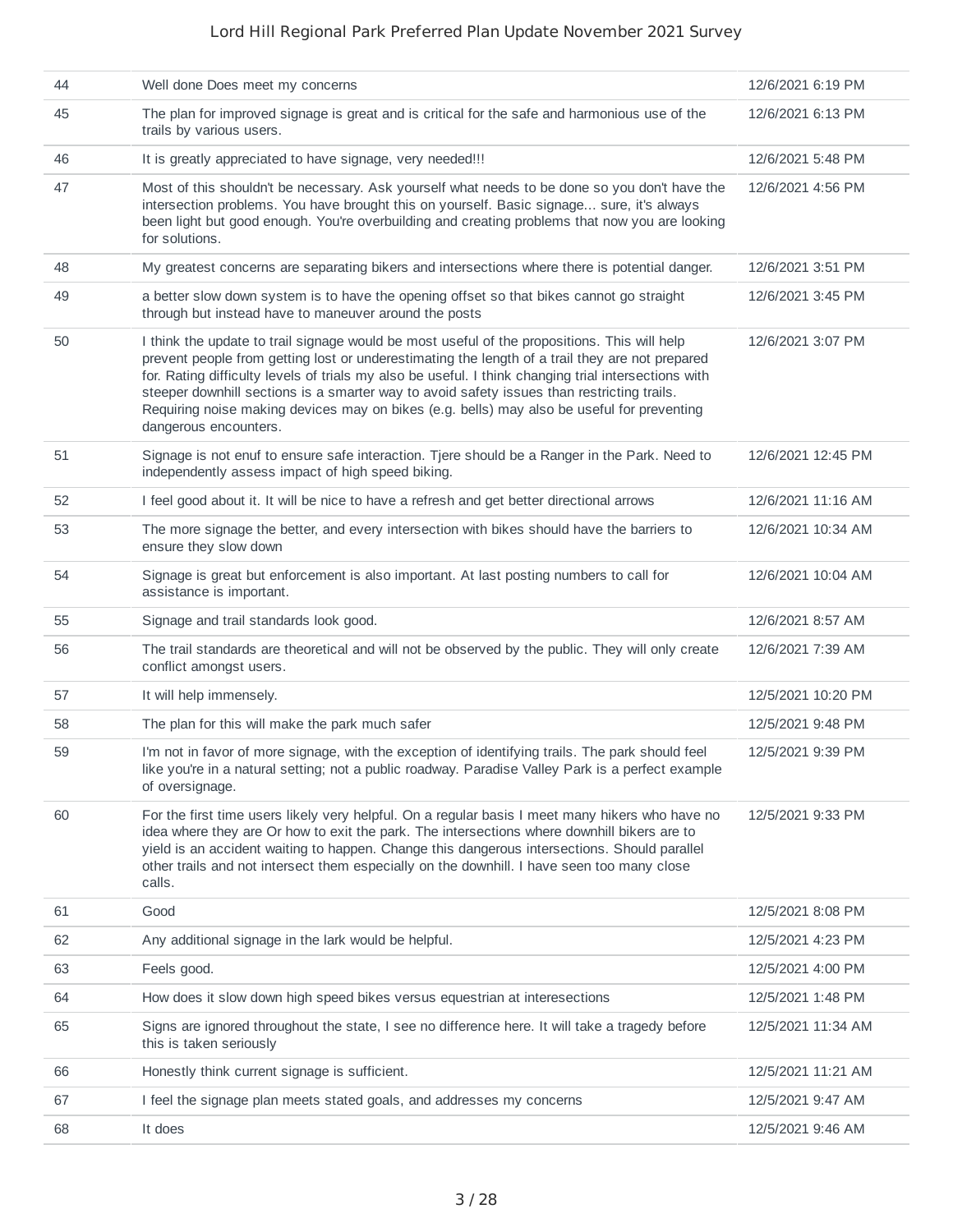| | | |
|---|---|---|
| 44 | Well done Does meet my concerns | 12/6/2021 6:19 PM |
| 45 | The plan for improved signage is great and is critical for the safe and harmonious use of the trails by various users. | 12/6/2021 6:13 PM |
| 46 | It is greatly appreciated to have signage, very needed!!! | 12/6/2021 5:48 PM |
| 47 | Most of this shouldn't be necessary. Ask yourself what needs to be done so you don't have the intersection problems. You have brought this on yourself. Basic signage... sure, it's always been light but good enough. You're overbuilding and creating problems that now you are looking for solutions. | 12/6/2021 4:56 PM |
| 48 | My greatest concerns are separating bikers and intersections where there is potential danger. | 12/6/2021 3:51 PM |
| 49 | a better slow down system is to have the opening offset so that bikes cannot go straight through but instead have to maneuver around the posts | 12/6/2021 3:45 PM |
| 50 | I think the update to trail signage would be most useful of the propositions. This will help prevent people from getting lost or underestimating the length of a trail they are not prepared for. Rating difficulty levels of trials my also be useful. I think changing trial intersections with steeper downhill sections is a smarter way to avoid safety issues than restricting trails. Requiring noise making devices may on bikes (e.g. bells) may also be useful for preventing dangerous encounters. | 12/6/2021 3:07 PM |
| 51 | Signage is not enuf to ensure safe interaction. Tjere should be a Ranger in the Park. Need to independently assess impact of high speed biking. | 12/6/2021 12:45 PM |
| 52 | I feel good about it. It will be nice to have a refresh and get better directional arrows | 12/6/2021 11:16 AM |
| 53 | The more signage the better, and every intersection with bikes should have the barriers to ensure they slow down | 12/6/2021 10:34 AM |
| 54 | Signage is great but enforcement is also important. At last posting numbers to call for assistance is important. | 12/6/2021 10:04 AM |
| 55 | Signage and trail standards look good. | 12/6/2021 8:57 AM |
| 56 | The trail standards are theoretical and will not be observed by the public. They will only create conflict amongst users. | 12/6/2021 7:39 AM |
| 57 | It will help immensely. | 12/5/2021 10:20 PM |
| 58 | The plan for this will make the park much safer | 12/5/2021 9:48 PM |
| 59 | I'm not in favor of more signage, with the exception of identifying trails. The park should feel like you're in a natural setting; not a public roadway. Paradise Valley Park is a perfect example of oversignage. | 12/5/2021 9:39 PM |
| 60 | For the first time users likely very helpful. On a regular basis I meet many hikers who have no idea where they are Or how to exit the park. The intersections where downhill bikers are to yield is an accident waiting to happen. Change this dangerous intersections. Should parallel other trails and not intersect them especially on the downhill. I have seen too many close calls. | 12/5/2021 9:33 PM |
| 61 | Good | 12/5/2021 8:08 PM |
| 62 | Any additional signage in the lark would be helpful. | 12/5/2021 4:23 PM |
| 63 | Feels good. | 12/5/2021 4:00 PM |
| 64 | How does it slow down high speed bikes versus equestrian at interesections | 12/5/2021 1:48 PM |
| 65 | Signs are ignored throughout the state, I see no difference here. It will take a tragedy before this is taken seriously | 12/5/2021 11:34 AM |
| 66 | Honestly think current signage is sufficient. | 12/5/2021 11:21 AM |
| 67 | I feel the signage plan meets stated goals, and addresses my concerns | 12/5/2021 9:47 AM |
| 68 | It does | 12/5/2021 9:46 AM |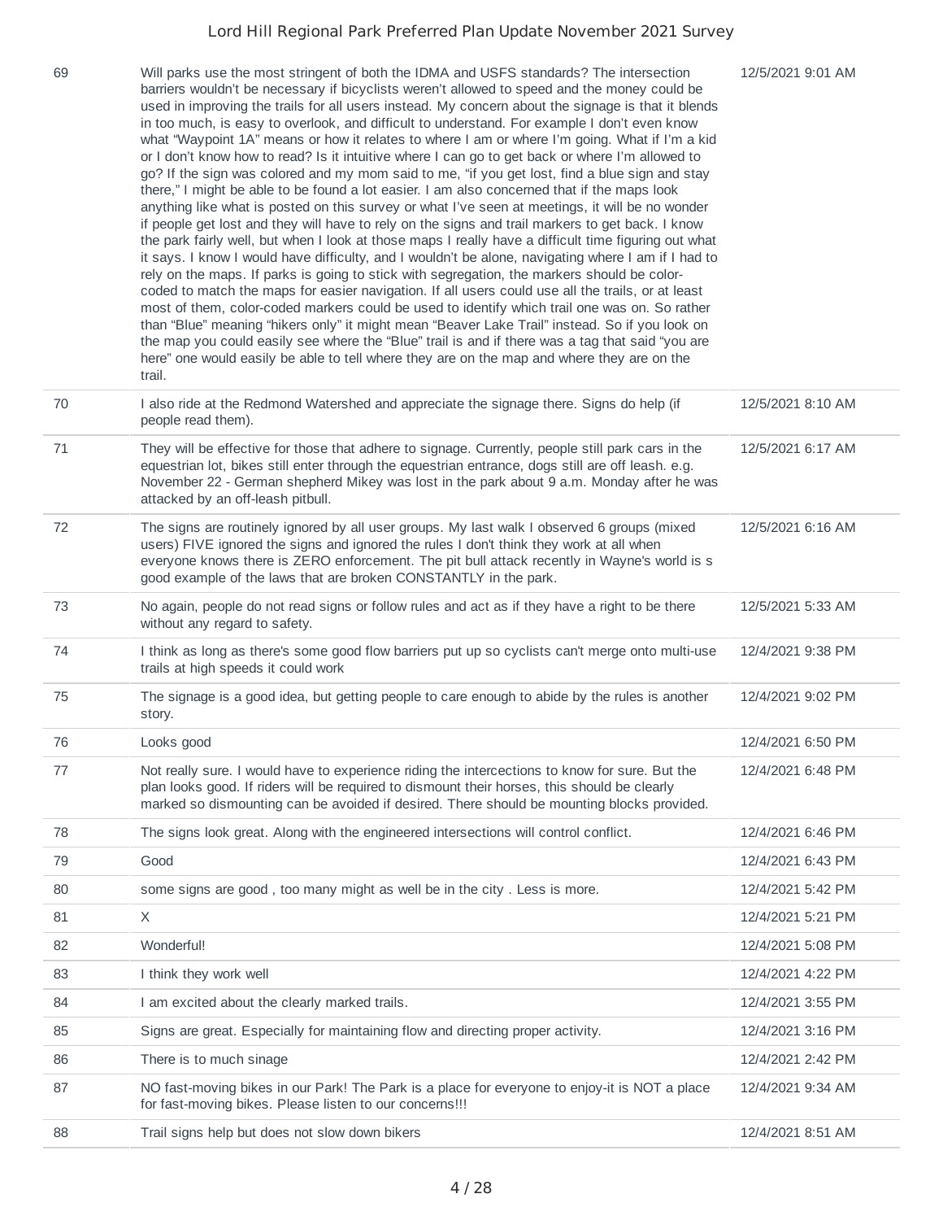| | | |
|---|---|---|
| 69 | Will parks use the most stringent of both the IDMA and USFS standards? The intersection barriers wouldn't be necessary if bicyclists weren't allowed to speed and the money could be used in improving the trails for all users instead. My concern about the signage is that it blends in too much, is easy to overlook, and difficult to understand. For example I don't even know what "Waypoint 1A" means or how it relates to where I am or where I'm going. What if I'm a kid or I don't know how to read? Is it intuitive where I can go to get back or where I'm allowed to go? If the sign was colored and my mom said to me, "if you get lost, find a blue sign and stay there," I might be able to be found a lot easier. I am also concerned that if the maps look anything like what is posted on this survey or what I've seen at meetings, it will be no wonder if people get lost and they will have to rely on the signs and trail markers to get back. I know the park fairly well, but when I look at those maps I really have a difficult time figuring out what it says. I know I would have difficulty, and I wouldn't be alone, navigating where I am if I had to rely on the maps. If parks is going to stick with segregation, the markers should be color-coded to match the maps for easier navigation. If all users could use all the trails, or at least most of them, color-coded markers could be used to identify which trail one was on. So rather than "Blue" meaning "hikers only" it might mean "Beaver Lake Trail" instead. So if you look on the map you could easily see where the "Blue" trail is and if there was a tag that said "you are here" one would easily be able to tell where they are on the map and where they are on the trail. | 12/5/2021 9:01 AM |
| 70 | I also ride at the Redmond Watershed and appreciate the signage there. Signs do help (if people read them). | 12/5/2021 8:10 AM |
| 71 | They will be effective for those that adhere to signage. Currently, people still park cars in the equestrian lot, bikes still enter through the equestrian entrance, dogs still are off leash. e.g. November 22 - German shepherd Mikey was lost in the park about 9 a.m. Monday after he was attacked by an off-leash pitbull. | 12/5/2021 6:17 AM |
| 72 | The signs are routinely ignored by all user groups. My last walk I observed 6 groups (mixed users) FIVE ignored the signs and ignored the rules I don't think they work at all when everyone knows there is ZERO enforcement. The pit bull attack recently in Wayne's world is s good example of the laws that are broken CONSTANTLY in the park. | 12/5/2021 6:16 AM |
| 73 | No again, people do not read signs or follow rules and act as if they have a right to be there without any regard to safety. | 12/5/2021 5:33 AM |
| 74 | I think as long as there's some good flow barriers put up so cyclists can't merge onto multi-use trails at high speeds it could work | 12/4/2021 9:38 PM |
| 75 | The signage is a good idea, but getting people to care enough to abide by the rules is another story. | 12/4/2021 9:02 PM |
| 76 | Looks good | 12/4/2021 6:50 PM |
| 77 | Not really sure. I would have to experience riding the intercections to know for sure. But the plan looks good. If riders will be required to dismount their horses, this should be clearly marked so dismounting can be avoided if desired. There should be mounting blocks provided. | 12/4/2021 6:48 PM |
| 78 | The signs look great. Along with the engineered intersections will control conflict. | 12/4/2021 6:46 PM |
| 79 | Good | 12/4/2021 6:43 PM |
| 80 | some signs are good , too many might as well be in the city . Less is more. | 12/4/2021 5:42 PM |
| 81 | X | 12/4/2021 5:21 PM |
| 82 | Wonderful! | 12/4/2021 5:08 PM |
| 83 | I think they work well | 12/4/2021 4:22 PM |
| 84 | I am excited about the clearly marked trails. | 12/4/2021 3:55 PM |
| 85 | Signs are great. Especially for maintaining flow and directing proper activity. | 12/4/2021 3:16 PM |
| 86 | There is to much sinage | 12/4/2021 2:42 PM |
| 87 | NO fast-moving bikes in our Park! The Park is a place for everyone to enjoy-it is NOT a place for fast-moving bikes. Please listen to our concerns!!! | 12/4/2021 9:34 AM |
| 88 | Trail signs help but does not slow down bikers | 12/4/2021 8:51 AM |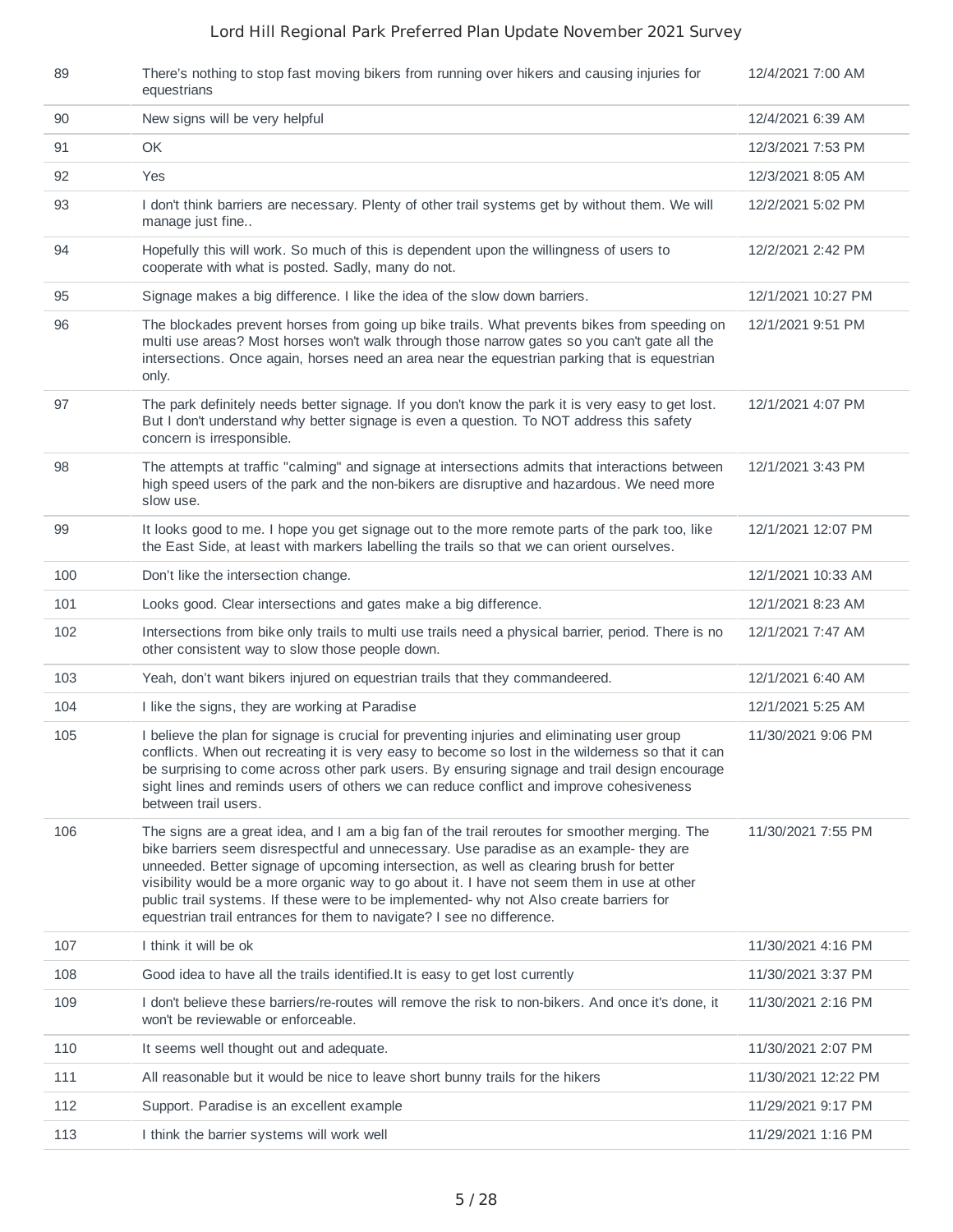| | | |
|---|---|---|
| 89 | There's nothing to stop fast moving bikers from running over hikers and causing injuries for equestrians | 12/4/2021 7:00 AM |
| 90 | New signs will be very helpful | 12/4/2021 6:39 AM |
| 91 | OK | 12/3/2021 7:53 PM |
| 92 | Yes | 12/3/2021 8:05 AM |
| 93 | I don't think barriers are necessary. Plenty of other trail systems get by without them. We will manage just fine.. | 12/2/2021 5:02 PM |
| 94 | Hopefully this will work. So much of this is dependent upon the willingness of users to cooperate with what is posted. Sadly, many do not. | 12/2/2021 2:42 PM |
| 95 | Signage makes a big difference. I like the idea of the slow down barriers. | 12/1/2021 10:27 PM |
| 96 | The blockades prevent horses from going up bike trails. What prevents bikes from speeding on multi use areas? Most horses won't walk through those narrow gates so you can't gate all the intersections. Once again, horses need an area near the equestrian parking that is equestrian only. | 12/1/2021 9:51 PM |
| 97 | The park definitely needs better signage. If you don't know the park it is very easy to get lost. But I don't understand why better signage is even a question. To NOT address this safety concern is irresponsible. | 12/1/2021 4:07 PM |
| 98 | The attempts at traffic "calming" and signage at intersections admits that interactions between high speed users of the park and the non-bikers are disruptive and hazardous. We need more slow use. | 12/1/2021 3:43 PM |
| 99 | It looks good to me. I hope you get signage out to the more remote parts of the park too, like the East Side, at least with markers labelling the trails so that we can orient ourselves. | 12/1/2021 12:07 PM |
| 100 | Don't like the intersection change. | 12/1/2021 10:33 AM |
| 101 | Looks good. Clear intersections and gates make a big difference. | 12/1/2021 8:23 AM |
| 102 | Intersections from bike only trails to multi use trails need a physical barrier, period. There is no other consistent way to slow those people down. | 12/1/2021 7:47 AM |
| 103 | Yeah, don't want bikers injured on equestrian trails that they commandeered. | 12/1/2021 6:40 AM |
| 104 | I like the signs, they are working at Paradise | 12/1/2021 5:25 AM |
| 105 | I believe the plan for signage is crucial for preventing injuries and eliminating user group conflicts. When out recreating it is very easy to become so lost in the wilderness so that it can be surprising to come across other park users. By ensuring signage and trail design encourage sight lines and reminds users of others we can reduce conflict and improve cohesiveness between trail users. | 11/30/2021 9:06 PM |
| 106 | The signs are a great idea, and I am a big fan of the trail reroutes for smoother merging. The bike barriers seem disrespectful and unnecessary. Use paradise as an example- they are unneeded. Better signage of upcoming intersection, as well as clearing brush for better visibility would be a more organic way to go about it. I have not seem them in use at other public trail systems. If these were to be implemented- why not Also create barriers for equestrian trail entrances for them to navigate? I see no difference. | 11/30/2021 7:55 PM |
| 107 | I think it will be ok | 11/30/2021 4:16 PM |
| 108 | Good idea to have all the trails identified.It is easy to get lost currently | 11/30/2021 3:37 PM |
| 109 | I don't believe these barriers/re-routes will remove the risk to non-bikers. And once it's done, it won't be reviewable or enforceable. | 11/30/2021 2:16 PM |
| 110 | It seems well thought out and adequate. | 11/30/2021 2:07 PM |
| 111 | All reasonable but it would be nice to leave short bunny trails for the hikers | 11/30/2021 12:22 PM |
| 112 | Support. Paradise is an excellent example | 11/29/2021 9:17 PM |
| 113 | I think the barrier systems will work well | 11/29/2021 1:16 PM |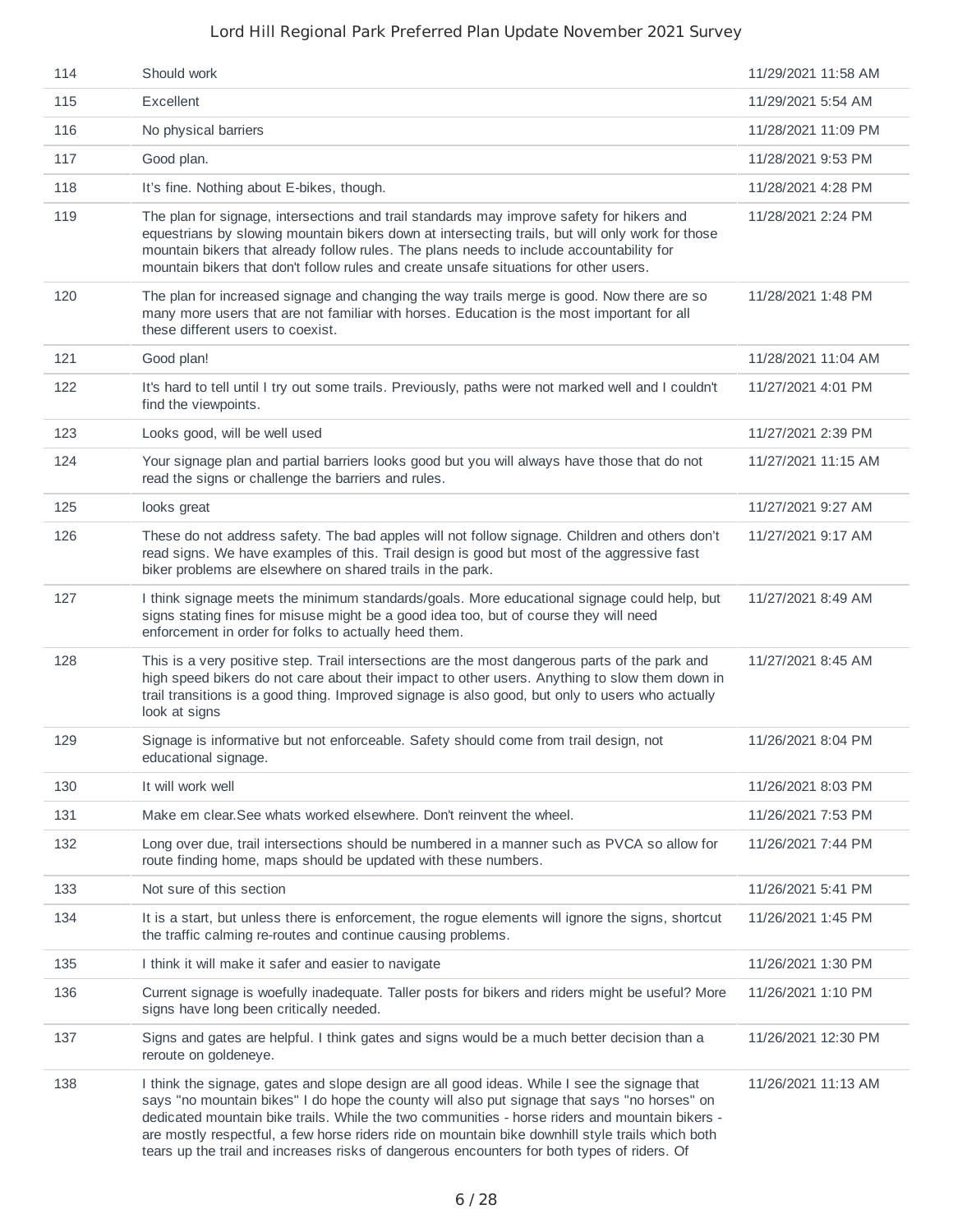| | | |
|---|---|---|
| 114 | Should work | 11/29/2021 11:58 AM |
| 115 | Excellent | 11/29/2021 5:54 AM |
| 116 | No physical barriers | 11/28/2021 11:09 PM |
| 117 | Good plan. | 11/28/2021 9:53 PM |
| 118 | It's fine. Nothing about E-bikes, though. | 11/28/2021 4:28 PM |
| 119 | The plan for signage, intersections and trail standards may improve safety for hikers and equestrians by slowing mountain bikers down at intersecting trails, but will only work for those mountain bikers that already follow rules. The plans needs to include accountability for mountain bikers that don't follow rules and create unsafe situations for other users. | 11/28/2021 2:24 PM |
| 120 | The plan for increased signage and changing the way trails merge is good. Now there are so many more users that are not familiar with horses. Education is the most important for all these different users to coexist. | 11/28/2021 1:48 PM |
| 121 | Good plan! | 11/28/2021 11:04 AM |
| 122 | It's hard to tell until I try out some trails. Previously, paths were not marked well and I couldn't find the viewpoints. | 11/27/2021 4:01 PM |
| 123 | Looks good, will be well used | 11/27/2021 2:39 PM |
| 124 | Your signage plan and partial barriers looks good but you will always have those that do not read the signs or challenge the barriers and rules. | 11/27/2021 11:15 AM |
| 125 | looks great | 11/27/2021 9:27 AM |
| 126 | These do not address safety. The bad apples will not follow signage. Children and others don't read signs. We have examples of this. Trail design is good but most of the aggressive fast biker problems are elsewhere on shared trails in the park. | 11/27/2021 9:17 AM |
| 127 | I think signage meets the minimum standards/goals. More educational signage could help, but signs stating fines for misuse might be a good idea too, but of course they will need enforcement in order for folks to actually heed them. | 11/27/2021 8:49 AM |
| 128 | This is a very positive step. Trail intersections are the most dangerous parts of the park and high speed bikers do not care about their impact to other users. Anything to slow them down in trail transitions is a good thing. Improved signage is also good, but only to users who actually look at signs | 11/27/2021 8:45 AM |
| 129 | Signage is informative but not enforceable. Safety should come from trail design, not educational signage. | 11/26/2021 8:04 PM |
| 130 | It will work well | 11/26/2021 8:03 PM |
| 131 | Make em clear.See whats worked elsewhere. Don't reinvent the wheel. | 11/26/2021 7:53 PM |
| 132 | Long over due, trail intersections should be numbered in a manner such as PVCA so allow for route finding home, maps should be updated with these numbers. | 11/26/2021 7:44 PM |
| 133 | Not sure of this section | 11/26/2021 5:41 PM |
| 134 | It is a start, but unless there is enforcement, the rogue elements will ignore the signs, shortcut the traffic calming re-routes and continue causing problems. | 11/26/2021 1:45 PM |
| 135 | I think it will make it safer and easier to navigate | 11/26/2021 1:30 PM |
| 136 | Current signage is woefully inadequate. Taller posts for bikers and riders might be useful? More signs have long been critically needed. | 11/26/2021 1:10 PM |
| 137 | Signs and gates are helpful. I think gates and signs would be a much better decision than a reroute on goldeneye. | 11/26/2021 12:30 PM |
| 138 | I think the signage, gates and slope design are all good ideas. While I see the signage that says "no mountain bikes" I do hope the county will also put signage that says "no horses" on dedicated mountain bike trails. While the two communities - horse riders and mountain bikers - are mostly respectful, a few horse riders ride on mountain bike downhill style trails which both tears up the trail and increases risks of dangerous encounters for both types of riders. Of | 11/26/2021 11:13 AM |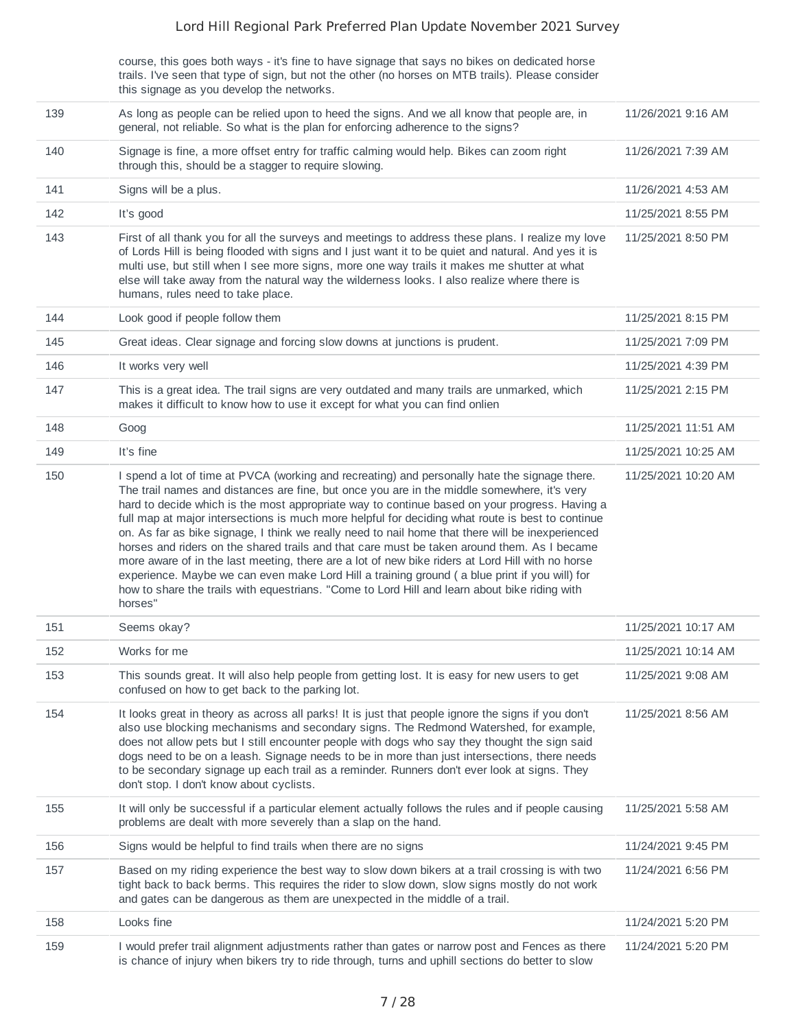| | | |
|---|---|---|
| | course, this goes both ways - it's fine to have signage that says no bikes on dedicated horse trails. I've seen that type of sign, but not the other (no horses on MTB trails). Please consider this signage as you develop the networks. | |
| 139 | As long as people can be relied upon to heed the signs. And we all know that people are, in general, not reliable. So what is the plan for enforcing adherence to the signs? | 11/26/2021 9:16 AM |
| 140 | Signage is fine, a more offset entry for traffic calming would help. Bikes can zoom right through this, should be a stagger to require slowing. | 11/26/2021 7:39 AM |
| 141 | Signs will be a plus. | 11/26/2021 4:53 AM |
| 142 | It's good | 11/25/2021 8:55 PM |
| 143 | First of all thank you for all the surveys and meetings to address these plans. I realize my love of Lords Hill is being flooded with signs and I just want it to be quiet and natural. And yes it is multi use, but still when I see more signs, more one way trails it makes me shutter at what else will take away from the natural way the wilderness looks. I also realize where there is humans, rules need to take place. | 11/25/2021 8:50 PM |
| 144 | Look good if people follow them | 11/25/2021 8:15 PM |
| 145 | Great ideas. Clear signage and forcing slow downs at junctions is prudent. | 11/25/2021 7:09 PM |
| 146 | It works very well | 11/25/2021 4:39 PM |
| 147 | This is a great idea. The trail signs are very outdated and many trails are unmarked, which makes it difficult to know how to use it except for what you can find onlien | 11/25/2021 2:15 PM |
| 148 | Goog | 11/25/2021 11:51 AM |
| 149 | It's fine | 11/25/2021 10:25 AM |
| 150 | I spend a lot of time at PVCA (working and recreating) and personally hate the signage there. The trail names and distances are fine, but once you are in the middle somewhere, it's very hard to decide which is the most appropriate way to continue based on your progress. Having a full map at major intersections is much more helpful for deciding what route is best to continue on. As far as bike signage, I think we really need to nail home that there will be inexperienced horses and riders on the shared trails and that care must be taken around them. As I became more aware of in the last meeting, there are a lot of new bike riders at Lord Hill with no horse experience. Maybe we can even make Lord Hill a training ground ( a blue print if you will) for how to share the trails with equestrians. "Come to Lord Hill and learn about bike riding with horses" | 11/25/2021 10:20 AM |
| 151 | Seems okay? | 11/25/2021 10:17 AM |
| 152 | Works for me | 11/25/2021 10:14 AM |
| 153 | This sounds great. It will also help people from getting lost. It is easy for new users to get confused on how to get back to the parking lot. | 11/25/2021 9:08 AM |
| 154 | It looks great in theory as across all parks! It is just that people ignore the signs if you don't also use blocking mechanisms and secondary signs. The Redmond Watershed, for example, does not allow pets but I still encounter people with dogs who say they thought the sign said dogs need to be on a leash. Signage needs to be in more than just intersections, there needs to be secondary signage up each trail as a reminder. Runners don't ever look at signs. They don't stop. I don't know about cyclists. | 11/25/2021 8:56 AM |
| 155 | It will only be successful if a particular element actually follows the rules and if people causing problems are dealt with more severely than a slap on the hand. | 11/25/2021 5:58 AM |
| 156 | Signs would be helpful to find trails when there are no signs | 11/24/2021 9:45 PM |
| 157 | Based on my riding experience the best way to slow down bikers at a trail crossing is with two tight back to back berms. This requires the rider to slow down, slow signs mostly do not work and gates can be dangerous as them are unexpected in the middle of a trail. | 11/24/2021 6:56 PM |
| 158 | Looks fine | 11/24/2021 5:20 PM |
| 159 | I would prefer trail alignment adjustments rather than gates or narrow post and Fences as there is chance of injury when bikers try to ride through, turns and uphill sections do better to slow | 11/24/2021 5:20 PM |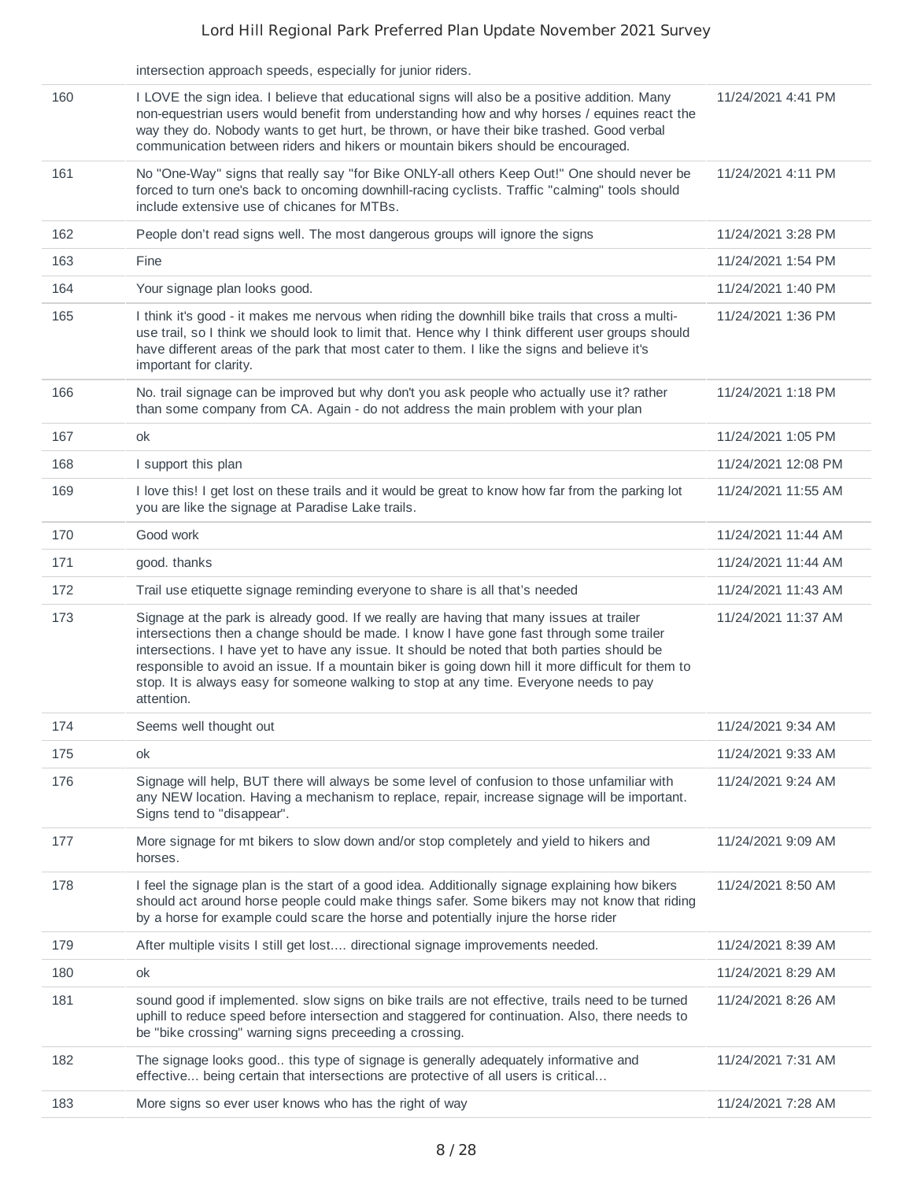| | intersection approach speeds, especially for junior riders. | |
|---|---|---|
| 160 | I LOVE the sign idea. I believe that educational signs will also be a positive addition. Many non-equestrian users would benefit from understanding how and why horses / equines react the way they do. Nobody wants to get hurt, be thrown, or have their bike trashed. Good verbal communication between riders and hikers or mountain bikers should be encouraged. | 11/24/2021 4:41 PM |
| 161 | No "One-Way" signs that really say "for Bike ONLY-all others Keep Out!" One should never be forced to turn one's back to oncoming downhill-racing cyclists. Traffic "calming" tools should include extensive use of chicanes for MTBs. | 11/24/2021 4:11 PM |
| 162 | People don't read signs well. The most dangerous groups will ignore the signs | 11/24/2021 3:28 PM |
| 163 | Fine | 11/24/2021 1:54 PM |
| 164 | Your signage plan looks good. | 11/24/2021 1:40 PM |
| 165 | I think it's good - it makes me nervous when riding the downhill bike trails that cross a multi-use trail, so I think we should look to limit that. Hence why I think different user groups should have different areas of the park that most cater to them. I like the signs and believe it's important for clarity. | 11/24/2021 1:36 PM |
| 166 | No. trail signage can be improved but why don't you ask people who actually use it? rather than some company from CA. Again - do not address the main problem with your plan | 11/24/2021 1:18 PM |
| 167 | ok | 11/24/2021 1:05 PM |
| 168 | I support this plan | 11/24/2021 12:08 PM |
| 169 | I love this! I get lost on these trails and it would be great to know how far from the parking lot you are like the signage at Paradise Lake trails. | 11/24/2021 11:55 AM |
| 170 | Good work | 11/24/2021 11:44 AM |
| 171 | good. thanks | 11/24/2021 11:44 AM |
| 172 | Trail use etiquette signage reminding everyone to share is all that's needed | 11/24/2021 11:43 AM |
| 173 | Signage at the park is already good. If we really are having that many issues at trailer intersections then a change should be made. I know I have gone fast through some trailer intersections. I have yet to have any issue. It should be noted that both parties should be responsible to avoid an issue. If a mountain biker is going down hill it more difficult for them to stop. It is always easy for someone walking to stop at any time. Everyone needs to pay attention. | 11/24/2021 11:37 AM |
| 174 | Seems well thought out | 11/24/2021 9:34 AM |
| 175 | ok | 11/24/2021 9:33 AM |
| 176 | Signage will help, BUT there will always be some level of confusion to those unfamiliar with any NEW location. Having a mechanism to replace, repair, increase signage will be important. Signs tend to "disappear". | 11/24/2021 9:24 AM |
| 177 | More signage for mt bikers to slow down and/or stop completely and yield to hikers and horses. | 11/24/2021 9:09 AM |
| 178 | I feel the signage plan is the start of a good idea. Additionally signage explaining how bikers should act around horse people could make things safer. Some bikers may not know that riding by a horse for example could scare the horse and potentially injure the horse rider | 11/24/2021 8:50 AM |
| 179 | After multiple visits I still get lost.... directional signage improvements needed. | 11/24/2021 8:39 AM |
| 180 | ok | 11/24/2021 8:29 AM |
| 181 | sound good if implemented. slow signs on bike trails are not effective, trails need to be turned uphill to reduce speed before intersection and staggered for continuation. Also, there needs to be "bike crossing" warning signs preceeding a crossing. | 11/24/2021 8:26 AM |
| 182 | The signage looks good.. this type of signage is generally adequately informative and effective... being certain that intersections are protective of all users is critical... | 11/24/2021 7:31 AM |
| 183 | More signs so ever user knows who has the right of way | 11/24/2021 7:28 AM |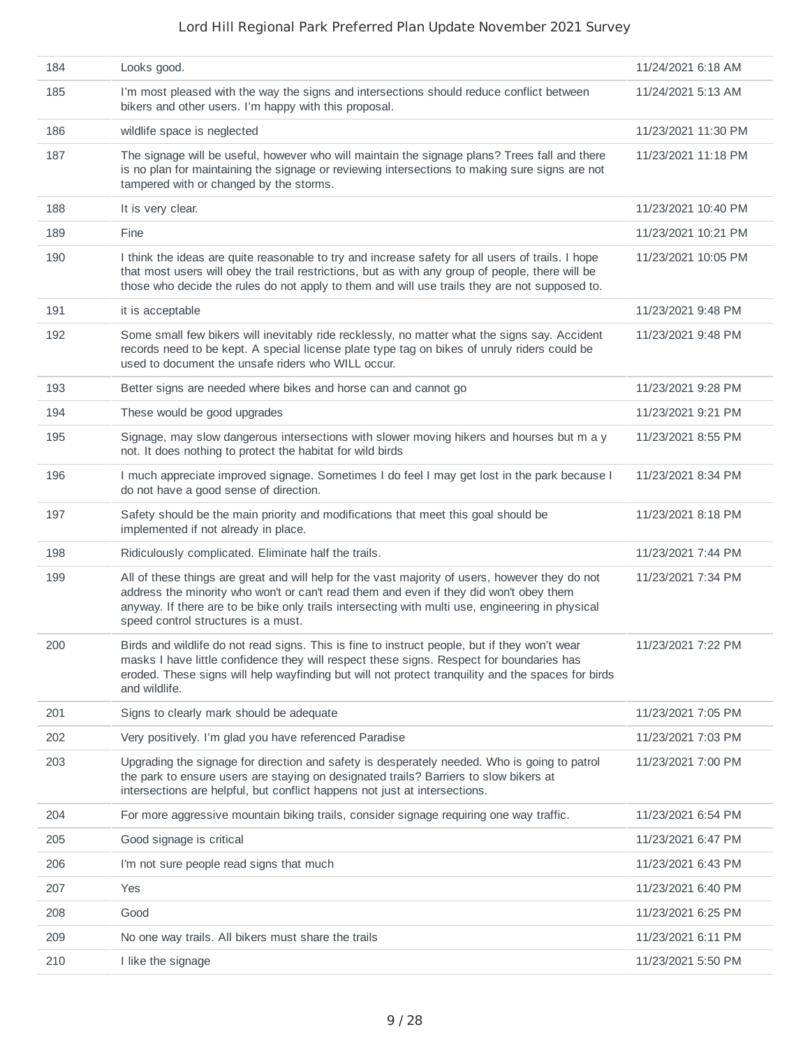| | | |
|---|---|---|
| 184 | Looks good. | 11/24/2021 6:18 AM |
| 185 | I'm most pleased with the way the signs and intersections should reduce conflict between bikers and other users. I'm happy with this proposal. | 11/24/2021 5:13 AM |
| 186 | wildlife space is neglected | 11/23/2021 11:30 PM |
| 187 | The signage will be useful, however who will maintain the signage plans? Trees fall and there is no plan for maintaining the signage or reviewing intersections to making sure signs are not tampered with or changed by the storms. | 11/23/2021 11:18 PM |
| 188 | It is very clear. | 11/23/2021 10:40 PM |
| 189 | Fine | 11/23/2021 10:21 PM |
| 190 | I think the ideas are quite reasonable to try and increase safety for all users of trails. I hope that most users will obey the trail restrictions, but as with any group of people, there will be those who decide the rules do not apply to them and will use trails they are not supposed to. | 11/23/2021 10:05 PM |
| 191 | it is acceptable | 11/23/2021 9:48 PM |
| 192 | Some small few bikers will inevitably ride recklessly, no matter what the signs say. Accident records need to be kept. A special license plate type tag on bikes of unruly riders could be used to document the unsafe riders who WILL occur. | 11/23/2021 9:48 PM |
| 193 | Better signs are needed where bikes and horse can and cannot go | 11/23/2021 9:28 PM |
| 194 | These would be good upgrades | 11/23/2021 9:21 PM |
| 195 | Signage, may slow dangerous intersections with slower moving hikers and hourses but m a y not. It does nothing to protect the habitat for wild birds | 11/23/2021 8:55 PM |
| 196 | I much appreciate improved signage. Sometimes I do feel I may get lost in the park because I do not have a good sense of direction. | 11/23/2021 8:34 PM |
| 197 | Safety should be the main priority and modifications that meet this goal should be implemented if not already in place. | 11/23/2021 8:18 PM |
| 198 | Ridiculously complicated. Eliminate half the trails. | 11/23/2021 7:44 PM |
| 199 | All of these things are great and will help for the vast majority of users, however they do not address the minority who won't or can't read them and even if they did won't obey them anyway. If there are to be bike only trails intersecting with multi use, engineering in physical speed control structures is a must. | 11/23/2021 7:34 PM |
| 200 | Birds and wildlife do not read signs. This is fine to instruct people, but if they won't wear masks I have little confidence they will respect these signs. Respect for boundaries has eroded. These signs will help wayfinding but will not protect tranquility and the spaces for birds and wildlife. | 11/23/2021 7:22 PM |
| 201 | Signs to clearly mark should be adequate | 11/23/2021 7:05 PM |
| 202 | Very positively. I'm glad you have referenced Paradise | 11/23/2021 7:03 PM |
| 203 | Upgrading the signage for direction and safety is desperately needed. Who is going to patrol the park to ensure users are staying on designated trails? Barriers to slow bikers at intersections are helpful, but conflict happens not just at intersections. | 11/23/2021 7:00 PM |
| 204 | For more aggressive mountain biking trails, consider signage requiring one way traffic. | 11/23/2021 6:54 PM |
| 205 | Good signage is critical | 11/23/2021 6:47 PM |
| 206 | I'm not sure people read signs that much | 11/23/2021 6:43 PM |
| 207 | Yes | 11/23/2021 6:40 PM |
| 208 | Good | 11/23/2021 6:25 PM |
| 209 | No one way trails. All bikers must share the trails | 11/23/2021 6:11 PM |
| 210 | I like the signage | 11/23/2021 5:50 PM |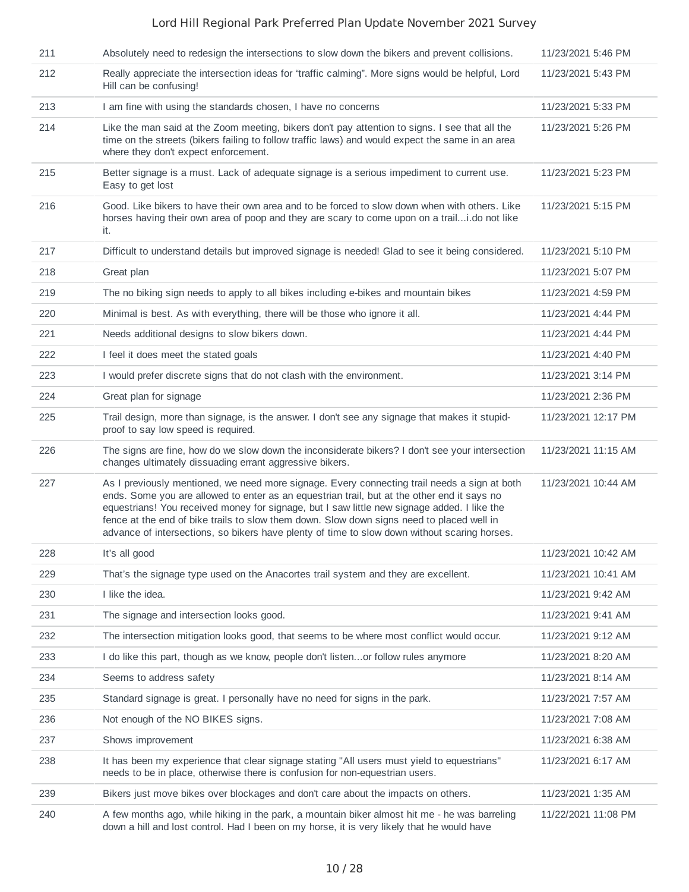| | | |
|---|---|---|
| 211 | Absolutely need to redesign the intersections to slow down the bikers and prevent collisions. | 11/23/2021 5:46 PM |
| 212 | Really appreciate the intersection ideas for “traffic calming”. More signs would be helpful, Lord Hill can be confusing! | 11/23/2021 5:43 PM |
| 213 | I am fine with using the standards chosen, I have no concerns | 11/23/2021 5:33 PM |
| 214 | Like the man said at the Zoom meeting, bikers don't pay attention to signs. I see that all the time on the streets (bikers failing to follow traffic laws) and would expect the same in an area where they don't expect enforcement. | 11/23/2021 5:26 PM |
| 215 | Better signage is a must. Lack of adequate signage is a serious impediment to current use. Easy to get lost | 11/23/2021 5:23 PM |
| 216 | Good. Like bikers to have their own area and to be forced to slow down when with others. Like horses having their own area of poop and they are scary to come upon on a trail...i.do not like it. | 11/23/2021 5:15 PM |
| 217 | Difficult to understand details but improved signage is needed! Glad to see it being considered. | 11/23/2021 5:10 PM |
| 218 | Great plan | 11/23/2021 5:07 PM |
| 219 | The no biking sign needs to apply to all bikes including e-bikes and mountain bikes | 11/23/2021 4:59 PM |
| 220 | Minimal is best. As with everything, there will be those who ignore it all. | 11/23/2021 4:44 PM |
| 221 | Needs additional designs to slow bikers down. | 11/23/2021 4:44 PM |
| 222 | I feel it does meet the stated goals | 11/23/2021 4:40 PM |
| 223 | I would prefer discrete signs that do not clash with the environment. | 11/23/2021 3:14 PM |
| 224 | Great plan for signage | 11/23/2021 2:36 PM |
| 225 | Trail design, more than signage, is the answer. I don't see any signage that makes it stupid-proof to say low speed is required. | 11/23/2021 12:17 PM |
| 226 | The signs are fine, how do we slow down the inconsiderate bikers? I don't see your intersection changes ultimately dissuading errant aggressive bikers. | 11/23/2021 11:15 AM |
| 227 | As I previously mentioned, we need more signage. Every connecting trail needs a sign at both ends. Some you are allowed to enter as an equestrian trail, but at the other end it says no equestrians! You received money for signage, but I saw little new signage added. I like the fence at the end of bike trails to slow them down. Slow down signs need to placed well in advance of intersections, so bikers have plenty of time to slow down without scaring horses. | 11/23/2021 10:44 AM |
| 228 | It's all good | 11/23/2021 10:42 AM |
| 229 | That's the signage type used on the Anacortes trail system and they are excellent. | 11/23/2021 10:41 AM |
| 230 | I like the idea. | 11/23/2021 9:42 AM |
| 231 | The signage and intersection looks good. | 11/23/2021 9:41 AM |
| 232 | The intersection mitigation looks good, that seems to be where most conflict would occur. | 11/23/2021 9:12 AM |
| 233 | I do like this part, though as we know, people don't listen...or follow rules anymore | 11/23/2021 8:20 AM |
| 234 | Seems to address safety | 11/23/2021 8:14 AM |
| 235 | Standard signage is great. I personally have no need for signs in the park. | 11/23/2021 7:57 AM |
| 236 | Not enough of the NO BIKES signs. | 11/23/2021 7:08 AM |
| 237 | Shows improvement | 11/23/2021 6:38 AM |
| 238 | It has been my experience that clear signage stating "All users must yield to equestrians" needs to be in place, otherwise there is confusion for non-equestrian users. | 11/23/2021 6:17 AM |
| 239 | Bikers just move bikes over blockages and don't care about the impacts on others. | 11/23/2021 1:35 AM |
| 240 | A few months ago, while hiking in the park, a mountain biker almost hit me - he was barreling down a hill and lost control. Had I been on my horse, it is very likely that he would have | 11/22/2021 11:08 PM |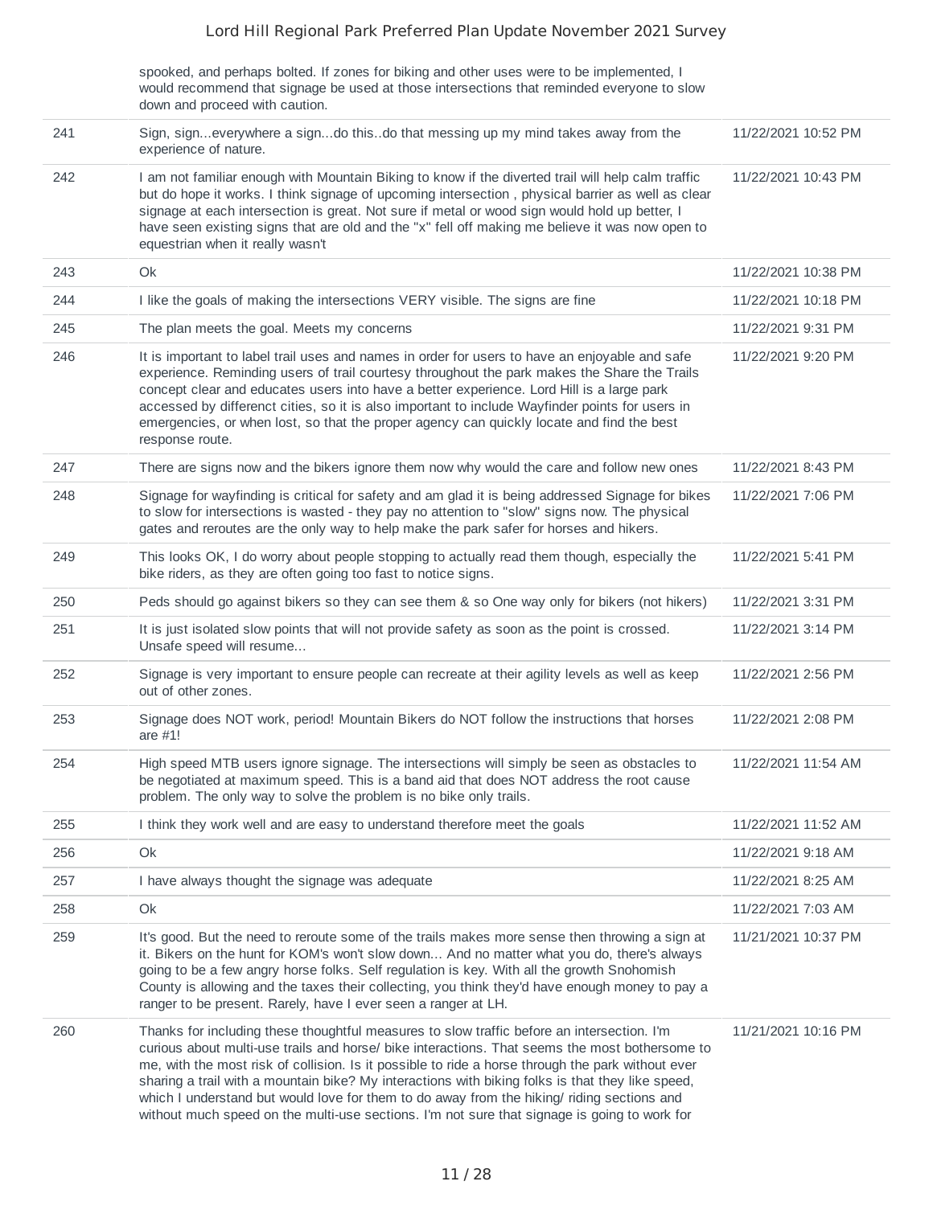| | | |
|---|---|---|
| | spooked, and perhaps bolted. If zones for biking and other uses were to be implemented, I would recommend that signage be used at those intersections that reminded everyone to slow down and proceed with caution. | |
| 241 | Sign, sign...everywhere a sign...do this..do that messing up my mind takes away from the experience of nature. | 11/22/2021 10:52 PM |
| 242 | I am not familiar enough with Mountain Biking to know if the diverted trail will help calm traffic but do hope it works. I think signage of upcoming intersection , physical barrier as well as clear signage at each intersection is great. Not sure if metal or wood sign would hold up better, I have seen existing signs that are old and the "x" fell off making me believe it was now open to equestrian when it really wasn't | 11/22/2021 10:43 PM |
| 243 | Ok | 11/22/2021 10:38 PM |
| 244 | I like the goals of making the intersections VERY visible. The signs are fine | 11/22/2021 10:18 PM |
| 245 | The plan meets the goal. Meets my concerns | 11/22/2021 9:31 PM |
| 246 | It is important to label trail uses and names in order for users to have an enjoyable and safe experience. Reminding users of trail courtesy throughout the park makes the Share the Trails concept clear and educates users into have a better experience. Lord Hill is a large park accessed by differenct cities, so it is also important to include Wayfinder points for users in emergencies, or when lost, so that the proper agency can quickly locate and find the best response route. | 11/22/2021 9:20 PM |
| 247 | There are signs now and the bikers ignore them now why would the care and follow new ones | 11/22/2021 8:43 PM |
| 248 | Signage for wayfinding is critical for safety and am glad it is being addressed Signage for bikes to slow for intersections is wasted - they pay no attention to "slow" signs now. The physical gates and reroutes are the only way to help make the park safer for horses and hikers. | 11/22/2021 7:06 PM |
| 249 | This looks OK, I do worry about people stopping to actually read them though, especially the bike riders, as they are often going too fast to notice signs. | 11/22/2021 5:41 PM |
| 250 | Peds should go against bikers so they can see them & so One way only for bikers (not hikers) | 11/22/2021 3:31 PM |
| 251 | It is just isolated slow points that will not provide safety as soon as the point is crossed. Unsafe speed will resume... | 11/22/2021 3:14 PM |
| 252 | Signage is very important to ensure people can recreate at their agility levels as well as keep out of other zones. | 11/22/2021 2:56 PM |
| 253 | Signage does NOT work, period! Mountain Bikers do NOT follow the instructions that horses are #1! | 11/22/2021 2:08 PM |
| 254 | High speed MTB users ignore signage. The intersections will simply be seen as obstacles to be negotiated at maximum speed. This is a band aid that does NOT address the root cause problem. The only way to solve the problem is no bike only trails. | 11/22/2021 11:54 AM |
| 255 | I think they work well and are easy to understand therefore meet the goals | 11/22/2021 11:52 AM |
| 256 | Ok | 11/22/2021 9:18 AM |
| 257 | I have always thought the signage was adequate | 11/22/2021 8:25 AM |
| 258 | Ok | 11/22/2021 7:03 AM |
| 259 | It's good. But the need to reroute some of the trails makes more sense then throwing a sign at it. Bikers on the hunt for KOM's won't slow down... And no matter what you do, there's always going to be a few angry horse folks. Self regulation is key. With all the growth Snohomish County is allowing and the taxes their collecting, you think they'd have enough money to pay a ranger to be present. Rarely, have I ever seen a ranger at LH. | 11/21/2021 10:37 PM |
| 260 | Thanks for including these thoughtful measures to slow traffic before an intersection. I'm curious about multi-use trails and horse/ bike interactions. That seems the most bothersome to me, with the most risk of collision. Is it possible to ride a horse through the park without ever sharing a trail with a mountain bike? My interactions with biking folks is that they like speed, which I understand but would love for them to do away from the hiking/ riding sections and without much speed on the multi-use sections. I'm not sure that signage is going to work for | 11/21/2021 10:16 PM |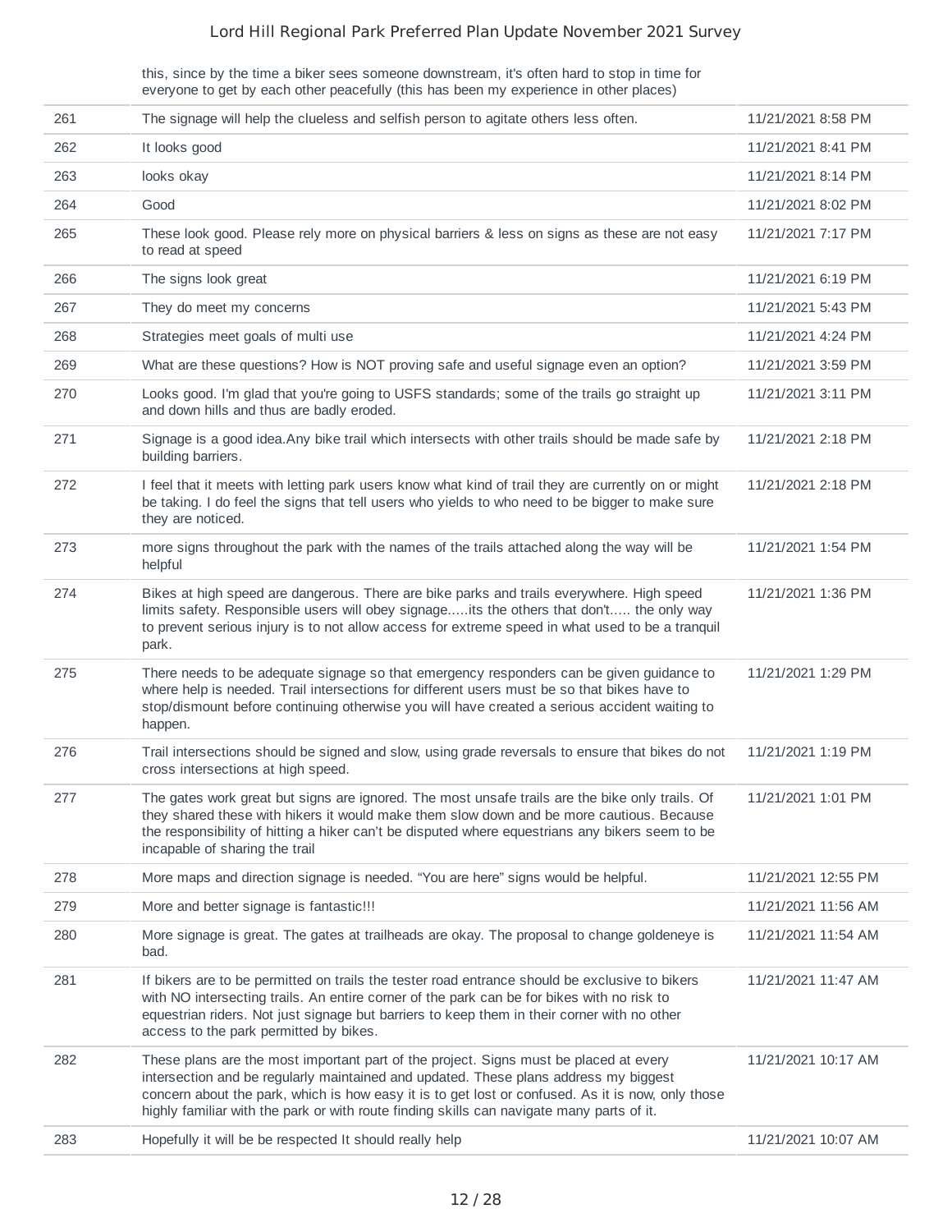| | this, since by the time a biker sees someone downstream, it's often hard to stop in time for everyone to get by each other peacefully (this has been my experience in other places) | |
|---|---|---|
| 261 | The signage will help the clueless and selfish person to agitate others less often. | 11/21/2021 8:58 PM |
| 262 | It looks good | 11/21/2021 8:41 PM |
| 263 | looks okay | 11/21/2021 8:14 PM |
| 264 | Good | 11/21/2021 8:02 PM |
| 265 | These look good. Please rely more on physical barriers & less on signs as these are not easy to read at speed | 11/21/2021 7:17 PM |
| 266 | The signs look great | 11/21/2021 6:19 PM |
| 267 | They do meet my concerns | 11/21/2021 5:43 PM |
| 268 | Strategies meet goals of multi use | 11/21/2021 4:24 PM |
| 269 | What are these questions? How is NOT proving safe and useful signage even an option? | 11/21/2021 3:59 PM |
| 270 | Looks good. I'm glad that you're going to USFS standards; some of the trails go straight up and down hills and thus are badly eroded. | 11/21/2021 3:11 PM |
| 271 | Signage is a good idea.Any bike trail which intersects with other trails should be made safe by building barriers. | 11/21/2021 2:18 PM |
| 272 | I feel that it meets with letting park users know what kind of trail they are currently on or might be taking. I do feel the signs that tell users who yields to who need to be bigger to make sure they are noticed. | 11/21/2021 2:18 PM |
| 273 | more signs throughout the park with the names of the trails attached along the way will be helpful | 11/21/2021 1:54 PM |
| 274 | Bikes at high speed are dangerous. There are bike parks and trails everywhere. High speed limits safety. Responsible users will obey signage.....its the others that don't..... the only way to prevent serious injury is to not allow access for extreme speed in what used to be a tranquil park. | 11/21/2021 1:36 PM |
| 275 | There needs to be adequate signage so that emergency responders can be given guidance to where help is needed. Trail intersections for different users must be so that bikes have to stop/dismount before continuing otherwise you will have created a serious accident waiting to happen. | 11/21/2021 1:29 PM |
| 276 | Trail intersections should be signed and slow, using grade reversals to ensure that bikes do not cross intersections at high speed. | 11/21/2021 1:19 PM |
| 277 | The gates work great but signs are ignored. The most unsafe trails are the bike only trails. Of they shared these with hikers it would make them slow down and be more cautious. Because the responsibility of hitting a hiker can't be disputed where equestrians any bikers seem to be incapable of sharing the trail | 11/21/2021 1:01 PM |
| 278 | More maps and direction signage is needed. "You are here" signs would be helpful. | 11/21/2021 12:55 PM |
| 279 | More and better signage is fantastic!!! | 11/21/2021 11:56 AM |
| 280 | More signage is great. The gates at trailheads are okay. The proposal to change goldeneye is bad. | 11/21/2021 11:54 AM |
| 281 | If bikers are to be permitted on trails the tester road entrance should be exclusive to bikers with NO intersecting trails. An entire corner of the park can be for bikes with no risk to equestrian riders. Not just signage but barriers to keep them in their corner with no other access to the park permitted by bikes. | 11/21/2021 11:47 AM |
| 282 | These plans are the most important part of the project. Signs must be placed at every intersection and be regularly maintained and updated. These plans address my biggest concern about the park, which is how easy it is to get lost or confused. As it is now, only those highly familiar with the park or with route finding skills can navigate many parts of it. | 11/21/2021 10:17 AM |
| 283 | Hopefully it will be be respected It should really help | 11/21/2021 10:07 AM |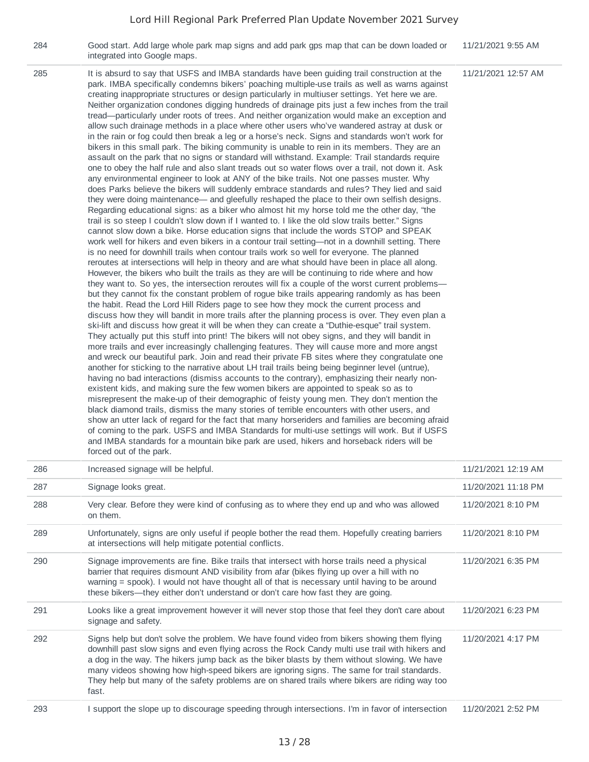| | | |
|---|---|---|
| 284 | Good start. Add large whole park map signs and add park gps map that can be down loaded or integrated into Google maps. | 11/21/2021 9:55 AM |
| 285 | It is absurd to say that USFS and IMBA standards have been guiding trail construction at the park. IMBA specifically condemns bikers' poaching multiple-use trails as well as warns against creating inappropriate structures or design particularly in multiuser settings. Yet here we are. Neither organization condones digging hundreds of drainage pits just a few inches from the trail tread—particularly under roots of trees. And neither organization would make an exception and allow such drainage methods in a place where other users who've wandered astray at dusk or in the rain or fog could then break a leg or a horse's neck. Signs and standards won't work for bikers in this small park. The biking community is unable to rein in its members. They are an assault on the park that no signs or standard will withstand. Example: Trail standards require one to obey the half rule and also slant treads out so water flows over a trail, not down it. Ask any environmental engineer to look at ANY of the bike trails. Not one passes muster. Why does Parks believe the bikers will suddenly embrace standards and rules? They lied and said they were doing maintenance— and gleefully reshaped the place to their own selfish designs. Regarding educational signs: as a biker who almost hit my horse told me the other day, "the trail is so steep I couldn't slow down if I wanted to. I like the old slow trails better." Signs cannot slow down a bike. Horse education signs that include the words STOP and SPEAK work well for hikers and even bikers in a contour trail setting—not in a downhill setting. There is no need for downhill trails when contour trails work so well for everyone. The planned reroutes at intersections will help in theory and are what should have been in place all along. However, the bikers who built the trails as they are will be continuing to ride where and how they want to. So yes, the intersection reroutes will fix a couple of the worst current problems—but they cannot fix the constant problem of rogue bike trails appearing randomly as has been the habit. Read the Lord Hill Riders page to see how they mock the current process and discuss how they will bandit in more trails after the planning process is over. They even plan a ski-lift and discuss how great it will be when they can create a "Duthie-esque" trail system. They actually put this stuff into print! The bikers will not obey signs, and they will bandit in more trails and ever increasingly challenging features. They will cause more and more angst and wreck our beautiful park. Join and read their private FB sites where they congratulate one another for sticking to the narrative about LH trail trails being being beginner level (untrue), having no bad interactions (dismiss accounts to the contrary), emphasizing their nearly non-existent kids, and making sure the few women bikers are appointed to speak so as to misrepresent the make-up of their demographic of feisty young men. They don't mention the black diamond trails, dismiss the many stories of terrible encounters with other users, and show an utter lack of regard for the fact that many horseriders and families are becoming afraid of coming to the park. USFS and IMBA Standards for multi-use settings will work. But if USFS and IMBA standards for a mountain bike park are used, hikers and horseback riders will be forced out of the park. | 11/21/2021 12:57 AM |
| 286 | Increased signage will be helpful. | 11/21/2021 12:19 AM |
| 287 | Signage looks great. | 11/20/2021 11:18 PM |
| 288 | Very clear. Before they were kind of confusing as to where they end up and who was allowed on them. | 11/20/2021 8:10 PM |
| 289 | Unfortunately, signs are only useful if people bother the read them. Hopefully creating barriers at intersections will help mitigate potential conflicts. | 11/20/2021 8:10 PM |
| 290 | Signage improvements are fine. Bike trails that intersect with horse trails need a physical barrier that requires dismount AND visibility from afar (bikes flying up over a hill with no warning = spook). I would not have thought all of that is necessary until having to be around these bikers—they either don't understand or don't care how fast they are going. | 11/20/2021 6:35 PM |
| 291 | Looks like a great improvement however it will never stop those that feel they don't care about signage and safety. | 11/20/2021 6:23 PM |
| 292 | Signs help but don't solve the problem. We have found video from bikers showing them flying downhill past slow signs and even flying across the Rock Candy multi use trail with hikers and a dog in the way. The hikers jump back as the biker blasts by them without slowing. We have many videos showing how high-speed bikers are ignoring signs. The same for trail standards. They help but many of the safety problems are on shared trails where bikers are riding way too fast. | 11/20/2021 4:17 PM |
| 293 | I support the slope up to discourage speeding through intersections. I'm in favor of intersection | 11/20/2021 2:52 PM |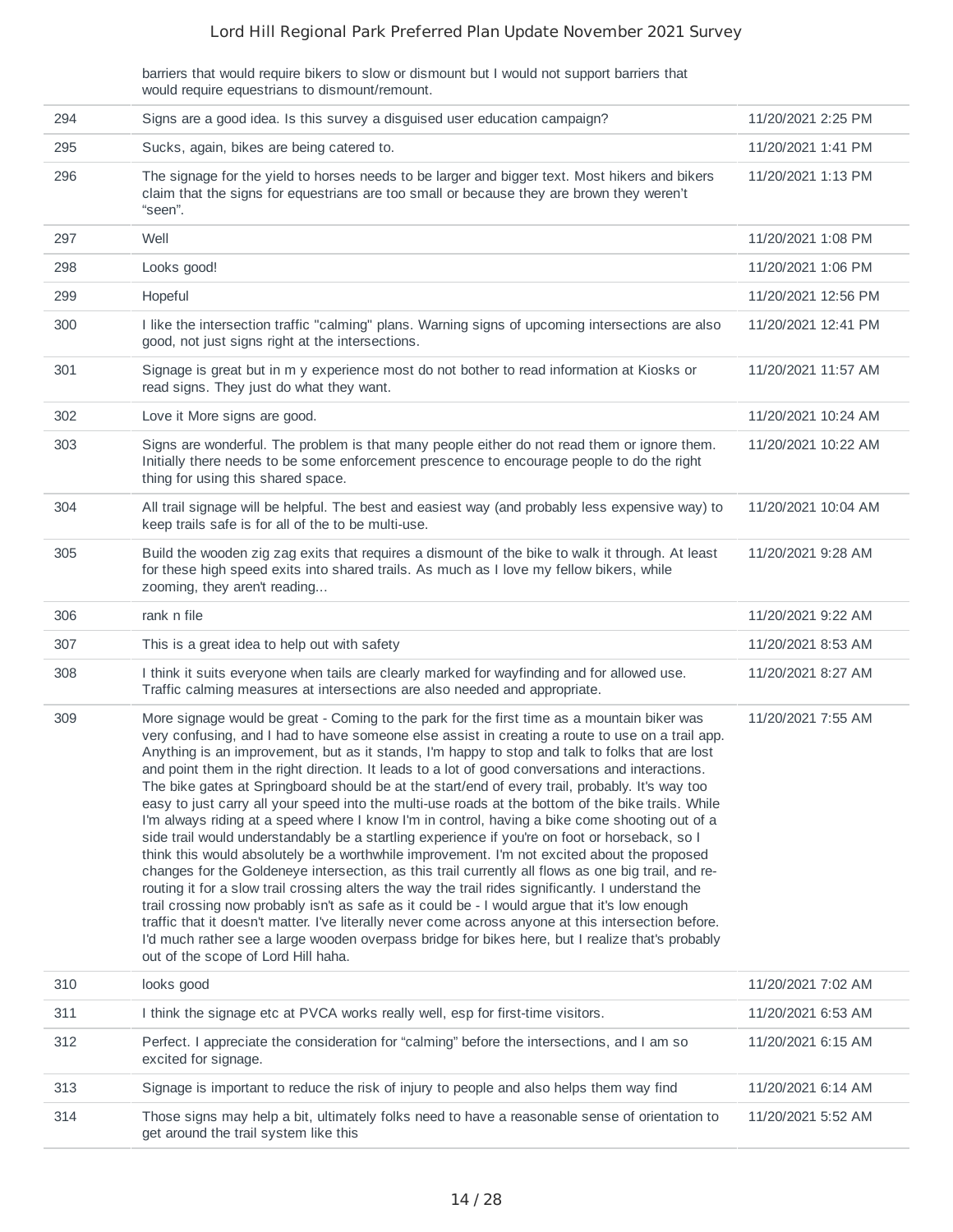| | | |
|---|---|---|
| | barriers that would require bikers to slow or dismount but I would not support barriers that would require equestrians to dismount/remount. | |
| 294 | Signs are a good idea. Is this survey a disguised user education campaign? | 11/20/2021 2:25 PM |
| 295 | Sucks, again, bikes are being catered to. | 11/20/2021 1:41 PM |
| 296 | The signage for the yield to horses needs to be larger and bigger text. Most hikers and bikers claim that the signs for equestrians are too small or because they are brown they weren't "seen". | 11/20/2021 1:13 PM |
| 297 | Well | 11/20/2021 1:08 PM |
| 298 | Looks good! | 11/20/2021 1:06 PM |
| 299 | Hopeful | 11/20/2021 12:56 PM |
| 300 | I like the intersection traffic "calming" plans. Warning signs of upcoming intersections are also good, not just signs right at the intersections. | 11/20/2021 12:41 PM |
| 301 | Signage is great but in m y experience most do not bother to read information at Kiosks or read signs. They just do what they want. | 11/20/2021 11:57 AM |
| 302 | Love it More signs are good. | 11/20/2021 10:24 AM |
| 303 | Signs are wonderful. The problem is that many people either do not read them or ignore them. Initially there needs to be some enforcement prescence to encourage people to do the right thing for using this shared space. | 11/20/2021 10:22 AM |
| 304 | All trail signage will be helpful. The best and easiest way (and probably less expensive way) to keep trails safe is for all of the to be multi-use. | 11/20/2021 10:04 AM |
| 305 | Build the wooden zig zag exits that requires a dismount of the bike to walk it through. At least for these high speed exits into shared trails. As much as I love my fellow bikers, while zooming, they aren't reading... | 11/20/2021 9:28 AM |
| 306 | rank n file | 11/20/2021 9:22 AM |
| 307 | This is a great idea to help out with safety | 11/20/2021 8:53 AM |
| 308 | I think it suits everyone when tails are clearly marked for wayfinding and for allowed use. Traffic calming measures at intersections are also needed and appropriate. | 11/20/2021 8:27 AM |
| 309 | More signage would be great - Coming to the park for the first time as a mountain biker was very confusing, and I had to have someone else assist in creating a route to use on a trail app. Anything is an improvement, but as it stands, I'm happy to stop and talk to folks that are lost and point them in the right direction. It leads to a lot of good conversations and interactions. The bike gates at Springboard should be at the start/end of every trail, probably. It's way too easy to just carry all your speed into the multi-use roads at the bottom of the bike trails. While I'm always riding at a speed where I know I'm in control, having a bike come shooting out of a side trail would understandably be a startling experience if you're on foot or horseback, so I think this would absolutely be a worthwhile improvement. I'm not excited about the proposed changes for the Goldeneye intersection, as this trail currently all flows as one big trail, and re-routing it for a slow trail crossing alters the way the trail rides significantly. I understand the trail crossing now probably isn't as safe as it could be - I would argue that it's low enough traffic that it doesn't matter. I've literally never come across anyone at this intersection before. I'd much rather see a large wooden overpass bridge for bikes here, but I realize that's probably out of the scope of Lord Hill haha. | 11/20/2021 7:55 AM |
| 310 | looks good | 11/20/2021 7:02 AM |
| 311 | I think the signage etc at PVCA works really well, esp for first-time visitors. | 11/20/2021 6:53 AM |
| 312 | Perfect. I appreciate the consideration for "calming" before the intersections, and I am so excited for signage. | 11/20/2021 6:15 AM |
| 313 | Signage is important to reduce the risk of injury to people and also helps them way find | 11/20/2021 6:14 AM |
| 314 | Those signs may help a bit, ultimately folks need to have a reasonable sense of orientation to get around the trail system like this | 11/20/2021 5:52 AM |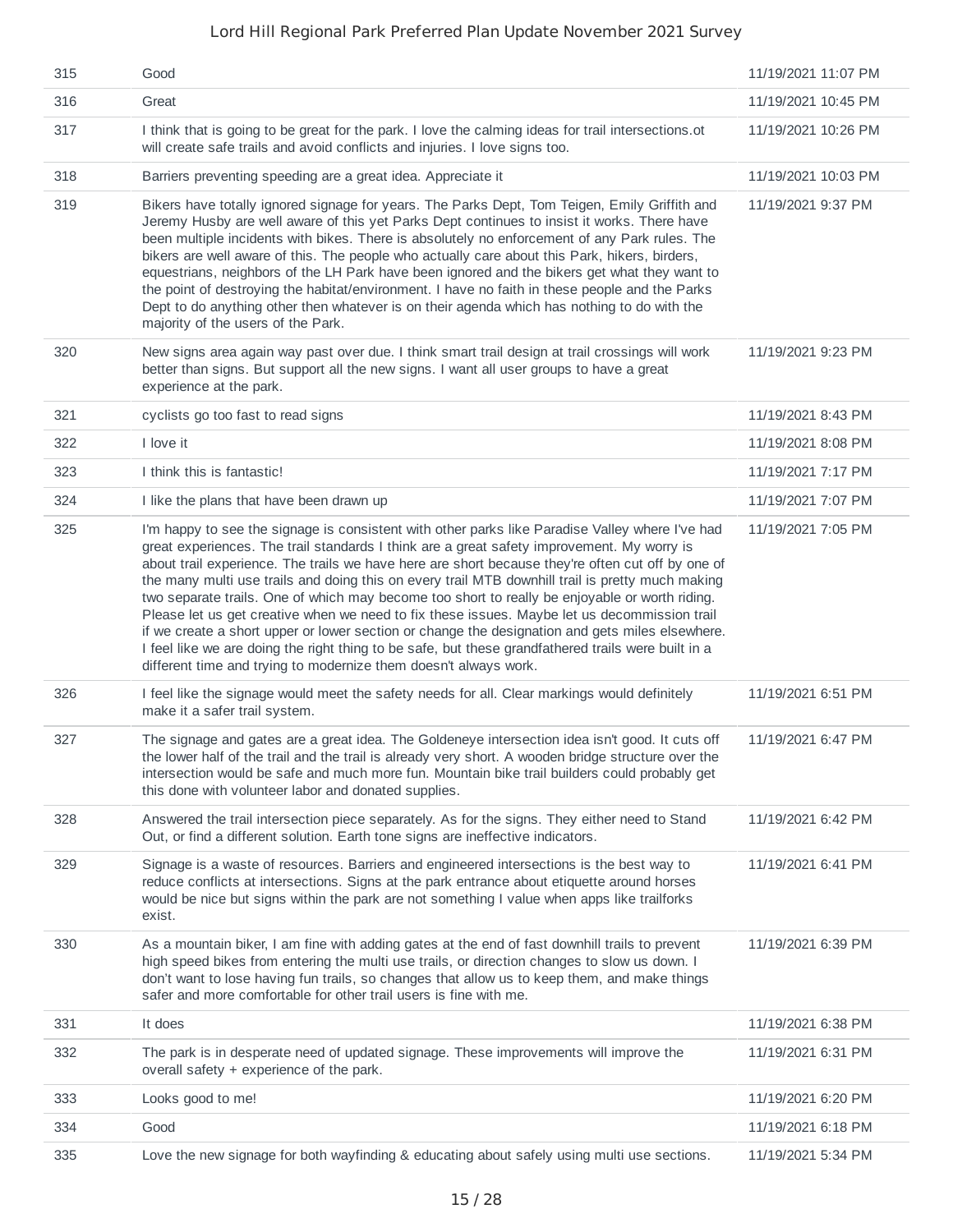| | | |
|---|---|---|
| 315 | Good | 11/19/2021 11:07 PM |
| 316 | Great | 11/19/2021 10:45 PM |
| 317 | I think that is going to be great for the park. I love the calming ideas for trail intersections.ot will create safe trails and avoid conflicts and injuries. I love signs too. | 11/19/2021 10:26 PM |
| 318 | Barriers preventing speeding are a great idea. Appreciate it | 11/19/2021 10:03 PM |
| 319 | Bikers have totally ignored signage for years. The Parks Dept, Tom Teigen, Emily Griffith and Jeremy Husby are well aware of this yet Parks Dept continues to insist it works. There have been multiple incidents with bikes. There is absolutely no enforcement of any Park rules. The bikers are well aware of this. The people who actually care about this Park, hikers, birders, equestrians, neighbors of the LH Park have been ignored and the bikers get what they want to the point of destroying the habitat/environment. I have no faith in these people and the Parks Dept to do anything other then whatever is on their agenda which has nothing to do with the majority of the users of the Park. | 11/19/2021 9:37 PM |
| 320 | New signs area again way past over due. I think smart trail design at trail crossings will work better than signs. But support all the new signs. I want all user groups to have a great experience at the park. | 11/19/2021 9:23 PM |
| 321 | cyclists go too fast to read signs | 11/19/2021 8:43 PM |
| 322 | I love it | 11/19/2021 8:08 PM |
| 323 | I think this is fantastic! | 11/19/2021 7:17 PM |
| 324 | I like the plans that have been drawn up | 11/19/2021 7:07 PM |
| 325 | I'm happy to see the signage is consistent with other parks like Paradise Valley where I've had great experiences. The trail standards I think are a great safety improvement. My worry is about trail experience. The trails we have here are short because they're often cut off by one of the many multi use trails and doing this on every trail MTB downhill trail is pretty much making two separate trails. One of which may become too short to really be enjoyable or worth riding. Please let us get creative when we need to fix these issues. Maybe let us decommission trail if we create a short upper or lower section or change the designation and gets miles elsewhere. I feel like we are doing the right thing to be safe, but these grandfathered trails were built in a different time and trying to modernize them doesn't always work. | 11/19/2021 7:05 PM |
| 326 | I feel like the signage would meet the safety needs for all. Clear markings would definitely make it a safer trail system. | 11/19/2021 6:51 PM |
| 327 | The signage and gates are a great idea. The Goldeneye intersection idea isn't good. It cuts off the lower half of the trail and the trail is already very short. A wooden bridge structure over the intersection would be safe and much more fun. Mountain bike trail builders could probably get this done with volunteer labor and donated supplies. | 11/19/2021 6:47 PM |
| 328 | Answered the trail intersection piece separately. As for the signs. They either need to Stand Out, or find a different solution. Earth tone signs are ineffective indicators. | 11/19/2021 6:42 PM |
| 329 | Signage is a waste of resources. Barriers and engineered intersections is the best way to reduce conflicts at intersections. Signs at the park entrance about etiquette around horses would be nice but signs within the park are not something I value when apps like trailforks exist. | 11/19/2021 6:41 PM |
| 330 | As a mountain biker, I am fine with adding gates at the end of fast downhill trails to prevent high speed bikes from entering the multi use trails, or direction changes to slow us down. I don't want to lose having fun trails, so changes that allow us to keep them, and make things safer and more comfortable for other trail users is fine with me. | 11/19/2021 6:39 PM |
| 331 | It does | 11/19/2021 6:38 PM |
| 332 | The park is in desperate need of updated signage. These improvements will improve the overall safety + experience of the park. | 11/19/2021 6:31 PM |
| 333 | Looks good to me! | 11/19/2021 6:20 PM |
| 334 | Good | 11/19/2021 6:18 PM |
| 335 | Love the new signage for both wayfinding & educating about safely using multi use sections. | 11/19/2021 5:34 PM |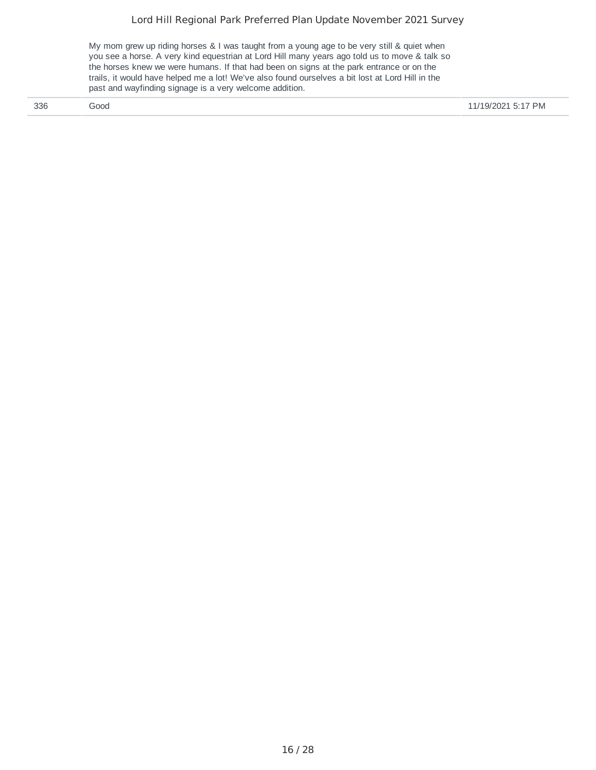| | | |
|---|---|---|
| | My mom grew up riding horses & I was taught from a young age to be very still & quiet when you see a horse. A very kind equestrian at Lord Hill many years ago told us to move & talk so the horses knew we were humans. If that had been on signs at the park entrance or on the trails, it would have helped me a lot! We've also found ourselves a bit lost at Lord Hill in the past and wayfinding signage is a very welcome addition. | |
| 336 | Good | 11/19/2021 5:17 PM |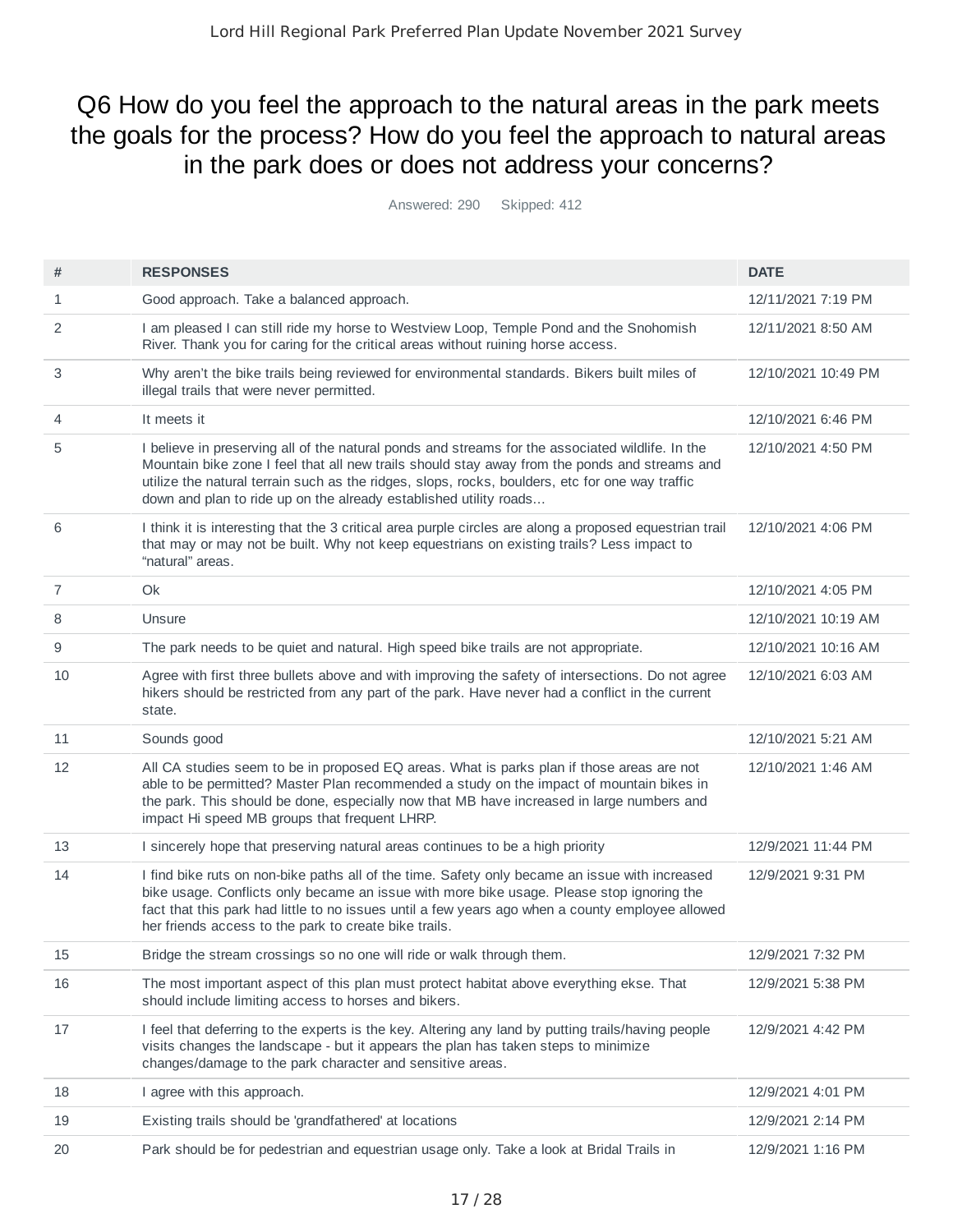# Q6 How do you feel the approach to the natural areas in the park meets the goals for the process? How do you feel the approach to natural areas in the park does or does not address your concerns?

Answered: 290 Skipped: 412

| # | RESPONSES | DATE |
|---|---|---|
| 1 | Good approach. Take a balanced approach. | 12/11/2021 7:19 PM |
| 2 | I am pleased I can still ride my horse to Westview Loop, Temple Pond and the Snohomish River. Thank you for caring for the critical areas without ruining horse access. | 12/11/2021 8:50 AM |
| 3 | Why aren't the bike trails being reviewed for environmental standards. Bikers built miles of illegal trails that were never permitted. | 12/10/2021 10:49 PM |
| 4 | It meets it | 12/10/2021 6:46 PM |
| 5 | I believe in preserving all of the natural ponds and streams for the associated wildlife. In the Mountain bike zone I feel that all new trails should stay away from the ponds and streams and utilize the natural terrain such as the ridges, slops, rocks, boulders, etc for one way traffic down and plan to ride up on the already established utility roads... | 12/10/2021 4:50 PM |
| 6 | I think it is interesting that the 3 critical area purple circles are along a proposed equestrian trail that may or may not be built. Why not keep equestrians on existing trails? Less impact to "natural" areas. | 12/10/2021 4:06 PM |
| 7 | Ok | 12/10/2021 4:05 PM |
| 8 | Unsure | 12/10/2021 10:19 AM |
| 9 | The park needs to be quiet and natural. High speed bike trails are not appropriate. | 12/10/2021 10:16 AM |
| 10 | Agree with first three bullets above and with improving the safety of intersections. Do not agree hikers should be restricted from any part of the park. Have never had a conflict in the current state. | 12/10/2021 6:03 AM |
| 11 | Sounds good | 12/10/2021 5:21 AM |
| 12 | All CA studies seem to be in proposed EQ areas. What is parks plan if those areas are not able to be permitted? Master Plan recommended a study on the impact of mountain bikes in the park. This should be done, especially now that MB have increased in large numbers and impact Hi speed MB groups that frequent LHRP. | 12/10/2021 1:46 AM |
| 13 | I sincerely hope that preserving natural areas continues to be a high priority | 12/9/2021 11:44 PM |
| 14 | I find bike ruts on non-bike paths all of the time. Safety only became an issue with increased bike usage. Conflicts only became an issue with more bike usage. Please stop ignoring the fact that this park had little to no issues until a few years ago when a county employee allowed her friends access to the park to create bike trails. | 12/9/2021 9:31 PM |
| 15 | Bridge the stream crossings so no one will ride or walk through them. | 12/9/2021 7:32 PM |
| 16 | The most important aspect of this plan must protect habitat above everything ekse. That should include limiting access to horses and bikers. | 12/9/2021 5:38 PM |
| 17 | I feel that deferring to the experts is the key. Altering any land by putting trails/having people visits changes the landscape - but it appears the plan has taken steps to minimize changes/damage to the park character and sensitive areas. | 12/9/2021 4:42 PM |
| 18 | I agree with this approach. | 12/9/2021 4:01 PM |
| 19 | Existing trails should be 'grandfathered' at locations | 12/9/2021 2:14 PM |
| 20 | Park should be for pedestrian and equestrian usage only. Take a look at Bridal Trails in | 12/9/2021 1:16 PM |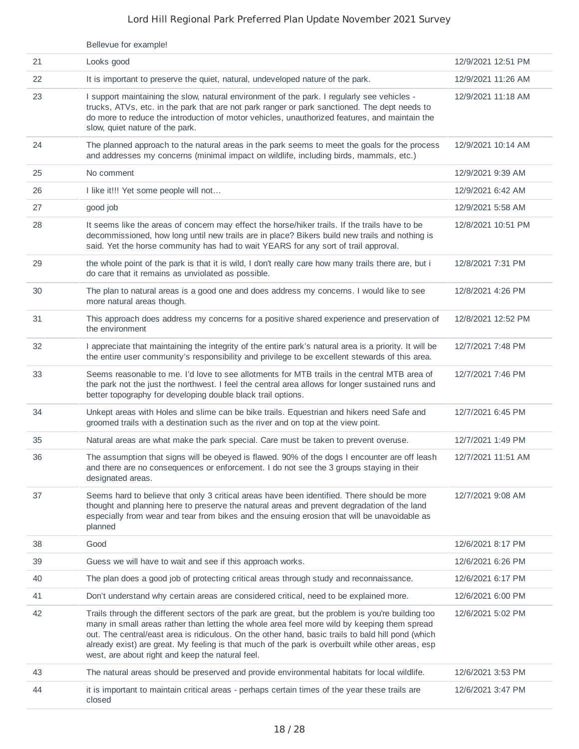| | | |
|---|---|---|
| | Bellevue for example! | |
| 21 | Looks good | 12/9/2021 12:51 PM |
| 22 | It is important to preserve the quiet, natural, undeveloped nature of the park. | 12/9/2021 11:26 AM |
| 23 | I support maintaining the slow, natural environment of the park. I regularly see vehicles - trucks, ATVs, etc. in the park that are not park ranger or park sanctioned. The dept needs to do more to reduce the introduction of motor vehicles, unauthorized features, and maintain the slow, quiet nature of the park. | 12/9/2021 11:18 AM |
| 24 | The planned approach to the natural areas in the park seems to meet the goals for the process and addresses my concerns (minimal impact on wildlife, including birds, mammals, etc.) | 12/9/2021 10:14 AM |
| 25 | No comment | 12/9/2021 9:39 AM |
| 26 | I like it!!! Yet some people will not… | 12/9/2021 6:42 AM |
| 27 | good job | 12/9/2021 5:58 AM |
| 28 | It seems like the areas of concern may effect the horse/hiker trails. If the trails have to be decommissioned, how long until new trails are in place? Bikers build new trails and nothing is said. Yet the horse community has had to wait YEARS for any sort of trail approval. | 12/8/2021 10:51 PM |
| 29 | the whole point of the park is that it is wild, I don't really care how many trails there are, but i do care that it remains as unviolated as possible. | 12/8/2021 7:31 PM |
| 30 | The plan to natural areas is a good one and does address my concerns. I would like to see more natural areas though. | 12/8/2021 4:26 PM |
| 31 | This approach does address my concerns for a positive shared experience and preservation of the environment | 12/8/2021 12:52 PM |
| 32 | I appreciate that maintaining the integrity of the entire park's natural area is a priority. It will be the entire user community's responsibility and privilege to be excellent stewards of this area. | 12/7/2021 7:48 PM |
| 33 | Seems reasonable to me. I'd love to see allotments for MTB trails in the central MTB area of the park not the just the northwest. I feel the central area allows for longer sustained runs and better topography for developing double black trail options. | 12/7/2021 7:46 PM |
| 34 | Unkept areas with Holes and slime can be bike trails. Equestrian and hikers need Safe and groomed trails with a destination such as the river and on top at the view point. | 12/7/2021 6:45 PM |
| 35 | Natural areas are what make the park special. Care must be taken to prevent overuse. | 12/7/2021 1:49 PM |
| 36 | The assumption that signs will be obeyed is flawed. 90% of the dogs I encounter are off leash and there are no consequences or enforcement. I do not see the 3 groups staying in their designated areas. | 12/7/2021 11:51 AM |
| 37 | Seems hard to believe that only 3 critical areas have been identified. There should be more thought and planning here to preserve the natural areas and prevent degradation of the land especially from wear and tear from bikes and the ensuing erosion that will be unavoidable as planned | 12/7/2021 9:08 AM |
| 38 | Good | 12/6/2021 8:17 PM |
| 39 | Guess we will have to wait and see if this approach works. | 12/6/2021 6:26 PM |
| 40 | The plan does a good job of protecting critical areas through study and reconnaissance. | 12/6/2021 6:17 PM |
| 41 | Don't understand why certain areas are considered critical, need to be explained more. | 12/6/2021 6:00 PM |
| 42 | Trails through the different sectors of the park are great, but the problem is you're building too many in small areas rather than letting the whole area feel more wild by keeping them spread out. The central/east area is ridiculous. On the other hand, basic trails to bald hill pond (which already exist) are great. My feeling is that much of the park is overbuilt while other areas, esp west, are about right and keep the natural feel. | 12/6/2021 5:02 PM |
| 43 | The natural areas should be preserved and provide environmental habitats for local wildlife. | 12/6/2021 3:53 PM |
| 44 | it is important to maintain critical areas - perhaps certain times of the year these trails are closed | 12/6/2021 3:47 PM |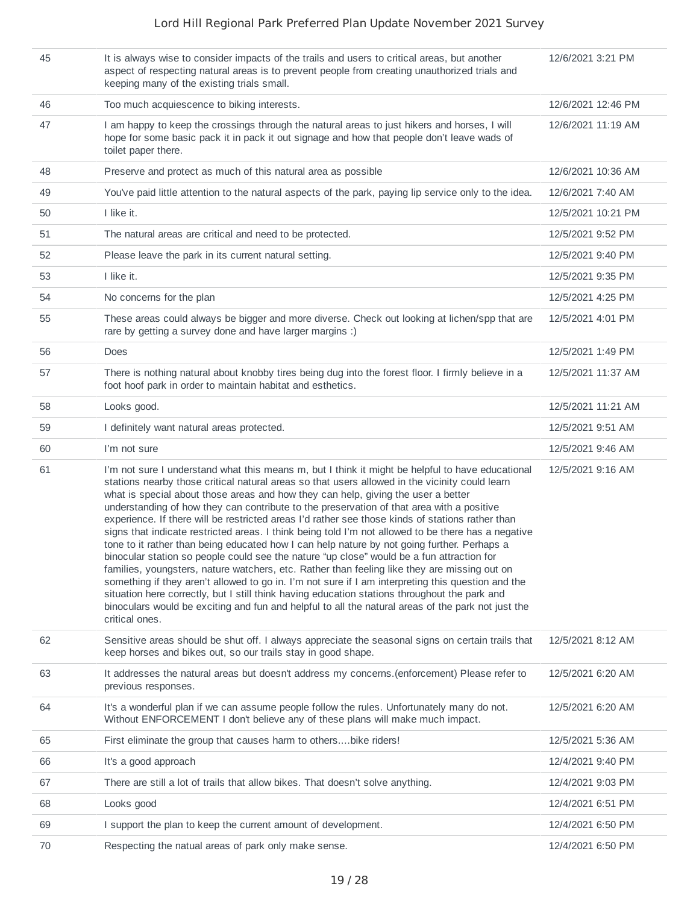| | | |
|---|---|---|
| 45 | It is always wise to consider impacts of the trails and users to critical areas, but another aspect of respecting natural areas is to prevent people from creating unauthorized trials and keeping many of the existing trials small. | 12/6/2021 3:21 PM |
| 46 | Too much acquiescence to biking interests. | 12/6/2021 12:46 PM |
| 47 | I am happy to keep the crossings through the natural areas to just hikers and horses, I will hope for some basic pack it in pack it out signage and how that people don't leave wads of toilet paper there. | 12/6/2021 11:19 AM |
| 48 | Preserve and protect as much of this natural area as possible | 12/6/2021 10:36 AM |
| 49 | You've paid little attention to the natural aspects of the park, paying lip service only to the idea. | 12/6/2021 7:40 AM |
| 50 | I like it. | 12/5/2021 10:21 PM |
| 51 | The natural areas are critical and need to be protected. | 12/5/2021 9:52 PM |
| 52 | Please leave the park in its current natural setting. | 12/5/2021 9:40 PM |
| 53 | I like it. | 12/5/2021 9:35 PM |
| 54 | No concerns for the plan | 12/5/2021 4:25 PM |
| 55 | These areas could always be bigger and more diverse. Check out looking at lichen/spp that are rare by getting a survey done and have larger margins :) | 12/5/2021 4:01 PM |
| 56 | Does | 12/5/2021 1:49 PM |
| 57 | There is nothing natural about knobby tires being dug into the forest floor. I firmly believe in a foot hoof park in order to maintain habitat and esthetics. | 12/5/2021 11:37 AM |
| 58 | Looks good. | 12/5/2021 11:21 AM |
| 59 | I definitely want natural areas protected. | 12/5/2021 9:51 AM |
| 60 | I'm not sure | 12/5/2021 9:46 AM |
| 61 | I'm not sure I understand what this means m, but I think it might be helpful to have educational stations nearby those critical natural areas so that users allowed in the vicinity could learn what is special about those areas and how they can help, giving the user a better understanding of how they can contribute to the preservation of that area with a positive experience. If there will be restricted areas I'd rather see those kinds of stations rather than signs that indicate restricted areas. I think being told I'm not allowed to be there has a negative tone to it rather than being educated how I can help nature by not going further. Perhaps a binocular station so people could see the nature "up close" would be a fun attraction for families, youngsters, nature watchers, etc. Rather than feeling like they are missing out on something if they aren't allowed to go in. I'm not sure if I am interpreting this question and the situation here correctly, but I still think having education stations throughout the park and binoculars would be exciting and fun and helpful to all the natural areas of the park not just the critical ones. | 12/5/2021 9:16 AM |
| 62 | Sensitive areas should be shut off. I always appreciate the seasonal signs on certain trails that keep horses and bikes out, so our trails stay in good shape. | 12/5/2021 8:12 AM |
| 63 | It addresses the natural areas but doesn't address my concerns.(enforcement) Please refer to previous responses. | 12/5/2021 6:20 AM |
| 64 | It's a wonderful plan if we can assume people follow the rules. Unfortunately many do not. Without ENFORCEMENT I don't believe any of these plans will make much impact. | 12/5/2021 6:20 AM |
| 65 | First eliminate the group that causes harm to others....bike riders! | 12/5/2021 5:36 AM |
| 66 | It's a good approach | 12/4/2021 9:40 PM |
| 67 | There are still a lot of trails that allow bikes. That doesn't solve anything. | 12/4/2021 9:03 PM |
| 68 | Looks good | 12/4/2021 6:51 PM |
| 69 | I support the plan to keep the current amount of development. | 12/4/2021 6:50 PM |
| 70 | Respecting the natual areas of park only make sense. | 12/4/2021 6:50 PM |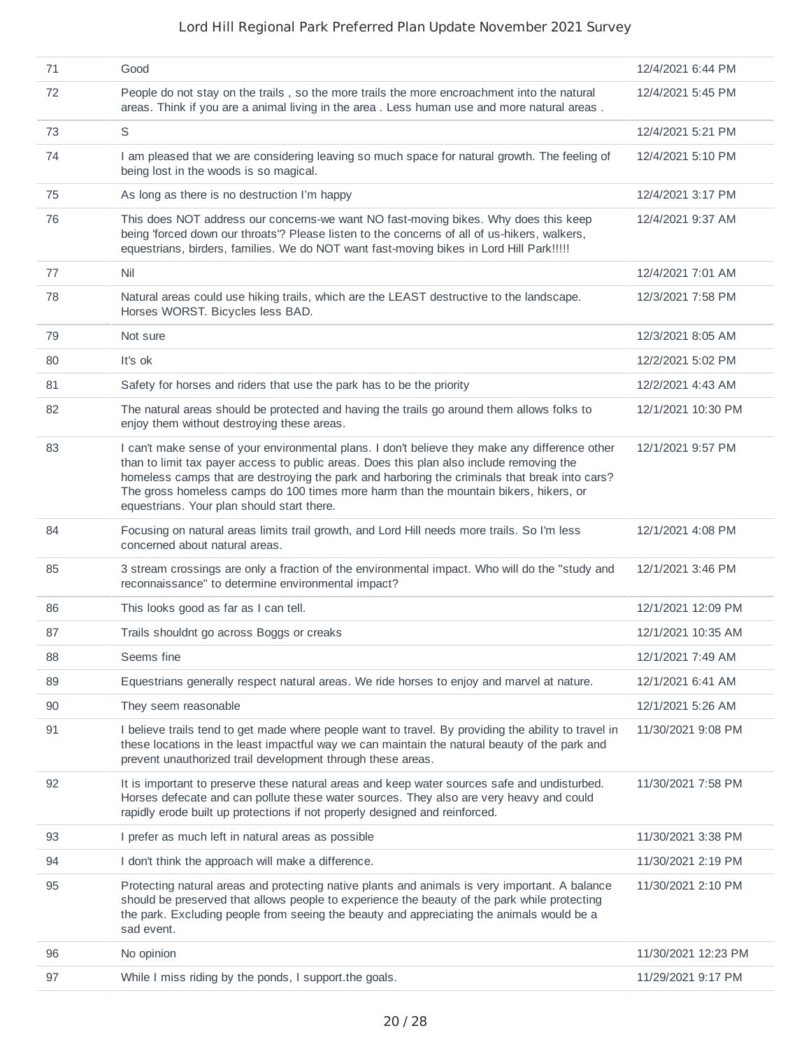| | | |
|---|---|---|
| 71 | Good | 12/4/2021 6:44 PM |
| 72 | People do not stay on the trails , so the more trails the more encroachment into the natural areas. Think if you are a animal living in the area . Less human use and more natural areas . | 12/4/2021 5:45 PM |
| 73 | S | 12/4/2021 5:21 PM |
| 74 | I am pleased that we are considering leaving so much space for natural growth. The feeling of being lost in the woods is so magical. | 12/4/2021 5:10 PM |
| 75 | As long as there is no destruction I'm happy | 12/4/2021 3:17 PM |
| 76 | This does NOT address our concerns-we want NO fast-moving bikes. Why does this keep being 'forced down our throats'? Please listen to the concerns of all of us-hikers, walkers, equestrians, birders, families. We do NOT want fast-moving bikes in Lord Hill Park!!!!! | 12/4/2021 9:37 AM |
| 77 | Nil | 12/4/2021 7:01 AM |
| 78 | Natural areas could use hiking trails, which are the LEAST destructive to the landscape. Horses WORST. Bicycles less BAD. | 12/3/2021 7:58 PM |
| 79 | Not sure | 12/3/2021 8:05 AM |
| 80 | It's ok | 12/2/2021 5:02 PM |
| 81 | Safety for horses and riders that use the park has to be the priority | 12/2/2021 4:43 AM |
| 82 | The natural areas should be protected and having the trails go around them allows folks to enjoy them without destroying these areas. | 12/1/2021 10:30 PM |
| 83 | I can't make sense of your environmental plans. I don't believe they make any difference other than to limit tax payer access to public areas. Does this plan also include removing the homeless camps that are destroying the park and harboring the criminals that break into cars? The gross homeless camps do 100 times more harm than the mountain bikers, hikers, or equestrians. Your plan should start there. | 12/1/2021 9:57 PM |
| 84 | Focusing on natural areas limits trail growth, and Lord Hill needs more trails. So I'm less concerned about natural areas. | 12/1/2021 4:08 PM |
| 85 | 3 stream crossings are only a fraction of the environmental impact. Who will do the "study and reconnaissance" to determine environmental impact? | 12/1/2021 3:46 PM |
| 86 | This looks good as far as I can tell. | 12/1/2021 12:09 PM |
| 87 | Trails shouldnt go across Boggs or creaks | 12/1/2021 10:35 AM |
| 88 | Seems fine | 12/1/2021 7:49 AM |
| 89 | Equestrians generally respect natural areas. We ride horses to enjoy and marvel at nature. | 12/1/2021 6:41 AM |
| 90 | They seem reasonable | 12/1/2021 5:26 AM |
| 91 | I believe trails tend to get made where people want to travel. By providing the ability to travel in these locations in the least impactful way we can maintain the natural beauty of the park and prevent unauthorized trail development through these areas. | 11/30/2021 9:08 PM |
| 92 | It is important to preserve these natural areas and keep water sources safe and undisturbed. Horses defecate and can pollute these water sources. They also are very heavy and could rapidly erode built up protections if not properly designed and reinforced. | 11/30/2021 7:58 PM |
| 93 | I prefer as much left in natural areas as possible | 11/30/2021 3:38 PM |
| 94 | I don't think the approach will make a difference. | 11/30/2021 2:19 PM |
| 95 | Protecting natural areas and protecting native plants and animals is very important. A balance should be preserved that allows people to experience the beauty of the park while protecting the park. Excluding people from seeing the beauty and appreciating the animals would be a sad event. | 11/30/2021 2:10 PM |
| 96 | No opinion | 11/30/2021 12:23 PM |
| 97 | While I miss riding by the ponds, I support.the goals. | 11/29/2021 9:17 PM |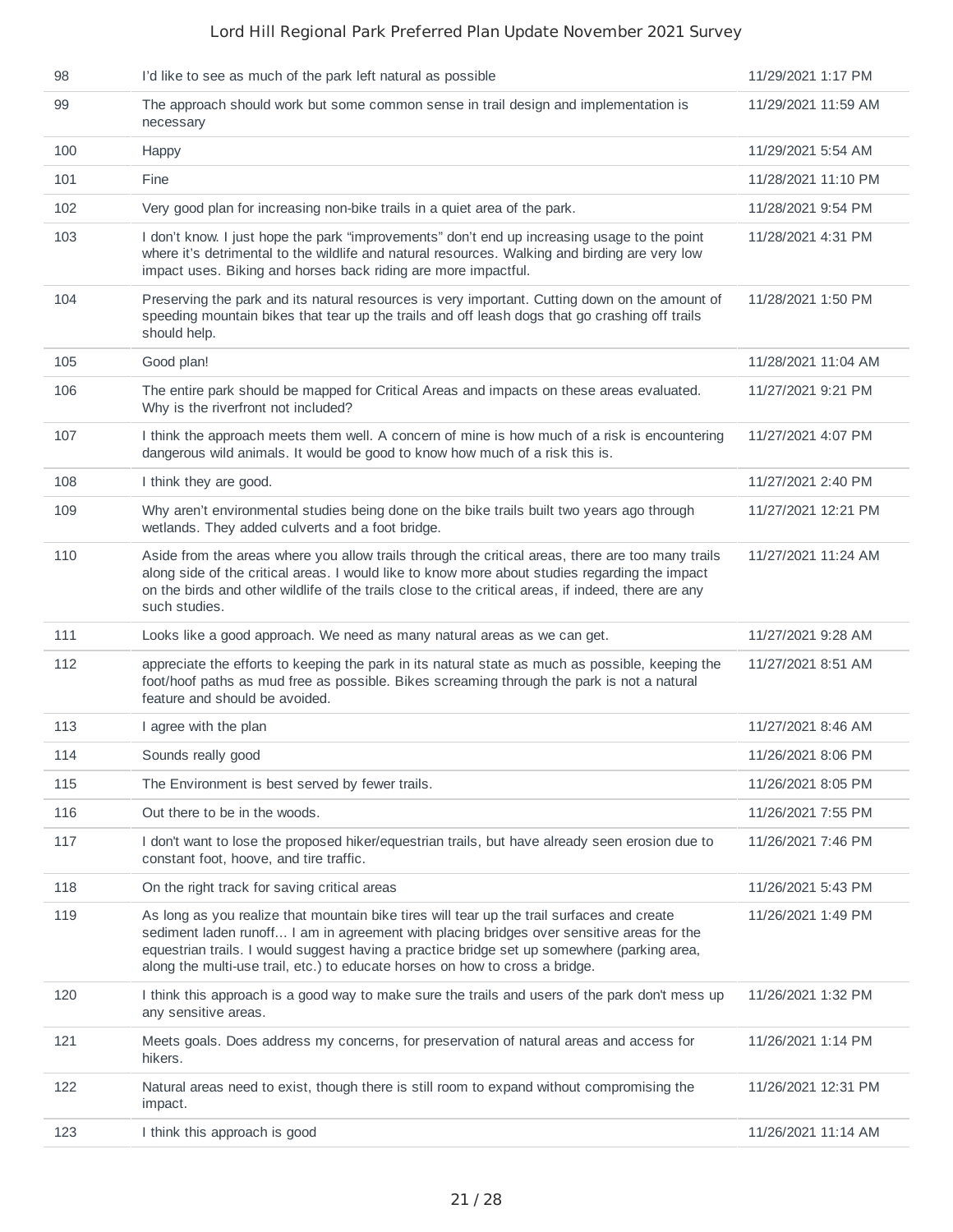| | | |
|---|---|---|
| 98 | I'd like to see as much of the park left natural as possible | 11/29/2021 1:17 PM |
| 99 | The approach should work but some common sense in trail design and implementation is necessary | 11/29/2021 11:59 AM |
| 100 | Happy | 11/29/2021 5:54 AM |
| 101 | Fine | 11/28/2021 11:10 PM |
| 102 | Very good plan for increasing non-bike trails in a quiet area of the park. | 11/28/2021 9:54 PM |
| 103 | I don't know. I just hope the park "improvements" don't end up increasing usage to the point where it's detrimental to the wildlife and natural resources. Walking and birding are very low impact uses. Biking and horses back riding are more impactful. | 11/28/2021 4:31 PM |
| 104 | Preserving the park and its natural resources is very important. Cutting down on the amount of speeding mountain bikes that tear up the trails and off leash dogs that go crashing off trails should help. | 11/28/2021 1:50 PM |
| 105 | Good plan! | 11/28/2021 11:04 AM |
| 106 | The entire park should be mapped for Critical Areas and impacts on these areas evaluated. Why is the riverfront not included? | 11/27/2021 9:21 PM |
| 107 | I think the approach meets them well. A concern of mine is how much of a risk is encountering dangerous wild animals. It would be good to know how much of a risk this is. | 11/27/2021 4:07 PM |
| 108 | I think they are good. | 11/27/2021 2:40 PM |
| 109 | Why aren't environmental studies being done on the bike trails built two years ago through wetlands. They added culverts and a foot bridge. | 11/27/2021 12:21 PM |
| 110 | Aside from the areas where you allow trails through the critical areas, there are too many trails along side of the critical areas. I would like to know more about studies regarding the impact on the birds and other wildlife of the trails close to the critical areas, if indeed, there are any such studies. | 11/27/2021 11:24 AM |
| 111 | Looks like a good approach. We need as many natural areas as we can get. | 11/27/2021 9:28 AM |
| 112 | appreciate the efforts to keeping the park in its natural state as much as possible, keeping the foot/hoof paths as mud free as possible. Bikes screaming through the park is not a natural feature and should be avoided. | 11/27/2021 8:51 AM |
| 113 | I agree with the plan | 11/27/2021 8:46 AM |
| 114 | Sounds really good | 11/26/2021 8:06 PM |
| 115 | The Environment is best served by fewer trails. | 11/26/2021 8:05 PM |
| 116 | Out there to be in the woods. | 11/26/2021 7:55 PM |
| 117 | I don't want to lose the proposed hiker/equestrian trails, but have already seen erosion due to constant foot, hoove, and tire traffic. | 11/26/2021 7:46 PM |
| 118 | On the right track for saving critical areas | 11/26/2021 5:43 PM |
| 119 | As long as you realize that mountain bike tires will tear up the trail surfaces and create sediment laden runoff... I am in agreement with placing bridges over sensitive areas for the equestrian trails. I would suggest having a practice bridge set up somewhere (parking area, along the multi-use trail, etc.) to educate horses on how to cross a bridge. | 11/26/2021 1:49 PM |
| 120 | I think this approach is a good way to make sure the trails and users of the park don't mess up any sensitive areas. | 11/26/2021 1:32 PM |
| 121 | Meets goals. Does address my concerns, for preservation of natural areas and access for hikers. | 11/26/2021 1:14 PM |
| 122 | Natural areas need to exist, though there is still room to expand without compromising the impact. | 11/26/2021 12:31 PM |
| 123 | I think this approach is good | 11/26/2021 11:14 AM |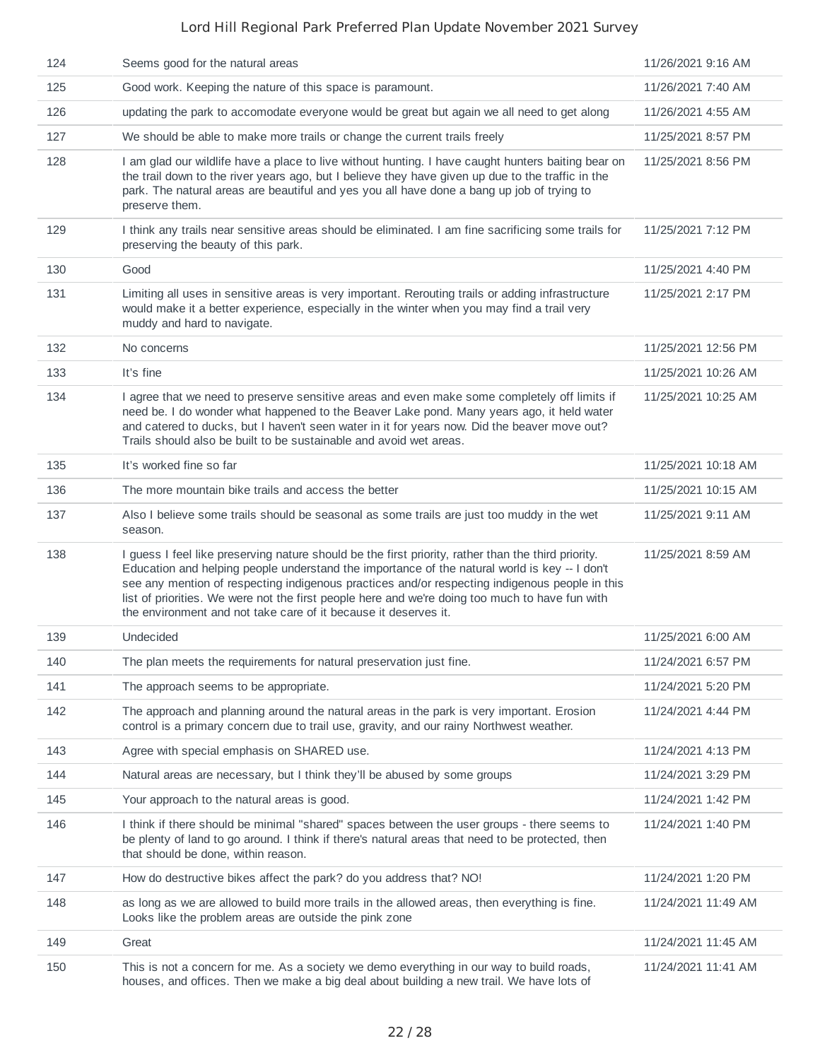| | | |
|---|---|---|
| 124 | Seems good for the natural areas | 11/26/2021 9:16 AM |
| 125 | Good work. Keeping the nature of this space is paramount. | 11/26/2021 7:40 AM |
| 126 | updating the park to accomodate everyone would be great but again we all need to get along | 11/26/2021 4:55 AM |
| 127 | We should be able to make more trails or change the current trails freely | 11/25/2021 8:57 PM |
| 128 | I am glad our wildlife have a place to live without hunting. I have caught hunters baiting bear on the trail down to the river years ago, but I believe they have given up due to the traffic in the park. The natural areas are beautiful and yes you all have done a bang up job of trying to preserve them. | 11/25/2021 8:56 PM |
| 129 | I think any trails near sensitive areas should be eliminated. I am fine sacrificing some trails for preserving the beauty of this park. | 11/25/2021 7:12 PM |
| 130 | Good | 11/25/2021 4:40 PM |
| 131 | Limiting all uses in sensitive areas is very important. Rerouting trails or adding infrastructure would make it a better experience, especially in the winter when you may find a trail very muddy and hard to navigate. | 11/25/2021 2:17 PM |
| 132 | No concerns | 11/25/2021 12:56 PM |
| 133 | It's fine | 11/25/2021 10:26 AM |
| 134 | I agree that we need to preserve sensitive areas and even make some completely off limits if need be. I do wonder what happened to the Beaver Lake pond. Many years ago, it held water and catered to ducks, but I haven't seen water in it for years now. Did the beaver move out? Trails should also be built to be sustainable and avoid wet areas. | 11/25/2021 10:25 AM |
| 135 | It's worked fine so far | 11/25/2021 10:18 AM |
| 136 | The more mountain bike trails and access the better | 11/25/2021 10:15 AM |
| 137 | Also I believe some trails should be seasonal as some trails are just too muddy in the wet season. | 11/25/2021 9:11 AM |
| 138 | I guess I feel like preserving nature should be the first priority, rather than the third priority. Education and helping people understand the importance of the natural world is key -- I don't see any mention of respecting indigenous practices and/or respecting indigenous people in this list of priorities. We were not the first people here and we're doing too much to have fun with the environment and not take care of it because it deserves it. | 11/25/2021 8:59 AM |
| 139 | Undecided | 11/25/2021 6:00 AM |
| 140 | The plan meets the requirements for natural preservation just fine. | 11/24/2021 6:57 PM |
| 141 | The approach seems to be appropriate. | 11/24/2021 5:20 PM |
| 142 | The approach and planning around the natural areas in the park is very important. Erosion control is a primary concern due to trail use, gravity, and our rainy Northwest weather. | 11/24/2021 4:44 PM |
| 143 | Agree with special emphasis on SHARED use. | 11/24/2021 4:13 PM |
| 144 | Natural areas are necessary, but I think they'll be abused by some groups | 11/24/2021 3:29 PM |
| 145 | Your approach to the natural areas is good. | 11/24/2021 1:42 PM |
| 146 | I think if there should be minimal "shared" spaces between the user groups - there seems to be plenty of land to go around. I think if there's natural areas that need to be protected, then that should be done, within reason. | 11/24/2021 1:40 PM |
| 147 | How do destructive bikes affect the park? do you address that? NO! | 11/24/2021 1:20 PM |
| 148 | as long as we are allowed to build more trails in the allowed areas, then everything is fine. Looks like the problem areas are outside the pink zone | 11/24/2021 11:49 AM |
| 149 | Great | 11/24/2021 11:45 AM |
| 150 | This is not a concern for me. As a society we demo everything in our way to build roads, houses, and offices. Then we make a big deal about building a new trail. We have lots of | 11/24/2021 11:41 AM |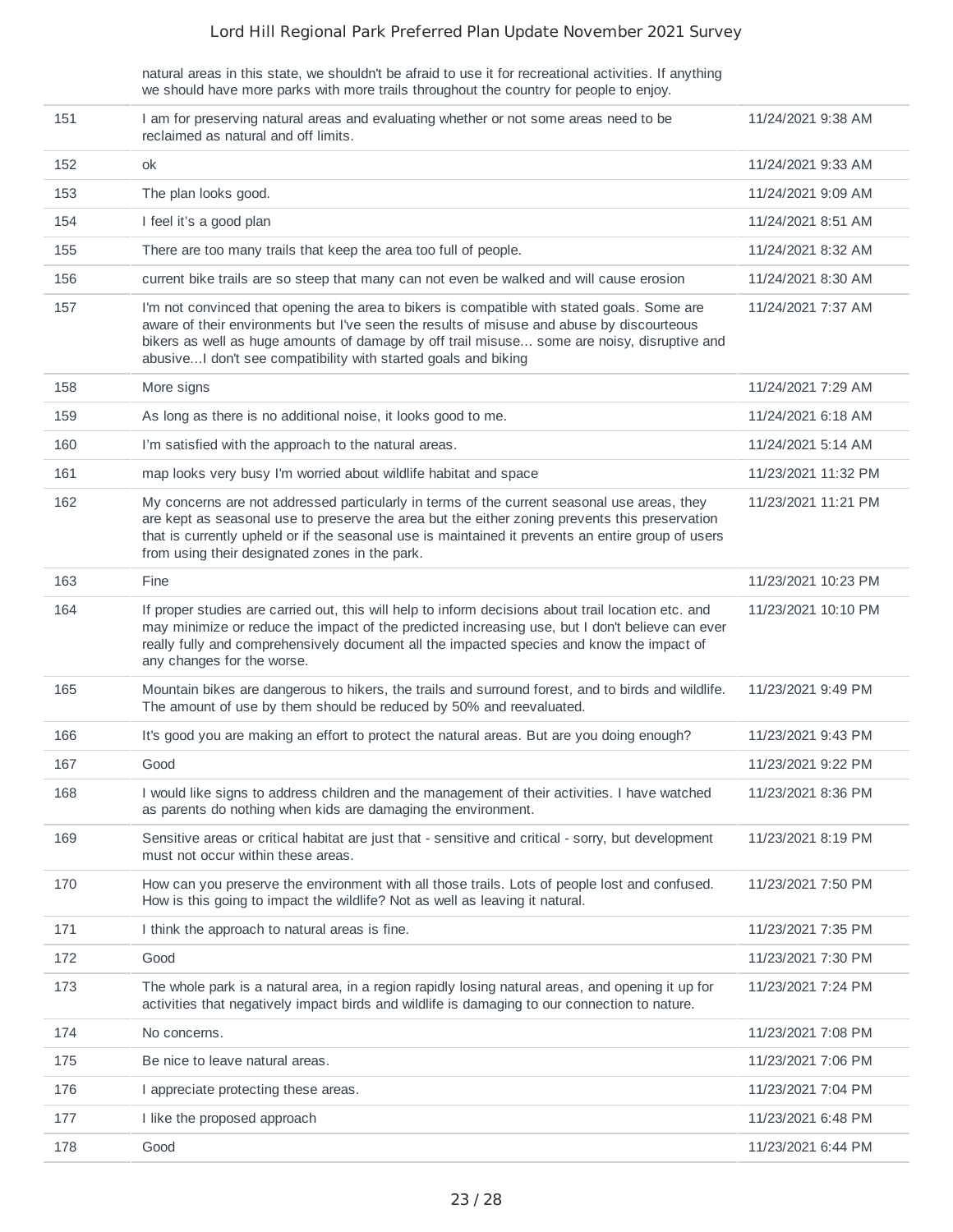| | natural areas in this state, we shouldn't be afraid to use it for recreational activities. If anything we should have more parks with more trails throughout the country for people to enjoy. | |
|---|---|---|
| 151 | I am for preserving natural areas and evaluating whether or not some areas need to be reclaimed as natural and off limits. | 11/24/2021 9:38 AM |
| 152 | ok | 11/24/2021 9:33 AM |
| 153 | The plan looks good. | 11/24/2021 9:09 AM |
| 154 | I feel it's a good plan | 11/24/2021 8:51 AM |
| 155 | There are too many trails that keep the area too full of people. | 11/24/2021 8:32 AM |
| 156 | current bike trails are so steep that many can not even be walked and will cause erosion | 11/24/2021 8:30 AM |
| 157 | I'm not convinced that opening the area to bikers is compatible with stated goals. Some are aware of their environments but I've seen the results of misuse and abuse by discourteous bikers as well as huge amounts of damage by off trail misuse... some are noisy, disruptive and abusive...I don't see compatibility with started goals and biking | 11/24/2021 7:37 AM |
| 158 | More signs | 11/24/2021 7:29 AM |
| 159 | As long as there is no additional noise, it looks good to me. | 11/24/2021 6:18 AM |
| 160 | I'm satisfied with the approach to the natural areas. | 11/24/2021 5:14 AM |
| 161 | map looks very busy I'm worried about wildlife habitat and space | 11/23/2021 11:32 PM |
| 162 | My concerns are not addressed particularly in terms of the current seasonal use areas, they are kept as seasonal use to preserve the area but the either zoning prevents this preservation that is currently upheld or if the seasonal use is maintained it prevents an entire group of users from using their designated zones in the park. | 11/23/2021 11:21 PM |
| 163 | Fine | 11/23/2021 10:23 PM |
| 164 | If proper studies are carried out, this will help to inform decisions about trail location etc. and may minimize or reduce the impact of the predicted increasing use, but I don't believe can ever really fully and comprehensively document all the impacted species and know the impact of any changes for the worse. | 11/23/2021 10:10 PM |
| 165 | Mountain bikes are dangerous to hikers, the trails and surround forest, and to birds and wildlife. The amount of use by them should be reduced by 50% and reevaluated. | 11/23/2021 9:49 PM |
| 166 | It's good you are making an effort to protect the natural areas. But are you doing enough? | 11/23/2021 9:43 PM |
| 167 | Good | 11/23/2021 9:22 PM |
| 168 | I would like signs to address children and the management of their activities. I have watched as parents do nothing when kids are damaging the environment. | 11/23/2021 8:36 PM |
| 169 | Sensitive areas or critical habitat are just that - sensitive and critical - sorry, but development must not occur within these areas. | 11/23/2021 8:19 PM |
| 170 | How can you preserve the environment with all those trails. Lots of people lost and confused. How is this going to impact the wildlife? Not as well as leaving it natural. | 11/23/2021 7:50 PM |
| 171 | I think the approach to natural areas is fine. | 11/23/2021 7:35 PM |
| 172 | Good | 11/23/2021 7:30 PM |
| 173 | The whole park is a natural area, in a region rapidly losing natural areas, and opening it up for activities that negatively impact birds and wildlife is damaging to our connection to nature. | 11/23/2021 7:24 PM |
| 174 | No concerns. | 11/23/2021 7:08 PM |
| 175 | Be nice to leave natural areas. | 11/23/2021 7:06 PM |
| 176 | I appreciate protecting these areas. | 11/23/2021 7:04 PM |
| 177 | I like the proposed approach | 11/23/2021 6:48 PM |
| 178 | Good | 11/23/2021 6:44 PM |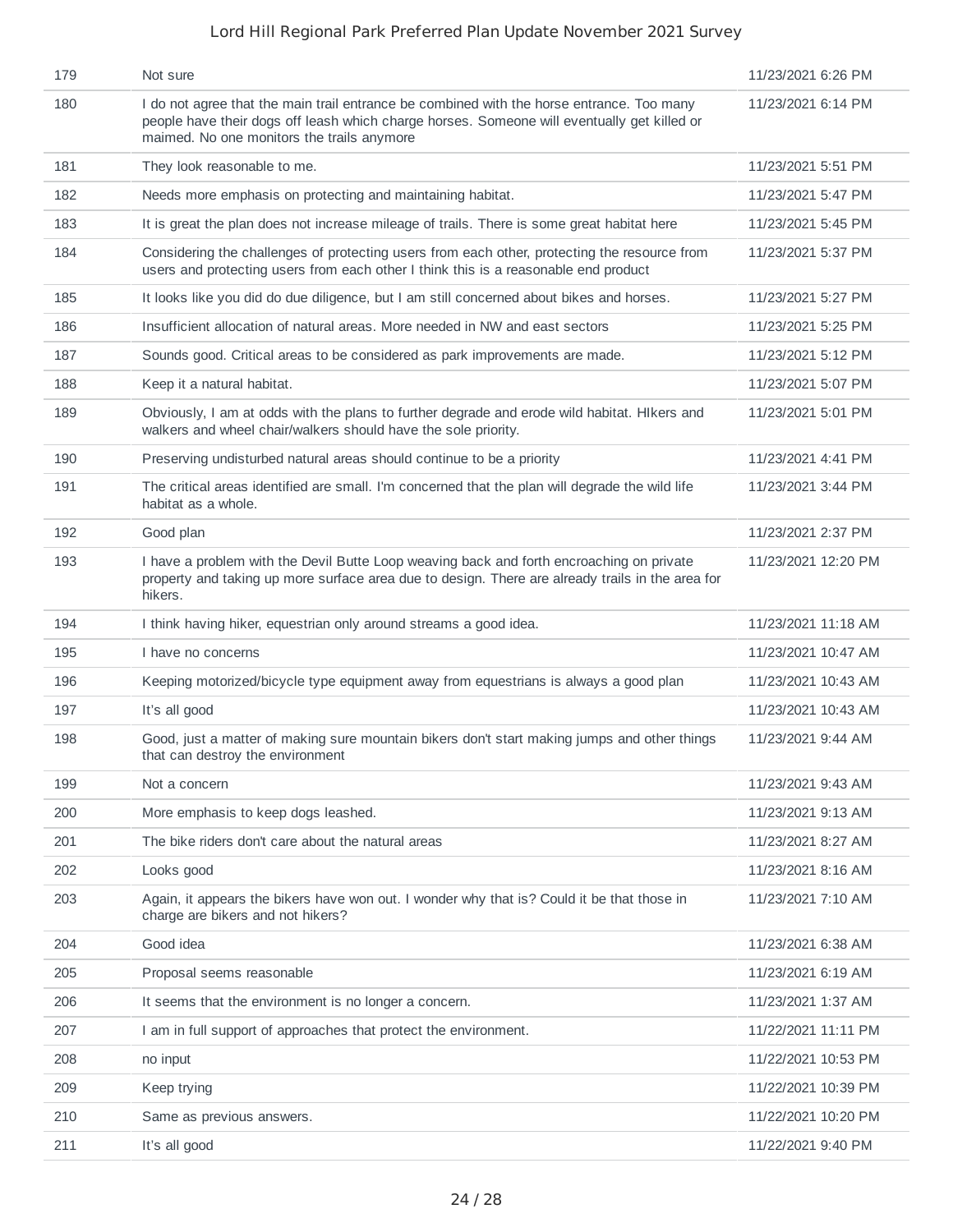| | | |
|---|---|---|
| 179 | Not sure | 11/23/2021 6:26 PM |
| 180 | I do not agree that the main trail entrance be combined with the horse entrance. Too many people have their dogs off leash which charge horses. Someone will eventually get killed or maimed. No one monitors the trails anymore | 11/23/2021 6:14 PM |
| 181 | They look reasonable to me. | 11/23/2021 5:51 PM |
| 182 | Needs more emphasis on protecting and maintaining habitat. | 11/23/2021 5:47 PM |
| 183 | It is great the plan does not increase mileage of trails. There is some great habitat here | 11/23/2021 5:45 PM |
| 184 | Considering the challenges of protecting users from each other, protecting the resource from users and protecting users from each other I think this is a reasonable end product | 11/23/2021 5:37 PM |
| 185 | It looks like you did do due diligence, but I am still concerned about bikes and horses. | 11/23/2021 5:27 PM |
| 186 | Insufficient allocation of natural areas. More needed in NW and east sectors | 11/23/2021 5:25 PM |
| 187 | Sounds good. Critical areas to be considered as park improvements are made. | 11/23/2021 5:12 PM |
| 188 | Keep it a natural habitat. | 11/23/2021 5:07 PM |
| 189 | Obviously, I am at odds with the plans to further degrade and erode wild habitat. HIkers and walkers and wheel chair/walkers should have the sole priority. | 11/23/2021 5:01 PM |
| 190 | Preserving undisturbed natural areas should continue to be a priority | 11/23/2021 4:41 PM |
| 191 | The critical areas identified are small. I'm concerned that the plan will degrade the wild life habitat as a whole. | 11/23/2021 3:44 PM |
| 192 | Good plan | 11/23/2021 2:37 PM |
| 193 | I have a problem with the Devil Butte Loop weaving back and forth encroaching on private property and taking up more surface area due to design. There are already trails in the area for hikers. | 11/23/2021 12:20 PM |
| 194 | I think having hiker, equestrian only around streams a good idea. | 11/23/2021 11:18 AM |
| 195 | I have no concerns | 11/23/2021 10:47 AM |
| 196 | Keeping motorized/bicycle type equipment away from equestrians is always a good plan | 11/23/2021 10:43 AM |
| 197 | It's all good | 11/23/2021 10:43 AM |
| 198 | Good, just a matter of making sure mountain bikers don't start making jumps and other things that can destroy the environment | 11/23/2021 9:44 AM |
| 199 | Not a concern | 11/23/2021 9:43 AM |
| 200 | More emphasis to keep dogs leashed. | 11/23/2021 9:13 AM |
| 201 | The bike riders don't care about the natural areas | 11/23/2021 8:27 AM |
| 202 | Looks good | 11/23/2021 8:16 AM |
| 203 | Again, it appears the bikers have won out. I wonder why that is? Could it be that those in charge are bikers and not hikers? | 11/23/2021 7:10 AM |
| 204 | Good idea | 11/23/2021 6:38 AM |
| 205 | Proposal seems reasonable | 11/23/2021 6:19 AM |
| 206 | It seems that the environment is no longer a concern. | 11/23/2021 1:37 AM |
| 207 | I am in full support of approaches that protect the environment. | 11/22/2021 11:11 PM |
| 208 | no input | 11/22/2021 10:53 PM |
| 209 | Keep trying | 11/22/2021 10:39 PM |
| 210 | Same as previous answers. | 11/22/2021 10:20 PM |
| 211 | It's all good | 11/22/2021 9:40 PM |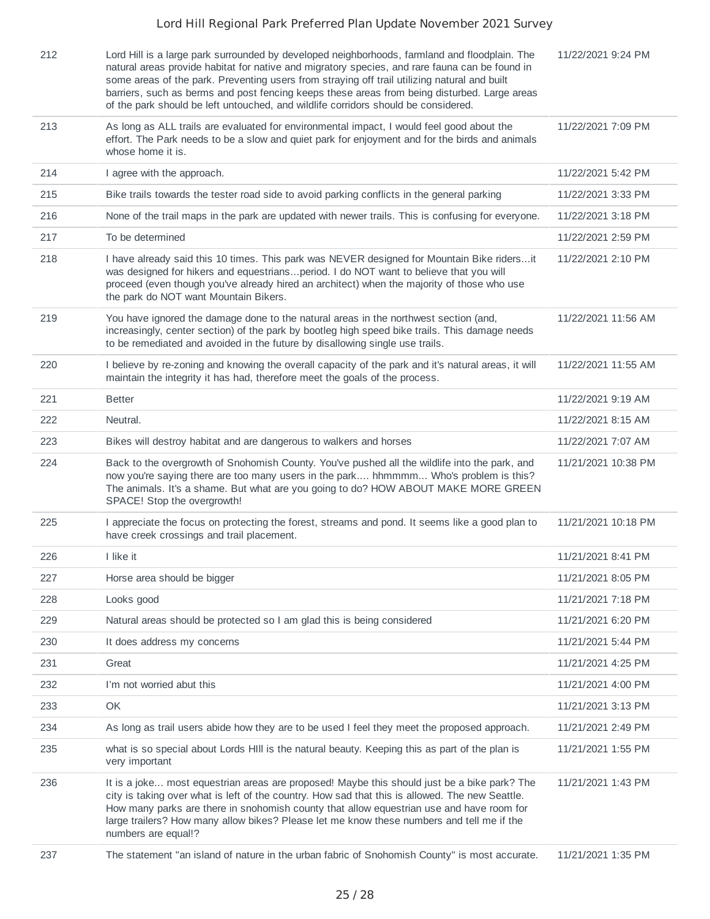| | | |
|---|---|---|
| 212 | Lord Hill is a large park surrounded by developed neighborhoods, farmland and floodplain. The natural areas provide habitat for native and migratory species, and rare fauna can be found in some areas of the park. Preventing users from straying off trail utilizing natural and built barriers, such as berms and post fencing keeps these areas from being disturbed. Large areas of the park should be left untouched, and wildlife corridors should be considered. | 11/22/2021 9:24 PM |
| 213 | As long as ALL trails are evaluated for environmental impact, I would feel good about the effort. The Park needs to be a slow and quiet park for enjoyment and for the birds and animals whose home it is. | 11/22/2021 7:09 PM |
| 214 | I agree with the approach. | 11/22/2021 5:42 PM |
| 215 | Bike trails towards the tester road side to avoid parking conflicts in the general parking | 11/22/2021 3:33 PM |
| 216 | None of the trail maps in the park are updated with newer trails. This is confusing for everyone. | 11/22/2021 3:18 PM |
| 217 | To be determined | 11/22/2021 2:59 PM |
| 218 | I have already said this 10 times. This park was NEVER designed for Mountain Bike riders...it was designed for hikers and equestrians...period. I do NOT want to believe that you will proceed (even though you've already hired an architect) when the majority of those who use the park do NOT want Mountain Bikers. | 11/22/2021 2:10 PM |
| 219 | You have ignored the damage done to the natural areas in the northwest section (and, increasingly, center section) of the park by bootleg high speed bike trails. This damage needs to be remediated and avoided in the future by disallowing single use trails. | 11/22/2021 11:56 AM |
| 220 | I believe by re-zoning and knowing the overall capacity of the park and it's natural areas, it will maintain the integrity it has had, therefore meet the goals of the process. | 11/22/2021 11:55 AM |
| 221 | Better | 11/22/2021 9:19 AM |
| 222 | Neutral. | 11/22/2021 8:15 AM |
| 223 | Bikes will destroy habitat and are dangerous to walkers and horses | 11/22/2021 7:07 AM |
| 224 | Back to the overgrowth of Snohomish County. You've pushed all the wildlife into the park, and now you're saying there are too many users in the park.... hhmmmm... Who's problem is this? The animals. It's a shame. But what are you going to do? HOW ABOUT MAKE MORE GREEN SPACE! Stop the overgrowth! | 11/21/2021 10:38 PM |
| 225 | I appreciate the focus on protecting the forest, streams and pond. It seems like a good plan to have creek crossings and trail placement. | 11/21/2021 10:18 PM |
| 226 | I like it | 11/21/2021 8:41 PM |
| 227 | Horse area should be bigger | 11/21/2021 8:05 PM |
| 228 | Looks good | 11/21/2021 7:18 PM |
| 229 | Natural areas should be protected so I am glad this is being considered | 11/21/2021 6:20 PM |
| 230 | It does address my concerns | 11/21/2021 5:44 PM |
| 231 | Great | 11/21/2021 4:25 PM |
| 232 | I'm not worried abut this | 11/21/2021 4:00 PM |
| 233 | OK | 11/21/2021 3:13 PM |
| 234 | As long as trail users abide how they are to be used I feel they meet the proposed approach. | 11/21/2021 2:49 PM |
| 235 | what is so special about Lords HIll is the natural beauty. Keeping this as part of the plan is very important | 11/21/2021 1:55 PM |
| 236 | It is a joke... most equestrian areas are proposed! Maybe this should just be a bike park? The city is taking over what is left of the country. How sad that this is allowed. The new Seattle. How many parks are there in snohomish county that allow equestrian use and have room for large trailers? How many allow bikes? Please let me know these numbers and tell me if the numbers are equal!? | 11/21/2021 1:43 PM |
| 237 | The statement "an island of nature in the urban fabric of Snohomish County" is most accurate. | 11/21/2021 1:35 PM |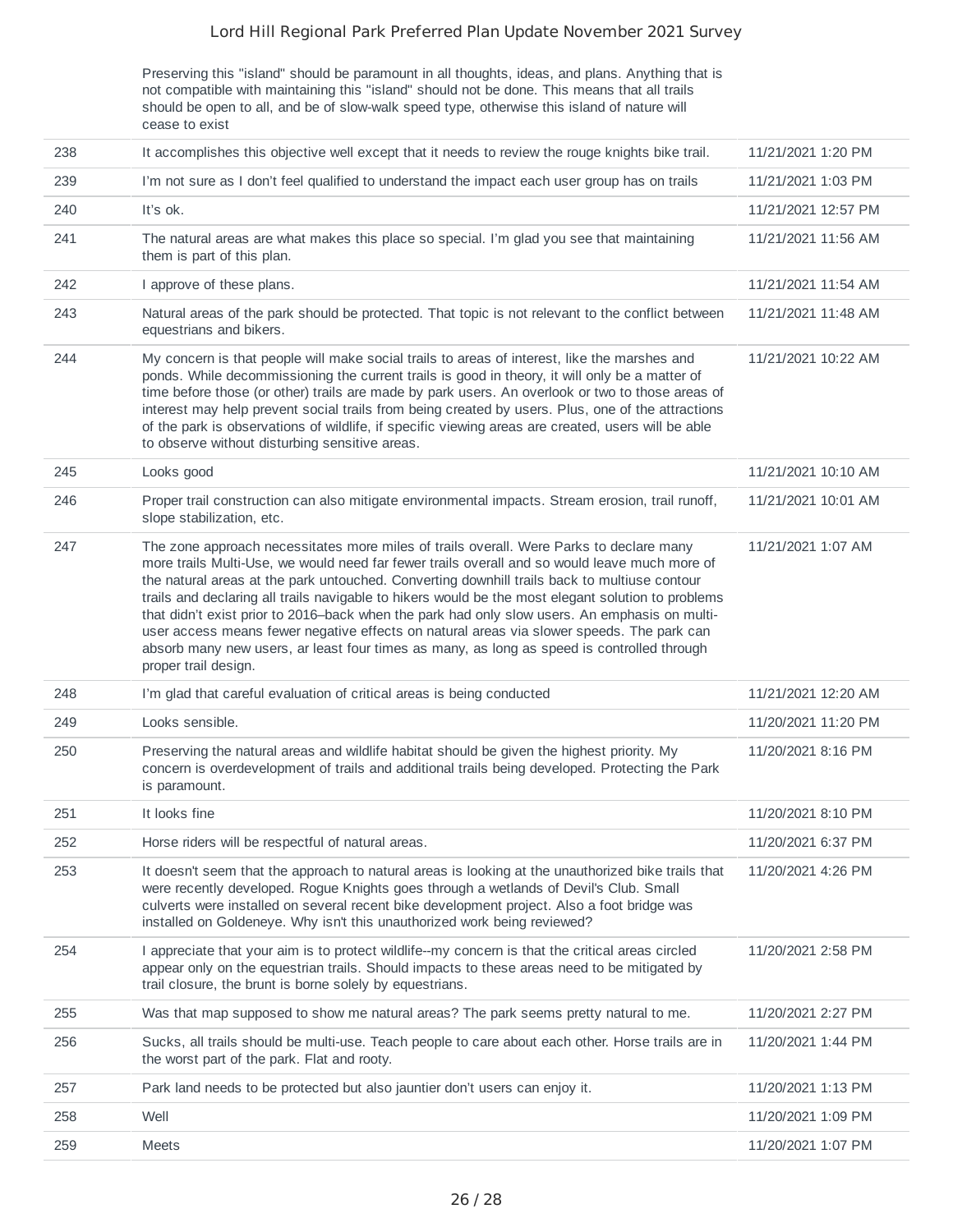| | | |
|---|---|---|
| | Preserving this "island" should be paramount in all thoughts, ideas, and plans. Anything that is not compatible with maintaining this "island" should not be done. This means that all trails should be open to all, and be of slow-walk speed type, otherwise this island of nature will cease to exist | |
| 238 | It accomplishes this objective well except that it needs to review the rouge knights bike trail. | 11/21/2021 1:20 PM |
| 239 | I'm not sure as I don't feel qualified to understand the impact each user group has on trails | 11/21/2021 1:03 PM |
| 240 | It's ok. | 11/21/2021 12:57 PM |
| 241 | The natural areas are what makes this place so special. I'm glad you see that maintaining them is part of this plan. | 11/21/2021 11:56 AM |
| 242 | I approve of these plans. | 11/21/2021 11:54 AM |
| 243 | Natural areas of the park should be protected. That topic is not relevant to the conflict between equestrians and bikers. | 11/21/2021 11:48 AM |
| 244 | My concern is that people will make social trails to areas of interest, like the marshes and ponds. While decommissioning the current trails is good in theory, it will only be a matter of time before those (or other) trails are made by park users. An overlook or two to those areas of interest may help prevent social trails from being created by users. Plus, one of the attractions of the park is observations of wildlife, if specific viewing areas are created, users will be able to observe without disturbing sensitive areas. | 11/21/2021 10:22 AM |
| 245 | Looks good | 11/21/2021 10:10 AM |
| 246 | Proper trail construction can also mitigate environmental impacts. Stream erosion, trail runoff, slope stabilization, etc. | 11/21/2021 10:01 AM |
| 247 | The zone approach necessitates more miles of trails overall. Were Parks to declare many more trails Multi-Use, we would need far fewer trails overall and so would leave much more of the natural areas at the park untouched. Converting downhill trails back to multiuse contour trails and declaring all trails navigable to hikers would be the most elegant solution to problems that didn't exist prior to 2016–back when the park had only slow users. An emphasis on multi-user access means fewer negative effects on natural areas via slower speeds. The park can absorb many new users, ar least four times as many, as long as speed is controlled through proper trail design. | 11/21/2021 1:07 AM |
| 248 | I'm glad that careful evaluation of critical areas is being conducted | 11/21/2021 12:20 AM |
| 249 | Looks sensible. | 11/20/2021 11:20 PM |
| 250 | Preserving the natural areas and wildlife habitat should be given the highest priority. My concern is overdevelopment of trails and additional trails being developed. Protecting the Park is paramount. | 11/20/2021 8:16 PM |
| 251 | It looks fine | 11/20/2021 8:10 PM |
| 252 | Horse riders will be respectful of natural areas. | 11/20/2021 6:37 PM |
| 253 | It doesn't seem that the approach to natural areas is looking at the unauthorized bike trails that were recently developed. Rogue Knights goes through a wetlands of Devil's Club. Small culverts were installed on several recent bike development project. Also a foot bridge was installed on Goldeneye. Why isn't this unauthorized work being reviewed? | 11/20/2021 4:26 PM |
| 254 | I appreciate that your aim is to protect wildlife--my concern is that the critical areas circled appear only on the equestrian trails. Should impacts to these areas need to be mitigated by trail closure, the brunt is borne solely by equestrians. | 11/20/2021 2:58 PM |
| 255 | Was that map supposed to show me natural areas? The park seems pretty natural to me. | 11/20/2021 2:27 PM |
| 256 | Sucks, all trails should be multi-use. Teach people to care about each other. Horse trails are in the worst part of the park. Flat and rooty. | 11/20/2021 1:44 PM |
| 257 | Park land needs to be protected but also jauntier don't users can enjoy it. | 11/20/2021 1:13 PM |
| 258 | Well | 11/20/2021 1:09 PM |
| 259 | Meets | 11/20/2021 1:07 PM |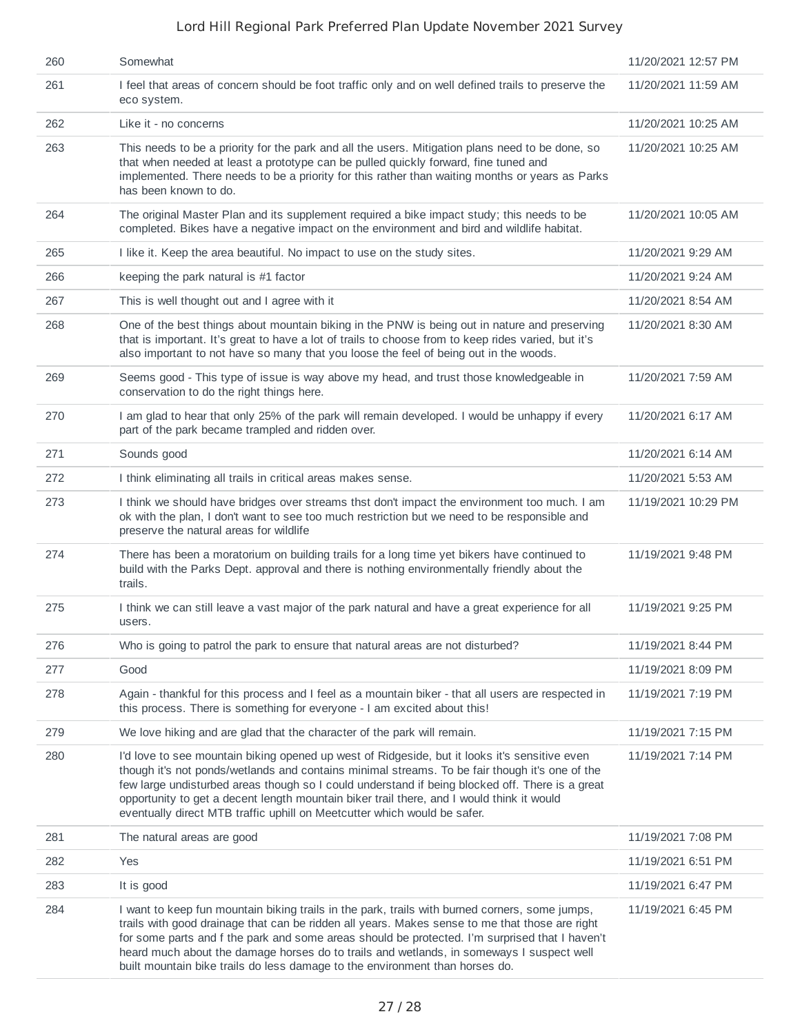| | | |
|---|---|---|
| 260 | Somewhat | 11/20/2021 12:57 PM |
| 261 | I feel that areas of concern should be foot traffic only and on well defined trails to preserve the eco system. | 11/20/2021 11:59 AM |
| 262 | Like it - no concerns | 11/20/2021 10:25 AM |
| 263 | This needs to be a priority for the park and all the users. Mitigation plans need to be done, so that when needed at least a prototype can be pulled quickly forward, fine tuned and implemented. There needs to be a priority for this rather than waiting months or years as Parks has been known to do. | 11/20/2021 10:25 AM |
| 264 | The original Master Plan and its supplement required a bike impact study; this needs to be completed. Bikes have a negative impact on the environment and bird and wildlife habitat. | 11/20/2021 10:05 AM |
| 265 | I like it. Keep the area beautiful. No impact to use on the study sites. | 11/20/2021 9:29 AM |
| 266 | keeping the park natural is #1 factor | 11/20/2021 9:24 AM |
| 267 | This is well thought out and I agree with it | 11/20/2021 8:54 AM |
| 268 | One of the best things about mountain biking in the PNW is being out in nature and preserving that is important. It's great to have a lot of trails to choose from to keep rides varied, but it's also important to not have so many that you loose the feel of being out in the woods. | 11/20/2021 8:30 AM |
| 269 | Seems good - This type of issue is way above my head, and trust those knowledgeable in conservation to do the right things here. | 11/20/2021 7:59 AM |
| 270 | I am glad to hear that only 25% of the park will remain developed. I would be unhappy if every part of the park became trampled and ridden over. | 11/20/2021 6:17 AM |
| 271 | Sounds good | 11/20/2021 6:14 AM |
| 272 | I think eliminating all trails in critical areas makes sense. | 11/20/2021 5:53 AM |
| 273 | I think we should have bridges over streams thst don't impact the environment too much. I am ok with the plan, I don't want to see too much restriction but we need to be responsible and preserve the natural areas for wildlife | 11/19/2021 10:29 PM |
| 274 | There has been a moratorium on building trails for a long time yet bikers have continued to build with the Parks Dept. approval and there is nothing environmentally friendly about the trails. | 11/19/2021 9:48 PM |
| 275 | I think we can still leave a vast major of the park natural and have a great experience for all users. | 11/19/2021 9:25 PM |
| 276 | Who is going to patrol the park to ensure that natural areas are not disturbed? | 11/19/2021 8:44 PM |
| 277 | Good | 11/19/2021 8:09 PM |
| 278 | Again - thankful for this process and I feel as a mountain biker - that all users are respected in this process. There is something for everyone - I am excited about this! | 11/19/2021 7:19 PM |
| 279 | We love hiking and are glad that the character of the park will remain. | 11/19/2021 7:15 PM |
| 280 | I'd love to see mountain biking opened up west of Ridgeside, but it looks it's sensitive even though it's not ponds/wetlands and contains minimal streams. To be fair though it's one of the few large undisturbed areas though so I could understand if being blocked off. There is a great opportunity to get a decent length mountain biker trail there, and I would think it would eventually direct MTB traffic uphill on Meetcutter which would be safer. | 11/19/2021 7:14 PM |
| 281 | The natural areas are good | 11/19/2021 7:08 PM |
| 282 | Yes | 11/19/2021 6:51 PM |
| 283 | It is good | 11/19/2021 6:47 PM |
| 284 | I want to keep fun mountain biking trails in the park, trails with burned corners, some jumps, trails with good drainage that can be ridden all years. Makes sense to me that those are right for some parts and f the park and some areas should be protected. I'm surprised that I haven't heard much about the damage horses do to trails and wetlands, in someways I suspect well built mountain bike trails do less damage to the environment than horses do. | 11/19/2021 6:45 PM |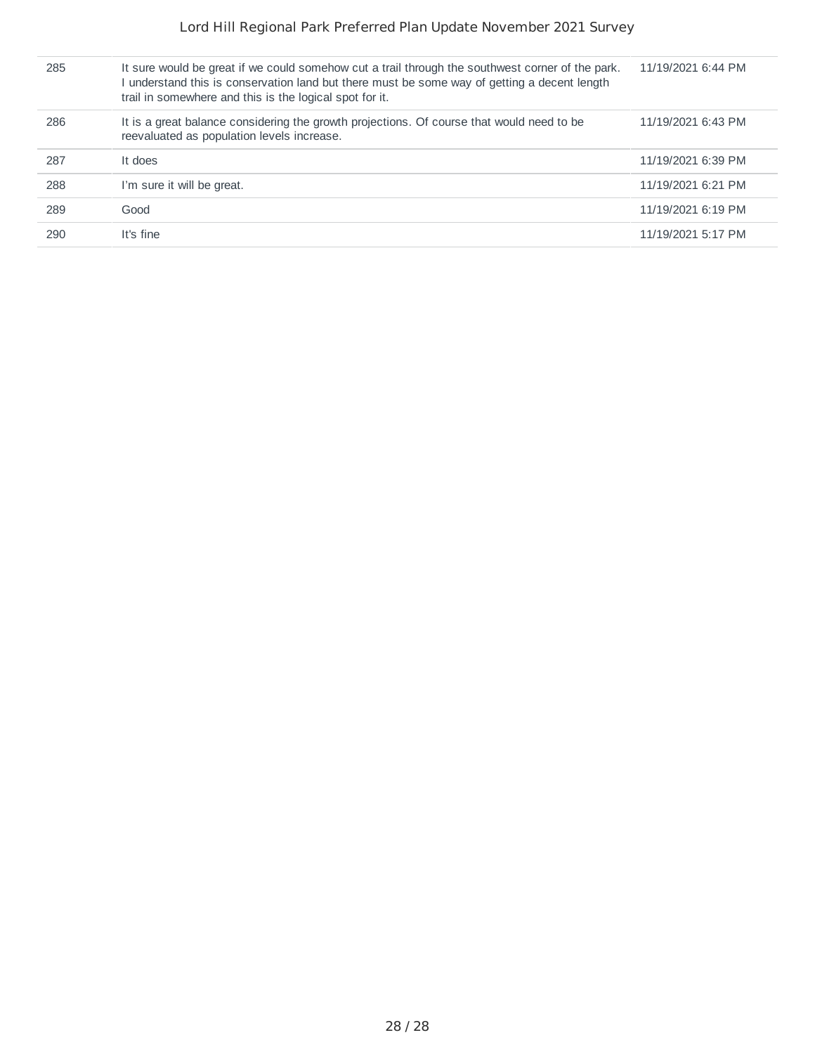| | | |
|---|---|---|
| 285 | It sure would be great if we could somehow cut a trail through the southwest corner of the park. I understand this is conservation land but there must be some way of getting a decent length trail in somewhere and this is the logical spot for it. | 11/19/2021 6:44 PM |
| 286 | It is a great balance considering the growth projections. Of course that would need to be reevaluated as population levels increase. | 11/19/2021 6:43 PM |
| 287 | It does | 11/19/2021 6:39 PM |
| 288 | I'm sure it will be great. | 11/19/2021 6:21 PM |
| 289 | Good | 11/19/2021 6:19 PM |
| 290 | It's fine | 11/19/2021 5:17 PM |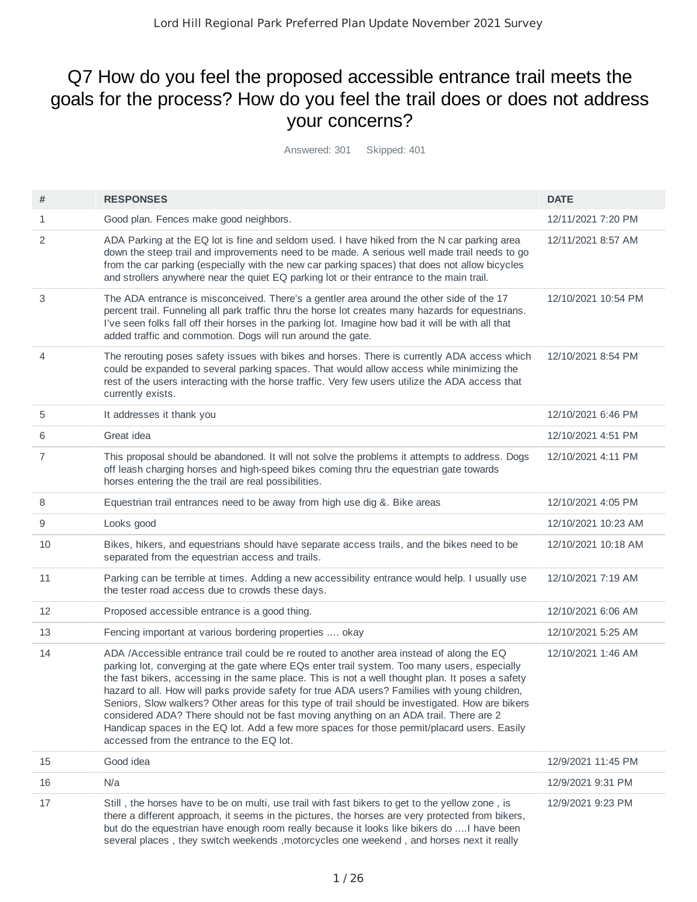# Q7 How do you feel the proposed accessible entrance trail meets the goals for the process? How do you feel the trail does or does not address your concerns?

Answered: 301 Skipped: 401

| # | RESPONSES | DATE |
|---|---|---|
| 1 | Good plan. Fences make good neighbors. | 12/11/2021 7:20 PM |
| 2 | ADA Parking at the EQ lot is fine and seldom used. I have hiked from the N car parking area down the steep trail and improvements need to be made. A serious well made trail needs to go from the car parking (especially with the new car parking spaces) that does not allow bicycles and strollers anywhere near the quiet EQ parking lot or their entrance to the main trail. | 12/11/2021 8:57 AM |
| 3 | The ADA entrance is misconceived. There's a gentler area around the other side of the 17 percent trail. Funneling all park traffic thru the horse lot creates many hazards for equestrians. I've seen folks fall off their horses in the parking lot. Imagine how bad it will be with all that added traffic and commotion. Dogs will run around the gate. | 12/10/2021 10:54 PM |
| 4 | The rerouting poses safety issues with bikes and horses. There is currently ADA access which could be expanded to several parking spaces. That would allow access while minimizing the rest of the users interacting with the horse traffic. Very few users utilize the ADA access that currently exists. | 12/10/2021 8:54 PM |
| 5 | It addresses it thank you | 12/10/2021 6:46 PM |
| 6 | Great idea | 12/10/2021 4:51 PM |
| 7 | This proposal should be abandoned. It will not solve the problems it attempts to address. Dogs off leash charging horses and high-speed bikes coming thru the equestrian gate towards horses entering the the trail are real possibilities. | 12/10/2021 4:11 PM |
| 8 | Equestrian trail entrances need to be away from high use dig &. Bike areas | 12/10/2021 4:05 PM |
| 9 | Looks good | 12/10/2021 10:23 AM |
| 10 | Bikes, hikers, and equestrians should have separate access trails, and the bikes need to be separated from the equestrian access and trails. | 12/10/2021 10:18 AM |
| 11 | Parking can be terrible at times. Adding a new accessibility entrance would help. I usually use the tester road access due to crowds these days. | 12/10/2021 7:19 AM |
| 12 | Proposed accessible entrance is a good thing. | 12/10/2021 6:06 AM |
| 13 | Fencing important at various bordering properties .... okay | 12/10/2021 5:25 AM |
| 14 | ADA /Accessible entrance trail could be re routed to another area instead of along the EQ parking lot, converging at the gate where EQs enter trail system. Too many users, especially the fast bikers, accessing in the same place. This is not a well thought plan. It poses a safety hazard to all. How will parks provide safety for true ADA users? Families with young children, Seniors, Slow walkers? Other areas for this type of trail should be investigated. How are bikers considered ADA? There should not be fast moving anything on an ADA trail. There are 2 Handicap spaces in the EQ lot. Add a few more spaces for those permit/placard users. Easily accessed from the entrance to the EQ lot. | 12/10/2021 1:46 AM |
| 15 | Good idea | 12/9/2021 11:45 PM |
| 16 | N/a | 12/9/2021 9:31 PM |
| 17 | Still , the horses have to be on multi, use trail with fast bikers to get to the yellow zone , is there a different approach, it seems in the pictures, the horses are very protected from bikers, but do the equestrian have enough room really because it looks like bikers do ....I have been several places , they switch weekends ,motorcycles one weekend , and horses next it really | 12/9/2021 9:23 PM |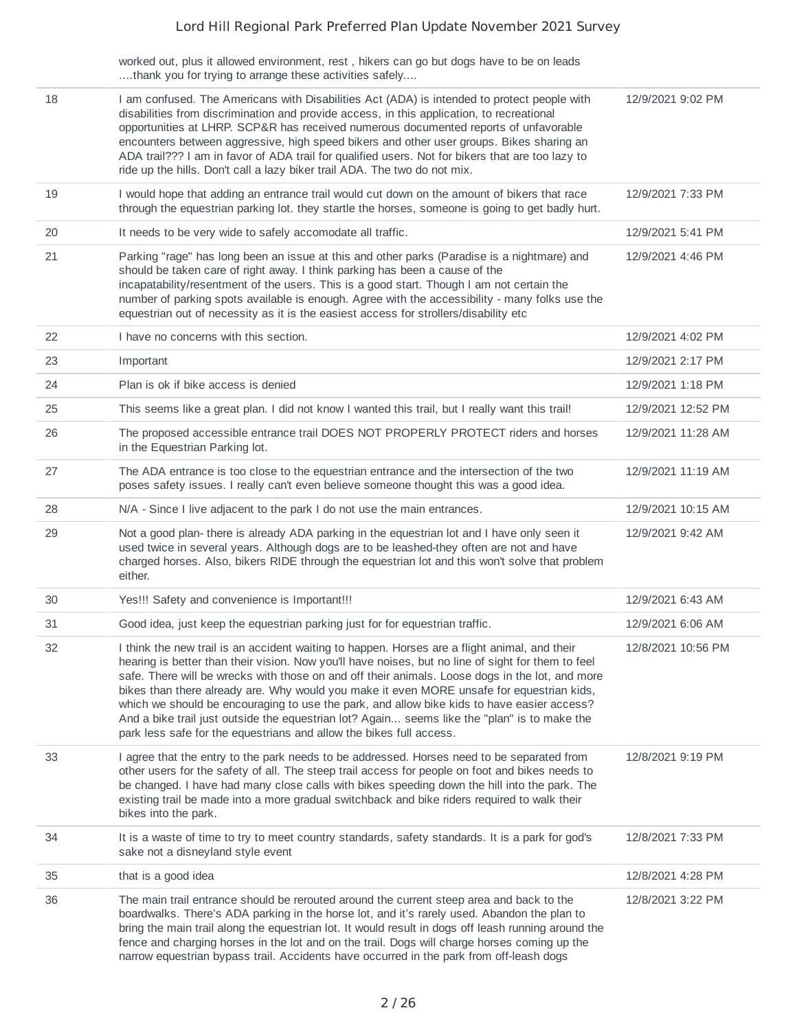| | | |
|---|---|---|
| | worked out, plus it allowed environment, rest , hikers can go but dogs have to be on leads ….thank you for trying to arrange these activities safely…. | |
| 18 | I am confused. The Americans with Disabilities Act (ADA) is intended to protect people with disabilities from discrimination and provide access, in this application, to recreational opportunities at LHRP. SCP&R has received numerous documented reports of unfavorable encounters between aggressive, high speed bikers and other user groups. Bikes sharing an ADA trail??? I am in favor of ADA trail for qualified users. Not for bikers that are too lazy to ride up the hills. Don't call a lazy biker trail ADA. The two do not mix. | 12/9/2021 9:02 PM |
| 19 | I would hope that adding an entrance trail would cut down on the amount of bikers that race through the equestrian parking lot. they startle the horses, someone is going to get badly hurt. | 12/9/2021 7:33 PM |
| 20 | It needs to be very wide to safely accomodate all traffic. | 12/9/2021 5:41 PM |
| 21 | Parking "rage" has long been an issue at this and other parks (Paradise is a nightmare) and should be taken care of right away. I think parking has been a cause of the incapatability/resentment of the users. This is a good start. Though I am not certain the number of parking spots available is enough. Agree with the accessibility - many folks use the equestrian out of necessity as it is the easiest access for strollers/disability etc | 12/9/2021 4:46 PM |
| 22 | I have no concerns with this section. | 12/9/2021 4:02 PM |
| 23 | Important | 12/9/2021 2:17 PM |
| 24 | Plan is ok if bike access is denied | 12/9/2021 1:18 PM |
| 25 | This seems like a great plan. I did not know I wanted this trail, but I really want this trail! | 12/9/2021 12:52 PM |
| 26 | The proposed accessible entrance trail DOES NOT PROPERLY PROTECT riders and horses in the Equestrian Parking lot. | 12/9/2021 11:28 AM |
| 27 | The ADA entrance is too close to the equestrian entrance and the intersection of the two poses safety issues. I really can't even believe someone thought this was a good idea. | 12/9/2021 11:19 AM |
| 28 | N/A - Since I live adjacent to the park I do not use the main entrances. | 12/9/2021 10:15 AM |
| 29 | Not a good plan- there is already ADA parking in the equestrian lot and I have only seen it used twice in several years. Although dogs are to be leashed-they often are not and have charged horses. Also, bikers RIDE through the equestrian lot and this won't solve that problem either. | 12/9/2021 9:42 AM |
| 30 | Yes!!! Safety and convenience is Important!!! | 12/9/2021 6:43 AM |
| 31 | Good idea, just keep the equestrian parking just for for equestrian traffic. | 12/9/2021 6:06 AM |
| 32 | I think the new trail is an accident waiting to happen. Horses are a flight animal, and their hearing is better than their vision. Now you'll have noises, but no line of sight for them to feel safe. There will be wrecks with those on and off their animals. Loose dogs in the lot, and more bikes than there already are. Why would you make it even MORE unsafe for equestrian kids, which we should be encouraging to use the park, and allow bike kids to have easier access? And a bike trail just outside the equestrian lot? Again... seems like the "plan" is to make the park less safe for the equestrians and allow the bikes full access. | 12/8/2021 10:56 PM |
| 33 | I agree that the entry to the park needs to be addressed. Horses need to be separated from other users for the safety of all. The steep trail access for people on foot and bikes needs to be changed. I have had many close calls with bikes speeding down the hill into the park. The existing trail be made into a more gradual switchback and bike riders required to walk their bikes into the park. | 12/8/2021 9:19 PM |
| 34 | It is a waste of time to try to meet country standards, safety standards. It is a park for god's sake not a disneyland style event | 12/8/2021 7:33 PM |
| 35 | that is a good idea | 12/8/2021 4:28 PM |
| 36 | The main trail entrance should be rerouted around the current steep area and back to the boardwalks. There's ADA parking in the horse lot, and it's rarely used. Abandon the plan to bring the main trail along the equestrian lot. It would result in dogs off leash running around the fence and charging horses in the lot and on the trail. Dogs will charge horses coming up the narrow equestrian bypass trail. Accidents have occurred in the park from off-leash dogs | 12/8/2021 3:22 PM |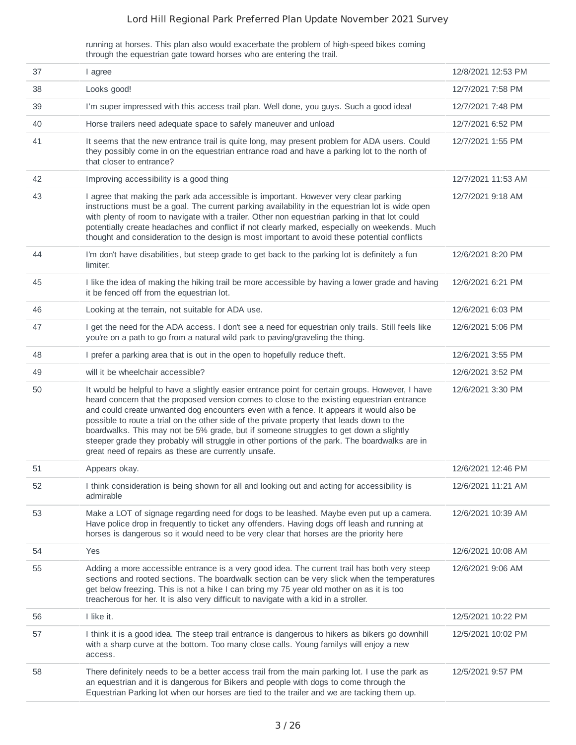| | running at horses. This plan also would exacerbate the problem of high-speed bikes coming through the equestrian gate toward horses who are entering the trail. | |
|---|---|---|
| 37 | I agree | 12/8/2021 12:53 PM |
| 38 | Looks good! | 12/7/2021 7:58 PM |
| 39 | I'm super impressed with this access trail plan. Well done, you guys. Such a good idea! | 12/7/2021 7:48 PM |
| 40 | Horse trailers need adequate space to safely maneuver and unload | 12/7/2021 6:52 PM |
| 41 | It seems that the new entrance trail is quite long, may present problem for ADA users. Could they possibly come in on the equestrian entrance road and have a parking lot to the north of that closer to entrance? | 12/7/2021 1:55 PM |
| 42 | Improving accessibility is a good thing | 12/7/2021 11:53 AM |
| 43 | I agree that making the park ada accessible is important. However very clear parking instructions must be a goal. The current parking availability in the equestrian lot is wide open with plenty of room to navigate with a trailer. Other non equestrian parking in that lot could potentially create headaches and conflict if not clearly marked, especially on weekends. Much thought and consideration to the design is most important to avoid these potential conflicts | 12/7/2021 9:18 AM |
| 44 | I'm don't have disabilities, but steep grade to get back to the parking lot is definitely a fun limiter. | 12/6/2021 8:20 PM |
| 45 | I like the idea of making the hiking trail be more accessible by having a lower grade and having it be fenced off from the equestrian lot. | 12/6/2021 6:21 PM |
| 46 | Looking at the terrain, not suitable for ADA use. | 12/6/2021 6:03 PM |
| 47 | I get the need for the ADA access. I don't see a need for equestrian only trails. Still feels like you're on a path to go from a natural wild park to paving/graveling the thing. | 12/6/2021 5:06 PM |
| 48 | I prefer a parking area that is out in the open to hopefully reduce theft. | 12/6/2021 3:55 PM |
| 49 | will it be wheelchair accessible? | 12/6/2021 3:52 PM |
| 50 | It would be helpful to have a slightly easier entrance point for certain groups. However, I have heard concern that the proposed version comes to close to the existing equestrian entrance and could create unwanted dog encounters even with a fence. It appears it would also be possible to route a trial on the other side of the private property that leads down to the boardwalks. This may not be 5% grade, but if someone struggles to get down a slightly steeper grade they probably will struggle in other portions of the park. The boardwalks are in great need of repairs as these are currently unsafe. | 12/6/2021 3:30 PM |
| 51 | Appears okay. | 12/6/2021 12:46 PM |
| 52 | I think consideration is being shown for all and looking out and acting for accessibility is admirable | 12/6/2021 11:21 AM |
| 53 | Make a LOT of signage regarding need for dogs to be leashed. Maybe even put up a camera. Have police drop in frequently to ticket any offenders. Having dogs off leash and running at horses is dangerous so it would need to be very clear that horses are the priority here | 12/6/2021 10:39 AM |
| 54 | Yes | 12/6/2021 10:08 AM |
| 55 | Adding a more accessible entrance is a very good idea. The current trail has both very steep sections and rooted sections. The boardwalk section can be very slick when the temperatures get below freezing. This is not a hike I can bring my 75 year old mother on as it is too treacherous for her. It is also very difficult to navigate with a kid in a stroller. | 12/6/2021 9:06 AM |
| 56 | I like it. | 12/5/2021 10:22 PM |
| 57 | I think it is a good idea. The steep trail entrance is dangerous to hikers as bikers go downhill with a sharp curve at the bottom. Too many close calls. Young familys will enjoy a new access. | 12/5/2021 10:02 PM |
| 58 | There definitely needs to be a better access trail from the main parking lot. I use the park as an equestrian and it is dangerous for Bikers and people with dogs to come through the Equestrian Parking lot when our horses are tied to the trailer and we are tacking them up. | 12/5/2021 9:57 PM |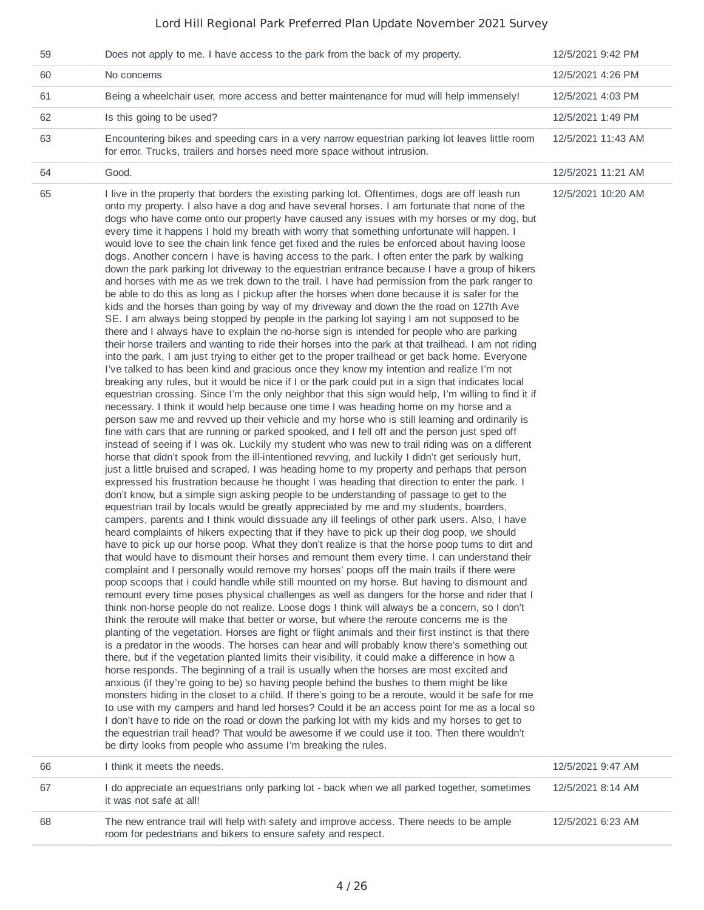| | | |
|---|---|---|
| 59 | Does not apply to me. I have access to the park from the back of my property. | 12/5/2021 9:42 PM |
| 60 | No concerns | 12/5/2021 4:26 PM |
| 61 | Being a wheelchair user, more access and better maintenance for mud will help immensely! | 12/5/2021 4:03 PM |
| 62 | Is this going to be used? | 12/5/2021 1:49 PM |
| 63 | Encountering bikes and speeding cars in a very narrow equestrian parking lot leaves little room for error. Trucks, trailers and horses need more space without intrusion. | 12/5/2021 11:43 AM |
| 64 | Good. | 12/5/2021 11:21 AM |
| 65 | I live in the property that borders the existing parking lot. Oftentimes, dogs are off leash run onto my property. I also have a dog and have several horses. I am fortunate that none of the dogs who have come onto our property have caused any issues with my horses or my dog, but every time it happens I hold my breath with worry that something unfortunate will happen. I would love to see the chain link fence get fixed and the rules be enforced about having loose dogs. Another concern I have is having access to the park. I often enter the park by walking down the park parking lot driveway to the equestrian entrance because I have a group of hikers and horses with me as we trek down to the trail. I have had permission from the park ranger to be able to do this as long as I pickup after the horses when done because it is safer for the kids and the horses than going by way of my driveway and down the the road on 127th Ave SE. I am always being stopped by people in the parking lot saying I am not supposed to be there and I always have to explain the no-horse sign is intended for people who are parking their horse trailers and wanting to ride their horses into the park at that trailhead. I am not riding into the park, I am just trying to either get to the proper trailhead or get back home. Everyone I've talked to has been kind and gracious once they know my intention and realize I'm not breaking any rules, but it would be nice if I or the park could put in a sign that indicates local equestrian crossing. Since I'm the only neighbor that this sign would help, I'm willing to find it if necessary. I think it would help because one time I was heading home on my horse and a person saw me and revved up their vehicle and my horse who is still learning and ordinarily is fine with cars that are running or parked spooked, and I fell off and the person just sped off instead of seeing if I was ok. Luckily my student who was new to trail riding was on a different horse that didn't spook from the ill-intentioned revving, and luckily I didn't get seriously hurt, just a little bruised and scraped. I was heading home to my property and perhaps that person expressed his frustration because he thought I was heading that direction to enter the park. I don't know, but a simple sign asking people to be understanding of passage to get to the equestrian trail by locals would be greatly appreciated by me and my students, boarders, campers, parents and I think would dissuade any ill feelings of other park users. Also, I have heard complaints of hikers expecting that if they have to pick up their dog poop, we should have to pick up our horse poop. What they don't realize is that the horse poop turns to dirt and that would have to dismount their horses and remount them every time. I can understand their complaint and I personally would remove my horses' poops off the main trails if there were poop scoops that i could handle while still mounted on my horse. But having to dismount and remount every time poses physical challenges as well as dangers for the horse and rider that I think non-horse people do not realize. Loose dogs I think will always be a concern, so I don't think the reroute will make that better or worse, but where the reroute concerns me is the planting of the vegetation. Horses are fight or flight animals and their first instinct is that there is a predator in the woods. The horses can hear and will probably know there's something out there, but if the vegetation planted limits their visibility, it could make a difference in how a horse responds. The beginning of a trail is usually when the horses are most excited and anxious (if they're going to be) so having people behind the bushes to them might be like monsters hiding in the closet to a child. If there's going to be a reroute, would it be safe for me to use with my campers and hand led horses? Could it be an access point for me as a local so I don't have to ride on the road or down the parking lot with my kids and my horses to get to the equestrian trail head? That would be awesome if we could use it too. Then there wouldn't be dirty looks from people who assume I'm breaking the rules. | 12/5/2021 10:20 AM |
| 66 | I think it meets the needs. | 12/5/2021 9:47 AM |
| 67 | I do appreciate an equestrians only parking lot - back when we all parked together, sometimes it was not safe at all! | 12/5/2021 8:14 AM |
| 68 | The new entrance trail will help with safety and improve access. There needs to be ample room for pedestrians and bikers to ensure safety and respect. | 12/5/2021 6:23 AM |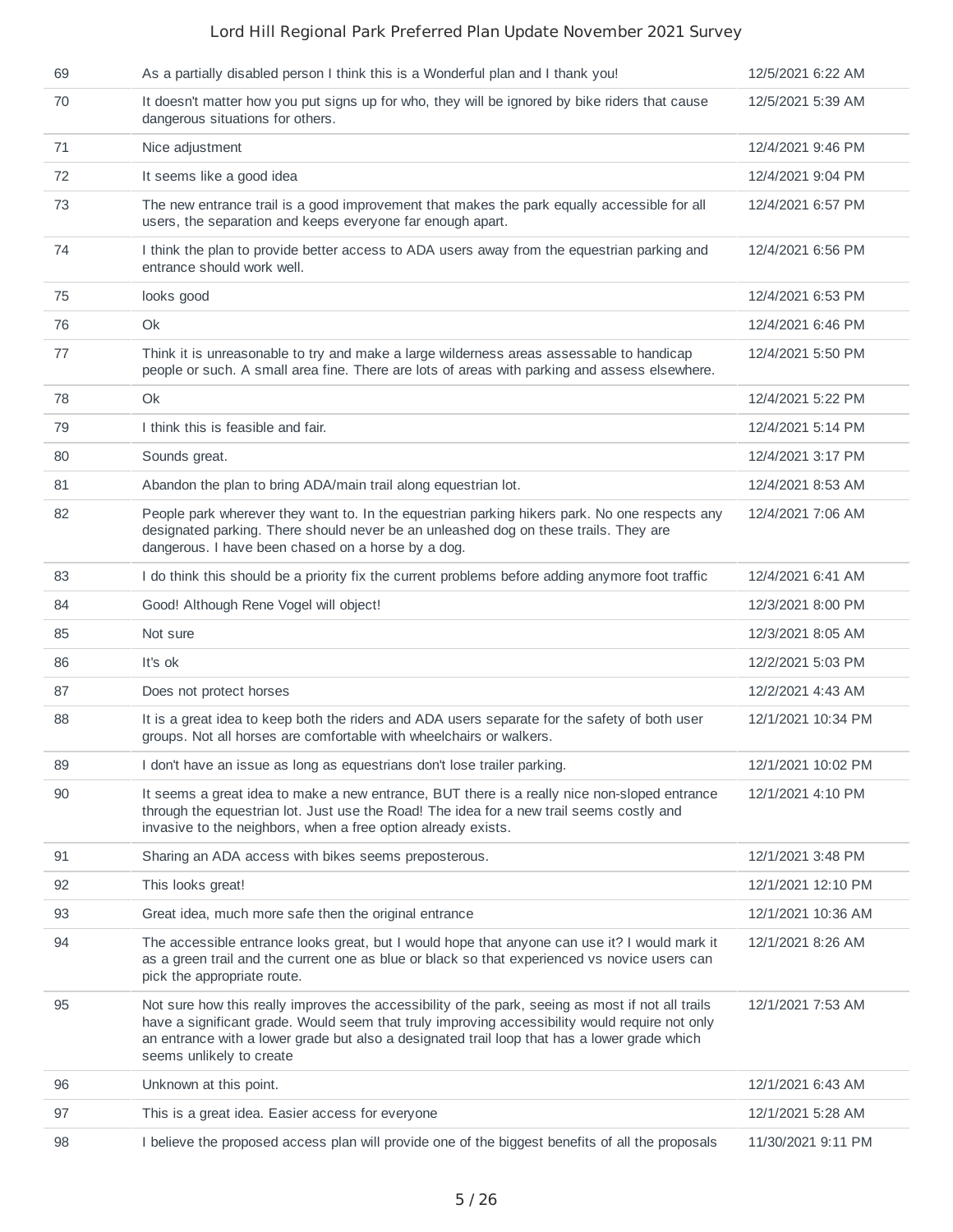| | | |
|---|---|---|
| 69 | As a partially disabled person I think this is a Wonderful plan and I thank you! | 12/5/2021 6:22 AM |
| 70 | It doesn't matter how you put signs up for who, they will be ignored by bike riders that cause dangerous situations for others. | 12/5/2021 5:39 AM |
| 71 | Nice adjustment | 12/4/2021 9:46 PM |
| 72 | It seems like a good idea | 12/4/2021 9:04 PM |
| 73 | The new entrance trail is a good improvement that makes the park equally accessible for all users, the separation and keeps everyone far enough apart. | 12/4/2021 6:57 PM |
| 74 | I think the plan to provide better access to ADA users away from the equestrian parking and entrance should work well. | 12/4/2021 6:56 PM |
| 75 | looks good | 12/4/2021 6:53 PM |
| 76 | Ok | 12/4/2021 6:46 PM |
| 77 | Think it is unreasonable to try and make a large wilderness areas assessable to handicap people or such. A small area fine. There are lots of areas with parking and assess elsewhere. | 12/4/2021 5:50 PM |
| 78 | Ok | 12/4/2021 5:22 PM |
| 79 | I think this is feasible and fair. | 12/4/2021 5:14 PM |
| 80 | Sounds great. | 12/4/2021 3:17 PM |
| 81 | Abandon the plan to bring ADA/main trail along equestrian lot. | 12/4/2021 8:53 AM |
| 82 | People park wherever they want to. In the equestrian parking hikers park. No one respects any designated parking. There should never be an unleashed dog on these trails. They are dangerous. I have been chased on a horse by a dog. | 12/4/2021 7:06 AM |
| 83 | I do think this should be a priority fix the current problems before adding anymore foot traffic | 12/4/2021 6:41 AM |
| 84 | Good! Although Rene Vogel will object! | 12/3/2021 8:00 PM |
| 85 | Not sure | 12/3/2021 8:05 AM |
| 86 | It's ok | 12/2/2021 5:03 PM |
| 87 | Does not protect horses | 12/2/2021 4:43 AM |
| 88 | It is a great idea to keep both the riders and ADA users separate for the safety of both user groups. Not all horses are comfortable with wheelchairs or walkers. | 12/1/2021 10:34 PM |
| 89 | I don't have an issue as long as equestrians don't lose trailer parking. | 12/1/2021 10:02 PM |
| 90 | It seems a great idea to make a new entrance, BUT there is a really nice non-sloped entrance through the equestrian lot. Just use the Road! The idea for a new trail seems costly and invasive to the neighbors, when a free option already exists. | 12/1/2021 4:10 PM |
| 91 | Sharing an ADA access with bikes seems preposterous. | 12/1/2021 3:48 PM |
| 92 | This looks great! | 12/1/2021 12:10 PM |
| 93 | Great idea, much more safe then the original entrance | 12/1/2021 10:36 AM |
| 94 | The accessible entrance looks great, but I would hope that anyone can use it? I would mark it as a green trail and the current one as blue or black so that experienced vs novice users can pick the appropriate route. | 12/1/2021 8:26 AM |
| 95 | Not sure how this really improves the accessibility of the park, seeing as most if not all trails have a significant grade. Would seem that truly improving accessibility would require not only an entrance with a lower grade but also a designated trail loop that has a lower grade which seems unlikely to create | 12/1/2021 7:53 AM |
| 96 | Unknown at this point. | 12/1/2021 6:43 AM |
| 97 | This is a great idea. Easier access for everyone | 12/1/2021 5:28 AM |
| 98 | I believe the proposed access plan will provide one of the biggest benefits of all the proposals | 11/30/2021 9:11 PM |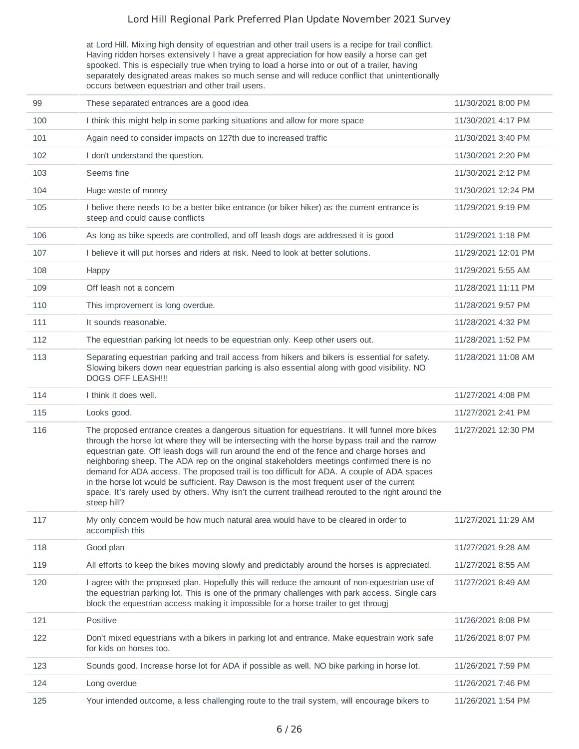| | | |
|---|---|---|
| | at Lord Hill. Mixing high density of equestrian and other trail users is a recipe for trail conflict. Having ridden horses extensively I have a great appreciation for how easily a horse can get spooked. This is especially true when trying to load a horse into or out of a trailer, having separately designated areas makes so much sense and will reduce conflict that unintentionally occurs between equestrian and other trail users. | |
| 99 | These separated entrances are a good idea | 11/30/2021 8:00 PM |
| 100 | I think this might help in some parking situations and allow for more space | 11/30/2021 4:17 PM |
| 101 | Again need to consider impacts on 127th due to increased traffic | 11/30/2021 3:40 PM |
| 102 | I don't understand the question. | 11/30/2021 2:20 PM |
| 103 | Seems fine | 11/30/2021 2:12 PM |
| 104 | Huge waste of money | 11/30/2021 12:24 PM |
| 105 | I belive there needs to be a better bike entrance (or biker hiker) as the current entrance is steep and could cause conflicts | 11/29/2021 9:19 PM |
| 106 | As long as bike speeds are controlled, and off leash dogs are addressed it is good | 11/29/2021 1:18 PM |
| 107 | I believe it will put horses and riders at risk. Need to look at better solutions. | 11/29/2021 12:01 PM |
| 108 | Happy | 11/29/2021 5:55 AM |
| 109 | Off leash not a concern | 11/28/2021 11:11 PM |
| 110 | This improvement is long overdue. | 11/28/2021 9:57 PM |
| 111 | It sounds reasonable. | 11/28/2021 4:32 PM |
| 112 | The equestrian parking lot needs to be equestrian only. Keep other users out. | 11/28/2021 1:52 PM |
| 113 | Separating equestrian parking and trail access from hikers and bikers is essential for safety. Slowing bikers down near equestrian parking is also essential along with good visibility. NO DOGS OFF LEASH!!! | 11/28/2021 11:08 AM |
| 114 | I think it does well. | 11/27/2021 4:08 PM |
| 115 | Looks good. | 11/27/2021 2:41 PM |
| 116 | The proposed entrance creates a dangerous situation for equestrians. It will funnel more bikes through the horse lot where they will be intersecting with the horse bypass trail and the narrow equestrian gate. Off leash dogs will run around the end of the fence and charge horses and neighboring sheep. The ADA rep on the original stakeholders meetings confirmed there is no demand for ADA access. The proposed trail is too difficult for ADA. A couple of ADA spaces in the horse lot would be sufficient. Ray Dawson is the most frequent user of the current space. It's rarely used by others. Why isn't the current trailhead rerouted to the right around the steep hill? | 11/27/2021 12:30 PM |
| 117 | My only concern would be how much natural area would have to be cleared in order to accomplish this | 11/27/2021 11:29 AM |
| 118 | Good plan | 11/27/2021 9:28 AM |
| 119 | All efforts to keep the bikes moving slowly and predictably around the horses is appreciated. | 11/27/2021 8:55 AM |
| 120 | I agree with the proposed plan. Hopefully this will reduce the amount of non-equestrian use of the equestrian parking lot. This is one of the primary challenges with park access. Single cars block the equestrian access making it impossible for a horse trailer to get througj | 11/27/2021 8:49 AM |
| 121 | Positive | 11/26/2021 8:08 PM |
| 122 | Don't mixed equestrians with a bikers in parking lot and entrance. Make equestrain work safe for kids on horses too. | 11/26/2021 8:07 PM |
| 123 | Sounds good. Increase horse lot for ADA if possible as well. NO bike parking in horse lot. | 11/26/2021 7:59 PM |
| 124 | Long overdue | 11/26/2021 7:46 PM |
| 125 | Your intended outcome, a less challenging route to the trail system, will encourage bikers to | 11/26/2021 1:54 PM |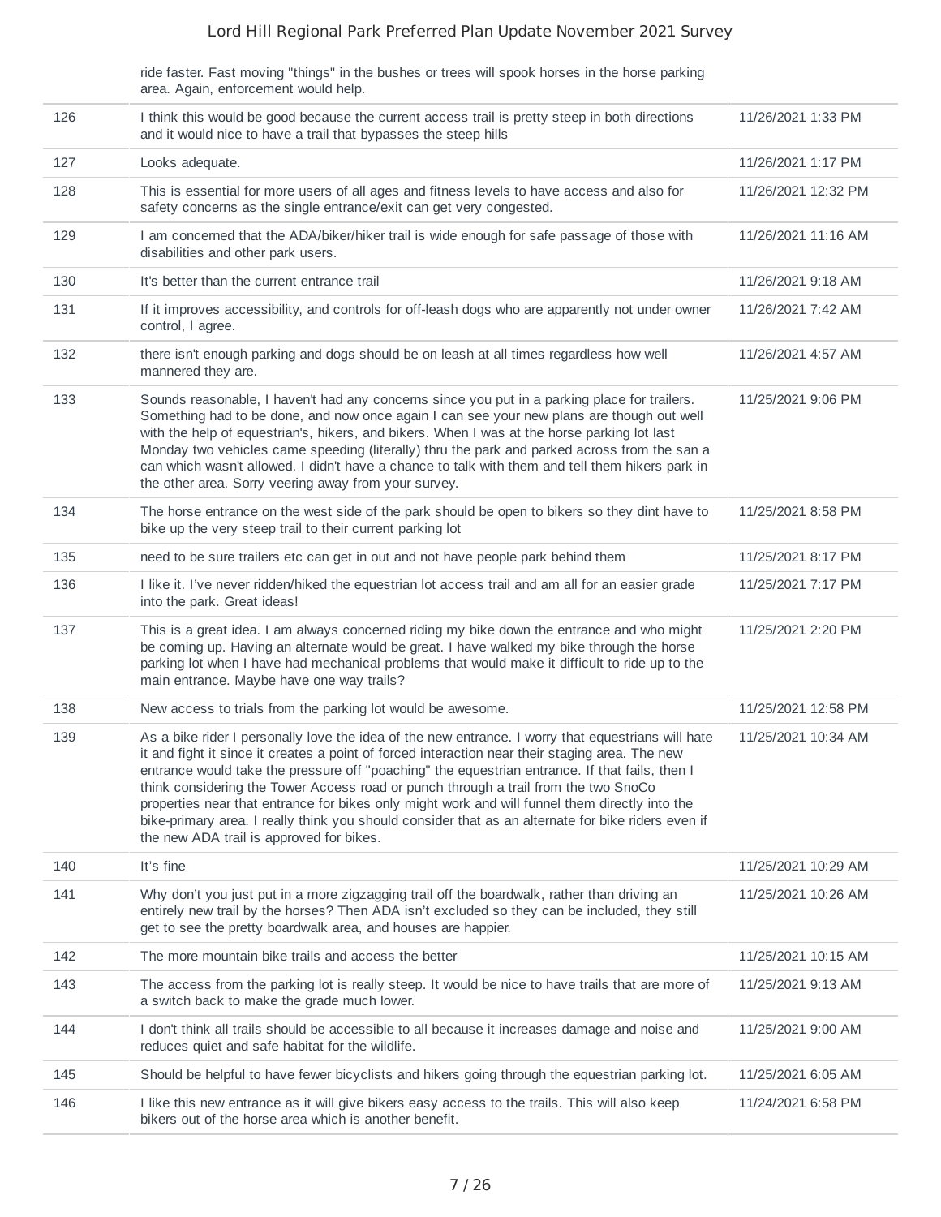| | ride faster. Fast moving "things" in the bushes or trees will spook horses in the horse parking area. Again, enforcement would help. | |
|---|---|---|
| 126 | I think this would be good because the current access trail is pretty steep in both directions and it would nice to have a trail that bypasses the steep hills | 11/26/2021 1:33 PM |
| 127 | Looks adequate. | 11/26/2021 1:17 PM |
| 128 | This is essential for more users of all ages and fitness levels to have access and also for safety concerns as the single entrance/exit can get very congested. | 11/26/2021 12:32 PM |
| 129 | I am concerned that the ADA/biker/hiker trail is wide enough for safe passage of those with disabilities and other park users. | 11/26/2021 11:16 AM |
| 130 | It's better than the current entrance trail | 11/26/2021 9:18 AM |
| 131 | If it improves accessibility, and controls for off-leash dogs who are apparently not under owner control, I agree. | 11/26/2021 7:42 AM |
| 132 | there isn't enough parking and dogs should be on leash at all times regardless how well mannered they are. | 11/26/2021 4:57 AM |
| 133 | Sounds reasonable, I haven't had any concerns since you put in a parking place for trailers. Something had to be done, and now once again I can see your new plans are though out well with the help of equestrian's, hikers, and bikers. When I was at the horse parking lot last Monday two vehicles came speeding (literally) thru the park and parked across from the san a can which wasn't allowed. I didn't have a chance to talk with them and tell them hikers park in the other area. Sorry veering away from your survey. | 11/25/2021 9:06 PM |
| 134 | The horse entrance on the west side of the park should be open to bikers so they dint have to bike up the very steep trail to their current parking lot | 11/25/2021 8:58 PM |
| 135 | need to be sure trailers etc can get in out and not have people park behind them | 11/25/2021 8:17 PM |
| 136 | I like it. I've never ridden/hiked the equestrian lot access trail and am all for an easier grade into the park. Great ideas! | 11/25/2021 7:17 PM |
| 137 | This is a great idea. I am always concerned riding my bike down the entrance and who might be coming up. Having an alternate would be great. I have walked my bike through the horse parking lot when I have had mechanical problems that would make it difficult to ride up to the main entrance. Maybe have one way trails? | 11/25/2021 2:20 PM |
| 138 | New access to trials from the parking lot would be awesome. | 11/25/2021 12:58 PM |
| 139 | As a bike rider I personally love the idea of the new entrance. I worry that equestrians will hate it and fight it since it creates a point of forced interaction near their staging area. The new entrance would take the pressure off "poaching" the equestrian entrance. If that fails, then I think considering the Tower Access road or punch through a trail from the two SnoCo properties near that entrance for bikes only might work and will funnel them directly into the bike-primary area. I really think you should consider that as an alternate for bike riders even if the new ADA trail is approved for bikes. | 11/25/2021 10:34 AM |
| 140 | It's fine | 11/25/2021 10:29 AM |
| 141 | Why don't you just put in a more zigzagging trail off the boardwalk, rather than driving an entirely new trail by the horses? Then ADA isn't excluded so they can be included, they still get to see the pretty boardwalk area, and houses are happier. | 11/25/2021 10:26 AM |
| 142 | The more mountain bike trails and access the better | 11/25/2021 10:15 AM |
| 143 | The access from the parking lot is really steep. It would be nice to have trails that are more of a switch back to make the grade much lower. | 11/25/2021 9:13 AM |
| 144 | I don't think all trails should be accessible to all because it increases damage and noise and reduces quiet and safe habitat for the wildlife. | 11/25/2021 9:00 AM |
| 145 | Should be helpful to have fewer bicyclists and hikers going through the equestrian parking lot. | 11/25/2021 6:05 AM |
| 146 | I like this new entrance as it will give bikers easy access to the trails. This will also keep bikers out of the horse area which is another benefit. | 11/24/2021 6:58 PM |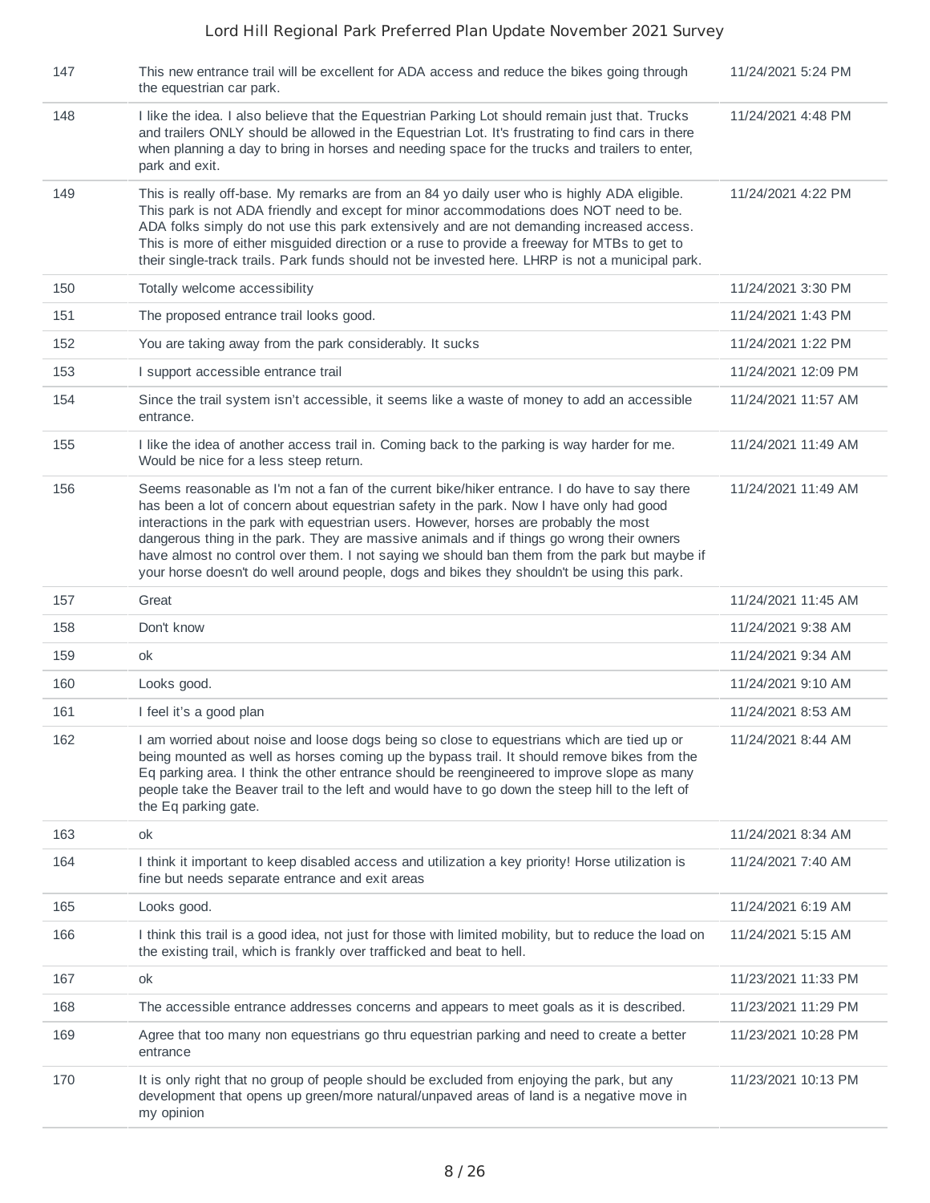| | | |
|---|---|---|
| 147 | This new entrance trail will be excellent for ADA access and reduce the bikes going through the equestrian car park. | 11/24/2021 5:24 PM |
| 148 | I like the idea. I also believe that the Equestrian Parking Lot should remain just that. Trucks and trailers ONLY should be allowed in the Equestrian Lot. It's frustrating to find cars in there when planning a day to bring in horses and needing space for the trucks and trailers to enter, park and exit. | 11/24/2021 4:48 PM |
| 149 | This is really off-base. My remarks are from an 84 yo daily user who is highly ADA eligible. This park is not ADA friendly and except for minor accommodations does NOT need to be. ADA folks simply do not use this park extensively and are not demanding increased access. This is more of either misguided direction or a ruse to provide a freeway for MTBs to get to their single-track trails. Park funds should not be invested here. LHRP is not a municipal park. | 11/24/2021 4:22 PM |
| 150 | Totally welcome accessibility | 11/24/2021 3:30 PM |
| 151 | The proposed entrance trail looks good. | 11/24/2021 1:43 PM |
| 152 | You are taking away from the park considerably. It sucks | 11/24/2021 1:22 PM |
| 153 | I support accessible entrance trail | 11/24/2021 12:09 PM |
| 154 | Since the trail system isn't accessible, it seems like a waste of money to add an accessible entrance. | 11/24/2021 11:57 AM |
| 155 | I like the idea of another access trail in. Coming back to the parking is way harder for me. Would be nice for a less steep return. | 11/24/2021 11:49 AM |
| 156 | Seems reasonable as I'm not a fan of the current bike/hiker entrance. I do have to say there has been a lot of concern about equestrian safety in the park. Now I have only had good interactions in the park with equestrian users. However, horses are probably the most dangerous thing in the park. They are massive animals and if things go wrong their owners have almost no control over them. I not saying we should ban them from the park but maybe if your horse doesn't do well around people, dogs and bikes they shouldn't be using this park. | 11/24/2021 11:49 AM |
| 157 | Great | 11/24/2021 11:45 AM |
| 158 | Don't know | 11/24/2021 9:38 AM |
| 159 | ok | 11/24/2021 9:34 AM |
| 160 | Looks good. | 11/24/2021 9:10 AM |
| 161 | I feel it's a good plan | 11/24/2021 8:53 AM |
| 162 | I am worried about noise and loose dogs being so close to equestrians which are tied up or being mounted as well as horses coming up the bypass trail. It should remove bikes from the Eq parking area. I think the other entrance should be reengineered to improve slope as many people take the Beaver trail to the left and would have to go down the steep hill to the left of the Eq parking gate. | 11/24/2021 8:44 AM |
| 163 | ok | 11/24/2021 8:34 AM |
| 164 | I think it important to keep disabled access and utilization a key priority! Horse utilization is fine but needs separate entrance and exit areas | 11/24/2021 7:40 AM |
| 165 | Looks good. | 11/24/2021 6:19 AM |
| 166 | I think this trail is a good idea, not just for those with limited mobility, but to reduce the load on the existing trail, which is frankly over trafficked and beat to hell. | 11/24/2021 5:15 AM |
| 167 | ok | 11/23/2021 11:33 PM |
| 168 | The accessible entrance addresses concerns and appears to meet goals as it is described. | 11/23/2021 11:29 PM |
| 169 | Agree that too many non equestrians go thru equestrian parking and need to create a better entrance | 11/23/2021 10:28 PM |
| 170 | It is only right that no group of people should be excluded from enjoying the park, but any development that opens up green/more natural/unpaved areas of land is a negative move in my opinion | 11/23/2021 10:13 PM |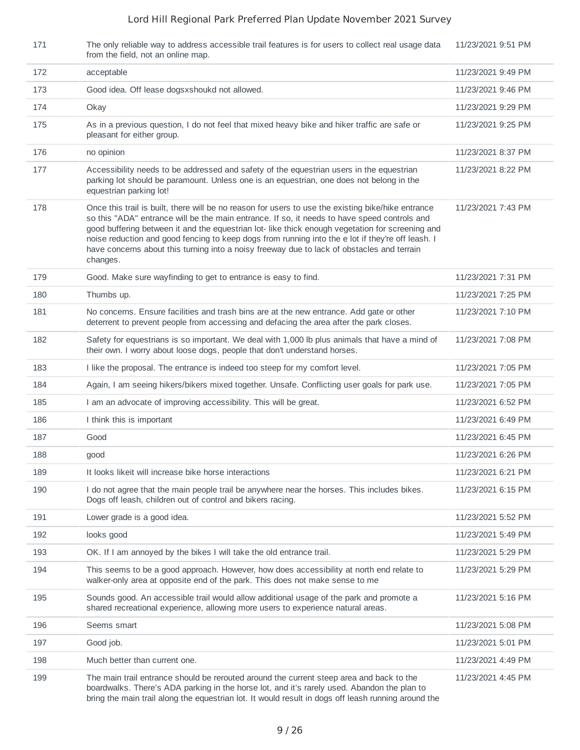| | | |
|---|---|---|
| 171 | The only reliable way to address accessible trail features is for users to collect real usage data from the field, not an online map. | 11/23/2021 9:51 PM |
| 172 | acceptable | 11/23/2021 9:49 PM |
| 173 | Good idea. Off lease dogsxshoukd not allowed. | 11/23/2021 9:46 PM |
| 174 | Okay | 11/23/2021 9:29 PM |
| 175 | As in a previous question, I do not feel that mixed heavy bike and hiker traffic are safe or pleasant for either group. | 11/23/2021 9:25 PM |
| 176 | no opinion | 11/23/2021 8:37 PM |
| 177 | Accessibility needs to be addressed and safety of the equestrian users in the equestrian parking lot should be paramount. Unless one is an equestrian, one does not belong in the equestrian parking lot! | 11/23/2021 8:22 PM |
| 178 | Once this trail is built, there will be no reason for users to use the existing bike/hike entrance so this "ADA" entrance will be the main entrance. If so, it needs to have speed controls and good buffering between it and the equestrian lot- like thick enough vegetation for screening and noise reduction and good fencing to keep dogs from running into the e lot if they're off leash. I have concerns about this turning into a noisy freeway due to lack of obstacles and terrain changes. | 11/23/2021 7:43 PM |
| 179 | Good. Make sure wayfinding to get to entrance is easy to find. | 11/23/2021 7:31 PM |
| 180 | Thumbs up. | 11/23/2021 7:25 PM |
| 181 | No concerns. Ensure facilities and trash bins are at the new entrance. Add gate or other deterrent to prevent people from accessing and defacing the area after the park closes. | 11/23/2021 7:10 PM |
| 182 | Safety for equestrians is so important. We deal with 1,000 lb plus animals that have a mind of their own. I worry about loose dogs, people that don't understand horses. | 11/23/2021 7:08 PM |
| 183 | I like the proposal. The entrance is indeed too steep for my comfort level. | 11/23/2021 7:05 PM |
| 184 | Again, I am seeing hikers/bikers mixed together. Unsafe. Conflicting user goals for park use. | 11/23/2021 7:05 PM |
| 185 | I am an advocate of improving accessibility. This will be great. | 11/23/2021 6:52 PM |
| 186 | I think this is important | 11/23/2021 6:49 PM |
| 187 | Good | 11/23/2021 6:45 PM |
| 188 | good | 11/23/2021 6:26 PM |
| 189 | It looks likeit will increase bike horse interactions | 11/23/2021 6:21 PM |
| 190 | I do not agree that the main people trail be anywhere near the horses. This includes bikes. Dogs off leash, children out of control and bikers racing. | 11/23/2021 6:15 PM |
| 191 | Lower grade is a good idea. | 11/23/2021 5:52 PM |
| 192 | looks good | 11/23/2021 5:49 PM |
| 193 | OK. If I am annoyed by the bikes I will take the old entrance trail. | 11/23/2021 5:29 PM |
| 194 | This seems to be a good approach. However, how does accessibility at north end relate to walker-only area at opposite end of the park. This does not make sense to me | 11/23/2021 5:29 PM |
| 195 | Sounds good. An accessible trail would allow additional usage of the park and promote a shared recreational experience, allowing more users to experience natural areas. | 11/23/2021 5:16 PM |
| 196 | Seems smart | 11/23/2021 5:08 PM |
| 197 | Good job. | 11/23/2021 5:01 PM |
| 198 | Much better than current one. | 11/23/2021 4:49 PM |
| 199 | The main trail entrance should be rerouted around the current steep area and back to the boardwalks. There's ADA parking in the horse lot, and it's rarely used. Abandon the plan to bring the main trail along the equestrian lot. It would result in dogs off leash running around the | 11/23/2021 4:45 PM |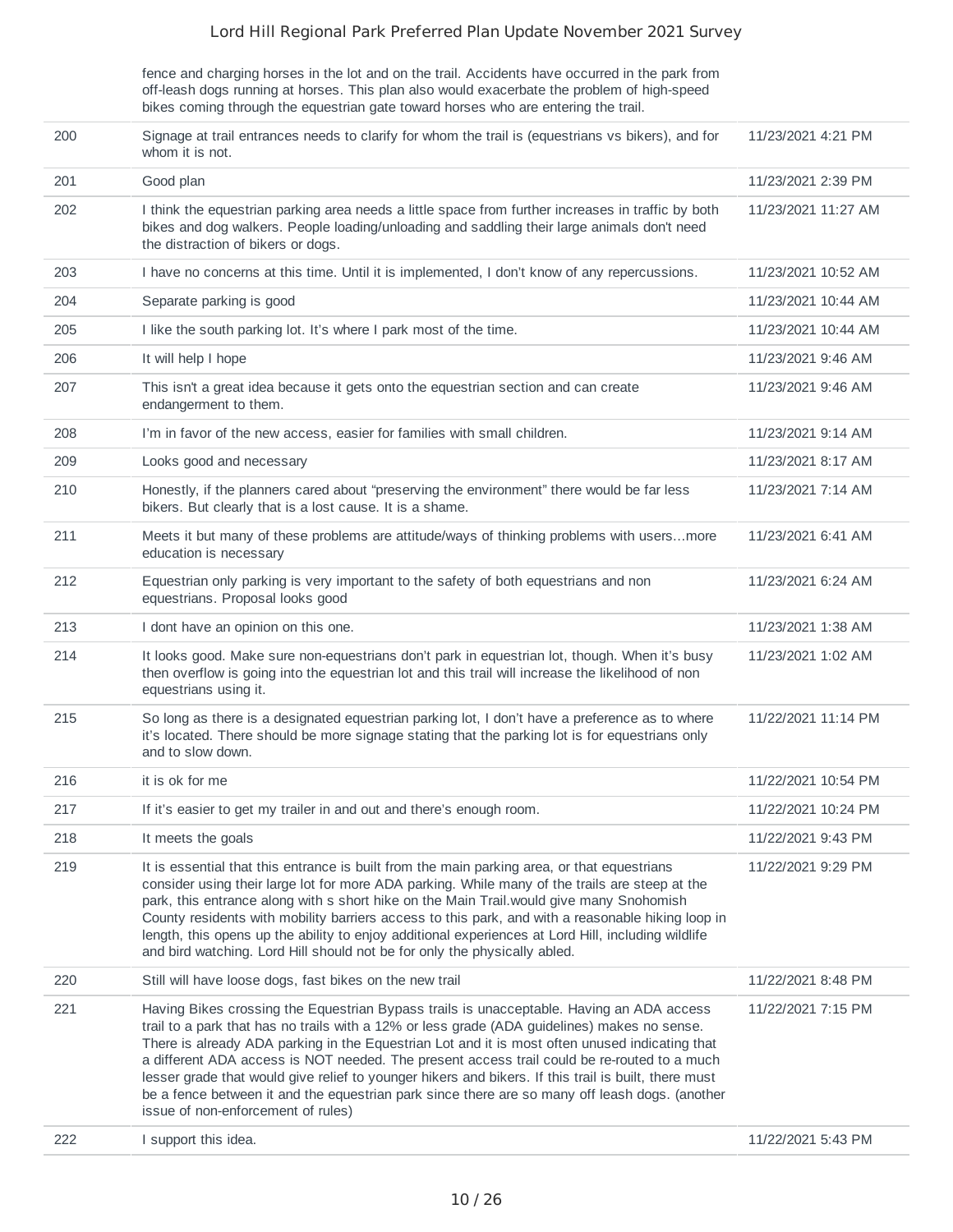| | | |
|---|---|---|
| | fence and charging horses in the lot and on the trail. Accidents have occurred in the park from off-leash dogs running at horses. This plan also would exacerbate the problem of high-speed bikes coming through the equestrian gate toward horses who are entering the trail. | |
| 200 | Signage at trail entrances needs to clarify for whom the trail is (equestrians vs bikers), and for whom it is not. | 11/23/2021 4:21 PM |
| 201 | Good plan | 11/23/2021 2:39 PM |
| 202 | I think the equestrian parking area needs a little space from further increases in traffic by both bikes and dog walkers. People loading/unloading and saddling their large animals don't need the distraction of bikers or dogs. | 11/23/2021 11:27 AM |
| 203 | I have no concerns at this time. Until it is implemented, I don't know of any repercussions. | 11/23/2021 10:52 AM |
| 204 | Separate parking is good | 11/23/2021 10:44 AM |
| 205 | I like the south parking lot. It's where I park most of the time. | 11/23/2021 10:44 AM |
| 206 | It will help I hope | 11/23/2021 9:46 AM |
| 207 | This isn't a great idea because it gets onto the equestrian section and can create endangerment to them. | 11/23/2021 9:46 AM |
| 208 | I'm in favor of the new access, easier for families with small children. | 11/23/2021 9:14 AM |
| 209 | Looks good and necessary | 11/23/2021 8:17 AM |
| 210 | Honestly, if the planners cared about "preserving the environment" there would be far less bikers. But clearly that is a lost cause. It is a shame. | 11/23/2021 7:14 AM |
| 211 | Meets it but many of these problems are attitude/ways of thinking problems with users...more education is necessary | 11/23/2021 6:41 AM |
| 212 | Equestrian only parking is very important to the safety of both equestrians and non equestrians. Proposal looks good | 11/23/2021 6:24 AM |
| 213 | I dont have an opinion on this one. | 11/23/2021 1:38 AM |
| 214 | It looks good. Make sure non-equestrians don't park in equestrian lot, though. When it's busy then overflow is going into the equestrian lot and this trail will increase the likelihood of non equestrians using it. | 11/23/2021 1:02 AM |
| 215 | So long as there is a designated equestrian parking lot, I don't have a preference as to where it's located. There should be more signage stating that the parking lot is for equestrians only and to slow down. | 11/22/2021 11:14 PM |
| 216 | it is ok for me | 11/22/2021 10:54 PM |
| 217 | If it's easier to get my trailer in and out and there's enough room. | 11/22/2021 10:24 PM |
| 218 | It meets the goals | 11/22/2021 9:43 PM |
| 219 | It is essential that this entrance is built from the main parking area, or that equestrians consider using their large lot for more ADA parking. While many of the trails are steep at the park, this entrance along with s short hike on the Main Trail.would give many Snohomish County residents with mobility barriers access to this park, and with a reasonable hiking loop in length, this opens up the ability to enjoy additional experiences at Lord Hill, including wildlife and bird watching. Lord Hill should not be for only the physically abled. | 11/22/2021 9:29 PM |
| 220 | Still will have loose dogs, fast bikes on the new trail | 11/22/2021 8:48 PM |
| 221 | Having Bikes crossing the Equestrian Bypass trails is unacceptable. Having an ADA access trail to a park that has no trails with a 12% or less grade (ADA guidelines) makes no sense. There is already ADA parking in the Equestrian Lot and it is most often unused indicating that a different ADA access is NOT needed. The present access trail could be re-routed to a much lesser grade that would give relief to younger hikers and bikers. If this trail is built, there must be a fence between it and the equestrian park since there are so many off leash dogs. (another issue of non-enforcement of rules) | 11/22/2021 7:15 PM |
| 222 | I support this idea. | 11/22/2021 5:43 PM |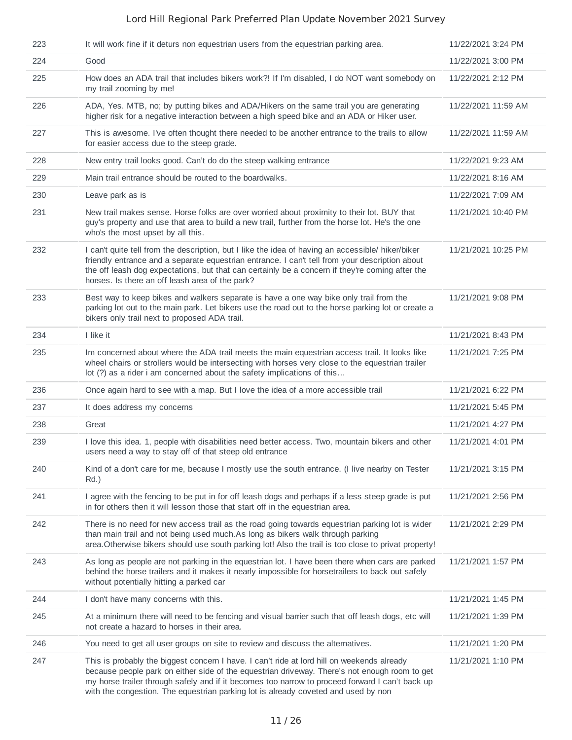| | | |
|---|---|---|
| 223 | It will work fine if it deturs non equestrian users from the equestrian parking area. | 11/22/2021 3:24 PM |
| 224 | Good | 11/22/2021 3:00 PM |
| 225 | How does an ADA trail that includes bikers work?! If I'm disabled, I do NOT want somebody on my trail zooming by me! | 11/22/2021 2:12 PM |
| 226 | ADA, Yes. MTB, no; by putting bikes and ADA/Hikers on the same trail you are generating higher risk for a negative interaction between a high speed bike and an ADA or Hiker user. | 11/22/2021 11:59 AM |
| 227 | This is awesome. I've often thought there needed to be another entrance to the trails to allow for easier access due to the steep grade. | 11/22/2021 11:59 AM |
| 228 | New entry trail looks good. Can't do do the steep walking entrance | 11/22/2021 9:23 AM |
| 229 | Main trail entrance should be routed to the boardwalks. | 11/22/2021 8:16 AM |
| 230 | Leave park as is | 11/22/2021 7:09 AM |
| 231 | New trail makes sense. Horse folks are over worried about proximity to their lot. BUY that guy's property and use that area to build a new trail, further from the horse lot. He's the one who's the most upset by all this. | 11/21/2021 10:40 PM |
| 232 | I can't quite tell from the description, but I like the idea of having an accessible/ hiker/biker friendly entrance and a separate equestrian entrance. I can't tell from your description about the off leash dog expectations, but that can certainly be a concern if they're coming after the horses. Is there an off leash area of the park? | 11/21/2021 10:25 PM |
| 233 | Best way to keep bikes and walkers separate is have a one way bike only trail from the parking lot out to the main park. Let bikers use the road out to the horse parking lot or create a bikers only trail next to proposed ADA trail. | 11/21/2021 9:08 PM |
| 234 | I like it | 11/21/2021 8:43 PM |
| 235 | Im concerned about where the ADA trail meets the main equestrian access trail. It looks like wheel chairs or strollers would be intersecting with horses very close to the equestrian trailer lot (?) as a rider i am concerned about the safety implications of this… | 11/21/2021 7:25 PM |
| 236 | Once again hard to see with a map. But I love the idea of a more accessible trail | 11/21/2021 6:22 PM |
| 237 | It does address my concerns | 11/21/2021 5:45 PM |
| 238 | Great | 11/21/2021 4:27 PM |
| 239 | I love this idea. 1, people with disabilities need better access. Two, mountain bikers and other users need a way to stay off of that steep old entrance | 11/21/2021 4:01 PM |
| 240 | Kind of a don't care for me, because I mostly use the south entrance. (I live nearby on Tester Rd.) | 11/21/2021 3:15 PM |
| 241 | I agree with the fencing to be put in for off leash dogs and perhaps if a less steep grade is put in for others then it will lesson those that start off in the equestrian area. | 11/21/2021 2:56 PM |
| 242 | There is no need for new access trail as the road going towards equestrian parking lot is wider than main trail and not being used much.As long as bikers walk through parking area.Otherwise bikers should use south parking lot! Also the trail is too close to privat property! | 11/21/2021 2:29 PM |
| 243 | As long as people are not parking in the equestrian lot. I have been there when cars are parked behind the horse trailers and it makes it nearly impossible for horsetrailers to back out safely without potentially hitting a parked car | 11/21/2021 1:57 PM |
| 244 | I don't have many concerns with this. | 11/21/2021 1:45 PM |
| 245 | At a minimum there will need to be fencing and visual barrier such that off leash dogs, etc will not create a hazard to horses in their area. | 11/21/2021 1:39 PM |
| 246 | You need to get all user groups on site to review and discuss the alternatives. | 11/21/2021 1:20 PM |
| 247 | This is probably the biggest concern I have. I can't ride at lord hill on weekends already because people park on either side of the equestrian driveway. There's not enough room to get my horse trailer through safely and if it becomes too narrow to proceed forward I can't back up with the congestion. The equestrian parking lot is already coveted and used by non | 11/21/2021 1:10 PM |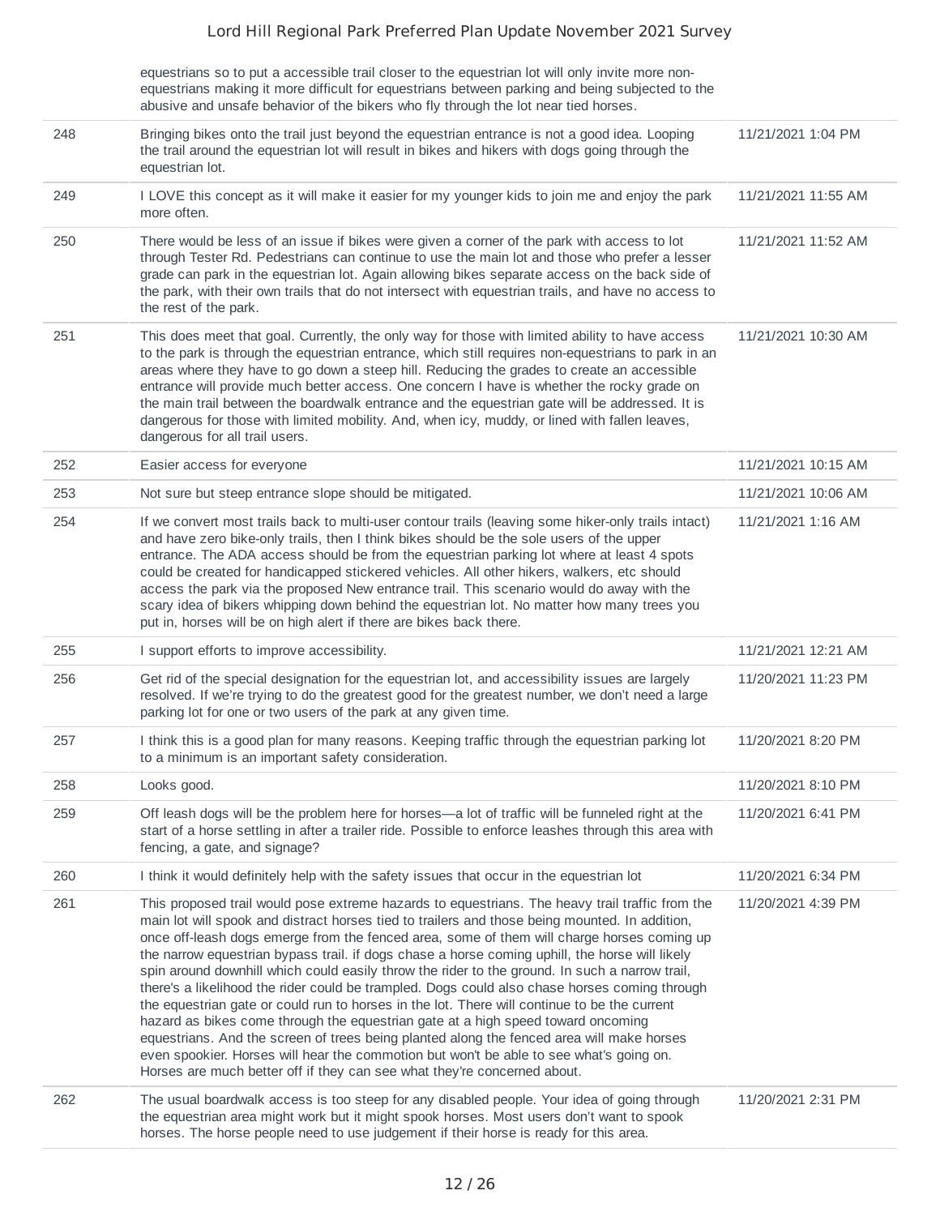| | | |
|---|---|---|
| | equestrians so to put a accessible trail closer to the equestrian lot will only invite more non-equestrians making it more difficult for equestrians between parking and being subjected to the abusive and unsafe behavior of the bikers who fly through the lot near tied horses. | |
| 248 | Bringing bikes onto the trail just beyond the equestrian entrance is not a good idea. Looping the trail around the equestrian lot will result in bikes and hikers with dogs going through the equestrian lot. | 11/21/2021 1:04 PM |
| 249 | I LOVE this concept as it will make it easier for my younger kids to join me and enjoy the park more often. | 11/21/2021 11:55 AM |
| 250 | There would be less of an issue if bikes were given a corner of the park with access to lot through Tester Rd. Pedestrians can continue to use the main lot and those who prefer a lesser grade can park in the equestrian lot. Again allowing bikes separate access on the back side of the park, with their own trails that do not intersect with equestrian trails, and have no access to the rest of the park. | 11/21/2021 11:52 AM |
| 251 | This does meet that goal. Currently, the only way for those with limited ability to have access to the park is through the equestrian entrance, which still requires non-equestrians to park in an areas where they have to go down a steep hill. Reducing the grades to create an accessible entrance will provide much better access. One concern I have is whether the rocky grade on the main trail between the boardwalk entrance and the equestrian gate will be addressed. It is dangerous for those with limited mobility. And, when icy, muddy, or lined with fallen leaves, dangerous for all trail users. | 11/21/2021 10:30 AM |
| 252 | Easier access for everyone | 11/21/2021 10:15 AM |
| 253 | Not sure but steep entrance slope should be mitigated. | 11/21/2021 10:06 AM |
| 254 | If we convert most trails back to multi-user contour trails (leaving some hiker-only trails intact) and have zero bike-only trails, then I think bikes should be the sole users of the upper entrance. The ADA access should be from the equestrian parking lot where at least 4 spots could be created for handicapped stickered vehicles. All other hikers, walkers, etc should access the park via the proposed New entrance trail. This scenario would do away with the scary idea of bikers whipping down behind the equestrian lot. No matter how many trees you put in, horses will be on high alert if there are bikes back there. | 11/21/2021 1:16 AM |
| 255 | I support efforts to improve accessibility. | 11/21/2021 12:21 AM |
| 256 | Get rid of the special designation for the equestrian lot, and accessibility issues are largely resolved. If we're trying to do the greatest good for the greatest number, we don't need a large parking lot for one or two users of the park at any given time. | 11/20/2021 11:23 PM |
| 257 | I think this is a good plan for many reasons. Keeping traffic through the equestrian parking lot to a minimum is an important safety consideration. | 11/20/2021 8:20 PM |
| 258 | Looks good. | 11/20/2021 8:10 PM |
| 259 | Off leash dogs will be the problem here for horses—a lot of traffic will be funneled right at the start of a horse settling in after a trailer ride. Possible to enforce leashes through this area with fencing, a gate, and signage? | 11/20/2021 6:41 PM |
| 260 | I think it would definitely help with the safety issues that occur in the equestrian lot | 11/20/2021 6:34 PM |
| 261 | This proposed trail would pose extreme hazards to equestrians. The heavy trail traffic from the main lot will spook and distract horses tied to trailers and those being mounted. In addition, once off-leash dogs emerge from the fenced area, some of them will charge horses coming up the narrow equestrian bypass trail. if dogs chase a horse coming uphill, the horse will likely spin around downhill which could easily throw the rider to the ground. In such a narrow trail, there's a likelihood the rider could be trampled. Dogs could also chase horses coming through the equestrian gate or could run to horses in the lot. There will continue to be the current hazard as bikes come through the equestrian gate at a high speed toward oncoming equestrians. And the screen of trees being planted along the fenced area will make horses even spookier. Horses will hear the commotion but won't be able to see what's going on. Horses are much better off if they can see what they're concerned about. | 11/20/2021 4:39 PM |
| 262 | The usual boardwalk access is too steep for any disabled people. Your idea of going through the equestrian area might work but it might spook horses. Most users don't want to spook horses. The horse people need to use judgement if their horse is ready for this area. | 11/20/2021 2:31 PM |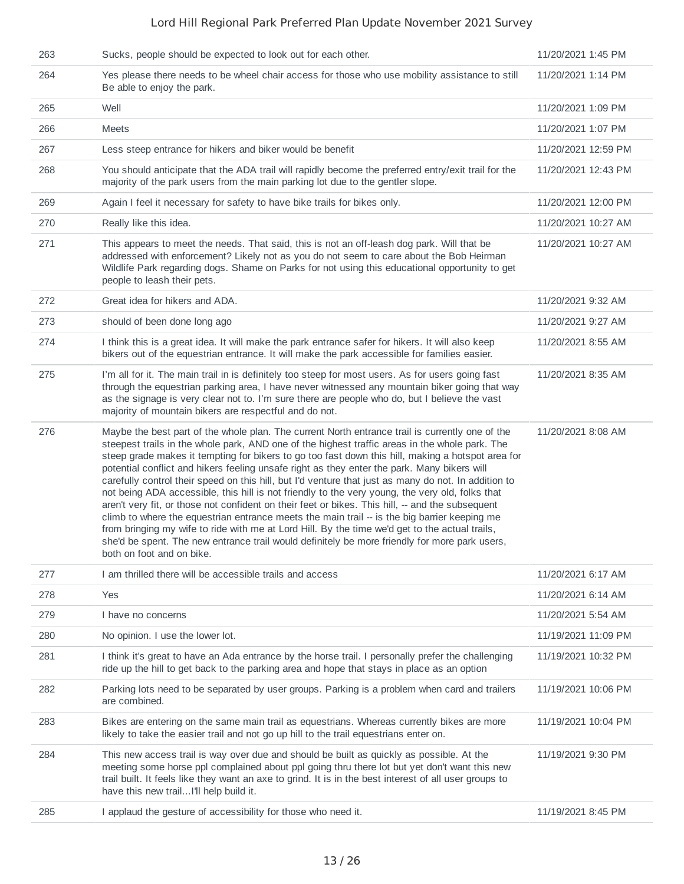| | | |
|---|---|---|
| 263 | Sucks, people should be expected to look out for each other. | 11/20/2021 1:45 PM |
| 264 | Yes please there needs to be wheel chair access for those who use mobility assistance to still Be able to enjoy the park. | 11/20/2021 1:14 PM |
| 265 | Well | 11/20/2021 1:09 PM |
| 266 | Meets | 11/20/2021 1:07 PM |
| 267 | Less steep entrance for hikers and biker would be benefit | 11/20/2021 12:59 PM |
| 268 | You should anticipate that the ADA trail will rapidly become the preferred entry/exit trail for the majority of the park users from the main parking lot due to the gentler slope. | 11/20/2021 12:43 PM |
| 269 | Again I feel it necessary for safety to have bike trails for bikes only. | 11/20/2021 12:00 PM |
| 270 | Really like this idea. | 11/20/2021 10:27 AM |
| 271 | This appears to meet the needs. That said, this is not an off-leash dog park. Will that be addressed with enforcement? Likely not as you do not seem to care about the Bob Heirman Wildlife Park regarding dogs. Shame on Parks for not using this educational opportunity to get people to leash their pets. | 11/20/2021 10:27 AM |
| 272 | Great idea for hikers and ADA. | 11/20/2021 9:32 AM |
| 273 | should of been done long ago | 11/20/2021 9:27 AM |
| 274 | I think this is a great idea. It will make the park entrance safer for hikers. It will also keep bikers out of the equestrian entrance. It will make the park accessible for families easier. | 11/20/2021 8:55 AM |
| 275 | I'm all for it. The main trail in is definitely too steep for most users. As for users going fast through the equestrian parking area, I have never witnessed any mountain biker going that way as the signage is very clear not to. I'm sure there are people who do, but I believe the vast majority of mountain bikers are respectful and do not. | 11/20/2021 8:35 AM |
| 276 | Maybe the best part of the whole plan. The current North entrance trail is currently one of the steepest trails in the whole park, AND one of the highest traffic areas in the whole park. The steep grade makes it tempting for bikers to go too fast down this hill, making a hotspot area for potential conflict and hikers feeling unsafe right as they enter the park. Many bikers will carefully control their speed on this hill, but I'd venture that just as many do not. In addition to not being ADA accessible, this hill is not friendly to the very young, the very old, folks that aren't very fit, or those not confident on their feet or bikes. This hill, -- and the subsequent climb to where the equestrian entrance meets the main trail -- is the big barrier keeping me from bringing my wife to ride with me at Lord Hill. By the time we'd get to the actual trails, she'd be spent. The new entrance trail would definitely be more friendly for more park users, both on foot and on bike. | 11/20/2021 8:08 AM |
| 277 | I am thrilled there will be accessible trails and access | 11/20/2021 6:17 AM |
| 278 | Yes | 11/20/2021 6:14 AM |
| 279 | I have no concerns | 11/20/2021 5:54 AM |
| 280 | No opinion. I use the lower lot. | 11/19/2021 11:09 PM |
| 281 | I think it's great to have an Ada entrance by the horse trail. I personally prefer the challenging ride up the hill to get back to the parking area and hope that stays in place as an option | 11/19/2021 10:32 PM |
| 282 | Parking lots need to be separated by user groups. Parking is a problem when card and trailers are combined. | 11/19/2021 10:06 PM |
| 283 | Bikes are entering on the same main trail as equestrians. Whereas currently bikes are more likely to take the easier trail and not go up hill to the trail equestrians enter on. | 11/19/2021 10:04 PM |
| 284 | This new access trail is way over due and should be built as quickly as possible. At the meeting some horse ppl complained about ppl going thru there lot but yet don't want this new trail built. It feels like they want an axe to grind. It is in the best interest of all user groups to have this new trail...I'll help build it. | 11/19/2021 9:30 PM |
| 285 | I applaud the gesture of accessibility for those who need it. | 11/19/2021 8:45 PM |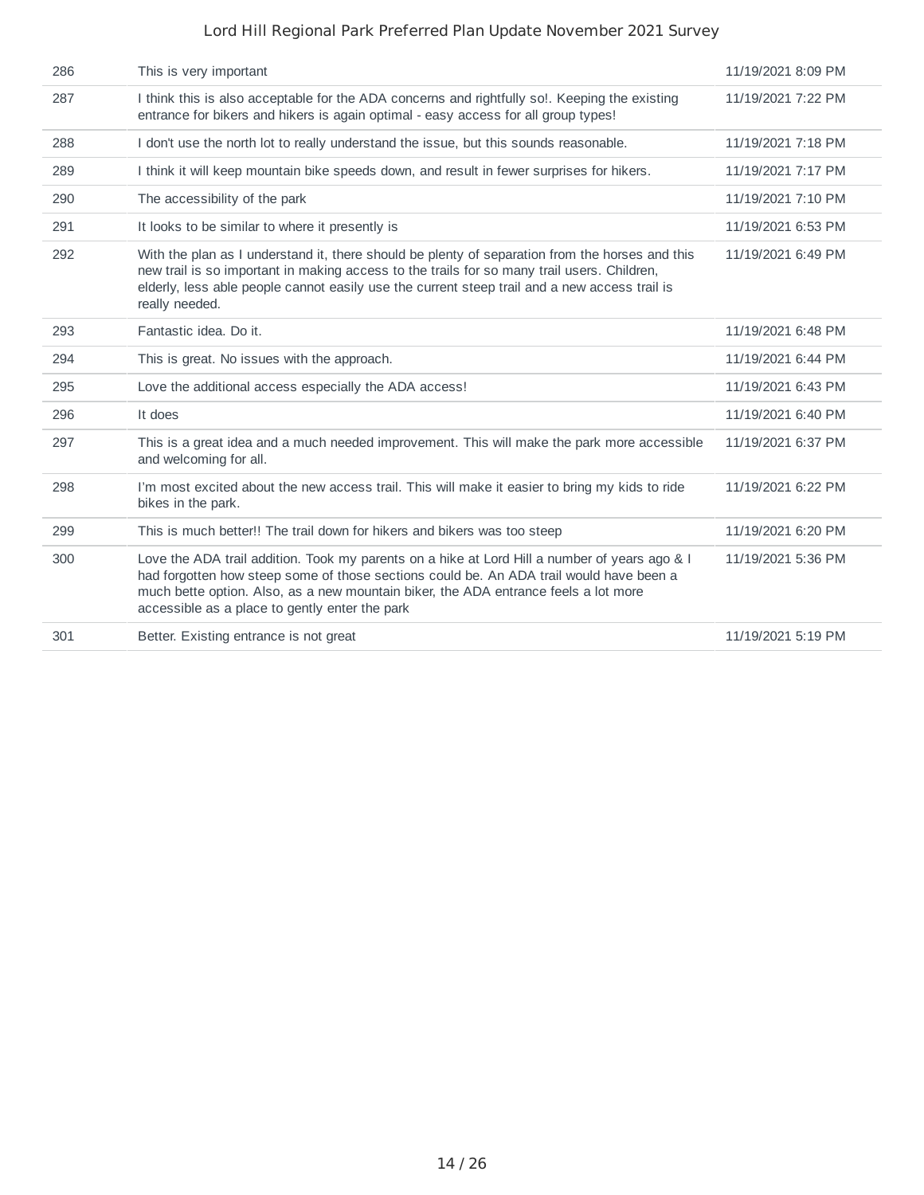| | | |
|---|---|---|
| 286 | This is very important | 11/19/2021 8:09 PM |
| 287 | I think this is also acceptable for the ADA concerns and rightfully so!. Keeping the existing entrance for bikers and hikers is again optimal - easy access for all group types! | 11/19/2021 7:22 PM |
| 288 | I don't use the north lot to really understand the issue, but this sounds reasonable. | 11/19/2021 7:18 PM |
| 289 | I think it will keep mountain bike speeds down, and result in fewer surprises for hikers. | 11/19/2021 7:17 PM |
| 290 | The accessibility of the park | 11/19/2021 7:10 PM |
| 291 | It looks to be similar to where it presently is | 11/19/2021 6:53 PM |
| 292 | With the plan as I understand it, there should be plenty of separation from the horses and this new trail is so important in making access to the trails for so many trail users. Children, elderly, less able people cannot easily use the current steep trail and a new access trail is really needed. | 11/19/2021 6:49 PM |
| 293 | Fantastic idea. Do it. | 11/19/2021 6:48 PM |
| 294 | This is great. No issues with the approach. | 11/19/2021 6:44 PM |
| 295 | Love the additional access especially the ADA access! | 11/19/2021 6:43 PM |
| 296 | It does | 11/19/2021 6:40 PM |
| 297 | This is a great idea and a much needed improvement. This will make the park more accessible and welcoming for all. | 11/19/2021 6:37 PM |
| 298 | I'm most excited about the new access trail. This will make it easier to bring my kids to ride bikes in the park. | 11/19/2021 6:22 PM |
| 299 | This is much better!! The trail down for hikers and bikers was too steep | 11/19/2021 6:20 PM |
| 300 | Love the ADA trail addition. Took my parents on a hike at Lord Hill a number of years ago & I had forgotten how steep some of those sections could be. An ADA trail would have been a much bette option. Also, as a new mountain biker, the ADA entrance feels a lot more accessible as a place to gently enter the park | 11/19/2021 5:36 PM |
| 301 | Better. Existing entrance is not great | 11/19/2021 5:19 PM |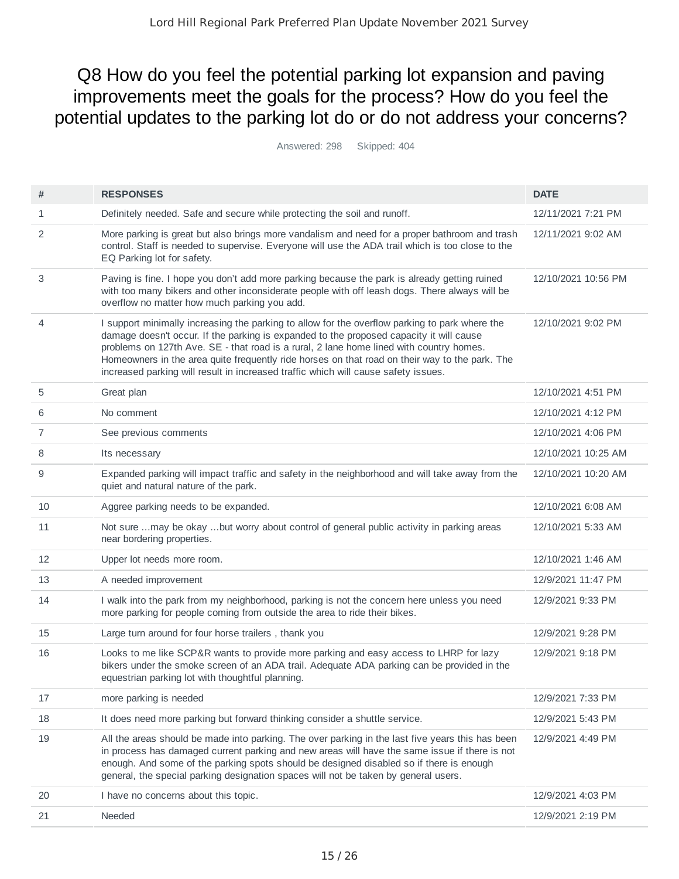# Q8 How do you feel the potential parking lot expansion and paving improvements meet the goals for the process? How do you feel the potential updates to the parking lot do or do not address your concerns?

Answered: 298 Skipped: 404

| # | RESPONSES | DATE |
|---|---|---|
| 1 | Definitely needed. Safe and secure while protecting the soil and runoff. | 12/11/2021 7:21 PM |
| 2 | More parking is great but also brings more vandalism and need for a proper bathroom and trash control. Staff is needed to supervise. Everyone will use the ADA trail which is too close to the EQ Parking lot for safety. | 12/11/2021 9:02 AM |
| 3 | Paving is fine. I hope you don't add more parking because the park is already getting ruined with too many bikers and other inconsiderate people with off leash dogs. There always will be overflow no matter how much parking you add. | 12/10/2021 10:56 PM |
| 4 | I support minimally increasing the parking to allow for the overflow parking to park where the damage doesn't occur. If the parking is expanded to the proposed capacity it will cause problems on 127th Ave. SE - that road is a rural, 2 lane home lined with country homes. Homeowners in the area quite frequently ride horses on that road on their way to the park. The increased parking will result in increased traffic which will cause safety issues. | 12/10/2021 9:02 PM |
| 5 | Great plan | 12/10/2021 4:51 PM |
| 6 | No comment | 12/10/2021 4:12 PM |
| 7 | See previous comments | 12/10/2021 4:06 PM |
| 8 | Its necessary | 12/10/2021 10:25 AM |
| 9 | Expanded parking will impact traffic and safety in the neighborhood and will take away from the quiet and natural nature of the park. | 12/10/2021 10:20 AM |
| 10 | Aggree parking needs to be expanded. | 12/10/2021 6:08 AM |
| 11 | Not sure ...may be okay ...but worry about control of general public activity in parking areas near bordering properties. | 12/10/2021 5:33 AM |
| 12 | Upper lot needs more room. | 12/10/2021 1:46 AM |
| 13 | A needed improvement | 12/9/2021 11:47 PM |
| 14 | I walk into the park from my neighborhood, parking is not the concern here unless you need more parking for people coming from outside the area to ride their bikes. | 12/9/2021 9:33 PM |
| 15 | Large turn around for four horse trailers , thank you | 12/9/2021 9:28 PM |
| 16 | Looks to me like SCP&R wants to provide more parking and easy access to LHRP for lazy bikers under the smoke screen of an ADA trail. Adequate ADA parking can be provided in the equestrian parking lot with thoughtful planning. | 12/9/2021 9:18 PM |
| 17 | more parking is needed | 12/9/2021 7:33 PM |
| 18 | It does need more parking but forward thinking consider a shuttle service. | 12/9/2021 5:43 PM |
| 19 | All the areas should be made into parking. The over parking in the last five years this has been in process has damaged current parking and new areas will have the same issue if there is not enough. And some of the parking spots should be designed disabled so if there is enough general, the special parking designation spaces will not be taken by general users. | 12/9/2021 4:49 PM |
| 20 | I have no concerns about this topic. | 12/9/2021 4:03 PM |
| 21 | Needed | 12/9/2021 2:19 PM |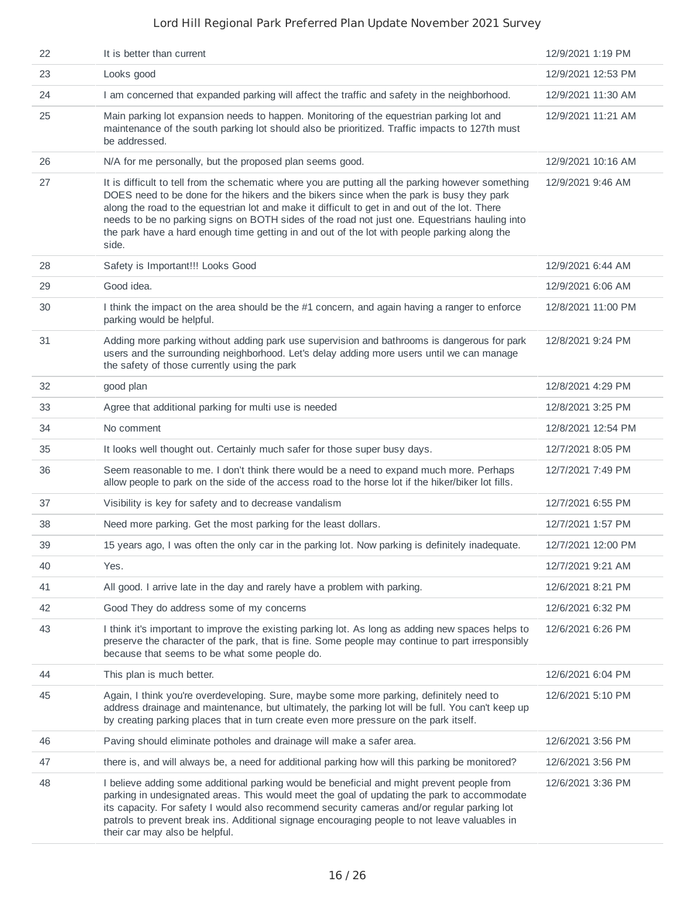| | | |
|---|---|---|
| 22 | It is better than current | 12/9/2021 1:19 PM |
| 23 | Looks good | 12/9/2021 12:53 PM |
| 24 | I am concerned that expanded parking will affect the traffic and safety in the neighborhood. | 12/9/2021 11:30 AM |
| 25 | Main parking lot expansion needs to happen. Monitoring of the equestrian parking lot and maintenance of the south parking lot should also be prioritized. Traffic impacts to 127th must be addressed. | 12/9/2021 11:21 AM |
| 26 | N/A for me personally, but the proposed plan seems good. | 12/9/2021 10:16 AM |
| 27 | It is difficult to tell from the schematic where you are putting all the parking however something DOES need to be done for the hikers and the bikers since when the park is busy they park along the road to the equestrian lot and make it difficult to get in and out of the lot. There needs to be no parking signs on BOTH sides of the road not just one. Equestrians hauling into the park have a hard enough time getting in and out of the lot with people parking along the side. | 12/9/2021 9:46 AM |
| 28 | Safety is Important!!! Looks Good | 12/9/2021 6:44 AM |
| 29 | Good idea. | 12/9/2021 6:06 AM |
| 30 | I think the impact on the area should be the #1 concern, and again having a ranger to enforce parking would be helpful. | 12/8/2021 11:00 PM |
| 31 | Adding more parking without adding park use supervision and bathrooms is dangerous for park users and the surrounding neighborhood. Let's delay adding more users until we can manage the safety of those currently using the park | 12/8/2021 9:24 PM |
| 32 | good plan | 12/8/2021 4:29 PM |
| 33 | Agree that additional parking for multi use is needed | 12/8/2021 3:25 PM |
| 34 | No comment | 12/8/2021 12:54 PM |
| 35 | It looks well thought out. Certainly much safer for those super busy days. | 12/7/2021 8:05 PM |
| 36 | Seem reasonable to me. I don't think there would be a need to expand much more. Perhaps allow people to park on the side of the access road to the horse lot if the hiker/biker lot fills. | 12/7/2021 7:49 PM |
| 37 | Visibility is key for safety and to decrease vandalism | 12/7/2021 6:55 PM |
| 38 | Need more parking. Get the most parking for the least dollars. | 12/7/2021 1:57 PM |
| 39 | 15 years ago, I was often the only car in the parking lot. Now parking is definitely inadequate. | 12/7/2021 12:00 PM |
| 40 | Yes. | 12/7/2021 9:21 AM |
| 41 | All good. I arrive late in the day and rarely have a problem with parking. | 12/6/2021 8:21 PM |
| 42 | Good They do address some of my concerns | 12/6/2021 6:32 PM |
| 43 | I think it's important to improve the existing parking lot. As long as adding new spaces helps to preserve the character of the park, that is fine. Some people may continue to part irresponsibly because that seems to be what some people do. | 12/6/2021 6:26 PM |
| 44 | This plan is much better. | 12/6/2021 6:04 PM |
| 45 | Again, I think you're overdeveloping. Sure, maybe some more parking, definitely need to address drainage and maintenance, but ultimately, the parking lot will be full. You can't keep up by creating parking places that in turn create even more pressure on the park itself. | 12/6/2021 5:10 PM |
| 46 | Paving should eliminate potholes and drainage will make a safer area. | 12/6/2021 3:56 PM |
| 47 | there is, and will always be, a need for additional parking how will this parking be monitored? | 12/6/2021 3:56 PM |
| 48 | I believe adding some additional parking would be beneficial and might prevent people from parking in undesignated areas. This would meet the goal of updating the park to accommodate its capacity. For safety I would also recommend security cameras and/or regular parking lot patrols to prevent break ins. Additional signage encouraging people to not leave valuables in their car may also be helpful. | 12/6/2021 3:36 PM |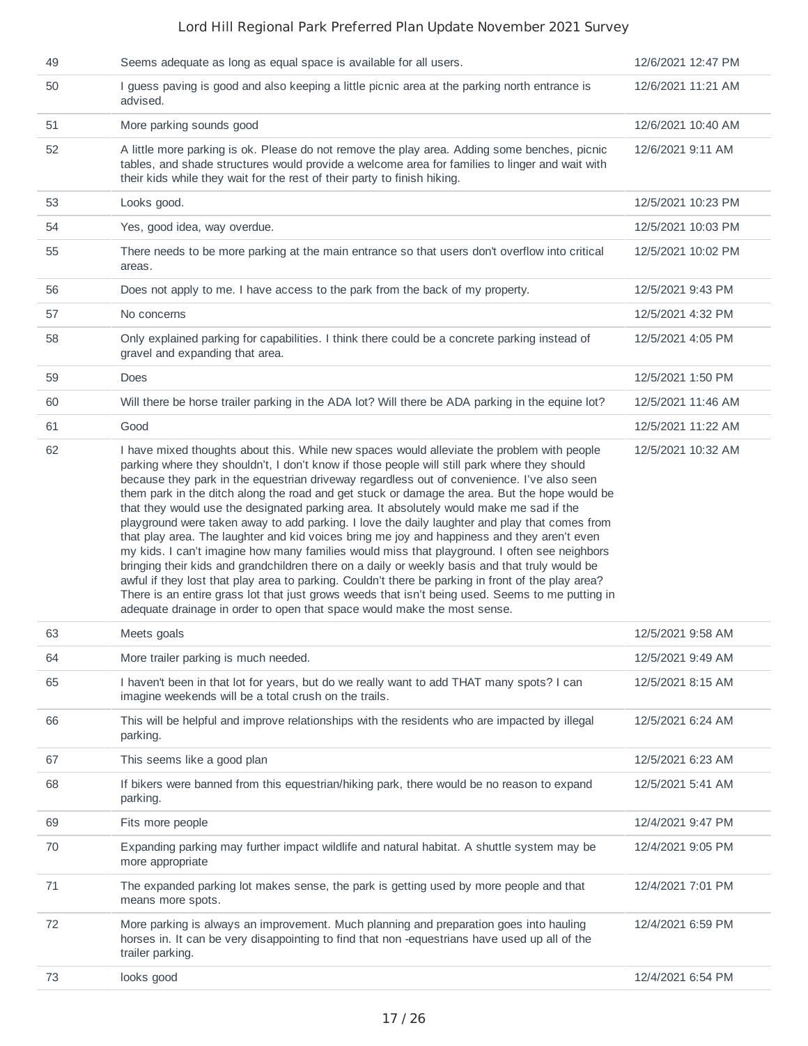| | | |
|---|---|---|
| 49 | Seems adequate as long as equal space is available for all users. | 12/6/2021 12:47 PM |
| 50 | I guess paving is good and also keeping a little picnic area at the parking north entrance is advised. | 12/6/2021 11:21 AM |
| 51 | More parking sounds good | 12/6/2021 10:40 AM |
| 52 | A little more parking is ok. Please do not remove the play area. Adding some benches, picnic tables, and shade structures would provide a welcome area for families to linger and wait with their kids while they wait for the rest of their party to finish hiking. | 12/6/2021 9:11 AM |
| 53 | Looks good. | 12/5/2021 10:23 PM |
| 54 | Yes, good idea, way overdue. | 12/5/2021 10:03 PM |
| 55 | There needs to be more parking at the main entrance so that users don't overflow into critical areas. | 12/5/2021 10:02 PM |
| 56 | Does not apply to me. I have access to the park from the back of my property. | 12/5/2021 9:43 PM |
| 57 | No concerns | 12/5/2021 4:32 PM |
| 58 | Only explained parking for capabilities. I think there could be a concrete parking instead of gravel and expanding that area. | 12/5/2021 4:05 PM |
| 59 | Does | 12/5/2021 1:50 PM |
| 60 | Will there be horse trailer parking in the ADA lot? Will there be ADA parking in the equine lot? | 12/5/2021 11:46 AM |
| 61 | Good | 12/5/2021 11:22 AM |
| 62 | I have mixed thoughts about this. While new spaces would alleviate the problem with people parking where they shouldn't, I don't know if those people will still park where they should because they park in the equestrian driveway regardless out of convenience. I've also seen them park in the ditch along the road and get stuck or damage the area. But the hope would be that they would use the designated parking area. It absolutely would make me sad if the playground were taken away to add parking. I love the daily laughter and play that comes from that play area. The laughter and kid voices bring me joy and happiness and they aren't even my kids. I can't imagine how many families would miss that playground. I often see neighbors bringing their kids and grandchildren there on a daily or weekly basis and that truly would be awful if they lost that play area to parking. Couldn't there be parking in front of the play area? There is an entire grass lot that just grows weeds that isn't being used. Seems to me putting in adequate drainage in order to open that space would make the most sense. | 12/5/2021 10:32 AM |
| 63 | Meets goals | 12/5/2021 9:58 AM |
| 64 | More trailer parking is much needed. | 12/5/2021 9:49 AM |
| 65 | I haven't been in that lot for years, but do we really want to add THAT many spots? I can imagine weekends will be a total crush on the trails. | 12/5/2021 8:15 AM |
| 66 | This will be helpful and improve relationships with the residents who are impacted by illegal parking. | 12/5/2021 6:24 AM |
| 67 | This seems like a good plan | 12/5/2021 6:23 AM |
| 68 | If bikers were banned from this equestrian/hiking park, there would be no reason to expand parking. | 12/5/2021 5:41 AM |
| 69 | Fits more people | 12/4/2021 9:47 PM |
| 70 | Expanding parking may further impact wildlife and natural habitat. A shuttle system may be more appropriate | 12/4/2021 9:05 PM |
| 71 | The expanded parking lot makes sense, the park is getting used by more people and that means more spots. | 12/4/2021 7:01 PM |
| 72 | More parking is always an improvement. Much planning and preparation goes into hauling horses in. It can be very disappointing to find that non -equestrians have used up all of the trailer parking. | 12/4/2021 6:59 PM |
| 73 | looks good | 12/4/2021 6:54 PM |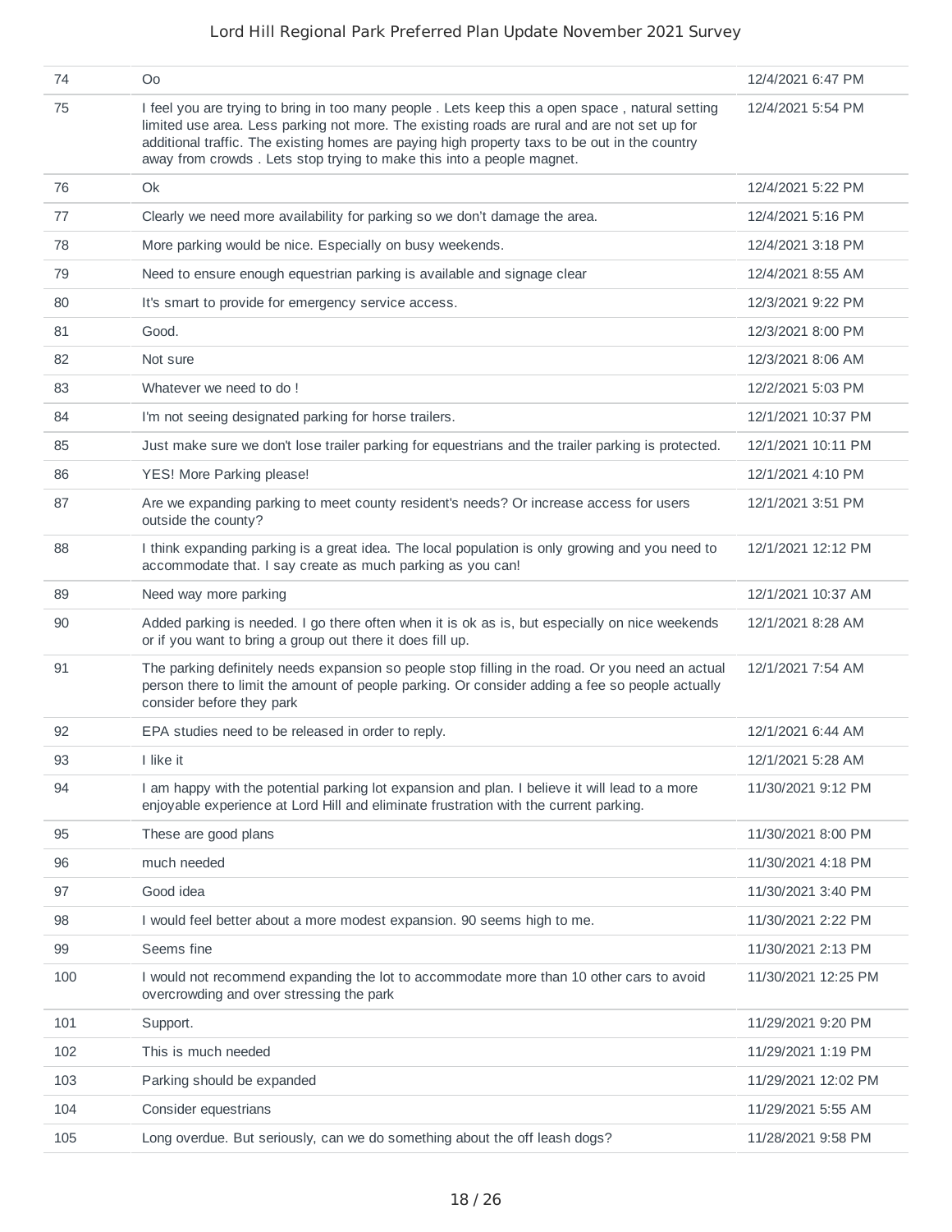| | | |
|---|---|---|
| 74 | Oo | 12/4/2021 6:47 PM |
| 75 | I feel you are trying to bring in too many people . Lets keep this a open space , natural setting limited use area. Less parking not more. The existing roads are rural and are not set up for additional traffic. The existing homes are paying high property taxs to be out in the country away from crowds . Lets stop trying to make this into a people magnet. | 12/4/2021 5:54 PM |
| 76 | Ok | 12/4/2021 5:22 PM |
| 77 | Clearly we need more availability for parking so we don't damage the area. | 12/4/2021 5:16 PM |
| 78 | More parking would be nice. Especially on busy weekends. | 12/4/2021 3:18 PM |
| 79 | Need to ensure enough equestrian parking is available and signage clear | 12/4/2021 8:55 AM |
| 80 | It's smart to provide for emergency service access. | 12/3/2021 9:22 PM |
| 81 | Good. | 12/3/2021 8:00 PM |
| 82 | Not sure | 12/3/2021 8:06 AM |
| 83 | Whatever we need to do ! | 12/2/2021 5:03 PM |
| 84 | I'm not seeing designated parking for horse trailers. | 12/1/2021 10:37 PM |
| 85 | Just make sure we don't lose trailer parking for equestrians and the trailer parking is protected. | 12/1/2021 10:11 PM |
| 86 | YES! More Parking please! | 12/1/2021 4:10 PM |
| 87 | Are we expanding parking to meet county resident's needs? Or increase access for users outside the county? | 12/1/2021 3:51 PM |
| 88 | I think expanding parking is a great idea. The local population is only growing and you need to accommodate that. I say create as much parking as you can! | 12/1/2021 12:12 PM |
| 89 | Need way more parking | 12/1/2021 10:37 AM |
| 90 | Added parking is needed. I go there often when it is ok as is, but especially on nice weekends or if you want to bring a group out there it does fill up. | 12/1/2021 8:28 AM |
| 91 | The parking definitely needs expansion so people stop filling in the road. Or you need an actual person there to limit the amount of people parking. Or consider adding a fee so people actually consider before they park | 12/1/2021 7:54 AM |
| 92 | EPA studies need to be released in order to reply. | 12/1/2021 6:44 AM |
| 93 | I like it | 12/1/2021 5:28 AM |
| 94 | I am happy with the potential parking lot expansion and plan. I believe it will lead to a more enjoyable experience at Lord Hill and eliminate frustration with the current parking. | 11/30/2021 9:12 PM |
| 95 | These are good plans | 11/30/2021 8:00 PM |
| 96 | much needed | 11/30/2021 4:18 PM |
| 97 | Good idea | 11/30/2021 3:40 PM |
| 98 | I would feel better about a more modest expansion. 90 seems high to me. | 11/30/2021 2:22 PM |
| 99 | Seems fine | 11/30/2021 2:13 PM |
| 100 | I would not recommend expanding the lot to accommodate more than 10 other cars to avoid overcrowding and over stressing the park | 11/30/2021 12:25 PM |
| 101 | Support. | 11/29/2021 9:20 PM |
| 102 | This is much needed | 11/29/2021 1:19 PM |
| 103 | Parking should be expanded | 11/29/2021 12:02 PM |
| 104 | Consider equestrians | 11/29/2021 5:55 AM |
| 105 | Long overdue. But seriously, can we do something about the off leash dogs? | 11/28/2021 9:58 PM |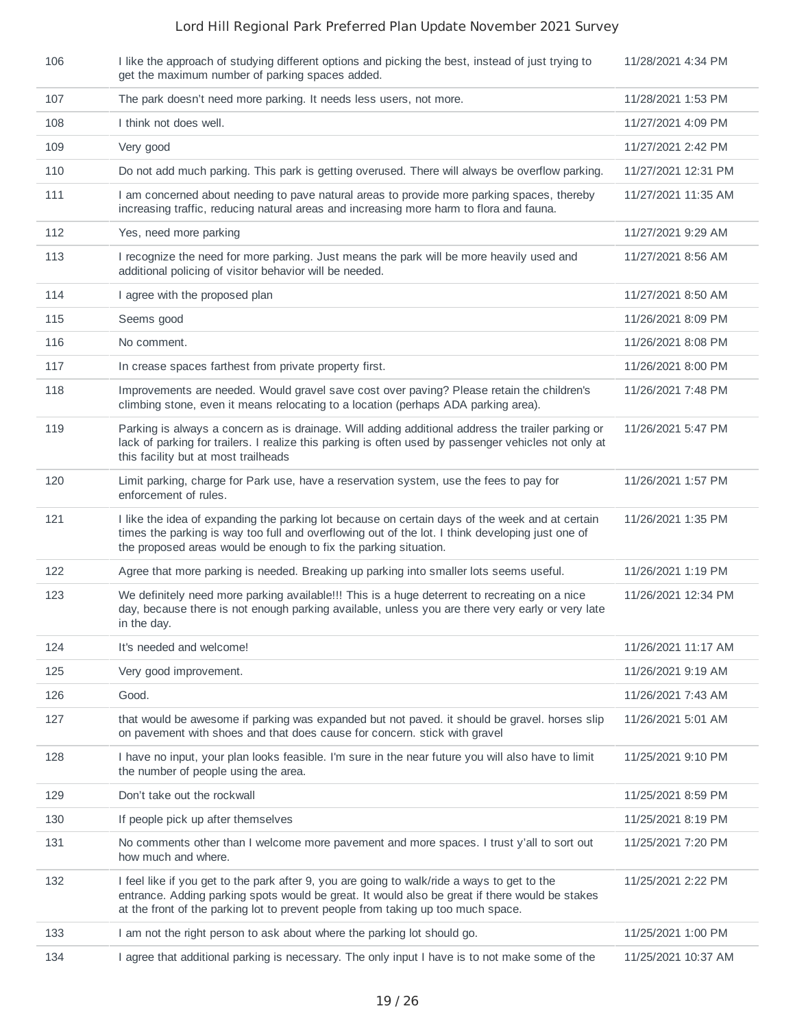| | | |
|---|---|---|
| 106 | I like the approach of studying different options and picking the best, instead of just trying to get the maximum number of parking spaces added. | 11/28/2021 4:34 PM |
| 107 | The park doesn't need more parking. It needs less users, not more. | 11/28/2021 1:53 PM |
| 108 | I think not does well. | 11/27/2021 4:09 PM |
| 109 | Very good | 11/27/2021 2:42 PM |
| 110 | Do not add much parking. This park is getting overused. There will always be overflow parking. | 11/27/2021 12:31 PM |
| 111 | I am concerned about needing to pave natural areas to provide more parking spaces, thereby increasing traffic, reducing natural areas and increasing more harm to flora and fauna. | 11/27/2021 11:35 AM |
| 112 | Yes, need more parking | 11/27/2021 9:29 AM |
| 113 | I recognize the need for more parking. Just means the park will be more heavily used and additional policing of visitor behavior will be needed. | 11/27/2021 8:56 AM |
| 114 | I agree with the proposed plan | 11/27/2021 8:50 AM |
| 115 | Seems good | 11/26/2021 8:09 PM |
| 116 | No comment. | 11/26/2021 8:08 PM |
| 117 | In crease spaces farthest from private property first. | 11/26/2021 8:00 PM |
| 118 | Improvements are needed. Would gravel save cost over paving? Please retain the children's climbing stone, even it means relocating to a location (perhaps ADA parking area). | 11/26/2021 7:48 PM |
| 119 | Parking is always a concern as is drainage. Will adding additional address the trailer parking or lack of parking for trailers. I realize this parking is often used by passenger vehicles not only at this facility but at most trailheads | 11/26/2021 5:47 PM |
| 120 | Limit parking, charge for Park use, have a reservation system, use the fees to pay for enforcement of rules. | 11/26/2021 1:57 PM |
| 121 | I like the idea of expanding the parking lot because on certain days of the week and at certain times the parking is way too full and overflowing out of the lot. I think developing just one of the proposed areas would be enough to fix the parking situation. | 11/26/2021 1:35 PM |
| 122 | Agree that more parking is needed. Breaking up parking into smaller lots seems useful. | 11/26/2021 1:19 PM |
| 123 | We definitely need more parking available!!! This is a huge deterrent to recreating on a nice day, because there is not enough parking available, unless you are there very early or very late in the day. | 11/26/2021 12:34 PM |
| 124 | It's needed and welcome! | 11/26/2021 11:17 AM |
| 125 | Very good improvement. | 11/26/2021 9:19 AM |
| 126 | Good. | 11/26/2021 7:43 AM |
| 127 | that would be awesome if parking was expanded but not paved. it should be gravel. horses slip on pavement with shoes and that does cause for concern. stick with gravel | 11/26/2021 5:01 AM |
| 128 | I have no input, your plan looks feasible. I'm sure in the near future you will also have to limit the number of people using the area. | 11/25/2021 9:10 PM |
| 129 | Don't take out the rockwall | 11/25/2021 8:59 PM |
| 130 | If people pick up after themselves | 11/25/2021 8:19 PM |
| 131 | No comments other than I welcome more pavement and more spaces. I trust y'all to sort out how much and where. | 11/25/2021 7:20 PM |
| 132 | I feel like if you get to the park after 9, you are going to walk/ride a ways to get to the entrance. Adding parking spots would be great. It would also be great if there would be stakes at the front of the parking lot to prevent people from taking up too much space. | 11/25/2021 2:22 PM |
| 133 | I am not the right person to ask about where the parking lot should go. | 11/25/2021 1:00 PM |
| 134 | I agree that additional parking is necessary. The only input I have is to not make some of the | 11/25/2021 10:37 AM |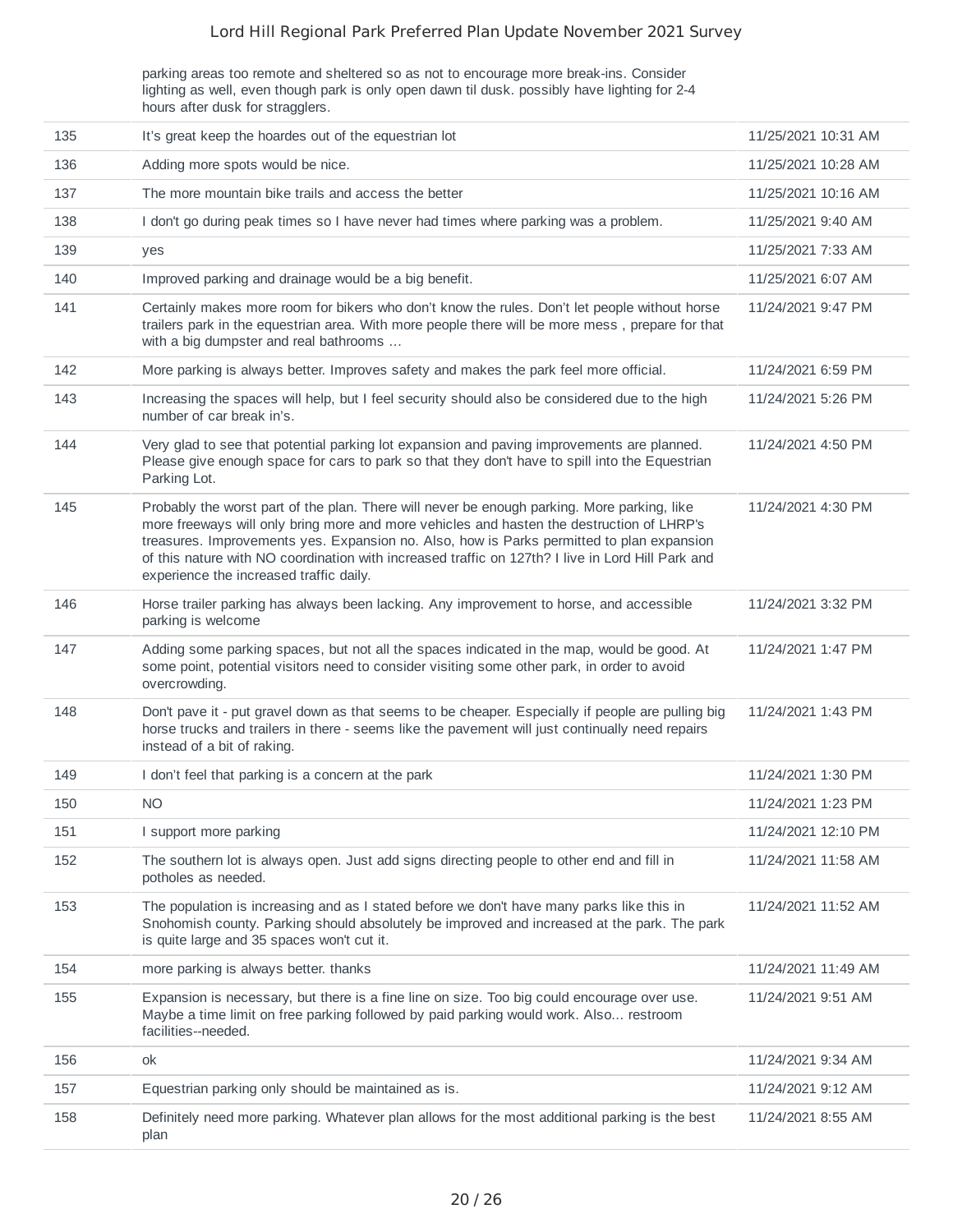| | parking areas too remote and sheltered so as not to encourage more break-ins. Consider lighting as well, even though park is only open dawn til dusk. possibly have lighting for 2-4 hours after dusk for stragglers. | |
|---|---|---|
| 135 | It's great keep the hoardes out of the equestrian lot | 11/25/2021 10:31 AM |
| 136 | Adding more spots would be nice. | 11/25/2021 10:28 AM |
| 137 | The more mountain bike trails and access the better | 11/25/2021 10:16 AM |
| 138 | I don't go during peak times so I have never had times where parking was a problem. | 11/25/2021 9:40 AM |
| 139 | yes | 11/25/2021 7:33 AM |
| 140 | Improved parking and drainage would be a big benefit. | 11/25/2021 6:07 AM |
| 141 | Certainly makes more room for bikers who don't know the rules. Don't let people without horse trailers park in the equestrian area. With more people there will be more mess , prepare for that with a big dumpster and real bathrooms … | 11/24/2021 9:47 PM |
| 142 | More parking is always better. Improves safety and makes the park feel more official. | 11/24/2021 6:59 PM |
| 143 | Increasing the spaces will help, but I feel security should also be considered due to the high number of car break in's. | 11/24/2021 5:26 PM |
| 144 | Very glad to see that potential parking lot expansion and paving improvements are planned. Please give enough space for cars to park so that they don't have to spill into the Equestrian Parking Lot. | 11/24/2021 4:50 PM |
| 145 | Probably the worst part of the plan. There will never be enough parking. More parking, like more freeways will only bring more and more vehicles and hasten the destruction of LHRP's treasures. Improvements yes. Expansion no. Also, how is Parks permitted to plan expansion of this nature with NO coordination with increased traffic on 127th? I live in Lord Hill Park and experience the increased traffic daily. | 11/24/2021 4:30 PM |
| 146 | Horse trailer parking has always been lacking. Any improvement to horse, and accessible parking is welcome | 11/24/2021 3:32 PM |
| 147 | Adding some parking spaces, but not all the spaces indicated in the map, would be good. At some point, potential visitors need to consider visiting some other park, in order to avoid overcrowding. | 11/24/2021 1:47 PM |
| 148 | Don't pave it - put gravel down as that seems to be cheaper. Especially if people are pulling big horse trucks and trailers in there - seems like the pavement will just continually need repairs instead of a bit of raking. | 11/24/2021 1:43 PM |
| 149 | I don't feel that parking is a concern at the park | 11/24/2021 1:30 PM |
| 150 | NO | 11/24/2021 1:23 PM |
| 151 | I support more parking | 11/24/2021 12:10 PM |
| 152 | The southern lot is always open. Just add signs directing people to other end and fill in potholes as needed. | 11/24/2021 11:58 AM |
| 153 | The population is increasing and as I stated before we don't have many parks like this in Snohomish county. Parking should absolutely be improved and increased at the park. The park is quite large and 35 spaces won't cut it. | 11/24/2021 11:52 AM |
| 154 | more parking is always better. thanks | 11/24/2021 11:49 AM |
| 155 | Expansion is necessary, but there is a fine line on size. Too big could encourage over use. Maybe a time limit on free parking followed by paid parking would work. Also... restroom facilities--needed. | 11/24/2021 9:51 AM |
| 156 | ok | 11/24/2021 9:34 AM |
| 157 | Equestrian parking only should be maintained as is. | 11/24/2021 9:12 AM |
| 158 | Definitely need more parking. Whatever plan allows for the most additional parking is the best plan | 11/24/2021 8:55 AM |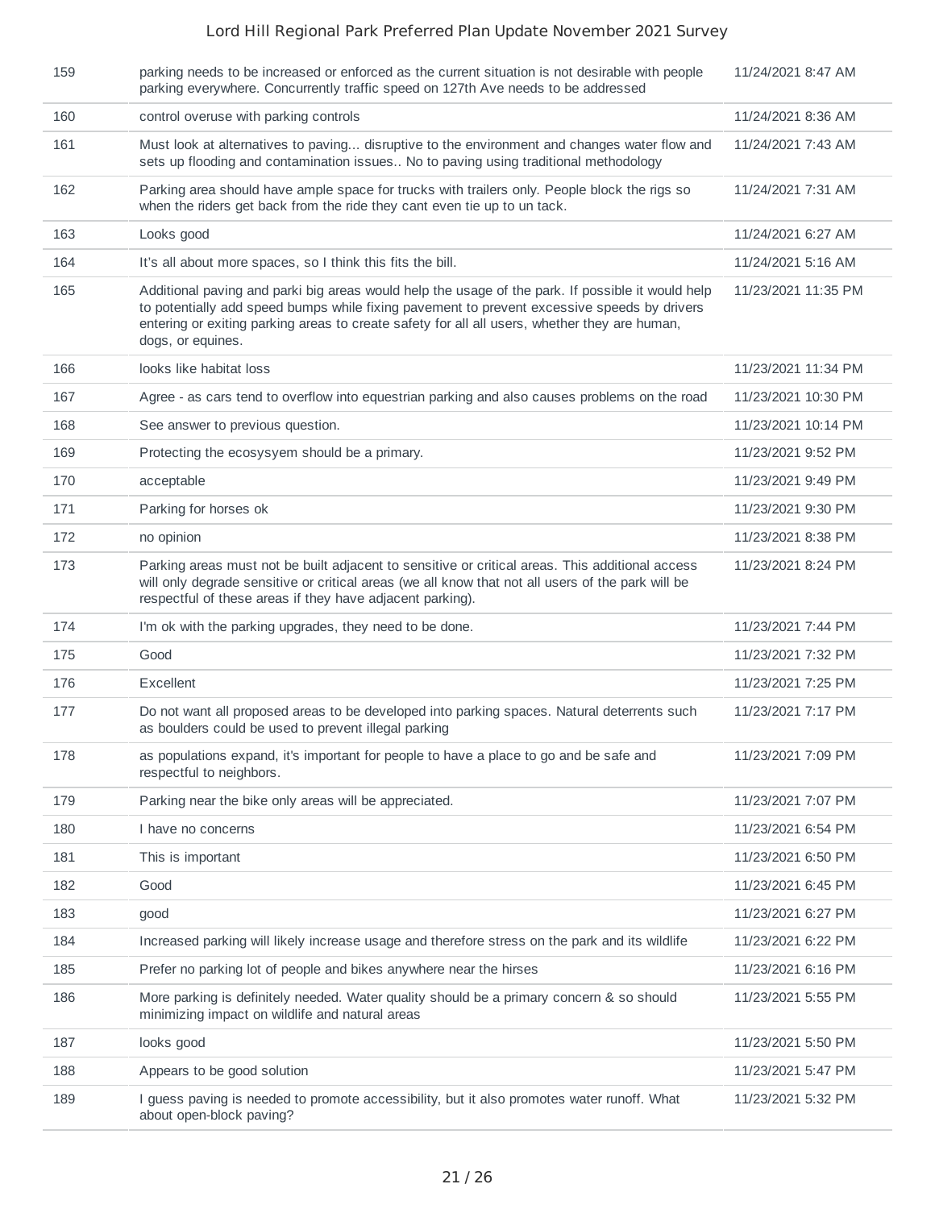| | | |
|---|---|---|
| 159 | parking needs to be increased or enforced as the current situation is not desirable with people parking everywhere. Concurrently traffic speed on 127th Ave needs to be addressed | 11/24/2021 8:47 AM |
| 160 | control overuse with parking controls | 11/24/2021 8:36 AM |
| 161 | Must look at alternatives to paving... disruptive to the environment and changes water flow and sets up flooding and contamination issues.. No to paving using traditional methodology | 11/24/2021 7:43 AM |
| 162 | Parking area should have ample space for trucks with trailers only. People block the rigs so when the riders get back from the ride they cant even tie up to un tack. | 11/24/2021 7:31 AM |
| 163 | Looks good | 11/24/2021 6:27 AM |
| 164 | It's all about more spaces, so I think this fits the bill. | 11/24/2021 5:16 AM |
| 165 | Additional paving and parki big areas would help the usage of the park. If possible it would help to potentially add speed bumps while fixing pavement to prevent excessive speeds by drivers entering or exiting parking areas to create safety for all all users, whether they are human, dogs, or equines. | 11/23/2021 11:35 PM |
| 166 | looks like habitat loss | 11/23/2021 11:34 PM |
| 167 | Agree - as cars tend to overflow into equestrian parking and also causes problems on the road | 11/23/2021 10:30 PM |
| 168 | See answer to previous question. | 11/23/2021 10:14 PM |
| 169 | Protecting the ecosysyem should be a primary. | 11/23/2021 9:52 PM |
| 170 | acceptable | 11/23/2021 9:49 PM |
| 171 | Parking for horses ok | 11/23/2021 9:30 PM |
| 172 | no opinion | 11/23/2021 8:38 PM |
| 173 | Parking areas must not be built adjacent to sensitive or critical areas. This additional access will only degrade sensitive or critical areas (we all know that not all users of the park will be respectful of these areas if they have adjacent parking). | 11/23/2021 8:24 PM |
| 174 | I'm ok with the parking upgrades, they need to be done. | 11/23/2021 7:44 PM |
| 175 | Good | 11/23/2021 7:32 PM |
| 176 | Excellent | 11/23/2021 7:25 PM |
| 177 | Do not want all proposed areas to be developed into parking spaces. Natural deterrents such as boulders could be used to prevent illegal parking | 11/23/2021 7:17 PM |
| 178 | as populations expand, it's important for people to have a place to go and be safe and respectful to neighbors. | 11/23/2021 7:09 PM |
| 179 | Parking near the bike only areas will be appreciated. | 11/23/2021 7:07 PM |
| 180 | I have no concerns | 11/23/2021 6:54 PM |
| 181 | This is important | 11/23/2021 6:50 PM |
| 182 | Good | 11/23/2021 6:45 PM |
| 183 | good | 11/23/2021 6:27 PM |
| 184 | Increased parking will likely increase usage and therefore stress on the park and its wildlife | 11/23/2021 6:22 PM |
| 185 | Prefer no parking lot of people and bikes anywhere near the hirses | 11/23/2021 6:16 PM |
| 186 | More parking is definitely needed. Water quality should be a primary concern & so should minimizing impact on wildlife and natural areas | 11/23/2021 5:55 PM |
| 187 | looks good | 11/23/2021 5:50 PM |
| 188 | Appears to be good solution | 11/23/2021 5:47 PM |
| 189 | I guess paving is needed to promote accessibility, but it also promotes water runoff. What about open-block paving? | 11/23/2021 5:32 PM |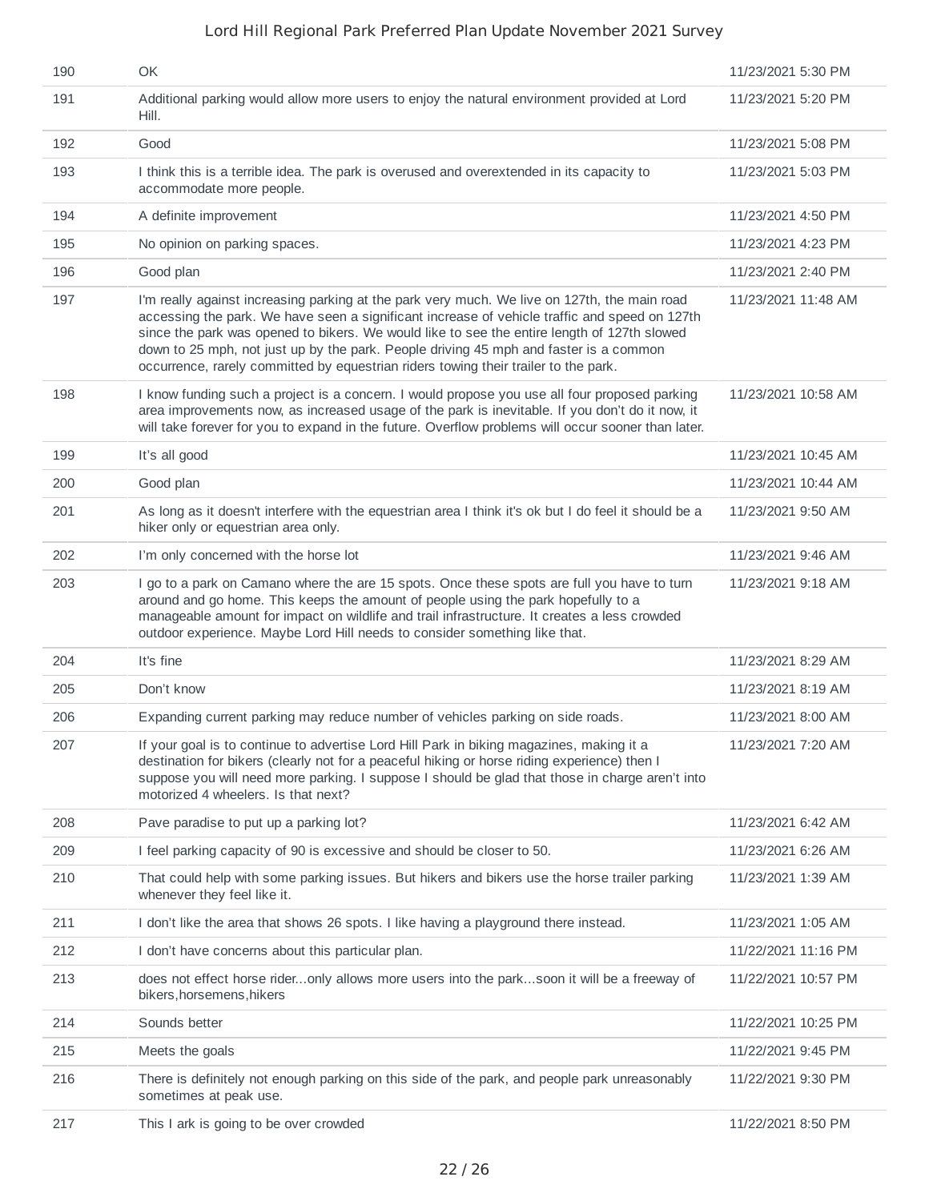| | | |
|---|---|---|
| 190 | OK | 11/23/2021 5:30 PM |
| 191 | Additional parking would allow more users to enjoy the natural environment provided at Lord Hill. | 11/23/2021 5:20 PM |
| 192 | Good | 11/23/2021 5:08 PM |
| 193 | I think this is a terrible idea. The park is overused and overextended in its capacity to accommodate more people. | 11/23/2021 5:03 PM |
| 194 | A definite improvement | 11/23/2021 4:50 PM |
| 195 | No opinion on parking spaces. | 11/23/2021 4:23 PM |
| 196 | Good plan | 11/23/2021 2:40 PM |
| 197 | I'm really against increasing parking at the park very much. We live on 127th, the main road accessing the park. We have seen a significant increase of vehicle traffic and speed on 127th since the park was opened to bikers. We would like to see the entire length of 127th slowed down to 25 mph, not just up by the park. People driving 45 mph and faster is a common occurrence, rarely committed by equestrian riders towing their trailer to the park. | 11/23/2021 11:48 AM |
| 198 | I know funding such a project is a concern. I would propose you use all four proposed parking area improvements now, as increased usage of the park is inevitable. If you don't do it now, it will take forever for you to expand in the future. Overflow problems will occur sooner than later. | 11/23/2021 10:58 AM |
| 199 | It's all good | 11/23/2021 10:45 AM |
| 200 | Good plan | 11/23/2021 10:44 AM |
| 201 | As long as it doesn't interfere with the equestrian area I think it's ok but I do feel it should be a hiker only or equestrian area only. | 11/23/2021 9:50 AM |
| 202 | I'm only concerned with the horse lot | 11/23/2021 9:46 AM |
| 203 | I go to a park on Camano where the are 15 spots. Once these spots are full you have to turn around and go home. This keeps the amount of people using the park hopefully to a manageable amount for impact on wildlife and trail infrastructure. It creates a less crowded outdoor experience. Maybe Lord Hill needs to consider something like that. | 11/23/2021 9:18 AM |
| 204 | It's fine | 11/23/2021 8:29 AM |
| 205 | Don't know | 11/23/2021 8:19 AM |
| 206 | Expanding current parking may reduce number of vehicles parking on side roads. | 11/23/2021 8:00 AM |
| 207 | If your goal is to continue to advertise Lord Hill Park in biking magazines, making it a destination for bikers (clearly not for a peaceful hiking or horse riding experience) then I suppose you will need more parking. I suppose I should be glad that those in charge aren't into motorized 4 wheelers. Is that next? | 11/23/2021 7:20 AM |
| 208 | Pave paradise to put up a parking lot? | 11/23/2021 6:42 AM |
| 209 | I feel parking capacity of 90 is excessive and should be closer to 50. | 11/23/2021 6:26 AM |
| 210 | That could help with some parking issues. But hikers and bikers use the horse trailer parking whenever they feel like it. | 11/23/2021 1:39 AM |
| 211 | I don't like the area that shows 26 spots. I like having a playground there instead. | 11/23/2021 1:05 AM |
| 212 | I don't have concerns about this particular plan. | 11/22/2021 11:16 PM |
| 213 | does not effect horse rider...only allows more users into the park...soon it will be a freeway of bikers,horsemens,hikers | 11/22/2021 10:57 PM |
| 214 | Sounds better | 11/22/2021 10:25 PM |
| 215 | Meets the goals | 11/22/2021 9:45 PM |
| 216 | There is definitely not enough parking on this side of the park, and people park unreasonably sometimes at peak use. | 11/22/2021 9:30 PM |
| 217 | This I ark is going to be over crowded | 11/22/2021 8:50 PM |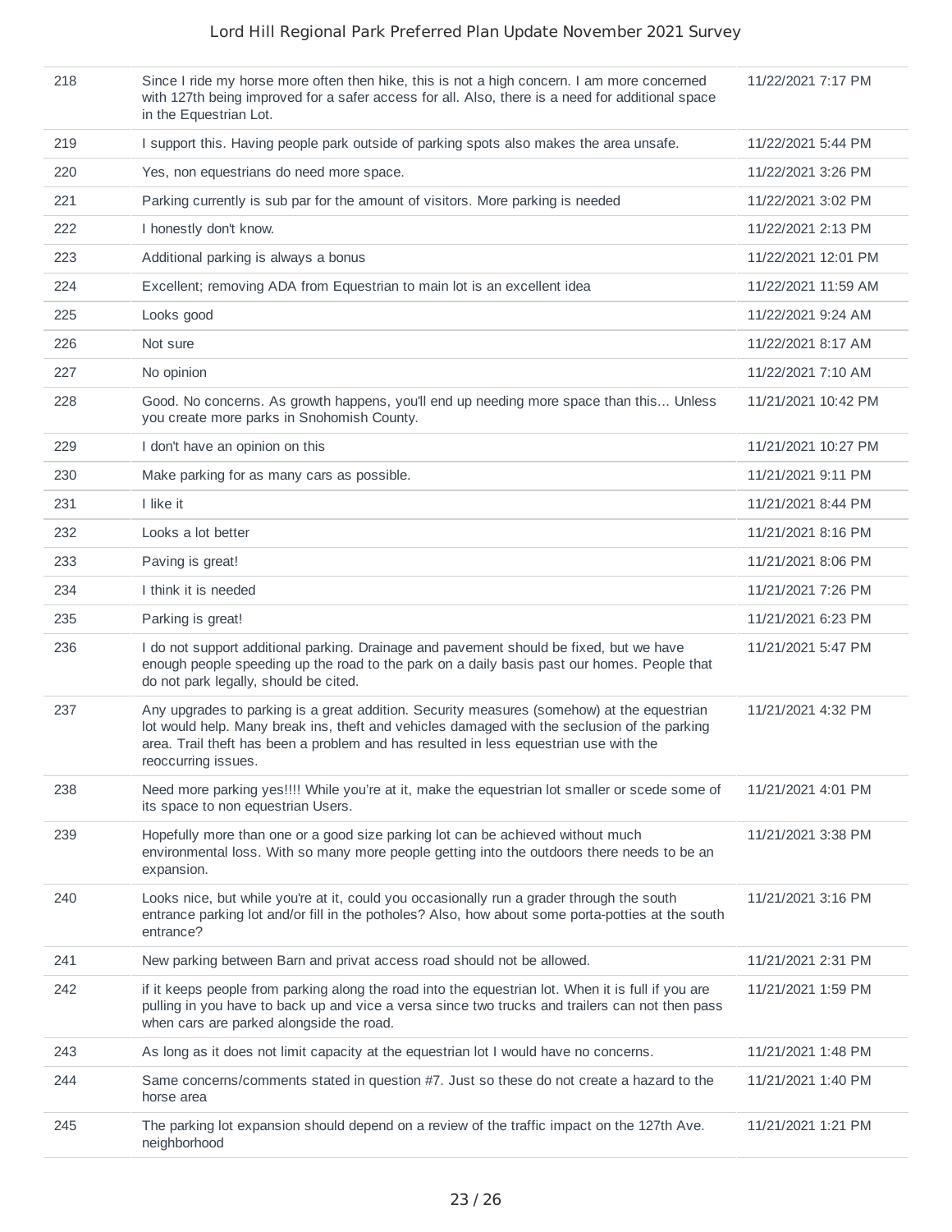| | | |
|---|---|---|
| 218 | Since I ride my horse more often then hike, this is not a high concern. I am more concerned with 127th being improved for a safer access for all. Also, there is a need for additional space in the Equestrian Lot. | 11/22/2021 7:17 PM |
| 219 | I support this. Having people park outside of parking spots also makes the area unsafe. | 11/22/2021 5:44 PM |
| 220 | Yes, non equestrians do need more space. | 11/22/2021 3:26 PM |
| 221 | Parking currently is sub par for the amount of visitors. More parking is needed | 11/22/2021 3:02 PM |
| 222 | I honestly don't know. | 11/22/2021 2:13 PM |
| 223 | Additional parking is always a bonus | 11/22/2021 12:01 PM |
| 224 | Excellent; removing ADA from Equestrian to main lot is an excellent idea | 11/22/2021 11:59 AM |
| 225 | Looks good | 11/22/2021 9:24 AM |
| 226 | Not sure | 11/22/2021 8:17 AM |
| 227 | No opinion | 11/22/2021 7:10 AM |
| 228 | Good. No concerns. As growth happens, you'll end up needing more space than this... Unless you create more parks in Snohomish County. | 11/21/2021 10:42 PM |
| 229 | I don't have an opinion on this | 11/21/2021 10:27 PM |
| 230 | Make parking for as many cars as possible. | 11/21/2021 9:11 PM |
| 231 | I like it | 11/21/2021 8:44 PM |
| 232 | Looks a lot better | 11/21/2021 8:16 PM |
| 233 | Paving is great! | 11/21/2021 8:06 PM |
| 234 | I think it is needed | 11/21/2021 7:26 PM |
| 235 | Parking is great! | 11/21/2021 6:23 PM |
| 236 | I do not support additional parking. Drainage and pavement should be fixed, but we have enough people speeding up the road to the park on a daily basis past our homes. People that do not park legally, should be cited. | 11/21/2021 5:47 PM |
| 237 | Any upgrades to parking is a great addition. Security measures (somehow) at the equestrian lot would help. Many break ins, theft and vehicles damaged with the seclusion of the parking area. Trail theft has been a problem and has resulted in less equestrian use with the reoccurring issues. | 11/21/2021 4:32 PM |
| 238 | Need more parking yes!!!! While you're at it, make the equestrian lot smaller or scede some of its space to non equestrian Users. | 11/21/2021 4:01 PM |
| 239 | Hopefully more than one or a good size parking lot can be achieved without much environmental loss. With so many more people getting into the outdoors there needs to be an expansion. | 11/21/2021 3:38 PM |
| 240 | Looks nice, but while you're at it, could you occasionally run a grader through the south entrance parking lot and/or fill in the potholes? Also, how about some porta-potties at the south entrance? | 11/21/2021 3:16 PM |
| 241 | New parking between Barn and privat access road should not be allowed. | 11/21/2021 2:31 PM |
| 242 | if it keeps people from parking along the road into the equestrian lot. When it is full if you are pulling in you have to back up and vice a versa since two trucks and trailers can not then pass when cars are parked alongside the road. | 11/21/2021 1:59 PM |
| 243 | As long as it does not limit capacity at the equestrian lot I would have no concerns. | 11/21/2021 1:48 PM |
| 244 | Same concerns/comments stated in question #7. Just so these do not create a hazard to the horse area | 11/21/2021 1:40 PM |
| 245 | The parking lot expansion should depend on a review of the traffic impact on the 127th Ave. neighborhood | 11/21/2021 1:21 PM |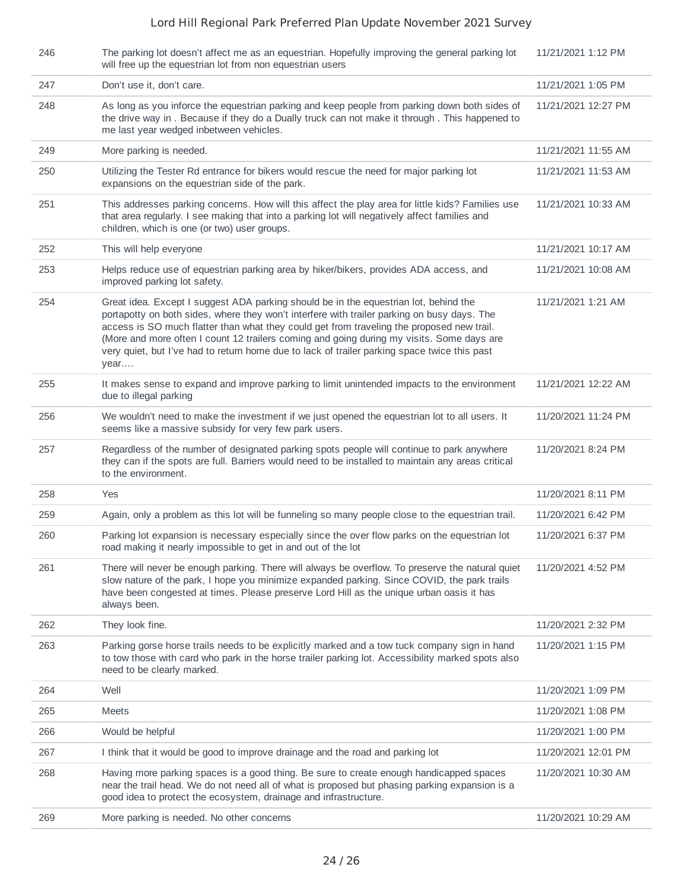| | | |
|---|---|---|
| 246 | The parking lot doesn't affect me as an equestrian. Hopefully improving the general parking lot will free up the equestrian lot from non equestrian users | 11/21/2021 1:12 PM |
| 247 | Don't use it, don't care. | 11/21/2021 1:05 PM |
| 248 | As long as you inforce the equestrian parking and keep people from parking down both sides of the drive way in . Because if they do a Dually truck can not make it through . This happened to me last year wedged inbetween vehicles. | 11/21/2021 12:27 PM |
| 249 | More parking is needed. | 11/21/2021 11:55 AM |
| 250 | Utilizing the Tester Rd entrance for bikers would rescue the need for major parking lot expansions on the equestrian side of the park. | 11/21/2021 11:53 AM |
| 251 | This addresses parking concerns. How will this affect the play area for little kids? Families use that area regularly. I see making that into a parking lot will negatively affect families and children, which is one (or two) user groups. | 11/21/2021 10:33 AM |
| 252 | This will help everyone | 11/21/2021 10:17 AM |
| 253 | Helps reduce use of equestrian parking area by hiker/bikers, provides ADA access, and improved parking lot safety. | 11/21/2021 10:08 AM |
| 254 | Great idea. Except I suggest ADA parking should be in the equestrian lot, behind the portapotty on both sides, where they won't interfere with trailer parking on busy days. The access is SO much flatter than what they could get from traveling the proposed new trail. (More and more often I count 12 trailers coming and going during my visits. Some days are very quiet, but I've had to return home due to lack of trailer parking space twice this past year.... | 11/21/2021 1:21 AM |
| 255 | It makes sense to expand and improve parking to limit unintended impacts to the environment due to illegal parking | 11/21/2021 12:22 AM |
| 256 | We wouldn't need to make the investment if we just opened the equestrian lot to all users. It seems like a massive subsidy for very few park users. | 11/20/2021 11:24 PM |
| 257 | Regardless of the number of designated parking spots people will continue to park anywhere they can if the spots are full. Barriers would need to be installed to maintain any areas critical to the environment. | 11/20/2021 8:24 PM |
| 258 | Yes | 11/20/2021 8:11 PM |
| 259 | Again, only a problem as this lot will be funneling so many people close to the equestrian trail. | 11/20/2021 6:42 PM |
| 260 | Parking lot expansion is necessary especially since the over flow parks on the equestrian lot road making it nearly impossible to get in and out of the lot | 11/20/2021 6:37 PM |
| 261 | There will never be enough parking. There will always be overflow. To preserve the natural quiet slow nature of the park, I hope you minimize expanded parking. Since COVID, the park trails have been congested at times. Please preserve Lord Hill as the unique urban oasis it has always been. | 11/20/2021 4:52 PM |
| 262 | They look fine. | 11/20/2021 2:32 PM |
| 263 | Parking gorse horse trails needs to be explicitly marked and a tow tuck company sign in hand to tow those with card who park in the horse trailer parking lot. Accessibility marked spots also need to be clearly marked. | 11/20/2021 1:15 PM |
| 264 | Well | 11/20/2021 1:09 PM |
| 265 | Meets | 11/20/2021 1:08 PM |
| 266 | Would be helpful | 11/20/2021 1:00 PM |
| 267 | I think that it would be good to improve drainage and the road and parking lot | 11/20/2021 12:01 PM |
| 268 | Having more parking spaces is a good thing. Be sure to create enough handicapped spaces near the trail head. We do not need all of what is proposed but phasing parking expansion is a good idea to protect the ecosystem, drainage and infrastructure. | 11/20/2021 10:30 AM |
| 269 | More parking is needed. No other concerns | 11/20/2021 10:29 AM |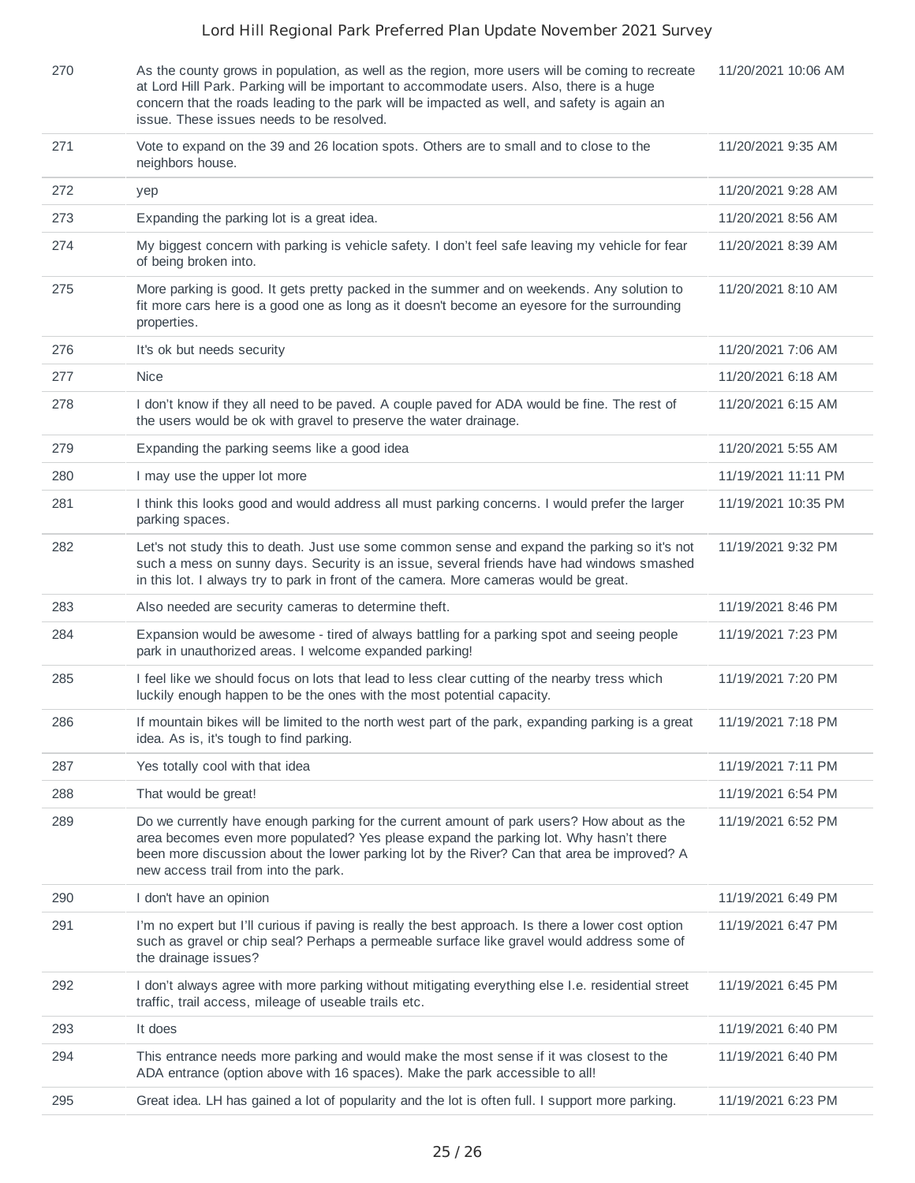| | | |
|---|---|---|
| 270 | As the county grows in population, as well as the region, more users will be coming to recreate at Lord Hill Park. Parking will be important to accommodate users. Also, there is a huge concern that the roads leading to the park will be impacted as well, and safety is again an issue. These issues needs to be resolved. | 11/20/2021 10:06 AM |
| 271 | Vote to expand on the 39 and 26 location spots. Others are to small and to close to the neighbors house. | 11/20/2021 9:35 AM |
| 272 | yep | 11/20/2021 9:28 AM |
| 273 | Expanding the parking lot is a great idea. | 11/20/2021 8:56 AM |
| 274 | My biggest concern with parking is vehicle safety. I don't feel safe leaving my vehicle for fear of being broken into. | 11/20/2021 8:39 AM |
| 275 | More parking is good. It gets pretty packed in the summer and on weekends. Any solution to fit more cars here is a good one as long as it doesn't become an eyesore for the surrounding properties. | 11/20/2021 8:10 AM |
| 276 | It's ok but needs security | 11/20/2021 7:06 AM |
| 277 | Nice | 11/20/2021 6:18 AM |
| 278 | I don't know if they all need to be paved. A couple paved for ADA would be fine. The rest of the users would be ok with gravel to preserve the water drainage. | 11/20/2021 6:15 AM |
| 279 | Expanding the parking seems like a good idea | 11/20/2021 5:55 AM |
| 280 | I may use the upper lot more | 11/19/2021 11:11 PM |
| 281 | I think this looks good and would address all must parking concerns. I would prefer the larger parking spaces. | 11/19/2021 10:35 PM |
| 282 | Let's not study this to death. Just use some common sense and expand the parking so it's not such a mess on sunny days. Security is an issue, several friends have had windows smashed in this lot. I always try to park in front of the camera. More cameras would be great. | 11/19/2021 9:32 PM |
| 283 | Also needed are security cameras to determine theft. | 11/19/2021 8:46 PM |
| 284 | Expansion would be awesome - tired of always battling for a parking spot and seeing people park in unauthorized areas. I welcome expanded parking! | 11/19/2021 7:23 PM |
| 285 | I feel like we should focus on lots that lead to less clear cutting of the nearby tress which luckily enough happen to be the ones with the most potential capacity. | 11/19/2021 7:20 PM |
| 286 | If mountain bikes will be limited to the north west part of the park, expanding parking is a great idea. As is, it's tough to find parking. | 11/19/2021 7:18 PM |
| 287 | Yes totally cool with that idea | 11/19/2021 7:11 PM |
| 288 | That would be great! | 11/19/2021 6:54 PM |
| 289 | Do we currently have enough parking for the current amount of park users? How about as the area becomes even more populated? Yes please expand the parking lot. Why hasn't there been more discussion about the lower parking lot by the River? Can that area be improved? A new access trail from into the park. | 11/19/2021 6:52 PM |
| 290 | I don't have an opinion | 11/19/2021 6:49 PM |
| 291 | I'm no expert but I'll curious if paving is really the best approach. Is there a lower cost option such as gravel or chip seal? Perhaps a permeable surface like gravel would address some of the drainage issues? | 11/19/2021 6:47 PM |
| 292 | I don't always agree with more parking without mitigating everything else I.e. residential street traffic, trail access, mileage of useable trails etc. | 11/19/2021 6:45 PM |
| 293 | It does | 11/19/2021 6:40 PM |
| 294 | This entrance needs more parking and would make the most sense if it was closest to the ADA entrance (option above with 16 spaces). Make the park accessible to all! | 11/19/2021 6:40 PM |
| 295 | Great idea. LH has gained a lot of popularity and the lot is often full. I support more parking. | 11/19/2021 6:23 PM |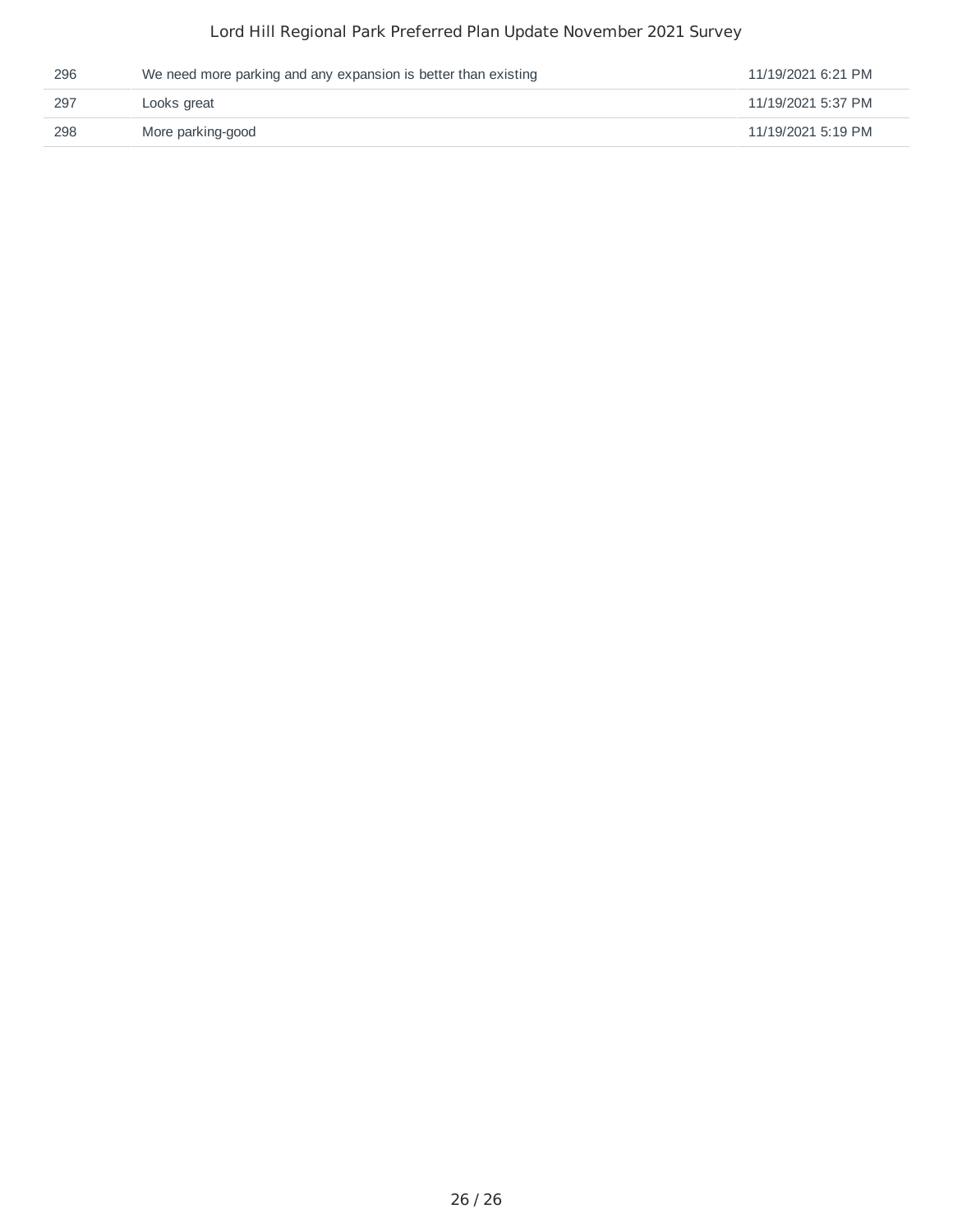| | | |
|---|---|---|
| 296 | We need more parking and any expansion is better than existing | 11/19/2021 6:21 PM |
| 297 | Looks great | 11/19/2021 5:37 PM |
| 298 | More parking-good | 11/19/2021 5:19 PM |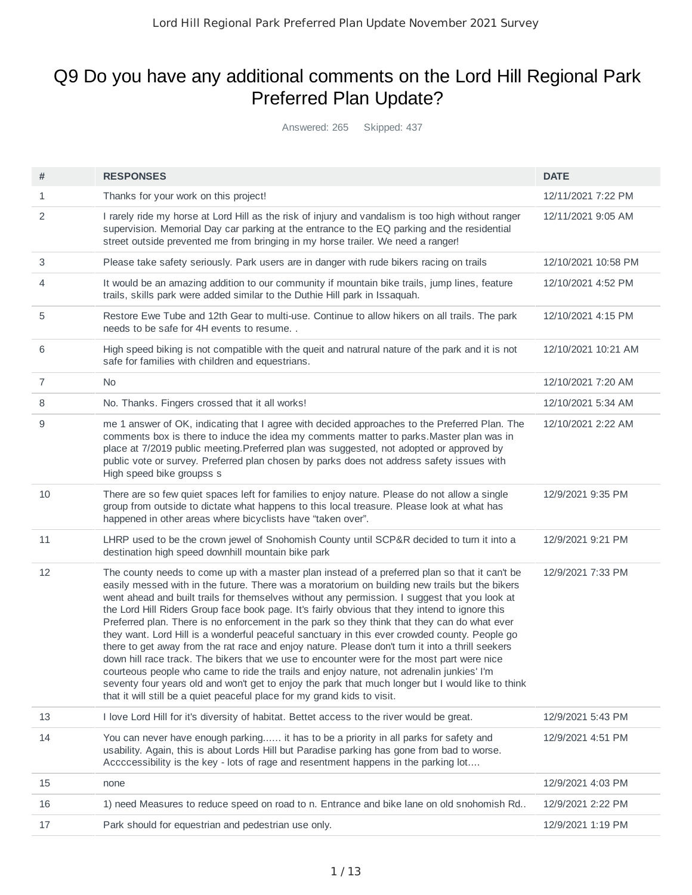# Q9 Do you have any additional comments on the Lord Hill Regional Park Preferred Plan Update?

Answered: 265    Skipped: 437

| # | RESPONSES | DATE |
|---|---|---|
| 1 | Thanks for your work on this project! | 12/11/2021 7:22 PM |
| 2 | I rarely ride my horse at Lord Hill as the risk of injury and vandalism is too high without ranger supervision. Memorial Day car parking at the entrance to the EQ parking and the residential street outside prevented me from bringing in my horse trailer. We need a ranger! | 12/11/2021 9:05 AM |
| 3 | Please take safety seriously. Park users are in danger with rude bikers racing on trails | 12/10/2021 10:58 PM |
| 4 | It would be an amazing addition to our community if mountain bike trails, jump lines, feature trails, skills park were added similar to the Duthie Hill park in Issaquah. | 12/10/2021 4:52 PM |
| 5 | Restore Ewe Tube and 12th Gear to multi-use. Continue to allow hikers on all trails. The park needs to be safe for 4H events to resume. . | 12/10/2021 4:15 PM |
| 6 | High speed biking is not compatible with the queit and natrural nature of the park and it is not safe for families with children and equestrians. | 12/10/2021 10:21 AM |
| 7 | No | 12/10/2021 7:20 AM |
| 8 | No. Thanks. Fingers crossed that it all works! | 12/10/2021 5:34 AM |
| 9 | me 1 answer of OK, indicating that I agree with decided approaches to the Preferred Plan. The comments box is there to induce the idea my comments matter to parks.Master plan was in place at 7/2019 public meeting.Preferred plan was suggested, not adopted or approved by public vote or survey. Preferred plan chosen by parks does not address safety issues with High speed bike groupss s | 12/10/2021 2:22 AM |
| 10 | There are so few quiet spaces left for families to enjoy nature. Please do not allow a single group from outside to dictate what happens to this local treasure. Please look at what has happened in other areas where bicyclists have "taken over". | 12/9/2021 9:35 PM |
| 11 | LHRP used to be the crown jewel of Snohomish County until SCP&R decided to turn it into a destination high speed downhill mountain bike park | 12/9/2021 9:21 PM |
| 12 | The county needs to come up with a master plan instead of a preferred plan so that it can't be easily messed with in the future. There was a moratorium on building new trails but the bikers went ahead and built trails for themselves without any permission. I suggest that you look at the Lord Hill Riders Group face book page. It's fairly obvious that they intend to ignore this Preferred plan. There is no enforcement in the park so they think that they can do what ever they want. Lord Hill is a wonderful peaceful sanctuary in this ever crowded county. People go there to get away from the rat race and enjoy nature. Please don't turn it into a thrill seekers down hill race track. The bikers that we use to encounter were for the most part were nice courteous people who came to ride the trails and enjoy nature, not adrenalin junkies' I'm seventy four years old and won't get to enjoy the park that much longer but I would like to think that it will still be a quiet peaceful place for my grand kids to visit. | 12/9/2021 7:33 PM |
| 13 | I love Lord Hill for it's diversity of habitat. Bettet access to the river would be great. | 12/9/2021 5:43 PM |
| 14 | You can never have enough parking...... it has to be a priority in all parks for safety and usability. Again, this is about Lords Hill but Paradise parking has gone from bad to worse. Accccessibility is the key - lots of rage and resentment happens in the parking lot.... | 12/9/2021 4:51 PM |
| 15 | none | 12/9/2021 4:03 PM |
| 16 | 1) need Measures to reduce speed on road to n. Entrance and bike lane on old snohomish Rd.. | 12/9/2021 2:22 PM |
| 17 | Park should for equestrian and pedestrian use only. | 12/9/2021 1:19 PM |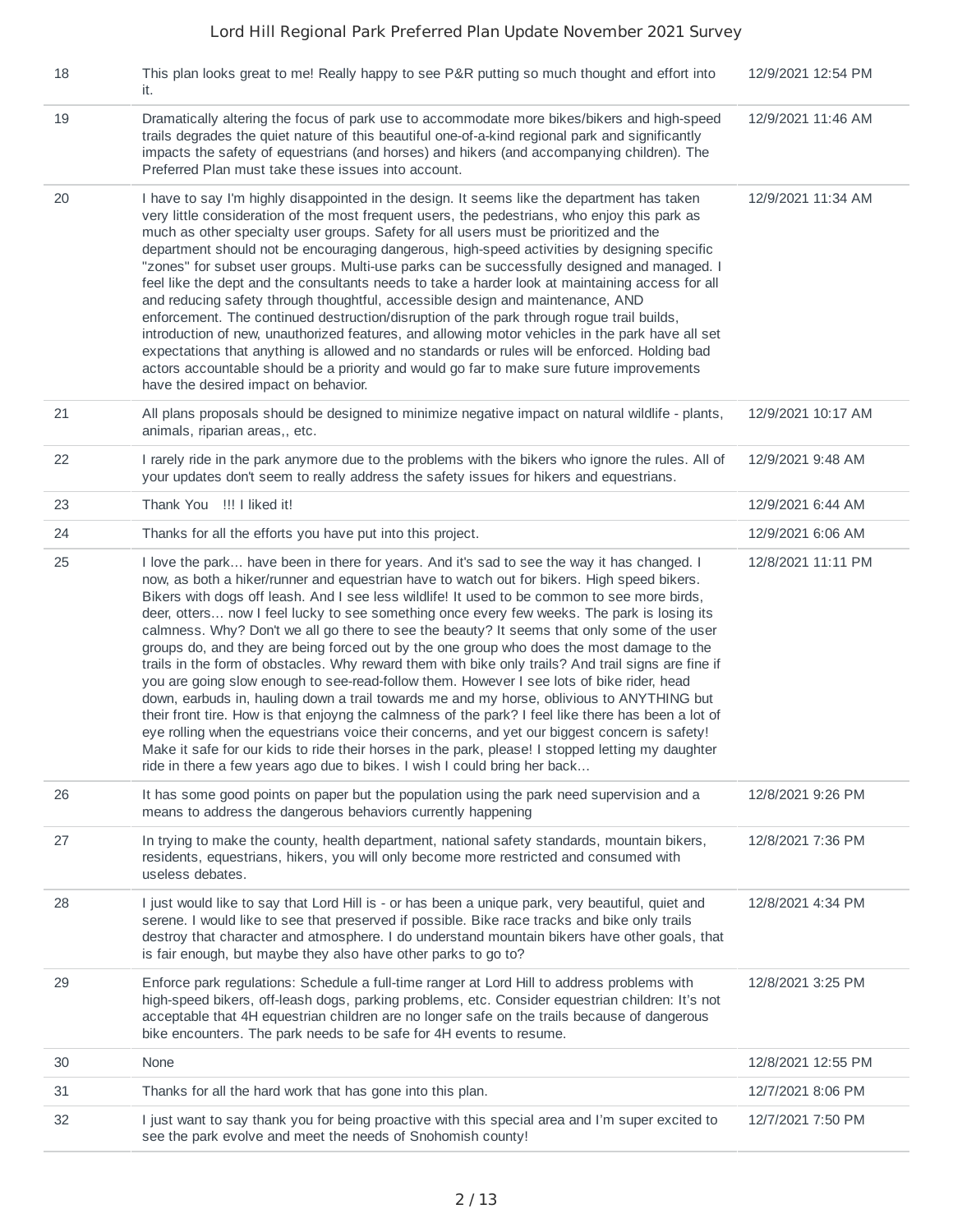| | | |
|---|---|---|
| 18 | This plan looks great to me! Really happy to see P&R putting so much thought and effort into it. | 12/9/2021 12:54 PM |
| 19 | Dramatically altering the focus of park use to accommodate more bikes/bikers and high-speed trails degrades the quiet nature of this beautiful one-of-a-kind regional park and significantly impacts the safety of equestrians (and horses) and hikers (and accompanying children). The Preferred Plan must take these issues into account. | 12/9/2021 11:46 AM |
| 20 | I have to say I'm highly disappointed in the design. It seems like the department has taken very little consideration of the most frequent users, the pedestrians, who enjoy this park as much as other specialty user groups. Safety for all users must be prioritized and the department should not be encouraging dangerous, high-speed activities by designing specific "zones" for subset user groups. Multi-use parks can be successfully designed and managed. I feel like the dept and the consultants needs to take a harder look at maintaining access for all and reducing safety through thoughtful, accessible design and maintenance, AND enforcement. The continued destruction/disruption of the park through rogue trail builds, introduction of new, unauthorized features, and allowing motor vehicles in the park have all set expectations that anything is allowed and no standards or rules will be enforced. Holding bad actors accountable should be a priority and would go far to make sure future improvements have the desired impact on behavior. | 12/9/2021 11:34 AM |
| 21 | All plans proposals should be designed to minimize negative impact on natural wildlife - plants, animals, riparian areas,, etc. | 12/9/2021 10:17 AM |
| 22 | I rarely ride in the park anymore due to the problems with the bikers who ignore the rules. All of your updates don't seem to really address the safety issues for hikers and equestrians. | 12/9/2021 9:48 AM |
| 23 | Thank You !!! I liked it! | 12/9/2021 6:44 AM |
| 24 | Thanks for all the efforts you have put into this project. | 12/9/2021 6:06 AM |
| 25 | I love the park… have been in there for years. And it's sad to see the way it has changed. I now, as both a hiker/runner and equestrian have to watch out for bikers. High speed bikers. Bikers with dogs off leash. And I see less wildlife! It used to be common to see more birds, deer, otters… now I feel lucky to see something once every few weeks. The park is losing its calmness. Why? Don't we all go there to see the beauty? It seems that only some of the user groups do, and they are being forced out by the one group who does the most damage to the trails in the form of obstacles. Why reward them with bike only trails? And trail signs are fine if you are going slow enough to see-read-follow them. However I see lots of bike rider, head down, earbuds in, hauling down a trail towards me and my horse, oblivious to ANYTHING but their front tire. How is that enjoyng the calmness of the park? I feel like there has been a lot of eye rolling when the equestrians voice their concerns, and yet our biggest concern is safety! Make it safe for our kids to ride their horses in the park, please! I stopped letting my daughter ride in there a few years ago due to bikes. I wish I could bring her back… | 12/8/2021 11:11 PM |
| 26 | It has some good points on paper but the population using the park need supervision and a means to address the dangerous behaviors currently happening | 12/8/2021 9:26 PM |
| 27 | In trying to make the county, health department, national safety standards, mountain bikers, residents, equestrians, hikers, you will only become more restricted and consumed with useless debates. | 12/8/2021 7:36 PM |
| 28 | I just would like to say that Lord Hill is - or has been a unique park, very beautiful, quiet and serene. I would like to see that preserved if possible. Bike race tracks and bike only trails destroy that character and atmosphere. I do understand mountain bikers have other goals, that is fair enough, but maybe they also have other parks to go to? | 12/8/2021 4:34 PM |
| 29 | Enforce park regulations: Schedule a full-time ranger at Lord Hill to address problems with high-speed bikers, off-leash dogs, parking problems, etc. Consider equestrian children: It's not acceptable that 4H equestrian children are no longer safe on the trails because of dangerous bike encounters. The park needs to be safe for 4H events to resume. | 12/8/2021 3:25 PM |
| 30 | None | 12/8/2021 12:55 PM |
| 31 | Thanks for all the hard work that has gone into this plan. | 12/7/2021 8:06 PM |
| 32 | I just want to say thank you for being proactive with this special area and I'm super excited to see the park evolve and meet the needs of Snohomish county! | 12/7/2021 7:50 PM |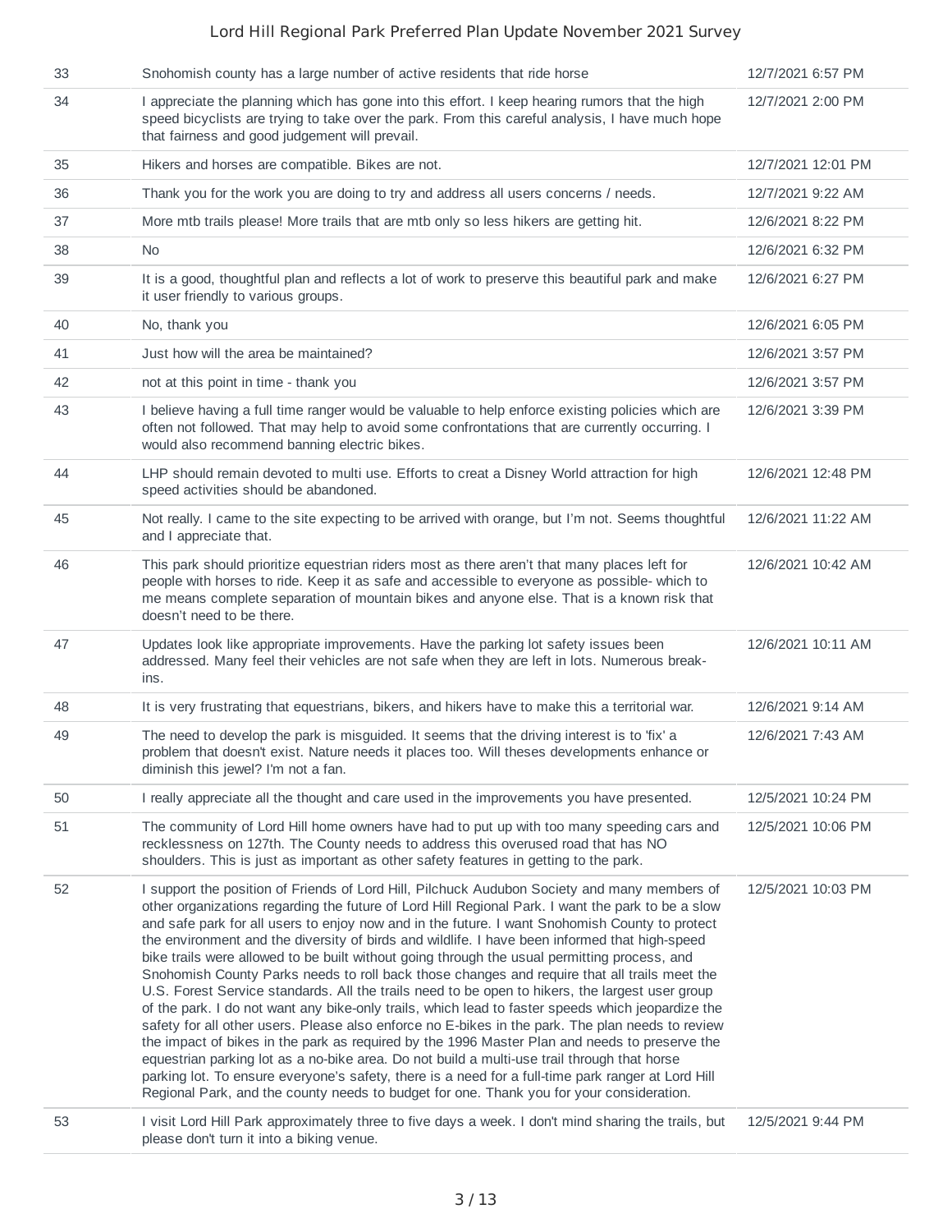| | | |
|---|---|---|
| 33 | Snohomish county has a large number of active residents that ride horse | 12/7/2021 6:57 PM |
| 34 | I appreciate the planning which has gone into this effort. I keep hearing rumors that the high speed bicyclists are trying to take over the park. From this careful analysis, I have much hope that fairness and good judgement will prevail. | 12/7/2021 2:00 PM |
| 35 | Hikers and horses are compatible. Bikes are not. | 12/7/2021 12:01 PM |
| 36 | Thank you for the work you are doing to try and address all users concerns / needs. | 12/7/2021 9:22 AM |
| 37 | More mtb trails please! More trails that are mtb only so less hikers are getting hit. | 12/6/2021 8:22 PM |
| 38 | No | 12/6/2021 6:32 PM |
| 39 | It is a good, thoughtful plan and reflects a lot of work to preserve this beautiful park and make it user friendly to various groups. | 12/6/2021 6:27 PM |
| 40 | No, thank you | 12/6/2021 6:05 PM |
| 41 | Just how will the area be maintained? | 12/6/2021 3:57 PM |
| 42 | not at this point in time - thank you | 12/6/2021 3:57 PM |
| 43 | I believe having a full time ranger would be valuable to help enforce existing policies which are often not followed. That may help to avoid some confrontations that are currently occurring. I would also recommend banning electric bikes. | 12/6/2021 3:39 PM |
| 44 | LHP should remain devoted to multi use. Efforts to creat a Disney World attraction for high speed activities should be abandoned. | 12/6/2021 12:48 PM |
| 45 | Not really. I came to the site expecting to be arrived with orange, but I'm not. Seems thoughtful and I appreciate that. | 12/6/2021 11:22 AM |
| 46 | This park should prioritize equestrian riders most as there aren't that many places left for people with horses to ride. Keep it as safe and accessible to everyone as possible- which to me means complete separation of mountain bikes and anyone else. That is a known risk that doesn't need to be there. | 12/6/2021 10:42 AM |
| 47 | Updates look like appropriate improvements. Have the parking lot safety issues been addressed. Many feel their vehicles are not safe when they are left in lots. Numerous break-ins. | 12/6/2021 10:11 AM |
| 48 | It is very frustrating that equestrians, bikers, and hikers have to make this a territorial war. | 12/6/2021 9:14 AM |
| 49 | The need to develop the park is misguided. It seems that the driving interest is to 'fix' a problem that doesn't exist. Nature needs it places too. Will theses developments enhance or diminish this jewel? I'm not a fan. | 12/6/2021 7:43 AM |
| 50 | I really appreciate all the thought and care used in the improvements you have presented. | 12/5/2021 10:24 PM |
| 51 | The community of Lord Hill home owners have had to put up with too many speeding cars and recklessness on 127th. The County needs to address this overused road that has NO shoulders. This is just as important as other safety features in getting to the park. | 12/5/2021 10:06 PM |
| 52 | I support the position of Friends of Lord Hill, Pilchuck Audubon Society and many members of other organizations regarding the future of Lord Hill Regional Park. I want the park to be a slow and safe park for all users to enjoy now and in the future. I want Snohomish County to protect the environment and the diversity of birds and wildlife. I have been informed that high-speed bike trails were allowed to be built without going through the usual permitting process, and Snohomish County Parks needs to roll back those changes and require that all trails meet the U.S. Forest Service standards. All the trails need to be open to hikers, the largest user group of the park. I do not want any bike-only trails, which lead to faster speeds which jeopardize the safety for all other users. Please also enforce no E-bikes in the park. The plan needs to review the impact of bikes in the park as required by the 1996 Master Plan and needs to preserve the equestrian parking lot as a no-bike area. Do not build a multi-use trail through that horse parking lot. To ensure everyone's safety, there is a need for a full-time park ranger at Lord Hill Regional Park, and the county needs to budget for one. Thank you for your consideration. | 12/5/2021 10:03 PM |
| 53 | I visit Lord Hill Park approximately three to five days a week. I don't mind sharing the trails, but please don't turn it into a biking venue. | 12/5/2021 9:44 PM |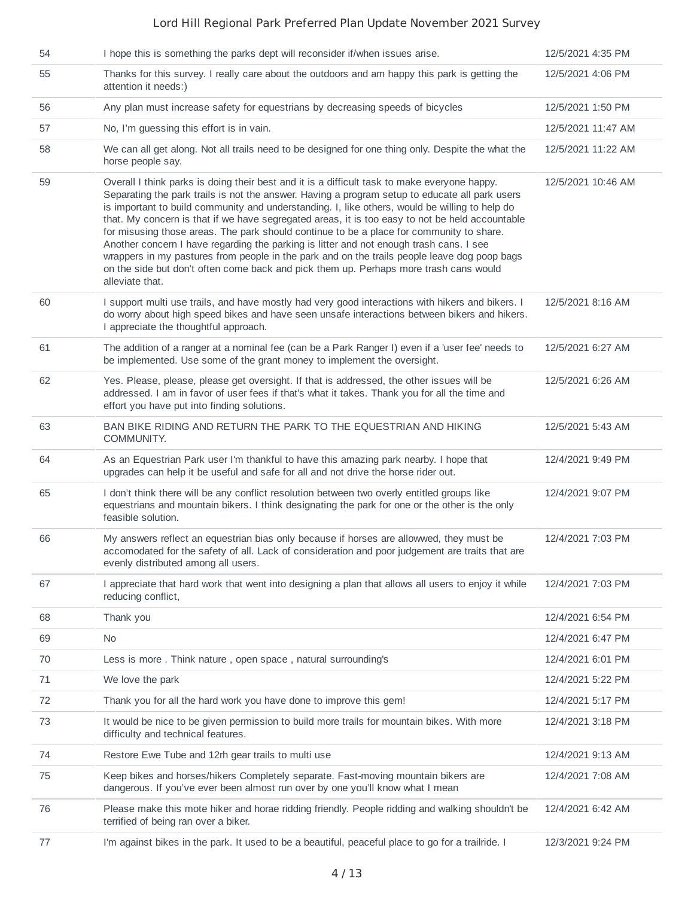| | | |
|---|---|---|
| 54 | I hope this is something the parks dept will reconsider if/when issues arise. | 12/5/2021 4:35 PM |
| 55 | Thanks for this survey. I really care about the outdoors and am happy this park is getting the attention it needs:) | 12/5/2021 4:06 PM |
| 56 | Any plan must increase safety for equestrians by decreasing speeds of bicycles | 12/5/2021 1:50 PM |
| 57 | No, I'm guessing this effort is in vain. | 12/5/2021 11:47 AM |
| 58 | We can all get along. Not all trails need to be designed for one thing only. Despite the what the horse people say. | 12/5/2021 11:22 AM |
| 59 | Overall I think parks is doing their best and it is a difficult task to make everyone happy. Separating the park trails is not the answer. Having a program setup to educate all park users is important to build community and understanding. I, like others, would be willing to help do that. My concern is that if we have segregated areas, it is too easy to not be held accountable for misusing those areas. The park should continue to be a place for community to share. Another concern I have regarding the parking is litter and not enough trash cans. I see wrappers in my pastures from people in the park and on the trails people leave dog poop bags on the side but don't often come back and pick them up. Perhaps more trash cans would alleviate that. | 12/5/2021 10:46 AM |
| 60 | I support multi use trails, and have mostly had very good interactions with hikers and bikers. I do worry about high speed bikes and have seen unsafe interactions between bikers and hikers. I appreciate the thoughtful approach. | 12/5/2021 8:16 AM |
| 61 | The addition of a ranger at a nominal fee (can be a Park Ranger I) even if a 'user fee' needs to be implemented. Use some of the grant money to implement the oversight. | 12/5/2021 6:27 AM |
| 62 | Yes. Please, please, please get oversight. If that is addressed, the other issues will be addressed. I am in favor of user fees if that's what it takes. Thank you for all the time and effort you have put into finding solutions. | 12/5/2021 6:26 AM |
| 63 | BAN BIKE RIDING AND RETURN THE PARK TO THE EQUESTRIAN AND HIKING COMMUNITY. | 12/5/2021 5:43 AM |
| 64 | As an Equestrian Park user I'm thankful to have this amazing park nearby. I hope that upgrades can help it be useful and safe for all and not drive the horse rider out. | 12/4/2021 9:49 PM |
| 65 | I don't think there will be any conflict resolution between two overly entitled groups like equestrians and mountain bikers. I think designating the park for one or the other is the only feasible solution. | 12/4/2021 9:07 PM |
| 66 | My answers reflect an equestrian bias only because if horses are allowwed, they must be accomodated for the safety of all. Lack of consideration and poor judgement are traits that are evenly distributed among all users. | 12/4/2021 7:03 PM |
| 67 | I appreciate that hard work that went into designing a plan that allows all users to enjoy it while reducing conflict, | 12/4/2021 7:03 PM |
| 68 | Thank you | 12/4/2021 6:54 PM |
| 69 | No | 12/4/2021 6:47 PM |
| 70 | Less is more . Think nature , open space , natural surrounding's | 12/4/2021 6:01 PM |
| 71 | We love the park | 12/4/2021 5:22 PM |
| 72 | Thank you for all the hard work you have done to improve this gem! | 12/4/2021 5:17 PM |
| 73 | It would be nice to be given permission to build more trails for mountain bikes. With more difficulty and technical features. | 12/4/2021 3:18 PM |
| 74 | Restore Ewe Tube and 12rh gear trails to multi use | 12/4/2021 9:13 AM |
| 75 | Keep bikes and horses/hikers Completely separate. Fast-moving mountain bikers are dangerous. If you've ever been almost run over by one you'll know what I mean | 12/4/2021 7:08 AM |
| 76 | Please make this mote hiker and horae ridding friendly. People ridding and walking shouldn't be terrified of being ran over a biker. | 12/4/2021 6:42 AM |
| 77 | I'm against bikes in the park. It used to be a beautiful, peaceful place to go for a trailride. I | 12/3/2021 9:24 PM |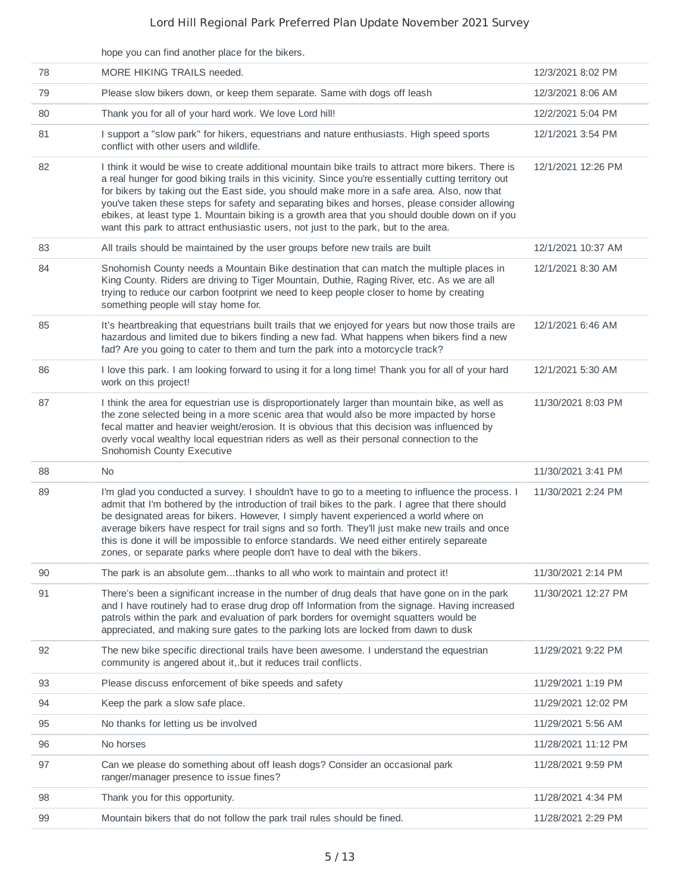| | hope you can find another place for the bikers. | |
|---|---|---|
| 78 | MORE HIKING TRAILS needed. | 12/3/2021 8:02 PM |
| 79 | Please slow bikers down, or keep them separate. Same with dogs off leash | 12/3/2021 8:06 AM |
| 80 | Thank you for all of your hard work. We love Lord hill! | 12/2/2021 5:04 PM |
| 81 | I support a "slow park" for hikers, equestrians and nature enthusiasts. High speed sports conflict with other users and wildlife. | 12/1/2021 3:54 PM |
| 82 | I think it would be wise to create additional mountain bike trails to attract more bikers. There is a real hunger for good biking trails in this vicinity. Since you're essentially cutting territory out for bikers by taking out the East side, you should make more in a safe area. Also, now that you've taken these steps for safety and separating bikes and horses, please consider allowing ebikes, at least type 1. Mountain biking is a growth area that you should double down on if you want this park to attract enthusiastic users, not just to the park, but to the area. | 12/1/2021 12:26 PM |
| 83 | All trails should be maintained by the user groups before new trails are built | 12/1/2021 10:37 AM |
| 84 | Snohomish County needs a Mountain Bike destination that can match the multiple places in King County. Riders are driving to Tiger Mountain, Duthie, Raging River, etc. As we are all trying to reduce our carbon footprint we need to keep people closer to home by creating something people will stay home for. | 12/1/2021 8:30 AM |
| 85 | It's heartbreaking that equestrians built trails that we enjoyed for years but now those trails are hazardous and limited due to bikers finding a new fad. What happens when bikers find a new fad? Are you going to cater to them and turn the park into a motorcycle track? | 12/1/2021 6:46 AM |
| 86 | I love this park. I am looking forward to using it for a long time! Thank you for all of your hard work on this project! | 12/1/2021 5:30 AM |
| 87 | I think the area for equestrian use is disproportionately larger than mountain bike, as well as the zone selected being in a more scenic area that would also be more impacted by horse fecal matter and heavier weight/erosion. It is obvious that this decision was influenced by overly vocal wealthy local equestrian riders as well as their personal connection to the Snohomish County Executive | 11/30/2021 8:03 PM |
| 88 | No | 11/30/2021 3:41 PM |
| 89 | I'm glad you conducted a survey. I shouldn't have to go to a meeting to influence the process. I admit that I'm bothered by the introduction of trail bikes to the park. I agree that there should be designated areas for bikers. However, I simply havent experienced a world where on average bikers have respect for trail signs and so forth. They'll just make new trails and once this is done it will be impossible to enforce standards. We need either entirely separeate zones, or separate parks where people don't have to deal with the bikers. | 11/30/2021 2:24 PM |
| 90 | The park is an absolute gem...thanks to all who work to maintain and protect it! | 11/30/2021 2:14 PM |
| 91 | There's been a significant increase in the number of drug deals that have gone on in the park and I have routinely had to erase drug drop off Information from the signage. Having increased patrols within the park and evaluation of park borders for overnight squatters would be appreciated, and making sure gates to the parking lots are locked from dawn to dusk | 11/30/2021 12:27 PM |
| 92 | The new bike specific directional trails have been awesome. I understand the equestrian community is angered about it,.but it reduces trail conflicts. | 11/29/2021 9:22 PM |
| 93 | Please discuss enforcement of bike speeds and safety | 11/29/2021 1:19 PM |
| 94 | Keep the park a slow safe place. | 11/29/2021 12:02 PM |
| 95 | No thanks for letting us be involved | 11/29/2021 5:56 AM |
| 96 | No horses | 11/28/2021 11:12 PM |
| 97 | Can we please do something about off leash dogs? Consider an occasional park ranger/manager presence to issue fines? | 11/28/2021 9:59 PM |
| 98 | Thank you for this opportunity. | 11/28/2021 4:34 PM |
| 99 | Mountain bikers that do not follow the park trail rules should be fined. | 11/28/2021 2:29 PM |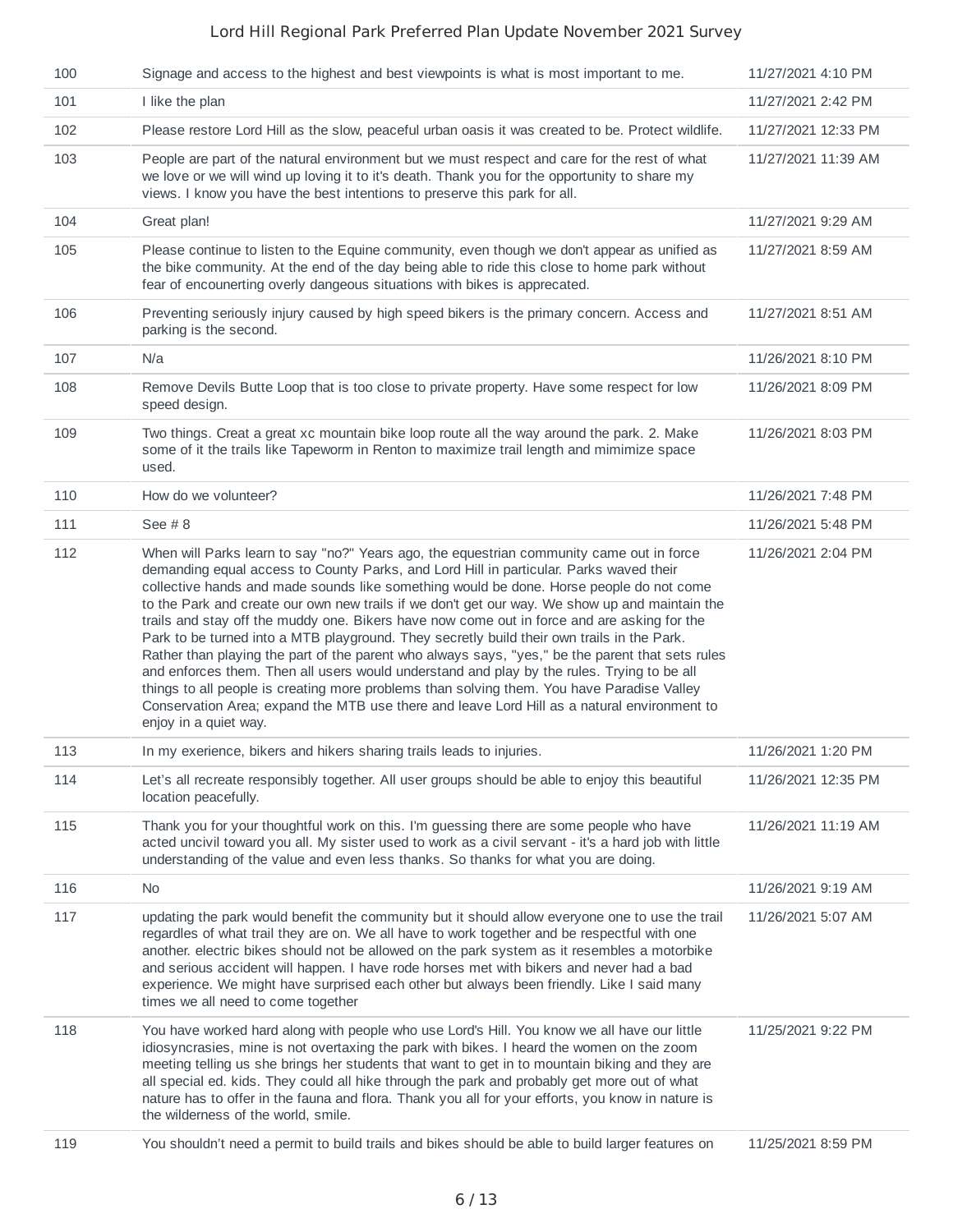| | | |
|---|---|---|
| 100 | Signage and access to the highest and best viewpoints is what is most important to me. | 11/27/2021 4:10 PM |
| 101 | I like the plan | 11/27/2021 2:42 PM |
| 102 | Please restore Lord Hill as the slow, peaceful urban oasis it was created to be. Protect wildlife. | 11/27/2021 12:33 PM |
| 103 | People are part of the natural environment but we must respect and care for the rest of what we love or we will wind up loving it to it's death. Thank you for the opportunity to share my views. I know you have the best intentions to preserve this park for all. | 11/27/2021 11:39 AM |
| 104 | Great plan! | 11/27/2021 9:29 AM |
| 105 | Please continue to listen to the Equine community, even though we don't appear as unified as the bike community. At the end of the day being able to ride this close to home park without fear of encounerting overly dangeous situations with bikes is apprecated. | 11/27/2021 8:59 AM |
| 106 | Preventing seriously injury caused by high speed bikers is the primary concern. Access and parking is the second. | 11/27/2021 8:51 AM |
| 107 | N/a | 11/26/2021 8:10 PM |
| 108 | Remove Devils Butte Loop that is too close to private property. Have some respect for low speed design. | 11/26/2021 8:09 PM |
| 109 | Two things. Creat a great xc mountain bike loop route all the way around the park. 2. Make some of it the trails like Tapeworm in Renton to maximize trail length and mimimize space used. | 11/26/2021 8:03 PM |
| 110 | How do we volunteer? | 11/26/2021 7:48 PM |
| 111 | See # 8 | 11/26/2021 5:48 PM |
| 112 | When will Parks learn to say "no?" Years ago, the equestrian community came out in force demanding equal access to County Parks, and Lord Hill in particular. Parks waved their collective hands and made sounds like something would be done. Horse people do not come to the Park and create our own new trails if we don't get our way. We show up and maintain the trails and stay off the muddy one. Bikers have now come out in force and are asking for the Park to be turned into a MTB playground. They secretly build their own trails in the Park. Rather than playing the part of the parent who always says, "yes," be the parent that sets rules and enforces them. Then all users would understand and play by the rules. Trying to be all things to all people is creating more problems than solving them. You have Paradise Valley Conservation Area; expand the MTB use there and leave Lord Hill as a natural environment to enjoy in a quiet way. | 11/26/2021 2:04 PM |
| 113 | In my exerience, bikers and hikers sharing trails leads to injuries. | 11/26/2021 1:20 PM |
| 114 | Let's all recreate responsibly together. All user groups should be able to enjoy this beautiful location peacefully. | 11/26/2021 12:35 PM |
| 115 | Thank you for your thoughtful work on this. I'm guessing there are some people who have acted uncivil toward you all. My sister used to work as a civil servant - it's a hard job with little understanding of the value and even less thanks. So thanks for what you are doing. | 11/26/2021 11:19 AM |
| 116 | No | 11/26/2021 9:19 AM |
| 117 | updating the park would benefit the community but it should allow everyone one to use the trail regardles of what trail they are on. We all have to work together and be respectful with one another. electric bikes should not be allowed on the park system as it resembles a motorbike and serious accident will happen. I have rode horses met with bikers and never had a bad experience. We might have surprised each other but always been friendly. Like I said many times we all need to come together | 11/26/2021 5:07 AM |
| 118 | You have worked hard along with people who use Lord's Hill. You know we all have our little idiosyncrasies, mine is not overtaxing the park with bikes. I heard the women on the zoom meeting telling us she brings her students that want to get in to mountain biking and they are all special ed. kids. They could all hike through the park and probably get more out of what nature has to offer in the fauna and flora. Thank you all for your efforts, you know in nature is the wilderness of the world, smile. | 11/25/2021 9:22 PM |
| 119 | You shouldn't need a permit to build trails and bikes should be able to build larger features on | 11/25/2021 8:59 PM |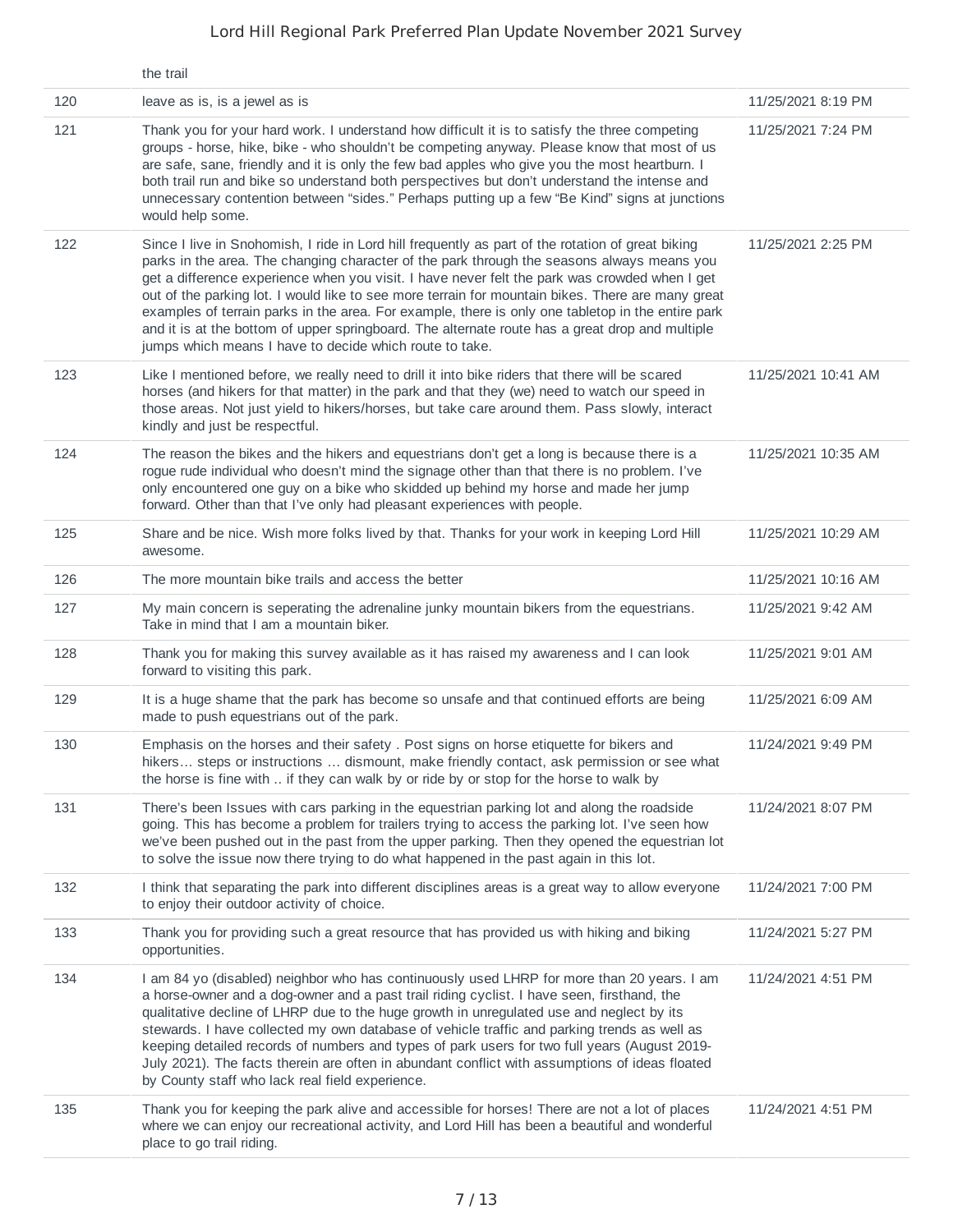| | | |
|---|---|---|
| | the trail | |
| 120 | leave as is, is a jewel as is | 11/25/2021 8:19 PM |
| 121 | Thank you for your hard work. I understand how difficult it is to satisfy the three competing groups - horse, hike, bike - who shouldn't be competing anyway. Please know that most of us are safe, sane, friendly and it is only the few bad apples who give you the most heartburn. I both trail run and bike so understand both perspectives but don't understand the intense and unnecessary contention between "sides." Perhaps putting up a few "Be Kind" signs at junctions would help some. | 11/25/2021 7:24 PM |
| 122 | Since I live in Snohomish, I ride in Lord hill frequently as part of the rotation of great biking parks in the area. The changing character of the park through the seasons always means you get a difference experience when you visit. I have never felt the park was crowded when I get out of the parking lot. I would like to see more terrain for mountain bikes. There are many great examples of terrain parks in the area. For example, there is only one tabletop in the entire park and it is at the bottom of upper springboard. The alternate route has a great drop and multiple jumps which means I have to decide which route to take. | 11/25/2021 2:25 PM |
| 123 | Like I mentioned before, we really need to drill it into bike riders that there will be scared horses (and hikers for that matter) in the park and that they (we) need to watch our speed in those areas. Not just yield to hikers/horses, but take care around them. Pass slowly, interact kindly and just be respectful. | 11/25/2021 10:41 AM |
| 124 | The reason the bikes and the hikers and equestrians don't get a long is because there is a rogue rude individual who doesn't mind the signage other than that there is no problem. I've only encountered one guy on a bike who skidded up behind my horse and made her jump forward. Other than that I've only had pleasant experiences with people. | 11/25/2021 10:35 AM |
| 125 | Share and be nice. Wish more folks lived by that. Thanks for your work in keeping Lord Hill awesome. | 11/25/2021 10:29 AM |
| 126 | The more mountain bike trails and access the better | 11/25/2021 10:16 AM |
| 127 | My main concern is seperating the adrenaline junky mountain bikers from the equestrians. Take in mind that I am a mountain biker. | 11/25/2021 9:42 AM |
| 128 | Thank you for making this survey available as it has raised my awareness and I can look forward to visiting this park. | 11/25/2021 9:01 AM |
| 129 | It is a huge shame that the park has become so unsafe and that continued efforts are being made to push equestrians out of the park. | 11/25/2021 6:09 AM |
| 130 | Emphasis on the horses and their safety . Post signs on horse etiquette for bikers and hikers… steps or instructions … dismount, make friendly contact, ask permission or see what the horse is fine with .. if they can walk by or ride by or stop for the horse to walk by | 11/24/2021 9:49 PM |
| 131 | There's been Issues with cars parking in the equestrian parking lot and along the roadside going. This has become a problem for trailers trying to access the parking lot. I've seen how we've been pushed out in the past from the upper parking. Then they opened the equestrian lot to solve the issue now there trying to do what happened in the past again in this lot. | 11/24/2021 8:07 PM |
| 132 | I think that separating the park into different disciplines areas is a great way to allow everyone to enjoy their outdoor activity of choice. | 11/24/2021 7:00 PM |
| 133 | Thank you for providing such a great resource that has provided us with hiking and biking opportunities. | 11/24/2021 5:27 PM |
| 134 | I am 84 yo (disabled) neighbor who has continuously used LHRP for more than 20 years. I am a horse-owner and a dog-owner and a past trail riding cyclist. I have seen, firsthand, the qualitative decline of LHRP due to the huge growth in unregulated use and neglect by its stewards. I have collected my own database of vehicle traffic and parking trends as well as keeping detailed records of numbers and types of park users for two full years (August 2019-July 2021). The facts therein are often in abundant conflict with assumptions of ideas floated by County staff who lack real field experience. | 11/24/2021 4:51 PM |
| 135 | Thank you for keeping the park alive and accessible for horses! There are not a lot of places where we can enjoy our recreational activity, and Lord Hill has been a beautiful and wonderful place to go trail riding. | 11/24/2021 4:51 PM |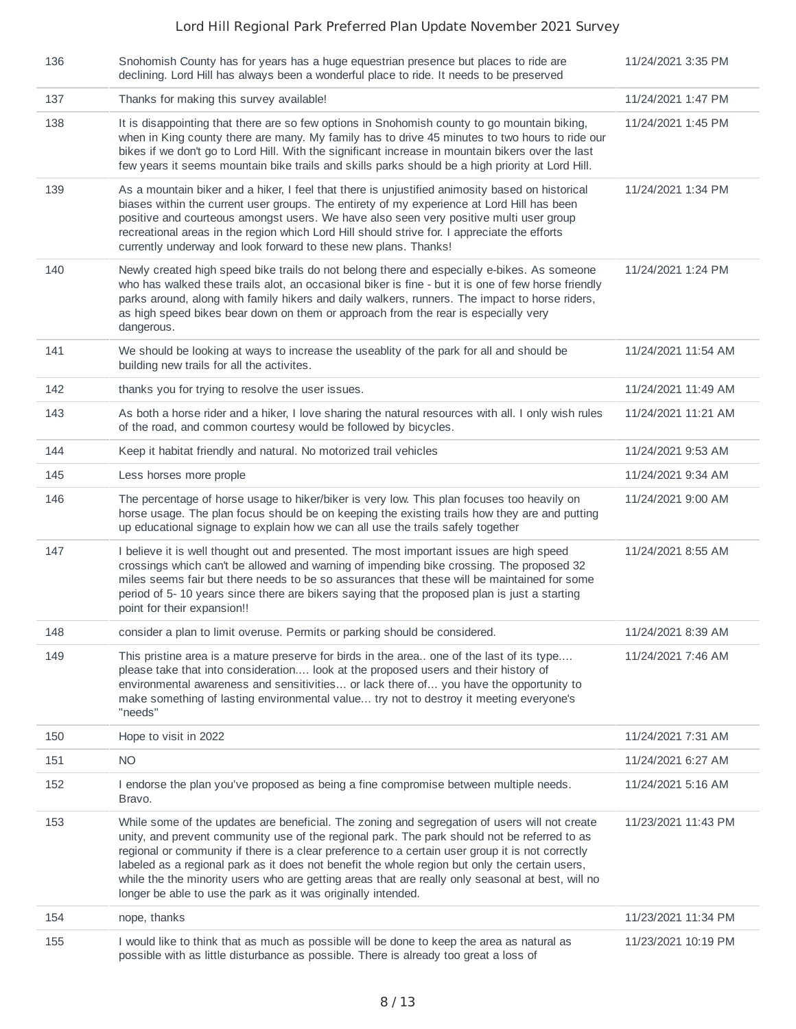| | | |
|---|---|---|
| 136 | Snohomish County has for years has a huge equestrian presence but places to ride are declining. Lord Hill has always been a wonderful place to ride. It needs to be preserved | 11/24/2021 3:35 PM |
| 137 | Thanks for making this survey available! | 11/24/2021 1:47 PM |
| 138 | It is disappointing that there are so few options in Snohomish county to go mountain biking, when in King county there are many. My family has to drive 45 minutes to two hours to ride our bikes if we don't go to Lord Hill. With the significant increase in mountain bikers over the last few years it seems mountain bike trails and skills parks should be a high priority at Lord Hill. | 11/24/2021 1:45 PM |
| 139 | As a mountain biker and a hiker, I feel that there is unjustified animosity based on historical biases within the current user groups. The entirety of my experience at Lord Hill has been positive and courteous amongst users. We have also seen very positive multi user group recreational areas in the region which Lord Hill should strive for. I appreciate the efforts currently underway and look forward to these new plans. Thanks! | 11/24/2021 1:34 PM |
| 140 | Newly created high speed bike trails do not belong there and especially e-bikes. As someone who has walked these trails alot, an occasional biker is fine - but it is one of few horse friendly parks around, along with family hikers and daily walkers, runners. The impact to horse riders, as high speed bikes bear down on them or approach from the rear is especially very dangerous. | 11/24/2021 1:24 PM |
| 141 | We should be looking at ways to increase the useablity of the park for all and should be building new trails for all the activites. | 11/24/2021 11:54 AM |
| 142 | thanks you for trying to resolve the user issues. | 11/24/2021 11:49 AM |
| 143 | As both a horse rider and a hiker, I love sharing the natural resources with all. I only wish rules of the road, and common courtesy would be followed by bicycles. | 11/24/2021 11:21 AM |
| 144 | Keep it habitat friendly and natural. No motorized trail vehicles | 11/24/2021 9:53 AM |
| 145 | Less horses more prople | 11/24/2021 9:34 AM |
| 146 | The percentage of horse usage to hiker/biker is very low. This plan focuses too heavily on horse usage. The plan focus should be on keeping the existing trails how they are and putting up educational signage to explain how we can all use the trails safely together | 11/24/2021 9:00 AM |
| 147 | I believe it is well thought out and presented. The most important issues are high speed crossings which can't be allowed and warning of impending bike crossing. The proposed 32 miles seems fair but there needs to be so assurances that these will be maintained for some period of 5- 10 years since there are bikers saying that the proposed plan is just a starting point for their expansion!! | 11/24/2021 8:55 AM |
| 148 | consider a plan to limit overuse. Permits or parking should be considered. | 11/24/2021 8:39 AM |
| 149 | This pristine area is a mature preserve for birds in the area.. one of the last of its type.... please take that into consideration.... look at the proposed users and their history of environmental awareness and sensitivities... or lack there of... you have the opportunity to make something of lasting environmental value... try not to destroy it meeting everyone's "needs" | 11/24/2021 7:46 AM |
| 150 | Hope to visit in 2022 | 11/24/2021 7:31 AM |
| 151 | NO | 11/24/2021 6:27 AM |
| 152 | I endorse the plan you've proposed as being a fine compromise between multiple needs. Bravo. | 11/24/2021 5:16 AM |
| 153 | While some of the updates are beneficial. The zoning and segregation of users will not create unity, and prevent community use of the regional park. The park should not be referred to as regional or community if there is a clear preference to a certain user group it is not correctly labeled as a regional park as it does not benefit the whole region but only the certain users, while the the minority users who are getting areas that are really only seasonal at best, will no longer be able to use the park as it was originally intended. | 11/23/2021 11:43 PM |
| 154 | nope, thanks | 11/23/2021 11:34 PM |
| 155 | I would like to think that as much as possible will be done to keep the area as natural as possible with as little disturbance as possible. There is already too great a loss of | 11/23/2021 10:19 PM |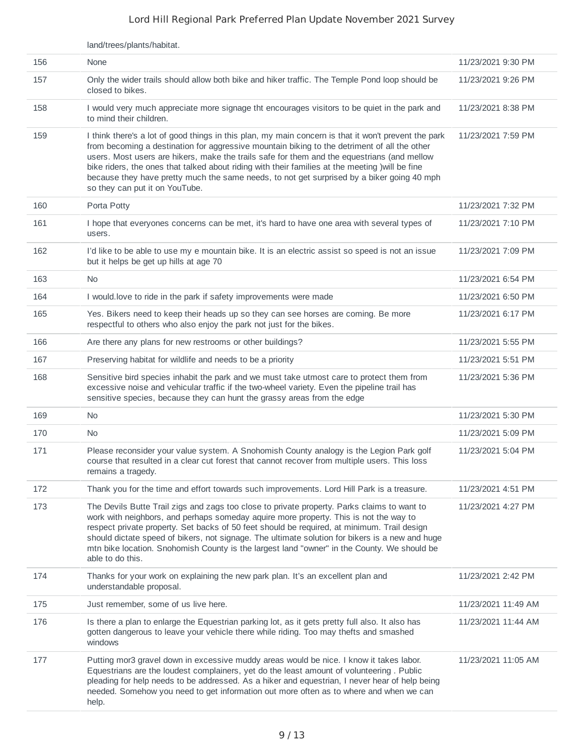| | land/trees/plants/habitat. | |
|---|---|---|
| 156 | None | 11/23/2021 9:30 PM |
| 157 | Only the wider trails should allow both bike and hiker traffic. The Temple Pond loop should be closed to bikes. | 11/23/2021 9:26 PM |
| 158 | I would very much appreciate more signage tht encourages visitors to be quiet in the park and to mind their children. | 11/23/2021 8:38 PM |
| 159 | I think there's a lot of good things in this plan, my main concern is that it won't prevent the park from becoming a destination for aggressive mountain biking to the detriment of all the other users. Most users are hikers, make the trails safe for them and the equestrians (and mellow bike riders, the ones that talked about riding with their families at the meeting )will be fine because they have pretty much the same needs, to not get surprised by a biker going 40 mph so they can put it on YouTube. | 11/23/2021 7:59 PM |
| 160 | Porta Potty | 11/23/2021 7:32 PM |
| 161 | I hope that everyones concerns can be met, it's hard to have one area with several types of users. | 11/23/2021 7:10 PM |
| 162 | I'd like to be able to use my e mountain bike. It is an electric assist so speed is not an issue but it helps be get up hills at age 70 | 11/23/2021 7:09 PM |
| 163 | No | 11/23/2021 6:54 PM |
| 164 | I would.love to ride in the park if safety improvements were made | 11/23/2021 6:50 PM |
| 165 | Yes. Bikers need to keep their heads up so they can see horses are coming. Be more respectful to others who also enjoy the park not just for the bikes. | 11/23/2021 6:17 PM |
| 166 | Are there any plans for new restrooms or other buildings? | 11/23/2021 5:55 PM |
| 167 | Preserving habitat for wildlife and needs to be a priority | 11/23/2021 5:51 PM |
| 168 | Sensitive bird species inhabit the park and we must take utmost care to protect them from excessive noise and vehicular traffic if the two-wheel variety. Even the pipeline trail has sensitive species, because they can hunt the grassy areas from the edge | 11/23/2021 5:36 PM |
| 169 | No | 11/23/2021 5:30 PM |
| 170 | No | 11/23/2021 5:09 PM |
| 171 | Please reconsider your value system. A Snohomish County analogy is the Legion Park golf course that resulted in a clear cut forest that cannot recover from multiple users. This loss remains a tragedy. | 11/23/2021 5:04 PM |
| 172 | Thank you for the time and effort towards such improvements. Lord Hill Park is a treasure. | 11/23/2021 4:51 PM |
| 173 | The Devils Butte Trail zigs and zags too close to private property. Parks claims to want to work with neighbors, and perhaps someday aquire more property. This is not the way to respect private property. Set backs of 50 feet should be required, at minimum. Trail design should dictate speed of bikers, not signage. The ultimate solution for bikers is a new and huge mtn bike location. Snohomish County is the largest land "owner" in the County. We should be able to do this. | 11/23/2021 4:27 PM |
| 174 | Thanks for your work on explaining the new park plan. It's an excellent plan and understandable proposal. | 11/23/2021 2:42 PM |
| 175 | Just remember, some of us live here. | 11/23/2021 11:49 AM |
| 176 | Is there a plan to enlarge the Equestrian parking lot, as it gets pretty full also. It also has gotten dangerous to leave your vehicle there while riding. Too may thefts and smashed windows | 11/23/2021 11:44 AM |
| 177 | Putting mor3 gravel down in excessive muddy areas would be nice. I know it takes labor. Equestrians are the loudest complainers, yet do the least amount of volunteering . Public pleading for help needs to be addressed. As a hiker and equestrian, I never hear of help being needed. Somehow you need to get information out more often as to where and when we can help. | 11/23/2021 11:05 AM |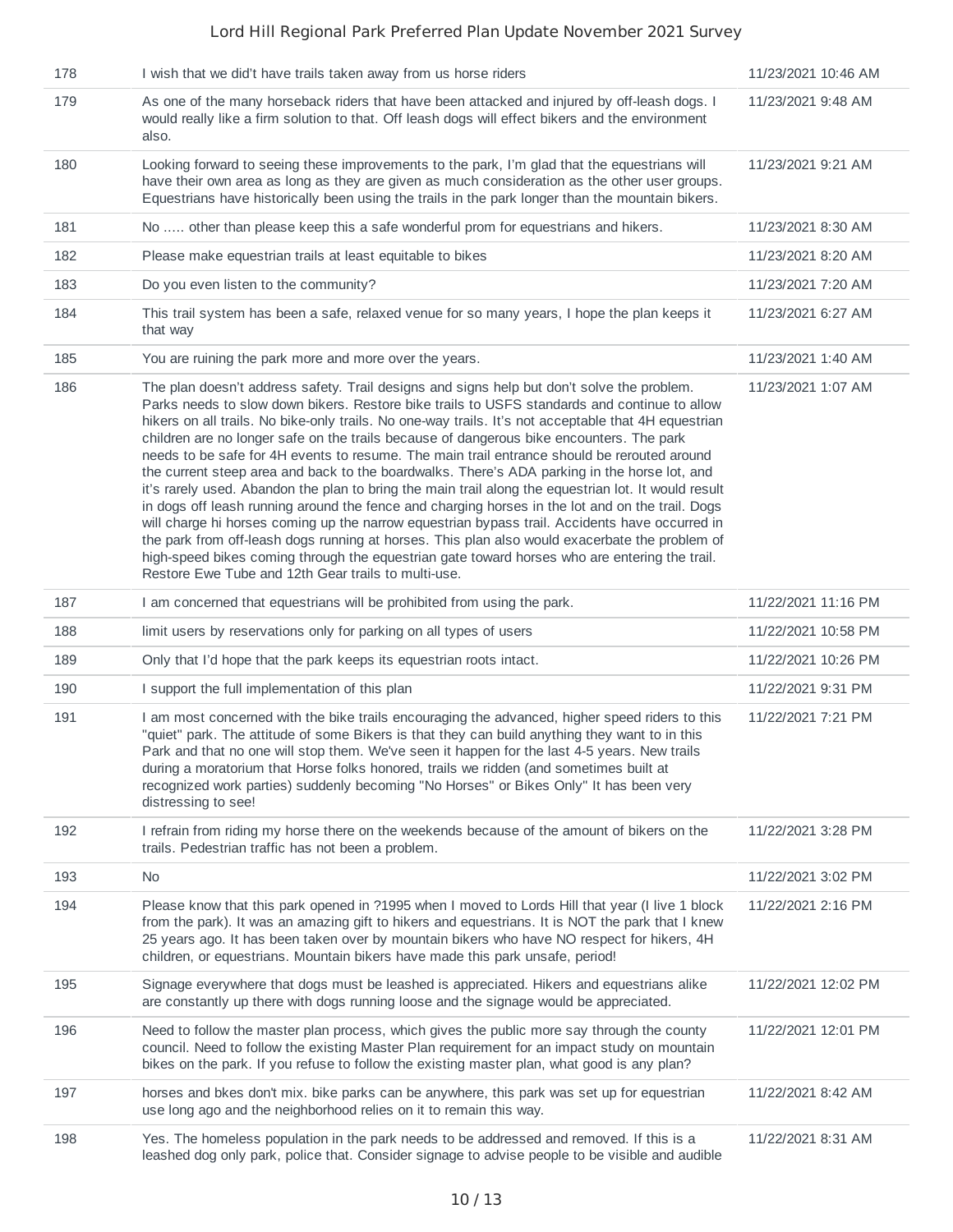| | | |
|---|---|---|
| 178 | I wish that we did't have trails taken away from us horse riders | 11/23/2021 10:46 AM |
| 179 | As one of the many horseback riders that have been attacked and injured by off-leash dogs. I would really like a firm solution to that. Off leash dogs will effect bikers and the environment also. | 11/23/2021 9:48 AM |
| 180 | Looking forward to seeing these improvements to the park, I'm glad that the equestrians will have their own area as long as they are given as much consideration as the other user groups. Equestrians have historically been using the trails in the park longer than the mountain bikers. | 11/23/2021 9:21 AM |
| 181 | No ..... other than please keep this a safe wonderful prom for equestrians and hikers. | 11/23/2021 8:30 AM |
| 182 | Please make equestrian trails at least equitable to bikes | 11/23/2021 8:20 AM |
| 183 | Do you even listen to the community? | 11/23/2021 7:20 AM |
| 184 | This trail system has been a safe, relaxed venue for so many years, I hope the plan keeps it that way | 11/23/2021 6:27 AM |
| 185 | You are ruining the park more and more over the years. | 11/23/2021 1:40 AM |
| 186 | The plan doesn't address safety. Trail designs and signs help but don't solve the problem. Parks needs to slow down bikers. Restore bike trails to USFS standards and continue to allow hikers on all trails. No bike-only trails. No one-way trails. It's not acceptable that 4H equestrian children are no longer safe on the trails because of dangerous bike encounters. The park needs to be safe for 4H events to resume. The main trail entrance should be rerouted around the current steep area and back to the boardwalks. There's ADA parking in the horse lot, and it's rarely used. Abandon the plan to bring the main trail along the equestrian lot. It would result in dogs off leash running around the fence and charging horses in the lot and on the trail. Dogs will charge hi horses coming up the narrow equestrian bypass trail. Accidents have occurred in the park from off-leash dogs running at horses. This plan also would exacerbate the problem of high-speed bikes coming through the equestrian gate toward horses who are entering the trail. Restore Ewe Tube and 12th Gear trails to multi-use. | 11/23/2021 1:07 AM |
| 187 | I am concerned that equestrians will be prohibited from using the park. | 11/22/2021 11:16 PM |
| 188 | limit users by reservations only for parking on all types of users | 11/22/2021 10:58 PM |
| 189 | Only that I'd hope that the park keeps its equestrian roots intact. | 11/22/2021 10:26 PM |
| 190 | I support the full implementation of this plan | 11/22/2021 9:31 PM |
| 191 | I am most concerned with the bike trails encouraging the advanced, higher speed riders to this "quiet" park. The attitude of some Bikers is that they can build anything they want to in this Park and that no one will stop them. We've seen it happen for the last 4-5 years. New trails during a moratorium that Horse folks honored, trails we ridden (and sometimes built at recognized work parties) suddenly becoming "No Horses" or Bikes Only" It has been very distressing to see! | 11/22/2021 7:21 PM |
| 192 | I refrain from riding my horse there on the weekends because of the amount of bikers on the trails. Pedestrian traffic has not been a problem. | 11/22/2021 3:28 PM |
| 193 | No | 11/22/2021 3:02 PM |
| 194 | Please know that this park opened in ?1995 when I moved to Lords Hill that year (I live 1 block from the park). It was an amazing gift to hikers and equestrians. It is NOT the park that I knew 25 years ago. It has been taken over by mountain bikers who have NO respect for hikers, 4H children, or equestrians. Mountain bikers have made this park unsafe, period! | 11/22/2021 2:16 PM |
| 195 | Signage everywhere that dogs must be leashed is appreciated. Hikers and equestrians alike are constantly up there with dogs running loose and the signage would be appreciated. | 11/22/2021 12:02 PM |
| 196 | Need to follow the master plan process, which gives the public more say through the county council. Need to follow the existing Master Plan requirement for an impact study on mountain bikes on the park. If you refuse to follow the existing master plan, what good is any plan? | 11/22/2021 12:01 PM |
| 197 | horses and bkes don't mix. bike parks can be anywhere, this park was set up for equestrian use long ago and the neighborhood relies on it to remain this way. | 11/22/2021 8:42 AM |
| 198 | Yes. The homeless population in the park needs to be addressed and removed. If this is a leashed dog only park, police that. Consider signage to advise people to be visible and audible | 11/22/2021 8:31 AM |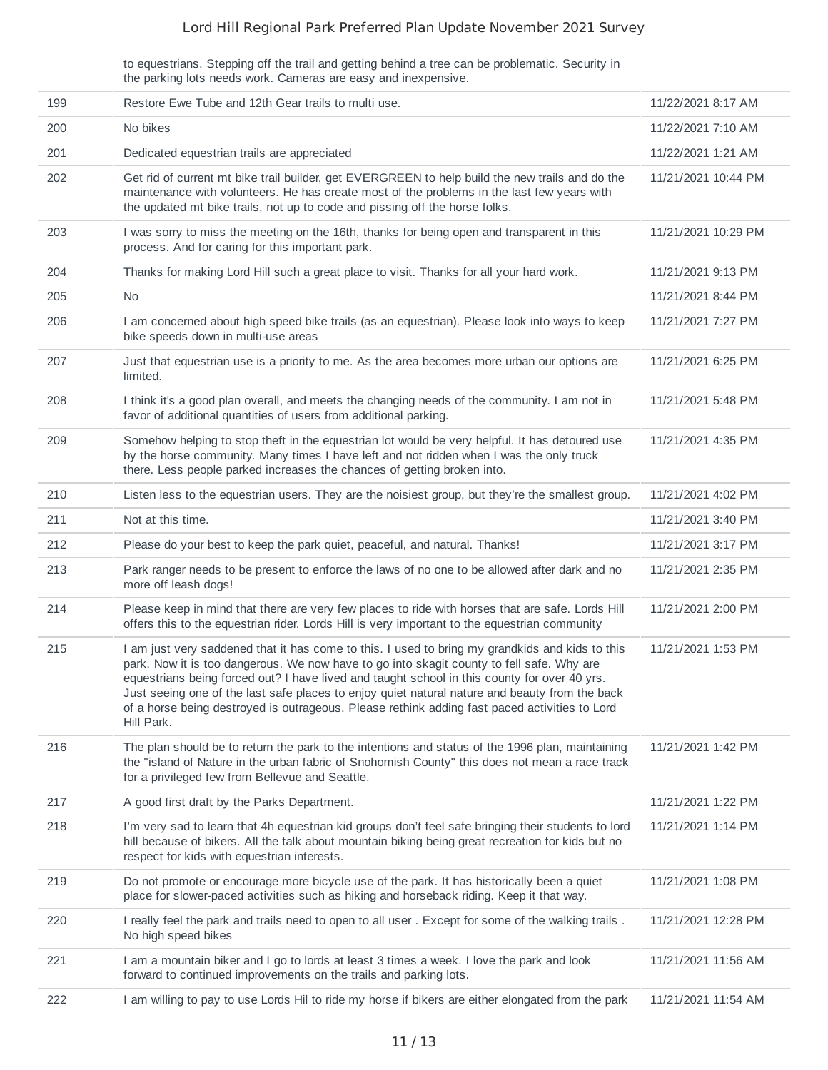| | to equestrians. Stepping off the trail and getting behind a tree can be problematic. Security in the parking lots needs work. Cameras are easy and inexpensive. | |
|---|---|---|
| 199 | Restore Ewe Tube and 12th Gear trails to multi use. | 11/22/2021 8:17 AM |
| 200 | No bikes | 11/22/2021 7:10 AM |
| 201 | Dedicated equestrian trails are appreciated | 11/22/2021 1:21 AM |
| 202 | Get rid of current mt bike trail builder, get EVERGREEN to help build the new trails and do the maintenance with volunteers. He has create most of the problems in the last few years with the updated mt bike trails, not up to code and pissing off the horse folks. | 11/21/2021 10:44 PM |
| 203 | I was sorry to miss the meeting on the 16th, thanks for being open and transparent in this process. And for caring for this important park. | 11/21/2021 10:29 PM |
| 204 | Thanks for making Lord Hill such a great place to visit. Thanks for all your hard work. | 11/21/2021 9:13 PM |
| 205 | No | 11/21/2021 8:44 PM |
| 206 | I am concerned about high speed bike trails (as an equestrian). Please look into ways to keep bike speeds down in multi-use areas | 11/21/2021 7:27 PM |
| 207 | Just that equestrian use is a priority to me. As the area becomes more urban our options are limited. | 11/21/2021 6:25 PM |
| 208 | I think it's a good plan overall, and meets the changing needs of the community. I am not in favor of additional quantities of users from additional parking. | 11/21/2021 5:48 PM |
| 209 | Somehow helping to stop theft in the equestrian lot would be very helpful. It has detoured use by the horse community. Many times I have left and not ridden when I was the only truck there. Less people parked increases the chances of getting broken into. | 11/21/2021 4:35 PM |
| 210 | Listen less to the equestrian users. They are the noisiest group, but they're the smallest group. | 11/21/2021 4:02 PM |
| 211 | Not at this time. | 11/21/2021 3:40 PM |
| 212 | Please do your best to keep the park quiet, peaceful, and natural. Thanks! | 11/21/2021 3:17 PM |
| 213 | Park ranger needs to be present to enforce the laws of no one to be allowed after dark and no more off leash dogs! | 11/21/2021 2:35 PM |
| 214 | Please keep in mind that there are very few places to ride with horses that are safe. Lords Hill offers this to the equestrian rider. Lords Hill is very important to the equestrian community | 11/21/2021 2:00 PM |
| 215 | I am just very saddened that it has come to this. I used to bring my grandkids and kids to this park. Now it is too dangerous. We now have to go into skagit county to fell safe. Why are equestrians being forced out? I have lived and taught school in this county for over 40 yrs. Just seeing one of the last safe places to enjoy quiet natural nature and beauty from the back of a horse being destroyed is outrageous. Please rethink adding fast paced activities to Lord Hill Park. | 11/21/2021 1:53 PM |
| 216 | The plan should be to return the park to the intentions and status of the 1996 plan, maintaining the "island of Nature in the urban fabric of Snohomish County" this does not mean a race track for a privileged few from Bellevue and Seattle. | 11/21/2021 1:42 PM |
| 217 | A good first draft by the Parks Department. | 11/21/2021 1:22 PM |
| 218 | I'm very sad to learn that 4h equestrian kid groups don't feel safe bringing their students to lord hill because of bikers. All the talk about mountain biking being great recreation for kids but no respect for kids with equestrian interests. | 11/21/2021 1:14 PM |
| 219 | Do not promote or encourage more bicycle use of the park. It has historically been a quiet place for slower-paced activities such as hiking and horseback riding. Keep it that way. | 11/21/2021 1:08 PM |
| 220 | I really feel the park and trails need to open to all user . Except for some of the walking trails . No high speed bikes | 11/21/2021 12:28 PM |
| 221 | I am a mountain biker and I go to lords at least 3 times a week. I love the park and look forward to continued improvements on the trails and parking lots. | 11/21/2021 11:56 AM |
| 222 | I am willing to pay to use Lords Hil to ride my horse if bikers are either elongated from the park | 11/21/2021 11:54 AM |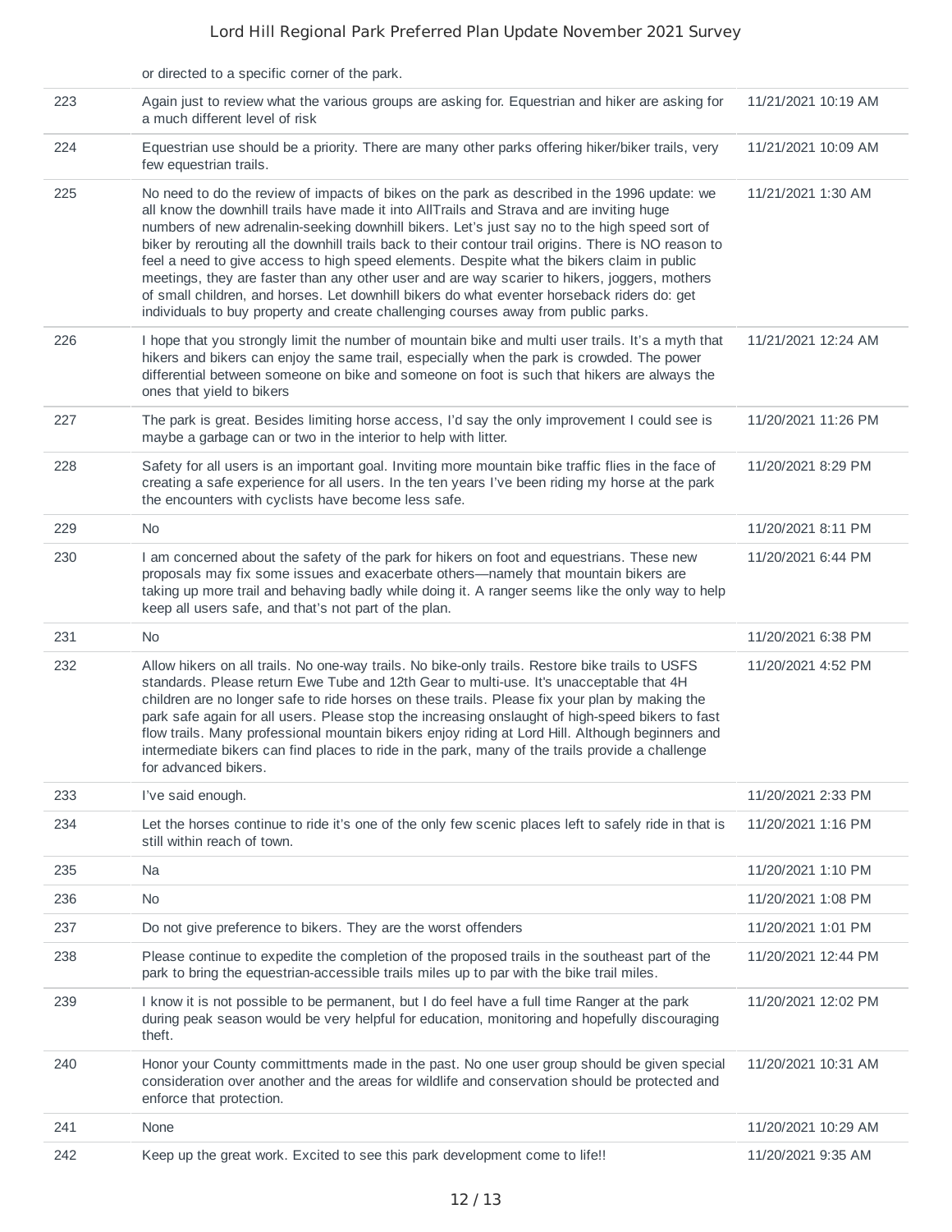| | or directed to a specific corner of the park. | |
|---|---|---|
| 223 | Again just to review what the various groups are asking for. Equestrian and hiker are asking for a much different level of risk | 11/21/2021 10:19 AM |
| 224 | Equestrian use should be a priority. There are many other parks offering hiker/biker trails, very few equestrian trails. | 11/21/2021 10:09 AM |
| 225 | No need to do the review of impacts of bikes on the park as described in the 1996 update: we all know the downhill trails have made it into AllTrails and Strava and are inviting huge numbers of new adrenalin-seeking downhill bikers. Let's just say no to the high speed sort of biker by rerouting all the downhill trails back to their contour trail origins. There is NO reason to feel a need to give access to high speed elements. Despite what the bikers claim in public meetings, they are faster than any other user and are way scarier to hikers, joggers, mothers of small children, and horses. Let downhill bikers do what eventer horseback riders do: get individuals to buy property and create challenging courses away from public parks. | 11/21/2021 1:30 AM |
| 226 | I hope that you strongly limit the number of mountain bike and multi user trails. It's a myth that hikers and bikers can enjoy the same trail, especially when the park is crowded. The power differential between someone on bike and someone on foot is such that hikers are always the ones that yield to bikers | 11/21/2021 12:24 AM |
| 227 | The park is great. Besides limiting horse access, I'd say the only improvement I could see is maybe a garbage can or two in the interior to help with litter. | 11/20/2021 11:26 PM |
| 228 | Safety for all users is an important goal. Inviting more mountain bike traffic flies in the face of creating a safe experience for all users. In the ten years I've been riding my horse at the park the encounters with cyclists have become less safe. | 11/20/2021 8:29 PM |
| 229 | No | 11/20/2021 8:11 PM |
| 230 | I am concerned about the safety of the park for hikers on foot and equestrians. These new proposals may fix some issues and exacerbate others—namely that mountain bikers are taking up more trail and behaving badly while doing it. A ranger seems like the only way to help keep all users safe, and that's not part of the plan. | 11/20/2021 6:44 PM |
| 231 | No | 11/20/2021 6:38 PM |
| 232 | Allow hikers on all trails. No one-way trails. No bike-only trails. Restore bike trails to USFS standards. Please return Ewe Tube and 12th Gear to multi-use. It's unacceptable that 4H children are no longer safe to ride horses on these trails. Please fix your plan by making the park safe again for all users. Please stop the increasing onslaught of high-speed bikers to fast flow trails. Many professional mountain bikers enjoy riding at Lord Hill. Although beginners and intermediate bikers can find places to ride in the park, many of the trails provide a challenge for advanced bikers. | 11/20/2021 4:52 PM |
| 233 | I've said enough. | 11/20/2021 2:33 PM |
| 234 | Let the horses continue to ride it's one of the only few scenic places left to safely ride in that is still within reach of town. | 11/20/2021 1:16 PM |
| 235 | Na | 11/20/2021 1:10 PM |
| 236 | No | 11/20/2021 1:08 PM |
| 237 | Do not give preference to bikers. They are the worst offenders | 11/20/2021 1:01 PM |
| 238 | Please continue to expedite the completion of the proposed trails in the southeast part of the park to bring the equestrian-accessible trails miles up to par with the bike trail miles. | 11/20/2021 12:44 PM |
| 239 | I know it is not possible to be permanent, but I do feel have a full time Ranger at the park during peak season would be very helpful for education, monitoring and hopefully discouraging theft. | 11/20/2021 12:02 PM |
| 240 | Honor your County committments made in the past. No one user group should be given special consideration over another and the areas for wildlife and conservation should be protected and enforce that protection. | 11/20/2021 10:31 AM |
| 241 | None | 11/20/2021 10:29 AM |
| 242 | Keep up the great work. Excited to see this park development come to life!! | 11/20/2021 9:35 AM |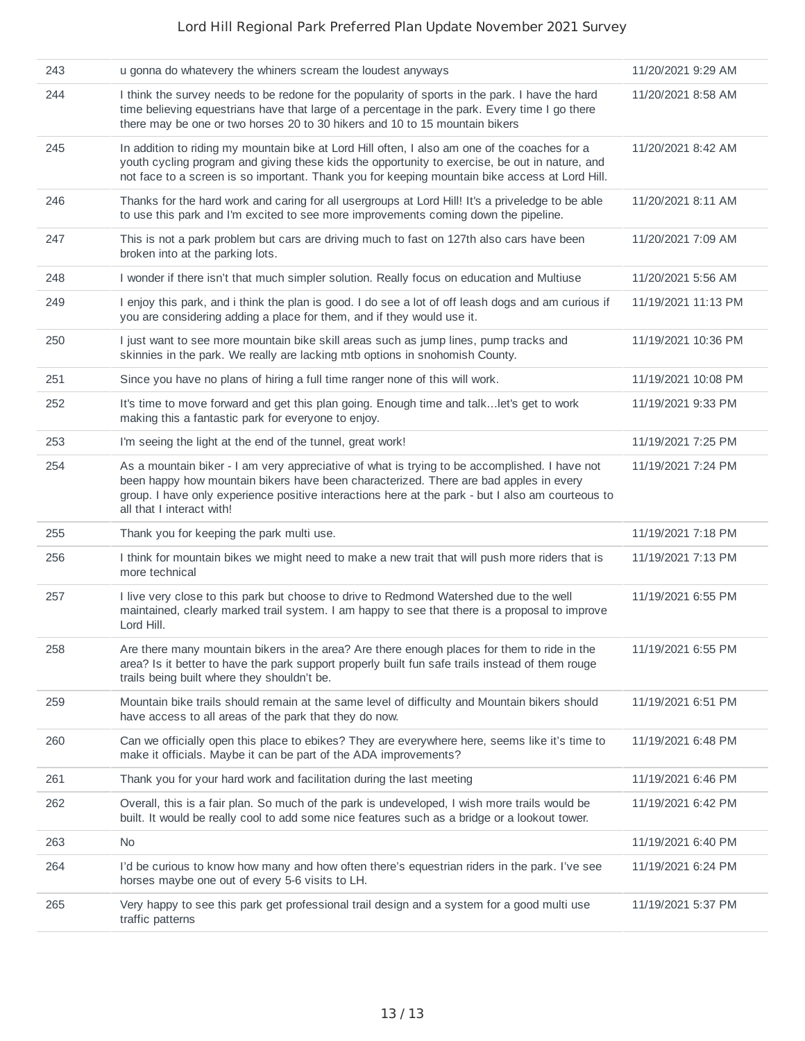| | | |
|---|---|---|
| 243 | u gonna do whatevery the whiners scream the loudest anyways | 11/20/2021 9:29 AM |
| 244 | I think the survey needs to be redone for the popularity of sports in the park. I have the hard time believing equestrians have that large of a percentage in the park. Every time I go there there may be one or two horses 20 to 30 hikers and 10 to 15 mountain bikers | 11/20/2021 8:58 AM |
| 245 | In addition to riding my mountain bike at Lord Hill often, I also am one of the coaches for a youth cycling program and giving these kids the opportunity to exercise, be out in nature, and not face to a screen is so important. Thank you for keeping mountain bike access at Lord Hill. | 11/20/2021 8:42 AM |
| 246 | Thanks for the hard work and caring for all usergroups at Lord Hill! It's a priveledge to be able to use this park and I'm excited to see more improvements coming down the pipeline. | 11/20/2021 8:11 AM |
| 247 | This is not a park problem but cars are driving much to fast on 127th also cars have been broken into at the parking lots. | 11/20/2021 7:09 AM |
| 248 | I wonder if there isn't that much simpler solution. Really focus on education and Multiuse | 11/20/2021 5:56 AM |
| 249 | I enjoy this park, and i think the plan is good. I do see a lot of off leash dogs and am curious if you are considering adding a place for them, and if they would use it. | 11/19/2021 11:13 PM |
| 250 | I just want to see more mountain bike skill areas such as jump lines, pump tracks and skinnies in the park. We really are lacking mtb options in snohomish County. | 11/19/2021 10:36 PM |
| 251 | Since you have no plans of hiring a full time ranger none of this will work. | 11/19/2021 10:08 PM |
| 252 | It's time to move forward and get this plan going. Enough time and talk...let's get to work making this a fantastic park for everyone to enjoy. | 11/19/2021 9:33 PM |
| 253 | I'm seeing the light at the end of the tunnel, great work! | 11/19/2021 7:25 PM |
| 254 | As a mountain biker - I am very appreciative of what is trying to be accomplished. I have not been happy how mountain bikers have been characterized. There are bad apples in every group. I have only experience positive interactions here at the park - but I also am courteous to all that I interact with! | 11/19/2021 7:24 PM |
| 255 | Thank you for keeping the park multi use. | 11/19/2021 7:18 PM |
| 256 | I think for mountain bikes we might need to make a new trait that will push more riders that is more technical | 11/19/2021 7:13 PM |
| 257 | I live very close to this park but choose to drive to Redmond Watershed due to the well maintained, clearly marked trail system. I am happy to see that there is a proposal to improve Lord Hill. | 11/19/2021 6:55 PM |
| 258 | Are there many mountain bikers in the area? Are there enough places for them to ride in the area? Is it better to have the park support properly built fun safe trails instead of them rouge trails being built where they shouldn't be. | 11/19/2021 6:55 PM |
| 259 | Mountain bike trails should remain at the same level of difficulty and Mountain bikers should have access to all areas of the park that they do now. | 11/19/2021 6:51 PM |
| 260 | Can we officially open this place to ebikes? They are everywhere here, seems like it's time to make it officials. Maybe it can be part of the ADA improvements? | 11/19/2021 6:48 PM |
| 261 | Thank you for your hard work and facilitation during the last meeting | 11/19/2021 6:46 PM |
| 262 | Overall, this is a fair plan. So much of the park is undeveloped, I wish more trails would be built. It would be really cool to add some nice features such as a bridge or a lookout tower. | 11/19/2021 6:42 PM |
| 263 | No | 11/19/2021 6:40 PM |
| 264 | I'd be curious to know how many and how often there's equestrian riders in the park. I've see horses maybe one out of every 5-6 visits to LH. | 11/19/2021 6:24 PM |
| 265 | Very happy to see this park get professional trail design and a system for a good multi use traffic patterns | 11/19/2021 5:37 PM |